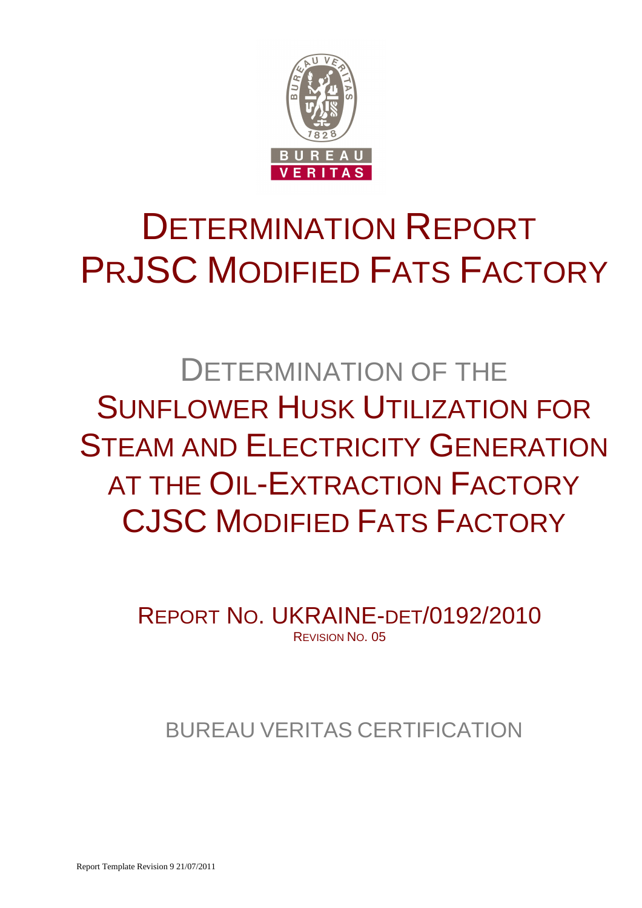# DETERMINATION REPORT PRJSC MODIFIED FATS FACTORY

## DETERMINATION OF THE SUNFLOWER HUSK UTILIZATION FOR STEAM AND ELECTRICITY GENERATION AT THE OIL-EXTRACTION FACTORY CJSC MODIFIED FATS FACTORY

REPORT NO. UKRAINE-DET/0192/2010

REVISION NO. 05

BUREAU VERITAS CERTIFICATION

Report Template Revision 9 21/07/2011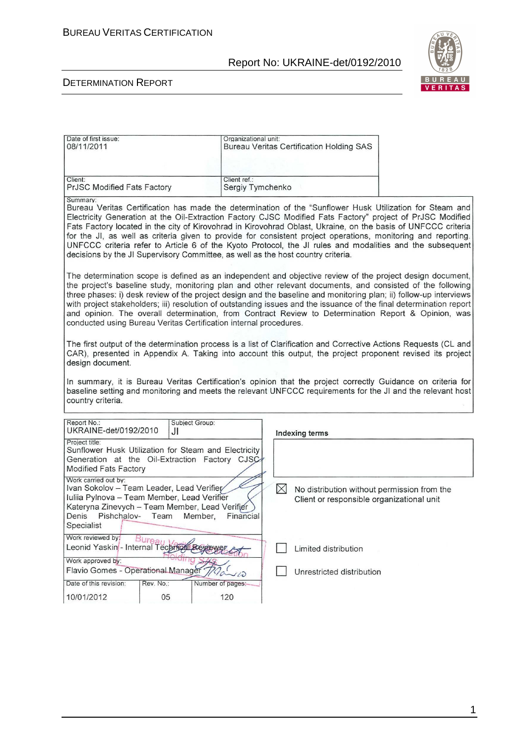| Date of first issue: 08/11/2011 | Organizational unit: Bureau Veritas Certification Holding SAS |
|---|---|
| Client: PrJSC Modified Fats Factory | Client ref.: Sergiy Tymchenko |

Summary:

Bureau Veritas Certification has made the determination of the "Sunflower Husk Utilization for Steam and Electricity Generation at the Oil-Extraction Factory CJSC Modified Fats Factory" project of PrJSC Modified Fats Factory located in the city of Kirovohrad in Kirovohrad Oblast, Ukraine, on the basis of UNFCCC criteria for the JI, as well as criteria given to provide for consistent project operations, monitoring and reporting. UNFCCC criteria refer to Article 6 of the Kyoto Protocol, the JI rules and modalities and the subsequent decisions by the JI Supervisory Committee, as well as the host country criteria.

The determination scope is defined as an independent and objective review of the project design document, the project's baseline study, monitoring plan and other relevant documents, and consisted of the following three phases: i) desk review of the project design and the baseline and monitoring plan; ii) follow-up interviews with project stakeholders; iii) resolution of outstanding issues and the issuance of the final determination report and opinion. The overall determination, from Contract Review to Determination Report & Opinion, was conducted using Bureau Veritas Certification internal procedures.

The first output of the determination process is a list of Clarification and Corrective Actions Requests (CL and CAR), presented in Appendix A. Taking into account this output, the project proponent revised its project design document.

In summary, it is Bureau Veritas Certification's opinion that the project correctly Guidance on criteria for baseline setting and monitoring and meets the relevant UNFCCC requirements for the JI and the relevant host country criteria.

| Report No.: UKRAINE-det/0192/2010 | Subject Group: JI | | Indexing terms |
|---|---|---|---|
| Project title: Sunflower Husk Utilization for Steam and Electricity Generation at the Oil-Extraction Factory CJSC Modified Fats Factory | | | |
| Work carried out by: Ivan Sokolov – Team Leader, Lead Verifier; Iuliia Pylnova – Team Member, Lead Verifier; Kateryna Zinevych – Team Member, Lead Verifier; Denis Pishchalov- Team Member, Financial Specialist | | | ☒ No distribution without permission from the Client or responsible organizational unit |
| Work reviewed by: Leonid Yaskin - Internal Technical Reviewer | | | ☐ Limited distribution |
| Work approved by: Flavio Gomes - Operational Manager | | | ☐ Unrestricted distribution |
| Date of this revision: 10/01/2012 | Rev. No.: 05 | Number of pages: 120 | |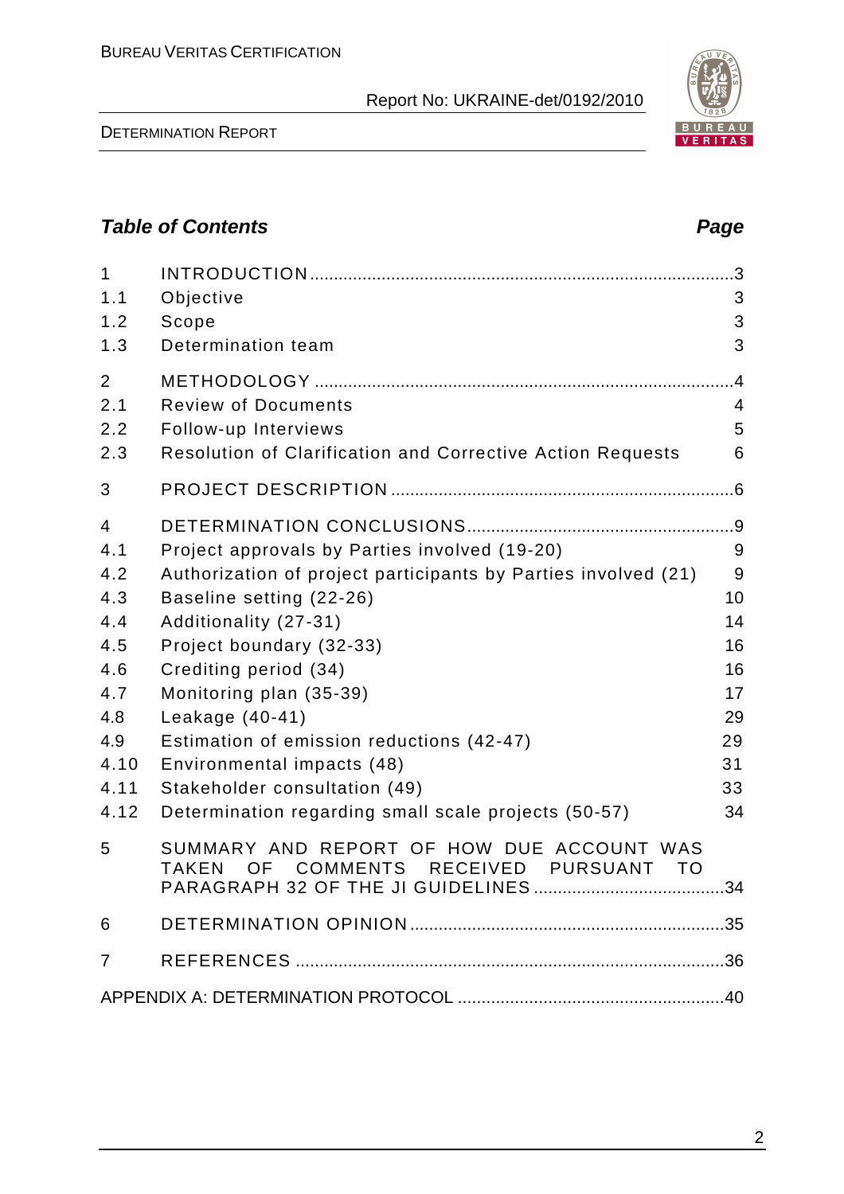## Table of Contents

| | | Page |
|---|---|---|
| 1 | INTRODUCTION | 3 |
| 1.1 | Objective | 3 |
| 1.2 | Scope | 3 |
| 1.3 | Determination team | 3 |
| 2 | METHODOLOGY | 4 |
| 2.1 | Review of Documents | 4 |
| 2.2 | Follow-up Interviews | 5 |
| 2.3 | Resolution of Clarification and Corrective Action Requests | 6 |
| 3 | PROJECT DESCRIPTION | 6 |
| 4 | DETERMINATION CONCLUSIONS | 9 |
| 4.1 | Project approvals by Parties involved (19-20) | 9 |
| 4.2 | Authorization of project participants by Parties involved (21) | 9 |
| 4.3 | Baseline setting (22-26) | 10 |
| 4.4 | Additionality (27-31) | 14 |
| 4.5 | Project boundary (32-33) | 16 |
| 4.6 | Crediting period (34) | 16 |
| 4.7 | Monitoring plan (35-39) | 17 |
| 4.8 | Leakage (40-41) | 29 |
| 4.9 | Estimation of emission reductions (42-47) | 29 |
| 4.10 | Environmental impacts (48) | 31 |
| 4.11 | Stakeholder consultation (49) | 33 |
| 4.12 | Determination regarding small scale projects (50-57) | 34 |
| 5 | SUMMARY AND REPORT OF HOW DUE ACCOUNT WAS TAKEN OF COMMENTS RECEIVED PURSUANT TO PARAGRAPH 32 OF THE JI GUIDELINES | 34 |
| 6 | DETERMINATION OPINION | 35 |
| 7 | REFERENCES | 36 |
| | APPENDIX A: DETERMINATION PROTOCOL | 40 |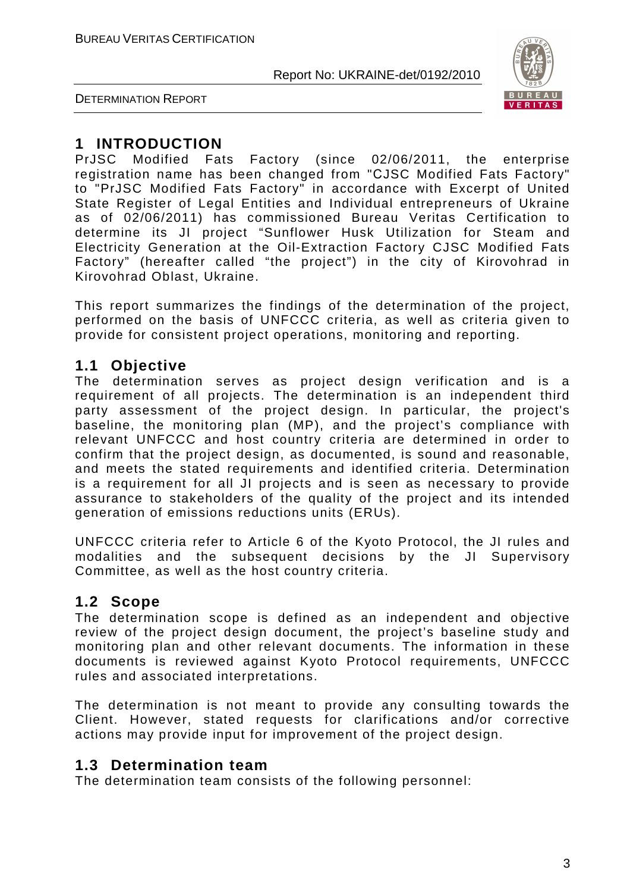# 1 INTRODUCTION

PrJSC Modified Fats Factory (since 02/06/2011, the enterprise registration name has been changed from "CJSC Modified Fats Factory" to "PrJSC Modified Fats Factory" in accordance with Excerpt of United State Register of Legal Entities and Individual entrepreneurs of Ukraine as of 02/06/2011) has commissioned Bureau Veritas Certification to determine its JI project "Sunflower Husk Utilization for Steam and Electricity Generation at the Oil-Extraction Factory CJSC Modified Fats Factory" (hereafter called "the project") in the city of Kirovohrad in Kirovohrad Oblast, Ukraine.

This report summarizes the findings of the determination of the project, performed on the basis of UNFCCC criteria, as well as criteria given to provide for consistent project operations, monitoring and reporting.

## 1.1 Objective

The determination serves as project design verification and is a requirement of all projects. The determination is an independent third party assessment of the project design. In particular, the project's baseline, the monitoring plan (MP), and the project's compliance with relevant UNFCCC and host country criteria are determined in order to confirm that the project design, as documented, is sound and reasonable, and meets the stated requirements and identified criteria. Determination is a requirement for all JI projects and is seen as necessary to provide assurance to stakeholders of the quality of the project and its intended generation of emissions reductions units (ERUs).

UNFCCC criteria refer to Article 6 of the Kyoto Protocol, the JI rules and modalities and the subsequent decisions by the JI Supervisory Committee, as well as the host country criteria.

## 1.2 Scope

The determination scope is defined as an independent and objective review of the project design document, the project's baseline study and monitoring plan and other relevant documents. The information in these documents is reviewed against Kyoto Protocol requirements, UNFCCC rules and associated interpretations.

The determination is not meant to provide any consulting towards the Client. However, stated requests for clarifications and/or corrective actions may provide input for improvement of the project design.

## 1.3 Determination team

The determination team consists of the following personnel: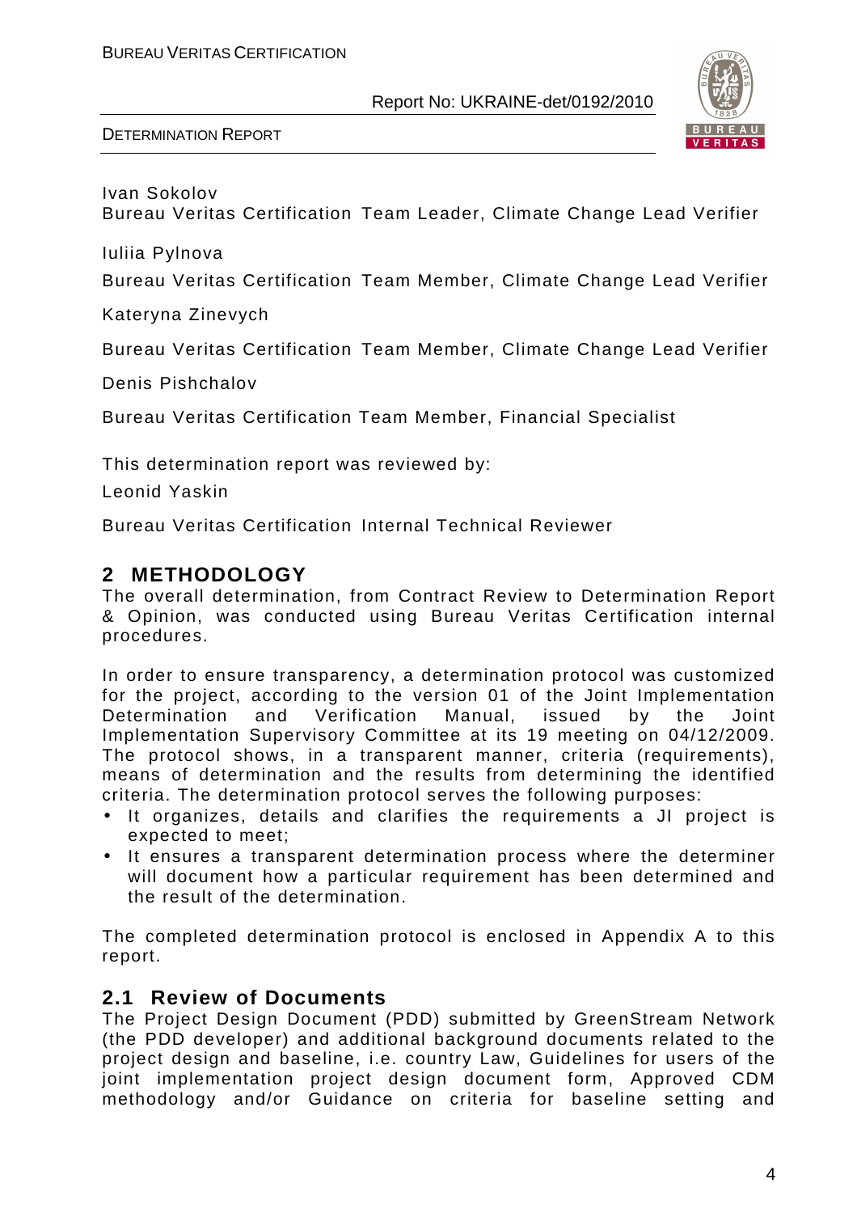Ivan Sokolov
Bureau Veritas Certification Team Leader, Climate Change Lead Verifier

Iuliia Pylnova

Bureau Veritas Certification Team Member, Climate Change Lead Verifier

Kateryna Zinevych

Bureau Veritas Certification Team Member, Climate Change Lead Verifier

Denis Pishchalov

Bureau Veritas Certification Team Member, Financial Specialist

This determination report was reviewed by:

Leonid Yaskin

Bureau Veritas Certification Internal Technical Reviewer

## 2 METHODOLOGY

The overall determination, from Contract Review to Determination Report & Opinion, was conducted using Bureau Veritas Certification internal procedures.

In order to ensure transparency, a determination protocol was customized for the project, according to the version 01 of the Joint Implementation Determination and Verification Manual, issued by the Joint Implementation Supervisory Committee at its 19 meeting on 04/12/2009. The protocol shows, in a transparent manner, criteria (requirements), means of determination and the results from determining the identified criteria. The determination protocol serves the following purposes:

- It organizes, details and clarifies the requirements a JI project is expected to meet;
- It ensures a transparent determination process where the determiner will document how a particular requirement has been determined and the result of the determination.

The completed determination protocol is enclosed in Appendix A to this report.

### 2.1 Review of Documents

The Project Design Document (PDD) submitted by GreenStream Network (the PDD developer) and additional background documents related to the project design and baseline, i.e. country Law, Guidelines for users of the joint implementation project design document form, Approved CDM methodology and/or Guidance on criteria for baseline setting and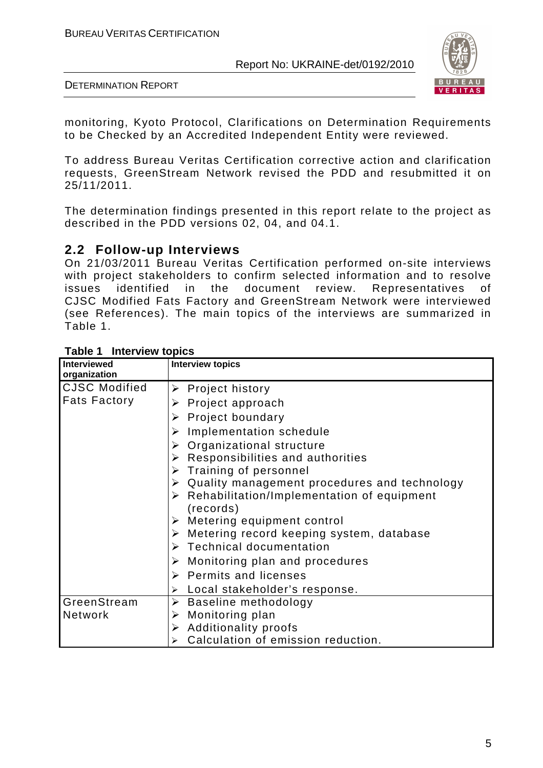monitoring, Kyoto Protocol, Clarifications on Determination Requirements to be Checked by an Accredited Independent Entity were reviewed.

To address Bureau Veritas Certification corrective action and clarification requests, GreenStream Network revised the PDD and resubmitted it on 25/11/2011.

The determination findings presented in this report relate to the project as described in the PDD versions 02, 04, and 04.1.

## 2.2 Follow-up Interviews

On 21/03/2011 Bureau Veritas Certification performed on-site interviews with project stakeholders to confirm selected information and to resolve issues identified in the document review. Representatives of CJSC Modified Fats Factory and GreenStream Network were interviewed (see References). The main topics of the interviews are summarized in Table 1.

**Table 1 Interview topics**

| Interviewed organization | Interview topics |
|---|---|
| CJSC Modified Fats Factory | ➢ Project history<br>➢ Project approach<br>➢ Project boundary<br>➢ Implementation schedule<br>➢ Organizational structure<br>➢ Responsibilities and authorities<br>➢ Training of personnel<br>➢ Quality management procedures and technology<br>➢ Rehabilitation/Implementation of equipment (records)<br>➢ Metering equipment control<br>➢ Metering record keeping system, database<br>➢ Technical documentation<br>➢ Monitoring plan and procedures<br>➢ Permits and licenses<br>➢ Local stakeholder's response. |
| GreenStream Network | ➢ Baseline methodology<br>➢ Monitoring plan<br>➢ Additionality proofs<br>➢ Calculation of emission reduction. |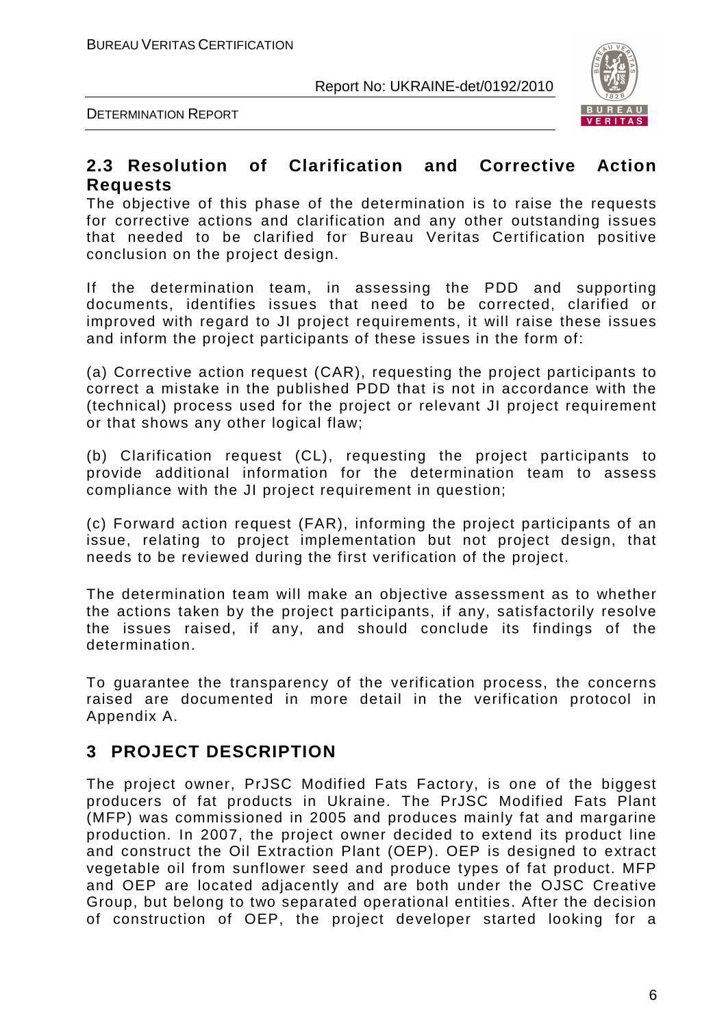## 2.3 Resolution of Clarification and Corrective Action Requests

The objective of this phase of the determination is to raise the requests for corrective actions and clarification and any other outstanding issues that needed to be clarified for Bureau Veritas Certification positive conclusion on the project design.

If the determination team, in assessing the PDD and supporting documents, identifies issues that need to be corrected, clarified or improved with regard to JI project requirements, it will raise these issues and inform the project participants of these issues in the form of:

(a) Corrective action request (CAR), requesting the project participants to correct a mistake in the published PDD that is not in accordance with the (technical) process used for the project or relevant JI project requirement or that shows any other logical flaw;

(b) Clarification request (CL), requesting the project participants to provide additional information for the determination team to assess compliance with the JI project requirement in question;

(c) Forward action request (FAR), informing the project participants of an issue, relating to project implementation but not project design, that needs to be reviewed during the first verification of the project.

The determination team will make an objective assessment as to whether the actions taken by the project participants, if any, satisfactorily resolve the issues raised, if any, and should conclude its findings of the determination.

To guarantee the transparency of the verification process, the concerns raised are documented in more detail in the verification protocol in Appendix A.

# 3 PROJECT DESCRIPTION

The project owner, PrJSC Modified Fats Factory, is one of the biggest producers of fat products in Ukraine. The PrJSC Modified Fats Plant (MFP) was commissioned in 2005 and produces mainly fat and margarine production. In 2007, the project owner decided to extend its product line and construct the Oil Extraction Plant (OEP). OEP is designed to extract vegetable oil from sunflower seed and produce types of fat product. MFP and OEP are located adjacently and are both under the OJSC Creative Group, but belong to two separated operational entities. After the decision of construction of OEP, the project developer started looking for a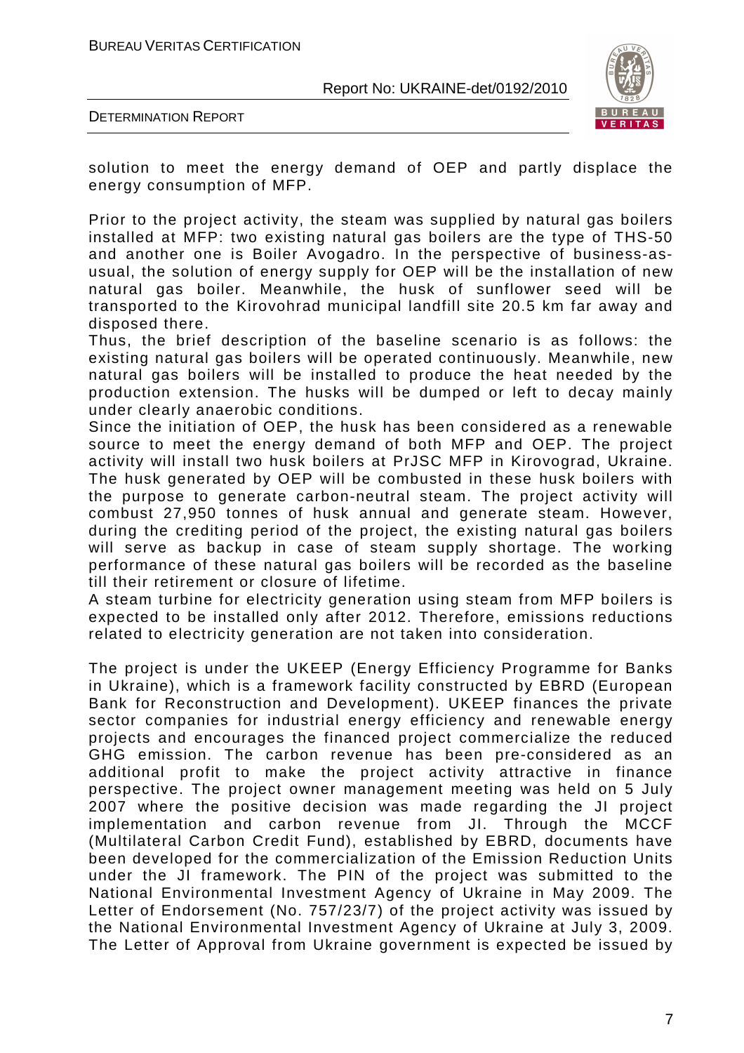solution to meet the energy demand of OEP and partly displace the energy consumption of MFP.

Prior to the project activity, the steam was supplied by natural gas boilers installed at MFP: two existing natural gas boilers are the type of THS-50 and another one is Boiler Avogadro. In the perspective of business-as-usual, the solution of energy supply for OEP will be the installation of new natural gas boiler. Meanwhile, the husk of sunflower seed will be transported to the Kirovohrad municipal landfill site 20.5 km far away and disposed there.

Thus, the brief description of the baseline scenario is as follows: the existing natural gas boilers will be operated continuously. Meanwhile, new natural gas boilers will be installed to produce the heat needed by the production extension. The husks will be dumped or left to decay mainly under clearly anaerobic conditions.

Since the initiation of OEP, the husk has been considered as a renewable source to meet the energy demand of both MFP and OEP. The project activity will install two husk boilers at PrJSC MFP in Kirovograd, Ukraine. The husk generated by OEP will be combusted in these husk boilers with the purpose to generate carbon-neutral steam. The project activity will combust 27,950 tonnes of husk annual and generate steam. However, during the crediting period of the project, the existing natural gas boilers will serve as backup in case of steam supply shortage. The working performance of these natural gas boilers will be recorded as the baseline till their retirement or closure of lifetime.

A steam turbine for electricity generation using steam from MFP boilers is expected to be installed only after 2012. Therefore, emissions reductions related to electricity generation are not taken into consideration.

The project is under the UKEEP (Energy Efficiency Programme for Banks in Ukraine), which is a framework facility constructed by EBRD (European Bank for Reconstruction and Development). UKEEP finances the private sector companies for industrial energy efficiency and renewable energy projects and encourages the financed project commercialize the reduced GHG emission. The carbon revenue has been pre-considered as an additional profit to make the project activity attractive in finance perspective. The project owner management meeting was held on 5 July 2007 where the positive decision was made regarding the JI project implementation and carbon revenue from JI. Through the MCCF (Multilateral Carbon Credit Fund), established by EBRD, documents have been developed for the commercialization of the Emission Reduction Units under the JI framework. The PIN of the project was submitted to the National Environmental Investment Agency of Ukraine in May 2009. The Letter of Endorsement (No. 757/23/7) of the project activity was issued by the National Environmental Investment Agency of Ukraine at July 3, 2009. The Letter of Approval from Ukraine government is expected be issued by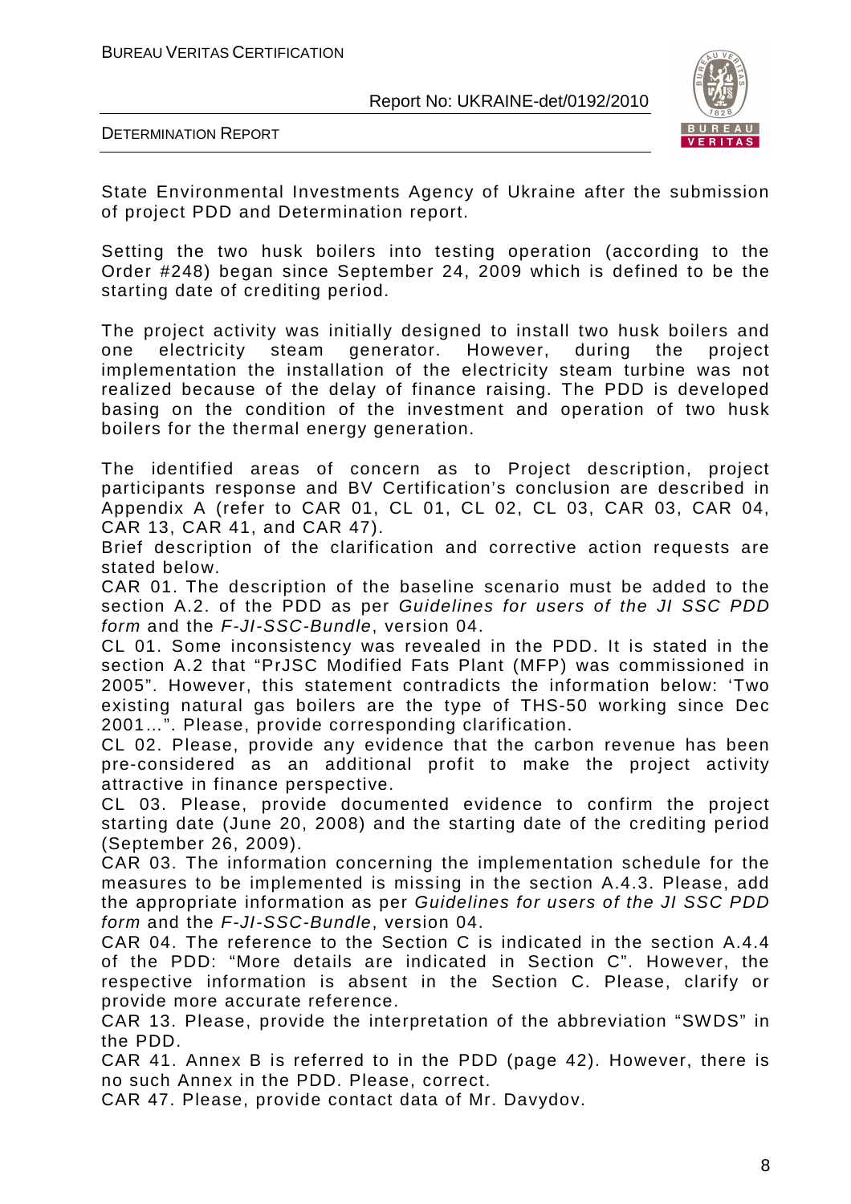State Environmental Investments Agency of Ukraine after the submission of project PDD and Determination report.

Setting the two husk boilers into testing operation (according to the Order #248) began since September 24, 2009 which is defined to be the starting date of crediting period.

The project activity was initially designed to install two husk boilers and one electricity steam generator. However, during the project implementation the installation of the electricity steam turbine was not realized because of the delay of finance raising. The PDD is developed basing on the condition of the investment and operation of two husk boilers for the thermal energy generation.

The identified areas of concern as to Project description, project participants response and BV Certification's conclusion are described in Appendix A (refer to CAR 01, CL 01, CL 02, CL 03, CAR 03, CAR 04, CAR 13, CAR 41, and CAR 47).

Brief description of the clarification and corrective action requests are stated below.

CAR 01. The description of the baseline scenario must be added to the section A.2. of the PDD as per *Guidelines for users of the JI SSC PDD form* and the *F-JI-SSC-Bundle*, version 04.

CL 01. Some inconsistency was revealed in the PDD. It is stated in the section A.2 that "PrJSC Modified Fats Plant (MFP) was commissioned in 2005". However, this statement contradicts the information below: 'Two existing natural gas boilers are the type of THS-50 working since Dec 2001…". Please, provide corresponding clarification.

CL 02. Please, provide any evidence that the carbon revenue has been pre-considered as an additional profit to make the project activity attractive in finance perspective.

CL 03. Please, provide documented evidence to confirm the project starting date (June 20, 2008) and the starting date of the crediting period (September 26, 2009).

CAR 03. The information concerning the implementation schedule for the measures to be implemented is missing in the section A.4.3. Please, add the appropriate information as per *Guidelines for users of the JI SSC PDD form* and the *F-JI-SSC-Bundle*, version 04.

CAR 04. The reference to the Section C is indicated in the section A.4.4 of the PDD: "More details are indicated in Section C". However, the respective information is absent in the Section C. Please, clarify or provide more accurate reference.

CAR 13. Please, provide the interpretation of the abbreviation "SWDS" in the PDD.

CAR 41. Annex B is referred to in the PDD (page 42). However, there is no such Annex in the PDD. Please, correct.

CAR 47. Please, provide contact data of Mr. Davydov.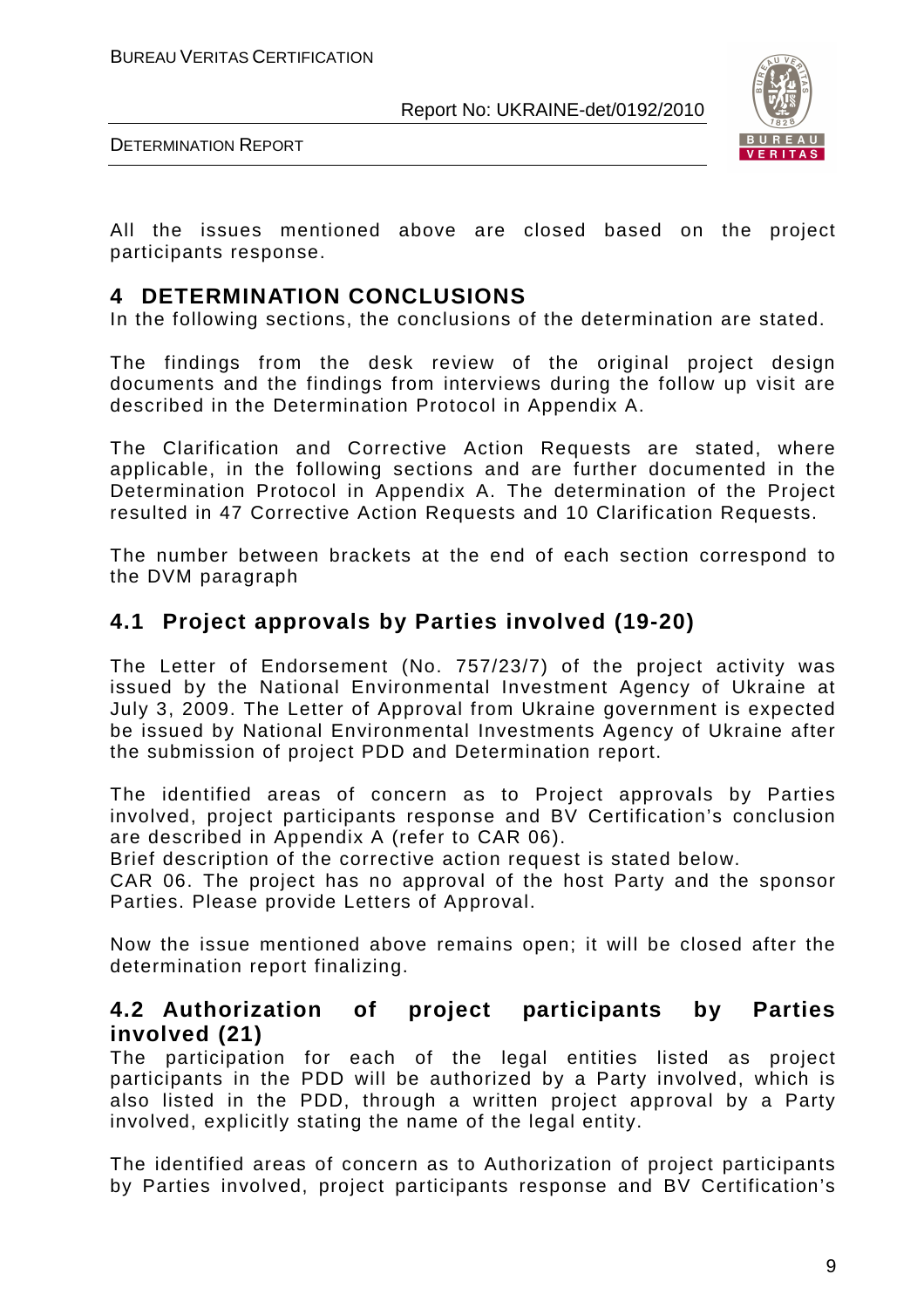All the issues mentioned above are closed based on the project participants response.

# 4 DETERMINATION CONCLUSIONS

In the following sections, the conclusions of the determination are stated.

The findings from the desk review of the original project design documents and the findings from interviews during the follow up visit are described in the Determination Protocol in Appendix A.

The Clarification and Corrective Action Requests are stated, where applicable, in the following sections and are further documented in the Determination Protocol in Appendix A. The determination of the Project resulted in 47 Corrective Action Requests and 10 Clarification Requests.

The number between brackets at the end of each section correspond to the DVM paragraph

## 4.1 Project approvals by Parties involved (19-20)

The Letter of Endorsement (No. 757/23/7) of the project activity was issued by the National Environmental Investment Agency of Ukraine at July 3, 2009. The Letter of Approval from Ukraine government is expected be issued by National Environmental Investments Agency of Ukraine after the submission of project PDD and Determination report.

The identified areas of concern as to Project approvals by Parties involved, project participants response and BV Certification's conclusion are described in Appendix A (refer to CAR 06).

Brief description of the corrective action request is stated below.

CAR 06. The project has no approval of the host Party and the sponsor Parties. Please provide Letters of Approval.

Now the issue mentioned above remains open; it will be closed after the determination report finalizing.

## 4.2 Authorization of project participants by Parties involved (21)

The participation for each of the legal entities listed as project participants in the PDD will be authorized by a Party involved, which is also listed in the PDD, through a written project approval by a Party involved, explicitly stating the name of the legal entity.

The identified areas of concern as to Authorization of project participants by Parties involved, project participants response and BV Certification's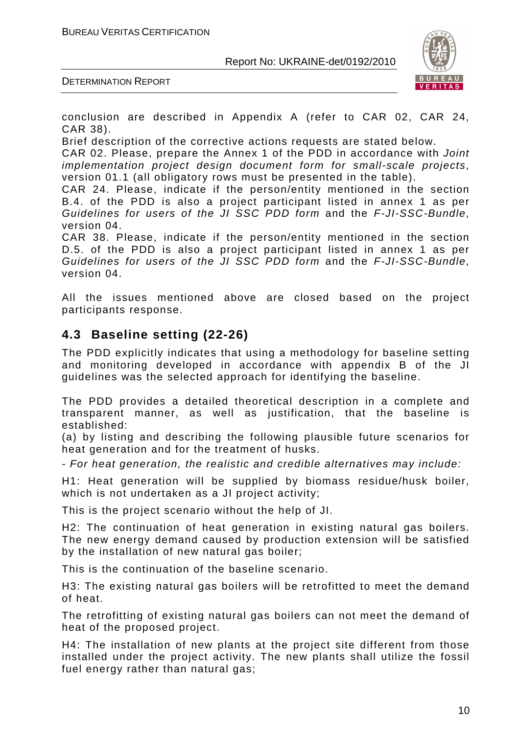conclusion are described in Appendix A (refer to CAR 02, CAR 24, CAR 38).

Brief description of the corrective actions requests are stated below.

CAR 02. Please, prepare the Annex 1 of the PDD in accordance with *Joint implementation project design document form for small-scale projects*, version 01.1 (all obligatory rows must be presented in the table).

CAR 24. Please, indicate if the person/entity mentioned in the section B.4. of the PDD is also a project participant listed in annex 1 as per *Guidelines for users of the JI SSC PDD form* and the *F-JI-SSC-Bundle*, version 04.

CAR 38. Please, indicate if the person/entity mentioned in the section D.5. of the PDD is also a project participant listed in annex 1 as per *Guidelines for users of the JI SSC PDD form* and the *F-JI-SSC-Bundle*, version 04.

All the issues mentioned above are closed based on the project participants response.

## 4.3 Baseline setting (22-26)

The PDD explicitly indicates that using a methodology for baseline setting and monitoring developed in accordance with appendix B of the JI guidelines was the selected approach for identifying the baseline.

The PDD provides a detailed theoretical description in a complete and transparent manner, as well as justification, that the baseline is established:

(a) by listing and describing the following plausible future scenarios for heat generation and for the treatment of husks.

- *For heat generation, the realistic and credible alternatives may include:*

H1: Heat generation will be supplied by biomass residue/husk boiler, which is not undertaken as a JI project activity;

This is the project scenario without the help of JI.

H2: The continuation of heat generation in existing natural gas boilers. The new energy demand caused by production extension will be satisfied by the installation of new natural gas boiler;

This is the continuation of the baseline scenario.

H3: The existing natural gas boilers will be retrofitted to meet the demand of heat.

The retrofitting of existing natural gas boilers can not meet the demand of heat of the proposed project.

H4: The installation of new plants at the project site different from those installed under the project activity. The new plants shall utilize the fossil fuel energy rather than natural gas;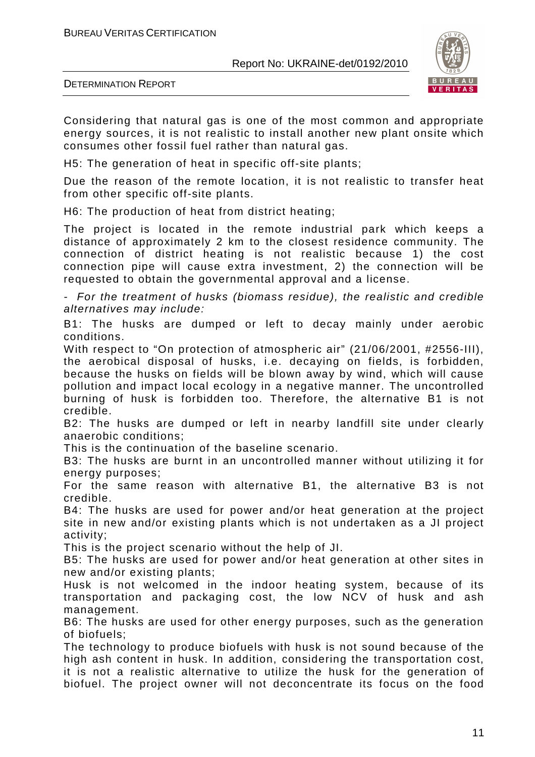Considering that natural gas is one of the most common and appropriate energy sources, it is not realistic to install another new plant onsite which consumes other fossil fuel rather than natural gas.

H5: The generation of heat in specific off-site plants;

Due the reason of the remote location, it is not realistic to transfer heat from other specific off-site plants.

H6: The production of heat from district heating;

The project is located in the remote industrial park which keeps a distance of approximately 2 km to the closest residence community. The connection of district heating is not realistic because 1) the cost connection pipe will cause extra investment, 2) the connection will be requested to obtain the governmental approval and a license.

- *For the treatment of husks (biomass residue), the realistic and credible alternatives may include:*

B1: The husks are dumped or left to decay mainly under aerobic conditions.

With respect to "On protection of atmospheric air" (21/06/2001, #2556-III), the aerobical disposal of husks, i.e. decaying on fields, is forbidden, because the husks on fields will be blown away by wind, which will cause pollution and impact local ecology in a negative manner. The uncontrolled burning of husk is forbidden too. Therefore, the alternative B1 is not credible.

B2: The husks are dumped or left in nearby landfill site under clearly anaerobic conditions;

This is the continuation of the baseline scenario.

B3: The husks are burnt in an uncontrolled manner without utilizing it for energy purposes;

For the same reason with alternative B1, the alternative B3 is not credible.

B4: The husks are used for power and/or heat generation at the project site in new and/or existing plants which is not undertaken as a JI project activity;

This is the project scenario without the help of JI.

B5: The husks are used for power and/or heat generation at other sites in new and/or existing plants;

Husk is not welcomed in the indoor heating system, because of its transportation and packaging cost, the low NCV of husk and ash management.

B6: The husks are used for other energy purposes, such as the generation of biofuels;

The technology to produce biofuels with husk is not sound because of the high ash content in husk. In addition, considering the transportation cost, it is not a realistic alternative to utilize the husk for the generation of biofuel. The project owner will not deconcentrate its focus on the food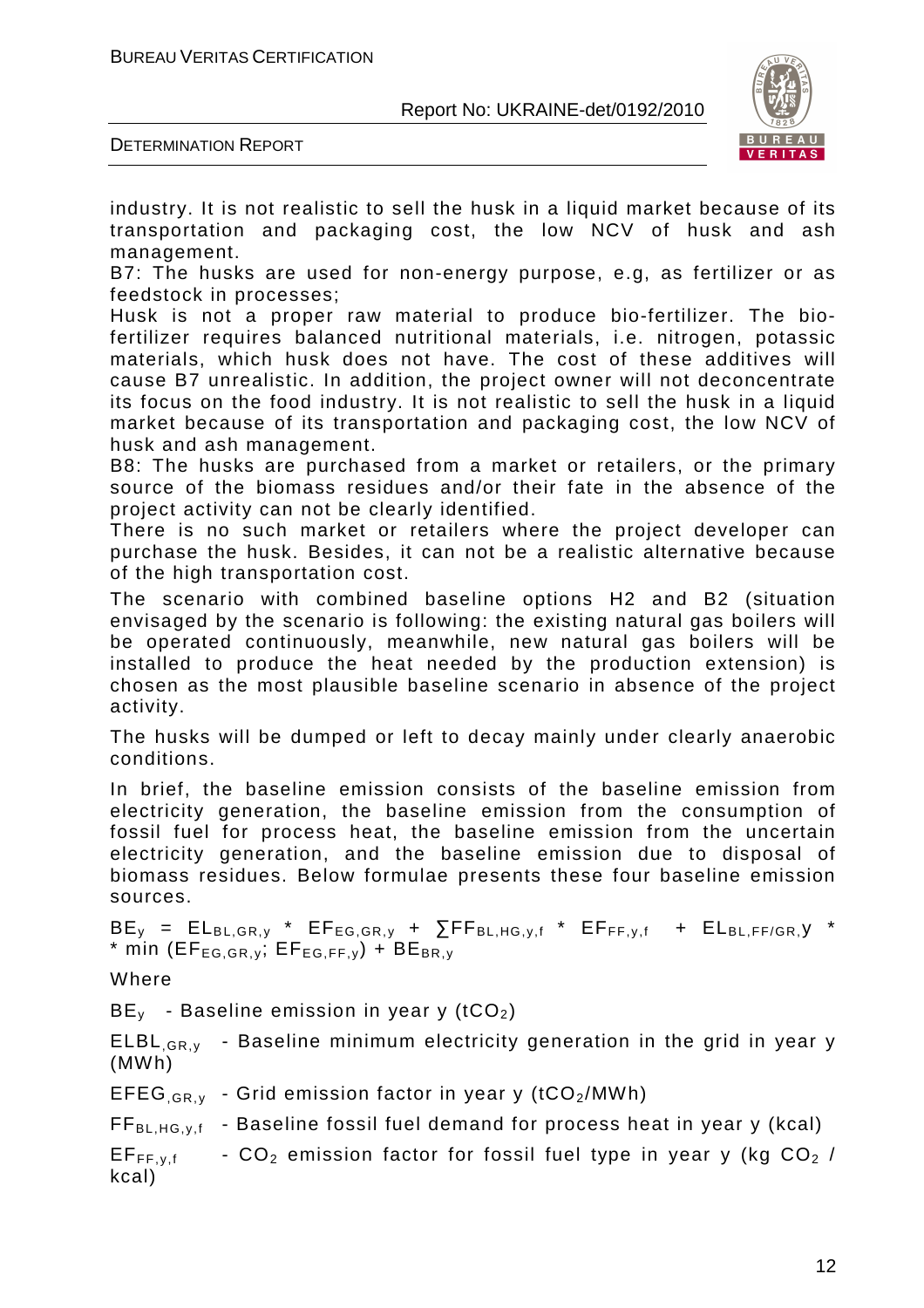industry. It is not realistic to sell the husk in a liquid market because of its transportation and packaging cost, the low NCV of husk and ash management.

B7: The husks are used for non-energy purpose, e.g, as fertilizer or as feedstock in processes;

Husk is not a proper raw material to produce bio-fertilizer. The bio-fertilizer requires balanced nutritional materials, i.e. nitrogen, potassic materials, which husk does not have. The cost of these additives will cause B7 unrealistic. In addition, the project owner will not deconcentrate its focus on the food industry. It is not realistic to sell the husk in a liquid market because of its transportation and packaging cost, the low NCV of husk and ash management.

B8: The husks are purchased from a market or retailers, or the primary source of the biomass residues and/or their fate in the absence of the project activity can not be clearly identified.

There is no such market or retailers where the project developer can purchase the husk. Besides, it can not be a realistic alternative because of the high transportation cost.

The scenario with combined baseline options H2 and B2 (situation envisaged by the scenario is following: the existing natural gas boilers will be operated continuously, meanwhile, new natural gas boilers will be installed to produce the heat needed by the production extension) is chosen as the most plausible baseline scenario in absence of the project activity.

The husks will be dumped or left to decay mainly under clearly anaerobic conditions.

In brief, the baseline emission consists of the baseline emission from electricity generation, the baseline emission from the consumption of fossil fuel for process heat, the baseline emission from the uncertain electricity generation, and the baseline emission due to disposal of biomass residues. Below formulae presents these four baseline emission sources.

$$BE_y = EL_{BL,GR,y} * EF_{EG,GR,y} + \sum FF_{BL,HG,y,f} * EF_{FF,y,f} + EL_{BL,FF/GR,}y * \\ * \min (EF_{EG,GR,y}; EF_{EG,FF,y}) + BE_{BR,y}$$

Where

$BE_y$ - Baseline emission in year y ($tCO_2$)

$ELBL_{,GR,y}$ - Baseline minimum electricity generation in the grid in year y (MWh)

$EFEG_{,GR,y}$ - Grid emission factor in year y ($tCO_2$/MWh)

$FF_{BL,HG,y,f}$ - Baseline fossil fuel demand for process heat in year y (kcal)

$EF_{FF,y,f}$ - $CO_2$ emission factor for fossil fuel type in year y (kg $CO_2$ / kcal)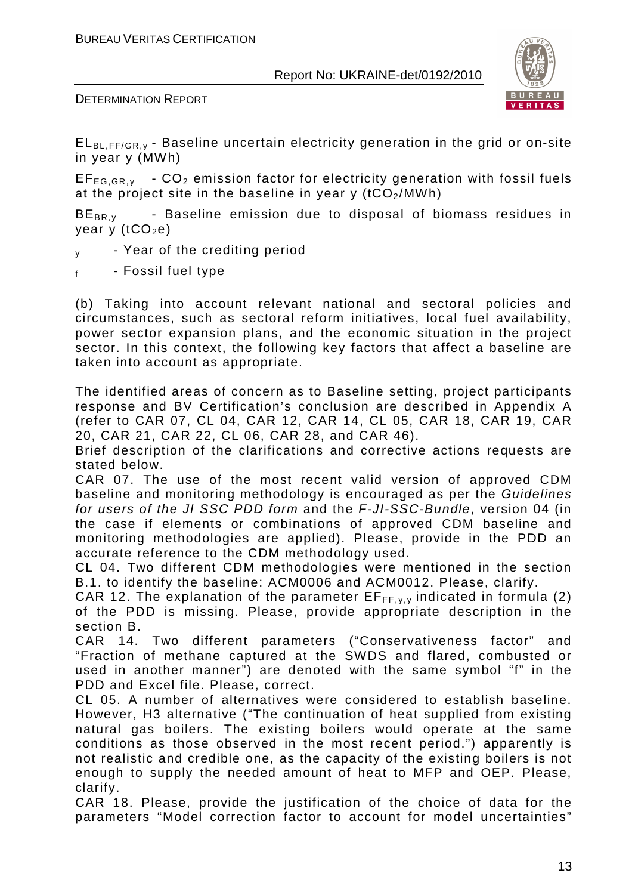$EL_{BL,FF/GR,y}$ - Baseline uncertain electricity generation in the grid or on-site in year y (MWh)

$EF_{EG,GR,y}$ - $CO_2$ emission factor for electricity generation with fossil fuels at the project site in the baseline in year y ($tCO_2$/MWh)

$BE_{BR,y}$ - Baseline emission due to disposal of biomass residues in year y ($tCO_2e$)

$_y$ - Year of the crediting period

$_f$ - Fossil fuel type

(b) Taking into account relevant national and sectoral policies and circumstances, such as sectoral reform initiatives, local fuel availability, power sector expansion plans, and the economic situation in the project sector. In this context, the following key factors that affect a baseline are taken into account as appropriate.

The identified areas of concern as to Baseline setting, project participants response and BV Certification's conclusion are described in Appendix A (refer to CAR 07, CL 04, CAR 12, CAR 14, CL 05, CAR 18, CAR 19, CAR 20, CAR 21, CAR 22, CL 06, CAR 28, and CAR 46).

Brief description of the clarifications and corrective actions requests are stated below.

CAR 07. The use of the most recent valid version of approved CDM baseline and monitoring methodology is encouraged as per the *Guidelines for users of the JI SSC PDD form* and the *F-JI-SSC-Bundle*, version 04 (in the case if elements or combinations of approved CDM baseline and monitoring methodologies are applied). Please, provide in the PDD an accurate reference to the CDM methodology used.

CL 04. Two different CDM methodologies were mentioned in the section B.1. to identify the baseline: ACM0006 and ACM0012. Please, clarify.

CAR 12. The explanation of the parameter $EF_{FF,y,y}$ indicated in formula (2) of the PDD is missing. Please, provide appropriate description in the section B.

CAR 14. Two different parameters ("Conservativeness factor" and "Fraction of methane captured at the SWDS and flared, combusted or used in another manner") are denoted with the same symbol "f" in the PDD and Excel file. Please, correct.

CL 05. A number of alternatives were considered to establish baseline. However, H3 alternative ("The continuation of heat supplied from existing natural gas boilers. The existing boilers would operate at the same conditions as those observed in the most recent period.") apparently is not realistic and credible one, as the capacity of the existing boilers is not enough to supply the needed amount of heat to MFP and OEP. Please, clarify.

CAR 18. Please, provide the justification of the choice of data for the parameters "Model correction factor to account for model uncertainties"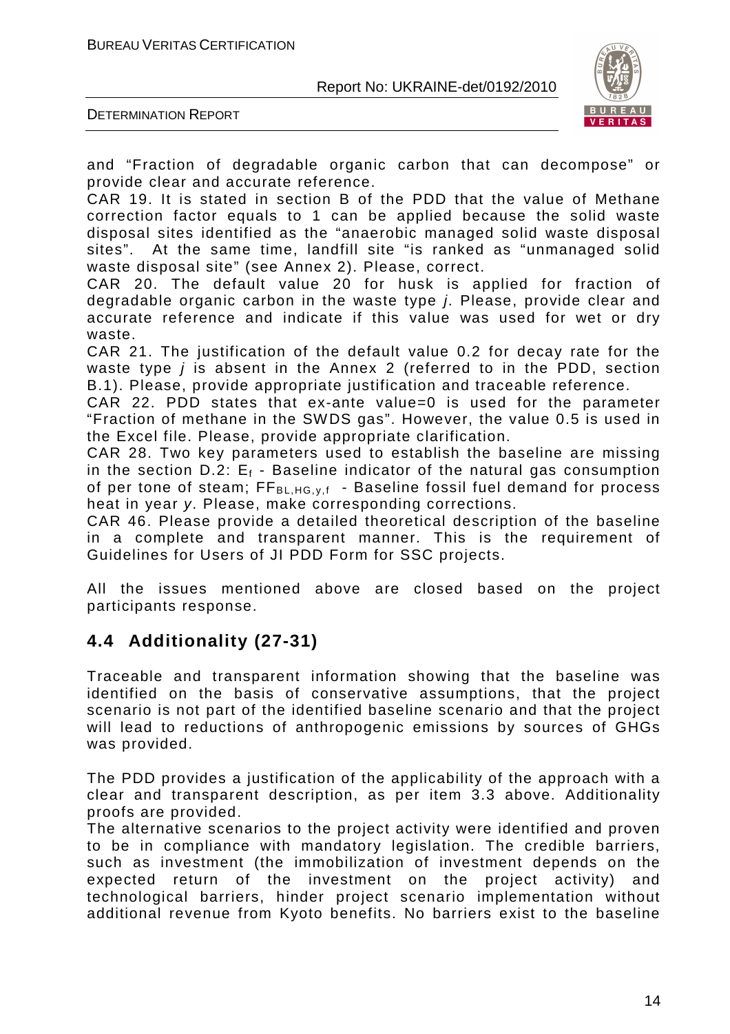and "Fraction of degradable organic carbon that can decompose" or provide clear and accurate reference.

CAR 19. It is stated in section B of the PDD that the value of Methane correction factor equals to 1 can be applied because the solid waste disposal sites identified as the "anaerobic managed solid waste disposal sites". At the same time, landfill site "is ranked as "unmanaged solid waste disposal site" (see Annex 2). Please, correct.

CAR 20. The default value 20 for husk is applied for fraction of degradable organic carbon in the waste type *j*. Please, provide clear and accurate reference and indicate if this value was used for wet or dry waste.

CAR 21. The justification of the default value 0.2 for decay rate for the waste type *j* is absent in the Annex 2 (referred to in the PDD, section B.1). Please, provide appropriate justification and traceable reference.

CAR 22. PDD states that ex-ante value=0 is used for the parameter "Fraction of methane in the SWDS gas". However, the value 0.5 is used in the Excel file. Please, provide appropriate clarification.

CAR 28. Two key parameters used to establish the baseline are missing in the section D.2: $E_f$ - Baseline indicator of the natural gas consumption of per tone of steam; $FF_{BL,HG,y,f}$ - Baseline fossil fuel demand for process heat in year *y*. Please, make corresponding corrections.

CAR 46. Please provide a detailed theoretical description of the baseline in a complete and transparent manner. This is the requirement of Guidelines for Users of JI PDD Form for SSC projects.

All the issues mentioned above are closed based on the project participants response.

## 4.4 Additionality (27-31)

Traceable and transparent information showing that the baseline was identified on the basis of conservative assumptions, that the project scenario is not part of the identified baseline scenario and that the project will lead to reductions of anthropogenic emissions by sources of GHGs was provided.

The PDD provides a justification of the applicability of the approach with a clear and transparent description, as per item 3.3 above. Additionality proofs are provided.

The alternative scenarios to the project activity were identified and proven to be in compliance with mandatory legislation. The credible barriers, such as investment (the immobilization of investment depends on the expected return of the investment on the project activity) and technological barriers, hinder project scenario implementation without additional revenue from Kyoto benefits. No barriers exist to the baseline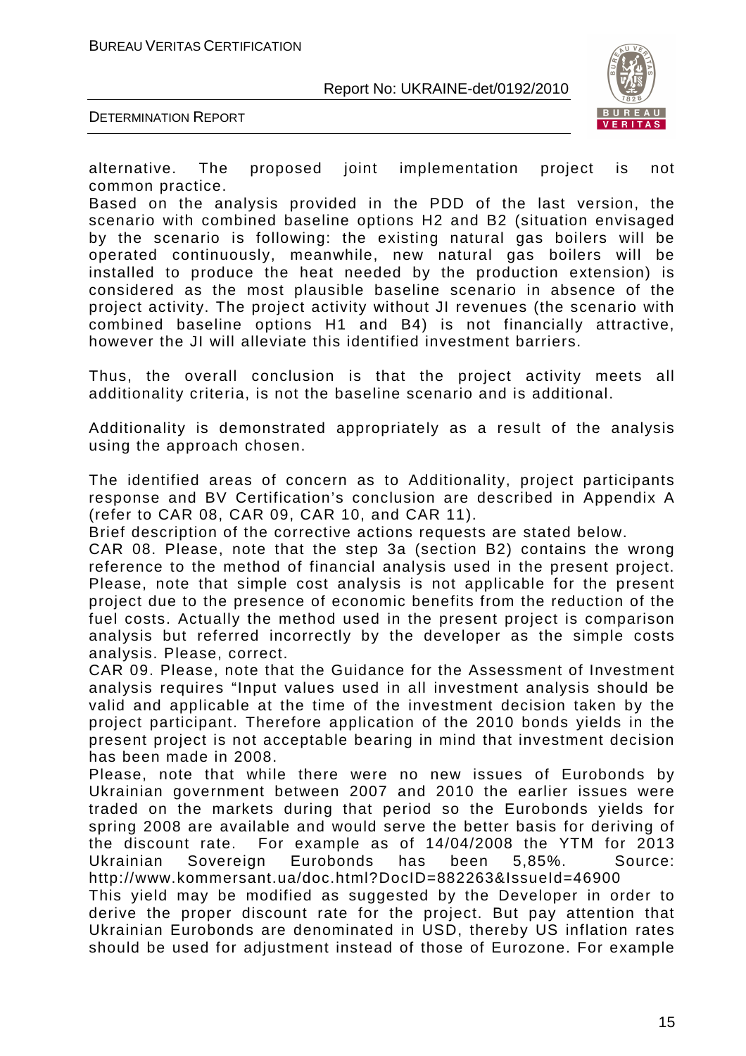alternative. The proposed joint implementation project is not common practice.

Based on the analysis provided in the PDD of the last version, the scenario with combined baseline options H2 and B2 (situation envisaged by the scenario is following: the existing natural gas boilers will be operated continuously, meanwhile, new natural gas boilers will be installed to produce the heat needed by the production extension) is considered as the most plausible baseline scenario in absence of the project activity. The project activity without JI revenues (the scenario with combined baseline options H1 and B4) is not financially attractive, however the JI will alleviate this identified investment barriers.

Thus, the overall conclusion is that the project activity meets all additionality criteria, is not the baseline scenario and is additional.

Additionality is demonstrated appropriately as a result of the analysis using the approach chosen.

The identified areas of concern as to Additionality, project participants response and BV Certification's conclusion are described in Appendix A (refer to CAR 08, CAR 09, CAR 10, and CAR 11).

Brief description of the corrective actions requests are stated below.

CAR 08. Please, note that the step 3a (section B2) contains the wrong reference to the method of financial analysis used in the present project. Please, note that simple cost analysis is not applicable for the present project due to the presence of economic benefits from the reduction of the fuel costs. Actually the method used in the present project is comparison analysis but referred incorrectly by the developer as the simple costs analysis. Please, correct.

CAR 09. Please, note that the Guidance for the Assessment of Investment analysis requires "Input values used in all investment analysis should be valid and applicable at the time of the investment decision taken by the project participant. Therefore application of the 2010 bonds yields in the present project is not acceptable bearing in mind that investment decision has been made in 2008.

Please, note that while there were no new issues of Eurobonds by Ukrainian government between 2007 and 2010 the earlier issues were traded on the markets during that period so the Eurobonds yields for spring 2008 are available and would serve the better basis for deriving of the discount rate. For example as of 14/04/2008 the YTM for 2013 Ukrainian Sovereign Eurobonds has been 5,85%. Source: http://www.kommersant.ua/doc.html?DocID=882263&IssueId=46900

This yield may be modified as suggested by the Developer in order to derive the proper discount rate for the project. But pay attention that Ukrainian Eurobonds are denominated in USD, thereby US inflation rates should be used for adjustment instead of those of Eurozone. For example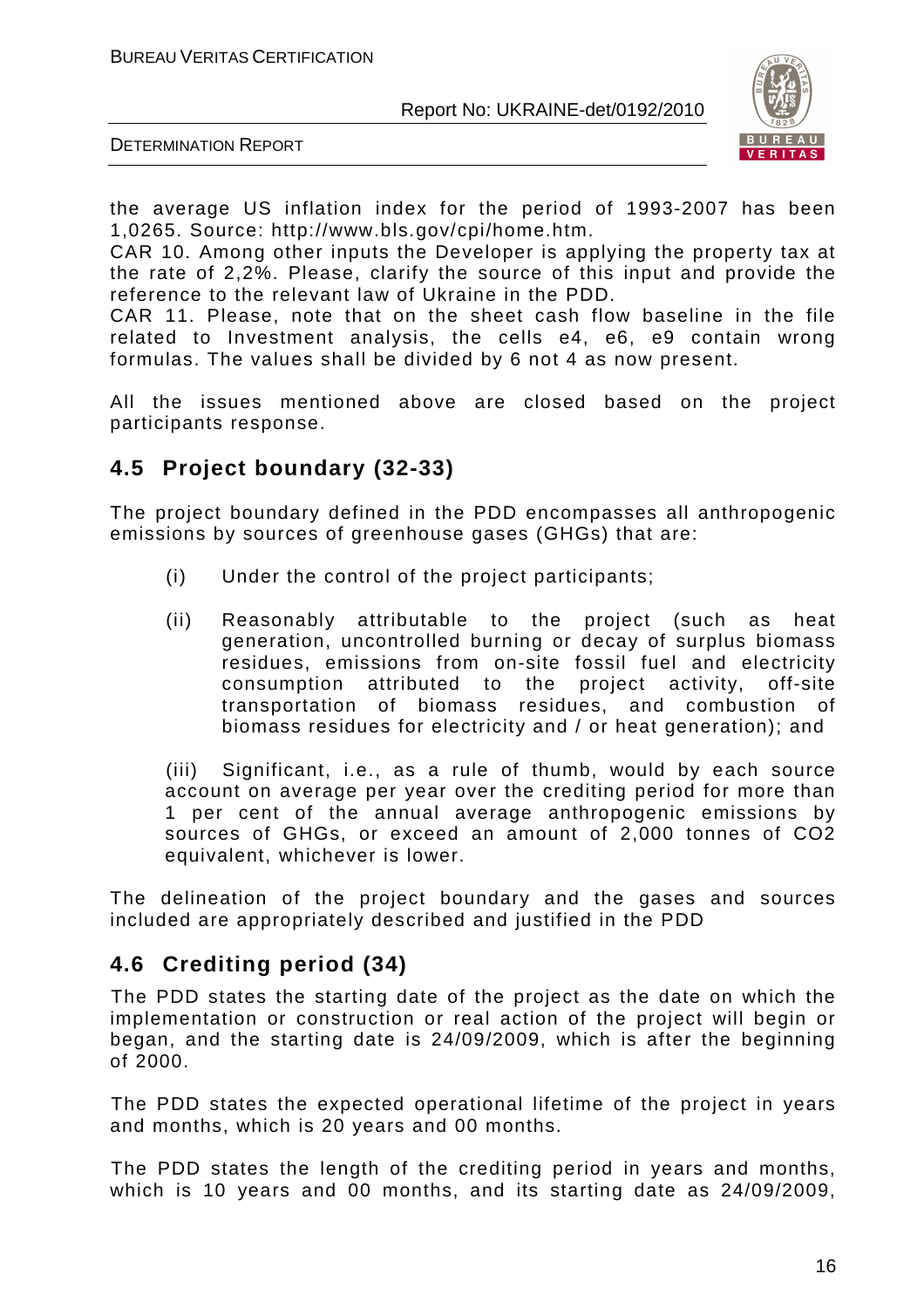the average US inflation index for the period of 1993-2007 has been 1,0265. Source: http://www.bls.gov/cpi/home.htm.

CAR 10. Among other inputs the Developer is applying the property tax at the rate of 2,2%. Please, clarify the source of this input and provide the reference to the relevant law of Ukraine in the PDD.

CAR 11. Please, note that on the sheet cash flow baseline in the file related to Investment analysis, the cells e4, e6, e9 contain wrong formulas. The values shall be divided by 6 not 4 as now present.

All the issues mentioned above are closed based on the project participants response.

## 4.5 Project boundary (32-33)

The project boundary defined in the PDD encompasses all anthropogenic emissions by sources of greenhouse gases (GHGs) that are:

(i) Under the control of the project participants;

(ii) Reasonably attributable to the project (such as heat generation, uncontrolled burning or decay of surplus biomass residues, emissions from on-site fossil fuel and electricity consumption attributed to the project activity, off-site transportation of biomass residues, and combustion of biomass residues for electricity and / or heat generation); and

(iii) Significant, i.e., as a rule of thumb, would by each source account on average per year over the crediting period for more than 1 per cent of the annual average anthropogenic emissions by sources of GHGs, or exceed an amount of 2,000 tonnes of $CO_2$ equivalent, whichever is lower.

The delineation of the project boundary and the gases and sources included are appropriately described and justified in the PDD

## 4.6 Crediting period (34)

The PDD states the starting date of the project as the date on which the implementation or construction or real action of the project will begin or began, and the starting date is 24/09/2009, which is after the beginning of 2000.

The PDD states the expected operational lifetime of the project in years and months, which is 20 years and 00 months.

The PDD states the length of the crediting period in years and months, which is 10 years and 00 months, and its starting date as 24/09/2009,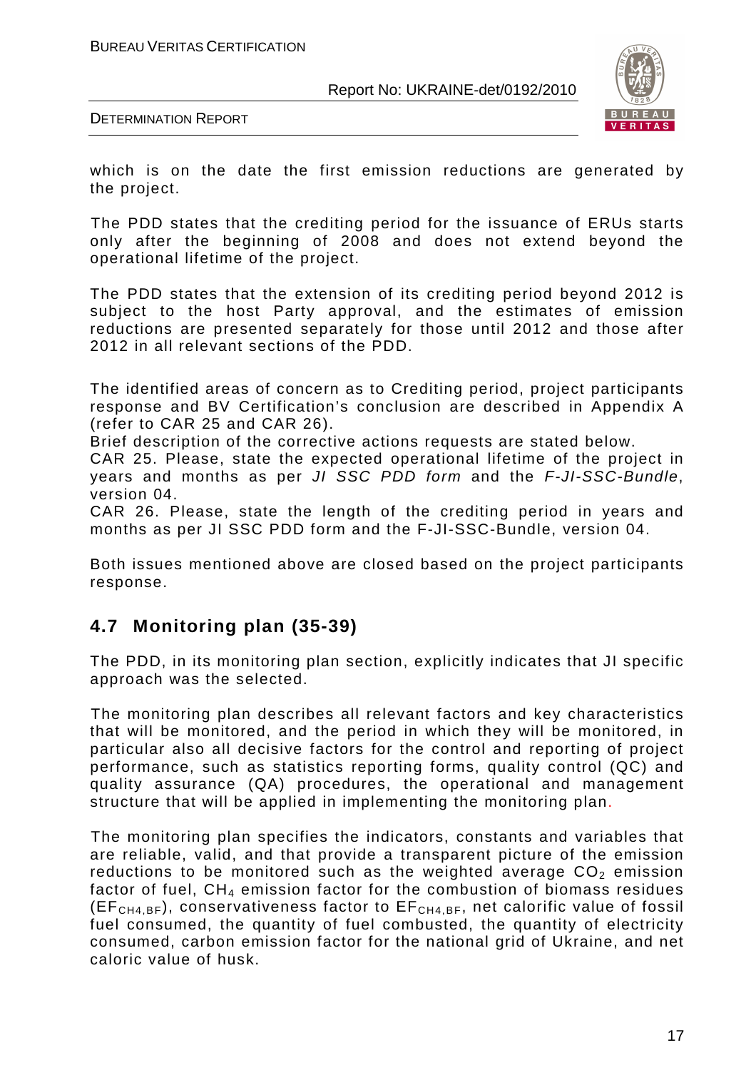which is on the date the first emission reductions are generated by the project.

The PDD states that the crediting period for the issuance of ERUs starts only after the beginning of 2008 and does not extend beyond the operational lifetime of the project.

The PDD states that the extension of its crediting period beyond 2012 is subject to the host Party approval, and the estimates of emission reductions are presented separately for those until 2012 and those after 2012 in all relevant sections of the PDD.

The identified areas of concern as to Crediting period, project participants response and BV Certification's conclusion are described in Appendix A (refer to CAR 25 and CAR 26).

Brief description of the corrective actions requests are stated below.

CAR 25. Please, state the expected operational lifetime of the project in years and months as per *JI SSC PDD form* and the *F-JI-SSC-Bundle*, version 04.

CAR 26. Please, state the length of the crediting period in years and months as per JI SSC PDD form and the F-JI-SSC-Bundle, version 04.

Both issues mentioned above are closed based on the project participants response.

## 4.7 Monitoring plan (35-39)

The PDD, in its monitoring plan section, explicitly indicates that JI specific approach was the selected.

The monitoring plan describes all relevant factors and key characteristics that will be monitored, and the period in which they will be monitored, in particular also all decisive factors for the control and reporting of project performance, such as statistics reporting forms, quality control (QC) and quality assurance (QA) procedures, the operational and management structure that will be applied in implementing the monitoring plan.

The monitoring plan specifies the indicators, constants and variables that are reliable, valid, and that provide a transparent picture of the emission reductions to be monitored such as the weighted average $CO_2$ emission factor of fuel, $CH_4$ emission factor for the combustion of biomass residues ($EF_{CH4,BF}$), conservativeness factor to $EF_{CH4,BF}$, net calorific value of fossil fuel consumed, the quantity of fuel combusted, the quantity of electricity consumed, carbon emission factor for the national grid of Ukraine, and net caloric value of husk.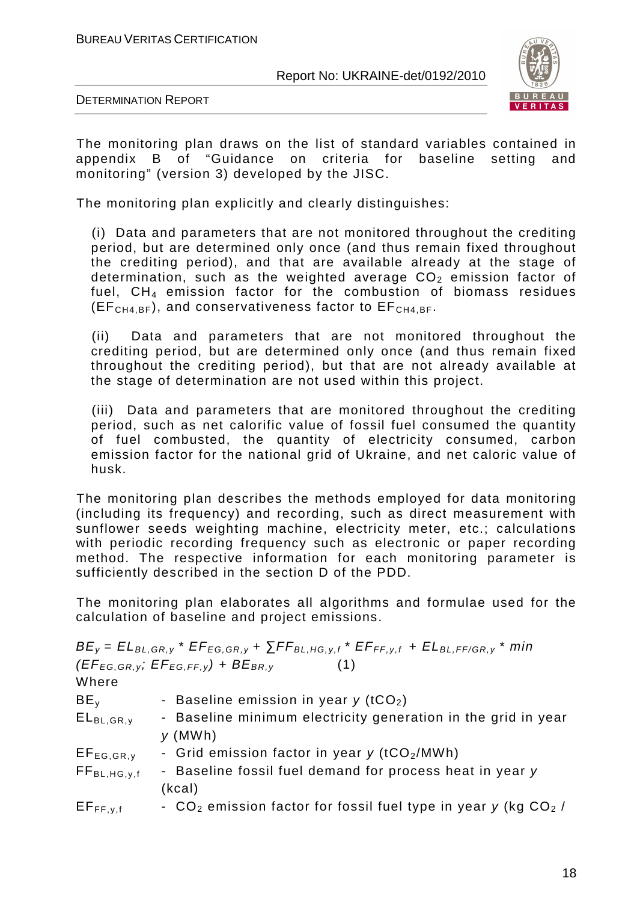The monitoring plan draws on the list of standard variables contained in appendix B of "Guidance on criteria for baseline setting and monitoring" (version 3) developed by the JISC.

The monitoring plan explicitly and clearly distinguishes:

(i) Data and parameters that are not monitored throughout the crediting period, but are determined only once (and thus remain fixed throughout the crediting period), and that are available already at the stage of determination, such as the weighted average $CO_2$ emission factor of fuel, $CH_4$ emission factor for the combustion of biomass residues ($EF_{CH4,BF}$), and conservativeness factor to $EF_{CH4,BF}$.

(ii) Data and parameters that are not monitored throughout the crediting period, but are determined only once (and thus remain fixed throughout the crediting period), but that are not already available at the stage of determination are not used within this project.

(iii) Data and parameters that are monitored throughout the crediting period, such as net calorific value of fossil fuel consumed the quantity of fuel combusted, the quantity of electricity consumed, carbon emission factor for the national grid of Ukraine, and net caloric value of husk.

The monitoring plan describes the methods employed for data monitoring (including its frequency) and recording, such as direct measurement with sunflower seeds weighting machine, electricity meter, etc.; calculations with periodic recording frequency such as electronic or paper recording method. The respective information for each monitoring parameter is sufficiently described in the section D of the PDD.

The monitoring plan elaborates all algorithms and formulae used for the calculation of baseline and project emissions.

$$BE_y = EL_{BL,GR,y} * EF_{EG,GR,y} + \sum FF_{BL,HG,y,f} * EF_{FF,y,f} + EL_{BL,FF/GR,y} * min(EF_{EG,GR,y}; EF_{EG,FF,y}) + BE_{BR,y} \quad (1)$$

Where

$BE_y$ - Baseline emission in year $y$ ($tCO_2$)

$EL_{BL,GR,y}$ - Baseline minimum electricity generation in the grid in year $y$ (MWh)

$EF_{EG,GR,y}$ - Grid emission factor in year $y$ ($tCO_2$/MWh)

$FF_{BL,HG,y,f}$ - Baseline fossil fuel demand for process heat in year $y$ (kcal)

$EF_{FF,y,f}$ - $CO_2$ emission factor for fossil fuel type in year $y$ (kg $CO_2$ /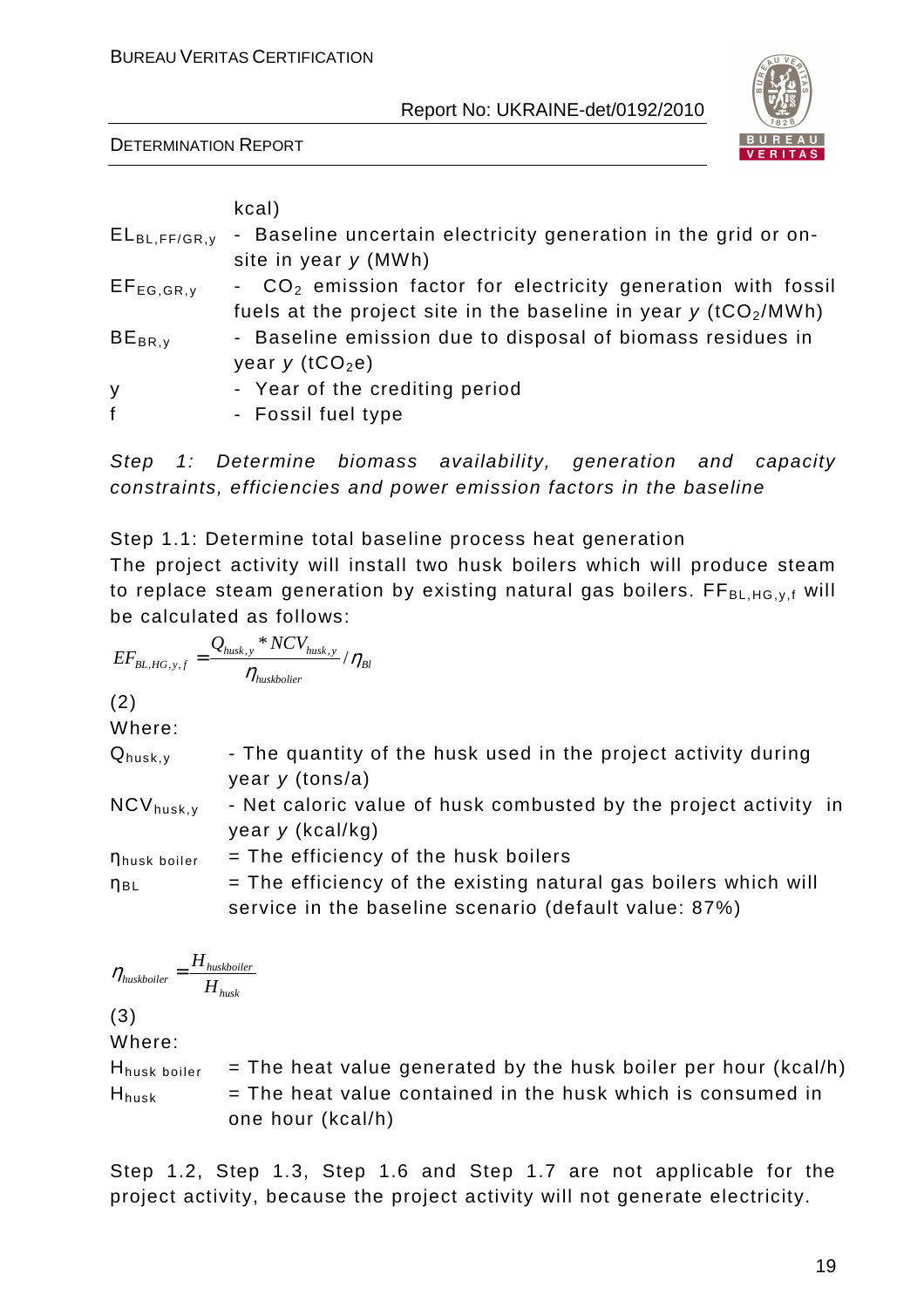kcal)

$EL_{BL,FF/GR,y}$ - Baseline uncertain electricity generation in the grid or on-site in year *y* (MWh)

$EF_{EG,GR,y}$ - $CO_2$ emission factor for electricity generation with fossil fuels at the project site in the baseline in year *y* ($tCO_2$/MWh)

$BE_{BR,y}$ - Baseline emission due to disposal of biomass residues in year *y* ($tCO_2e$)

y - Year of the crediting period

f - Fossil fuel type

*Step 1: Determine biomass availability, generation and capacity constraints, efficiencies and power emission factors in the baseline*

Step 1.1: Determine total baseline process heat generation

The project activity will install two husk boilers which will produce steam to replace steam generation by existing natural gas boilers. $FF_{BL,HG,y,f}$ will be calculated as follows:

$$EF_{BL,HG,y,f} = \frac{Q_{husk,y} * NCV_{husk,y}}{\eta_{huskbolier}} / \eta_{Bl}$$

(2)

Where:

$Q_{husk,y}$ - The quantity of the husk used in the project activity during year *y* (tons/a)

$NCV_{husk,y}$ - Net caloric value of husk combusted by the project activity in year *y* (kcal/kg)

$\eta_{husk\ boiler}$ = The efficiency of the husk boilers

$\eta_{BL}$ = The efficiency of the existing natural gas boilers which will service in the baseline scenario (default value: 87%)

$$\eta_{huskboiler} = \frac{H_{huskboiler}}{H_{husk}}$$

(3)

Where:

$H_{husk\ boiler}$ = The heat value generated by the husk boiler per hour (kcal/h)

$H_{husk}$ = The heat value contained in the husk which is consumed in one hour (kcal/h)

Step 1.2, Step 1.3, Step 1.6 and Step 1.7 are not applicable for the project activity, because the project activity will not generate electricity.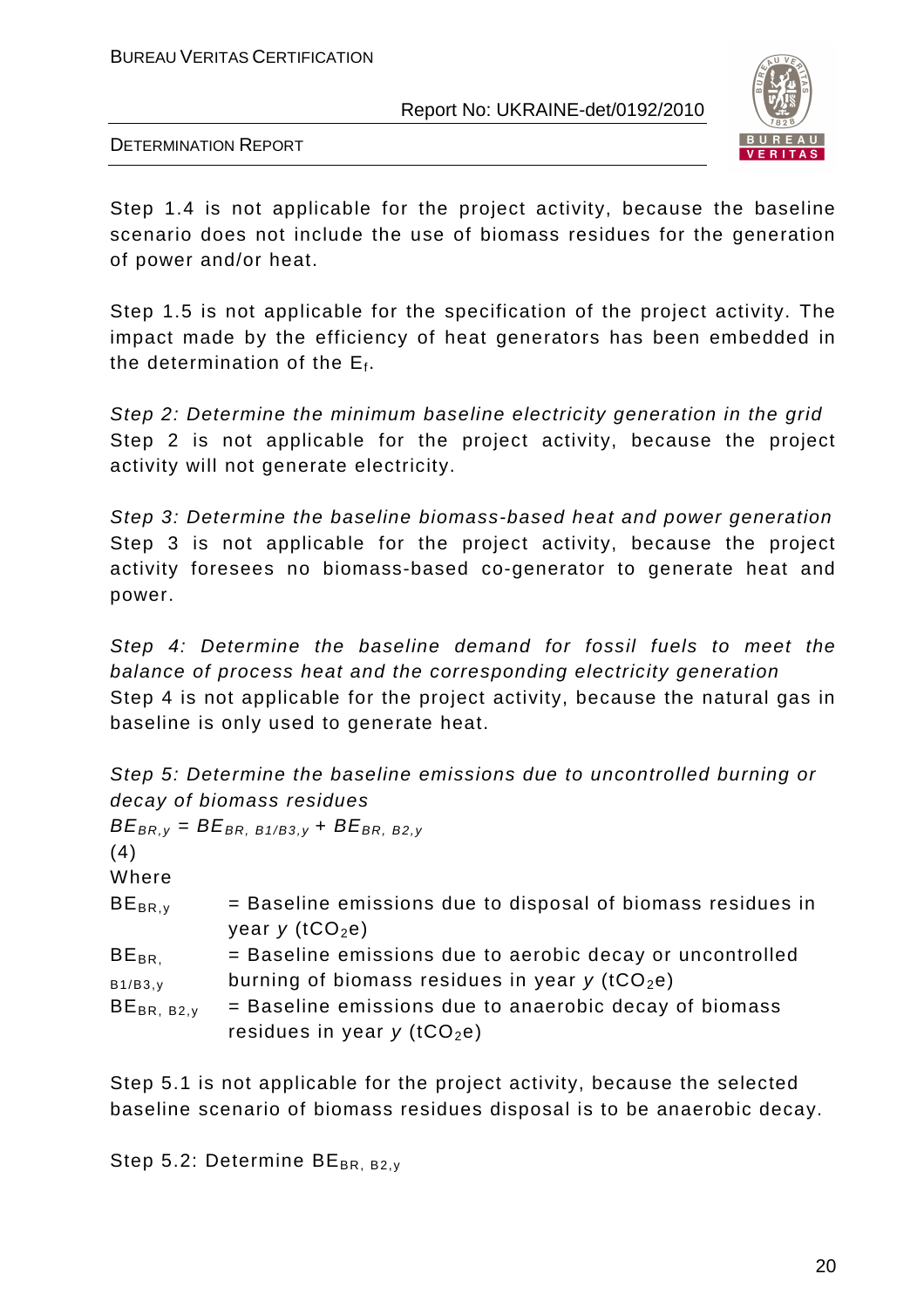Step 1.4 is not applicable for the project activity, because the baseline scenario does not include the use of biomass residues for the generation of power and/or heat.

Step 1.5 is not applicable for the specification of the project activity. The impact made by the efficiency of heat generators has been embedded in the determination of the $E_f$.

*Step 2: Determine the minimum baseline electricity generation in the grid*
Step 2 is not applicable for the project activity, because the project activity will not generate electricity.

*Step 3: Determine the baseline biomass-based heat and power generation*
Step 3 is not applicable for the project activity, because the project activity foresees no biomass-based co-generator to generate heat and power.

*Step 4: Determine the baseline demand for fossil fuels to meet the balance of process heat and the corresponding electricity generation*
Step 4 is not applicable for the project activity, because the natural gas in baseline is only used to generate heat.

*Step 5: Determine the baseline emissions due to uncontrolled burning or decay of biomass residues*

$$BE_{BR,y} = BE_{BR,\ B1/B3,y} + BE_{BR,\ B2,y}$$

(4)

Where

| | |
|---|---|
| $BE_{BR,y}$ | = Baseline emissions due to disposal of biomass residues in year *y* ($tCO_2e$) |
| $BE_{BR,\ B1/B3,y}$ | = Baseline emissions due to aerobic decay or uncontrolled burning of biomass residues in year *y* ($tCO_2e$) |
| $BE_{BR,\ B2,y}$ | = Baseline emissions due to anaerobic decay of biomass residues in year *y* ($tCO_2e$) |

Step 5.1 is not applicable for the project activity, because the selected baseline scenario of biomass residues disposal is to be anaerobic decay.

Step 5.2: Determine $BE_{BR,\ B2,y}$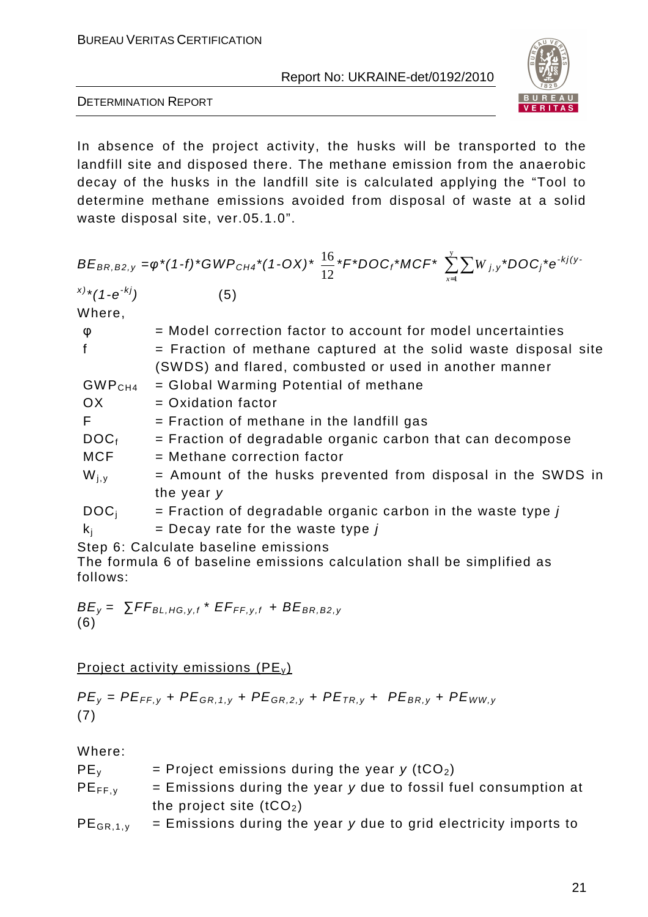In absence of the project activity, the husks will be transported to the landfill site and disposed there. The methane emission from the anaerobic decay of the husks in the landfill site is calculated applying the "Tool to determine methane emissions avoided from disposal of waste at a solid waste disposal site, ver.05.1.0".

$$BE_{BR,B2,y} = \varphi * (1-f) * GWP_{CH4} * (1-OX) * \frac{16}{12} * F * DOC_f * MCF * \sum_{x=1}^{y} \sum W_{j,y} * DOC_j * e^{-kj(y-x)} * (1-e^{-kj}) \qquad (5)$$

Where,

| | |
|---|---|
| $\varphi$ | = Model correction factor to account for model uncertainties |
| f | = Fraction of methane captured at the solid waste disposal site (SWDS) and flared, combusted or used in another manner |
| $GWP_{CH4}$ | = Global Warming Potential of methane |
| OX | = Oxidation factor |
| F | = Fraction of methane in the landfill gas |
| $DOC_f$ | = Fraction of degradable organic carbon that can decompose |
| MCF | = Methane correction factor |
| $W_{j,y}$ | = Amount of the husks prevented from disposal in the SWDS in the year *y* |
| $DOC_j$ | = Fraction of degradable organic carbon in the waste type *j* |
| $k_j$ | = Decay rate for the waste type *j* |

Step 6: Calculate baseline emissions

The formula 6 of baseline emissions calculation shall be simplified as follows:

$$BE_y = \sum FF_{BL,HG,y,f} * EF_{FF,y,f} + BE_{BR,B2,y} \qquad (6)$$

<u>Project activity emissions ($PE_y$)</u>

$$PE_y = PE_{FF,y} + PE_{GR,1,y} + PE_{GR,2,y} + PE_{TR,y} + PE_{BR,y} + PE_{WW,y} \qquad (7)$$

Where:

| | |
|---|---|
| $PE_y$ | = Project emissions during the year *y* ($tCO_2$) |
| $PE_{FF,y}$ | = Emissions during the year *y* due to fossil fuel consumption at the project site ($tCO_2$) |
| $PE_{GR,1,y}$ | = Emissions during the year *y* due to grid electricity imports to |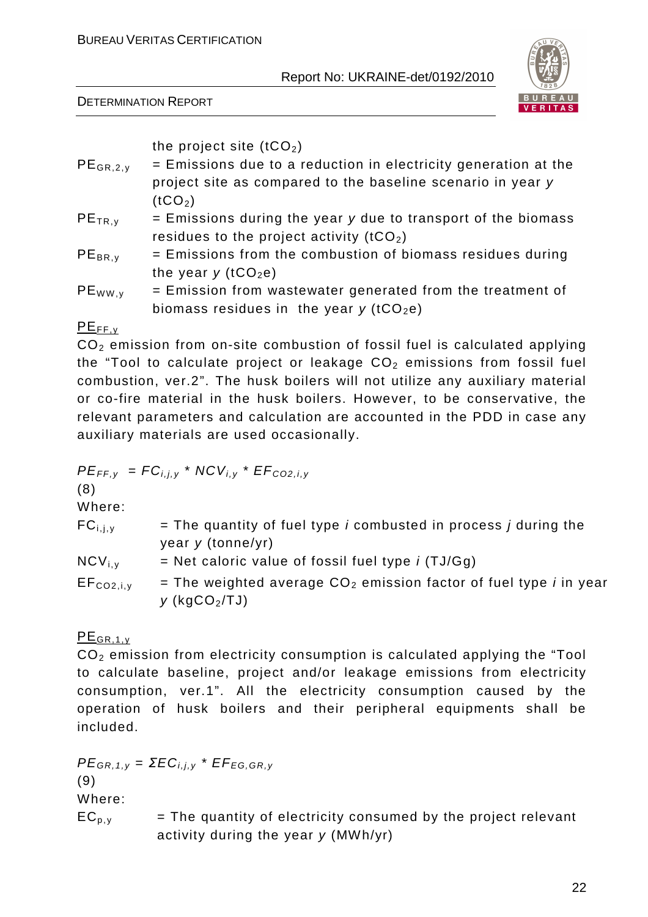the project site ($tCO_2$)

$PE_{GR,2,y}$ = Emissions due to a reduction in electricity generation at the project site as compared to the baseline scenario in year *y* ($tCO_2$)

$PE_{TR,y}$ = Emissions during the year *y* due to transport of the biomass residues to the project activity ($tCO_2$)

$PE_{BR,y}$ = Emissions from the combustion of biomass residues during the year *y* ($tCO_2e$)

$PE_{WW,y}$ = Emission from wastewater generated from the treatment of biomass residues in the year *y* ($tCO_2e$)

<u>$PE_{FF,y}$</u>

$CO_2$ emission from on-site combustion of fossil fuel is calculated applying the "Tool to calculate project or leakage $CO_2$ emissions from fossil fuel combustion, ver.2". The husk boilers will not utilize any auxiliary material or co-fire material in the husk boilers. However, to be conservative, the relevant parameters and calculation are accounted in the PDD in case any auxiliary materials are used occasionally.

$$PE_{FF,y} = FC_{i,j,y} * NCV_{i,y} * EF_{CO2,i,y}$$

(8)

Where:

$FC_{i,j,y}$ = The quantity of fuel type *i* combusted in process *j* during the year *y* (tonne/yr)

$NCV_{i,y}$ = Net caloric value of fossil fuel type *i* (TJ/Gg)

$EF_{CO2,i,y}$ = The weighted average $CO_2$ emission factor of fuel type *i* in year *y* ($kgCO_2$/TJ)

<u>$PE_{GR,1,y}$</u>

$CO_2$ emission from electricity consumption is calculated applying the "Tool to calculate baseline, project and/or leakage emissions from electricity consumption, ver.1". All the electricity consumption caused by the operation of husk boilers and their peripheral equipments shall be included.

$$PE_{GR,1,y} = \Sigma EC_{i,j,y} * EF_{EG,GR,y}$$

(9)

Where:

$EC_{p,y}$ = The quantity of electricity consumed by the project relevant activity during the year *y* (MWh/yr)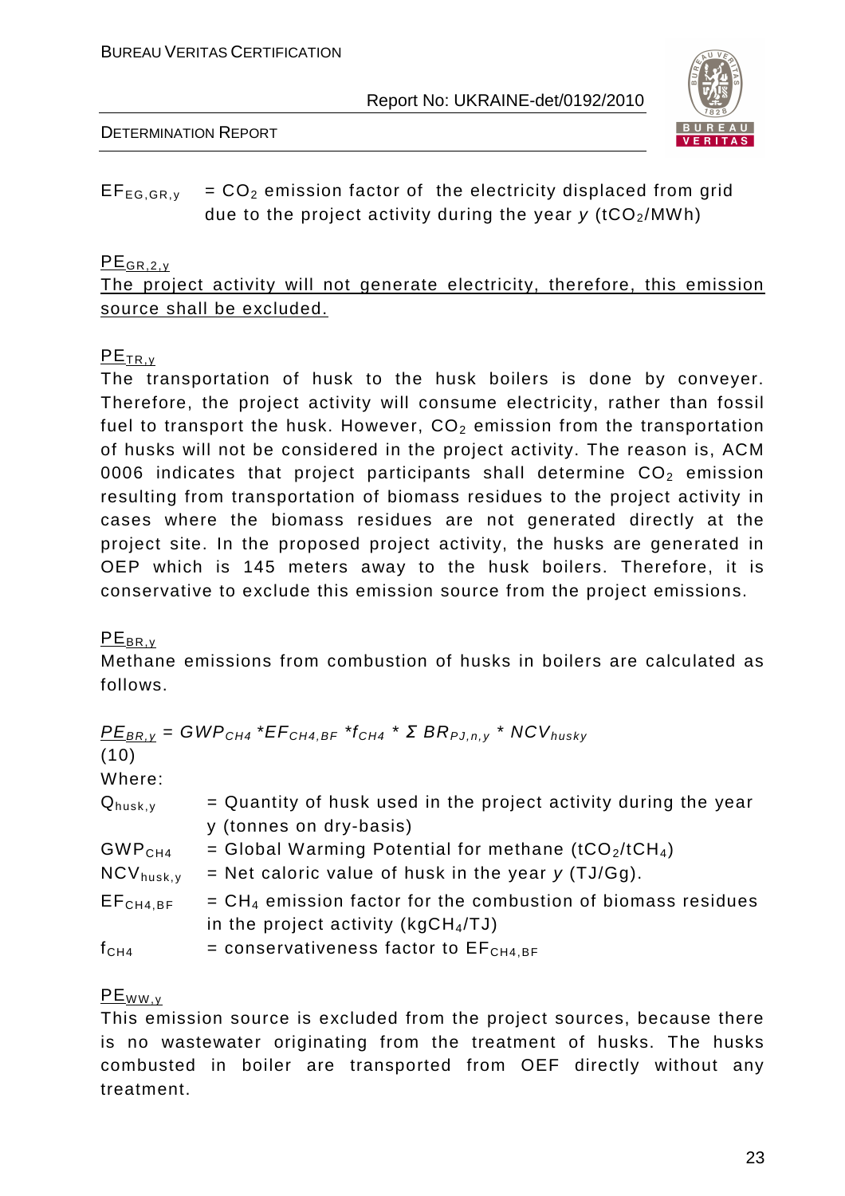$EF_{EG,GR,y}$ = $CO_2$ emission factor of the electricity displaced from grid due to the project activity during the year *y* ($tCO_2/MWh$)

<u>$PE_{GR,2,y}$</u>

<u>The project activity will not generate electricity, therefore, this emission source shall be excluded.</u>

<u>$PE_{TR,y}$</u>

The transportation of husk to the husk boilers is done by conveyer. Therefore, the project activity will consume electricity, rather than fossil fuel to transport the husk. However, $CO_2$ emission from the transportation of husks will not be considered in the project activity. The reason is, ACM 0006 indicates that project participants shall determine $CO_2$ emission resulting from transportation of biomass residues to the project activity in cases where the biomass residues are not generated directly at the project site. In the proposed project activity, the husks are generated in OEP which is 145 meters away to the husk boilers. Therefore, it is conservative to exclude this emission source from the project emissions.

<u>$PE_{BR,y}$</u>

Methane emissions from combustion of husks in boilers are calculated as follows.

$$\underline{PE_{BR,y}} = GWP_{CH4} * EF_{CH4,BF} * f_{CH4} * \Sigma\, BR_{PJ,n,y} * NCV_{husky}$$

(10)

Where:

| | |
|---|---|
| $Q_{husk,y}$ | = Quantity of husk used in the project activity during the year y (tonnes on dry-basis) |
| $GWP_{CH4}$ | = Global Warming Potential for methane ($tCO_2/tCH_4$) |
| $NCV_{husk,y}$ | = Net caloric value of husk in the year *y* (TJ/Gg). |
| $EF_{CH4,BF}$ | = $CH_4$ emission factor for the combustion of biomass residues in the project activity ($kgCH_4/TJ$) |
| $f_{CH4}$ | = conservativeness factor to $EF_{CH4,BF}$ |

<u>$PE_{WW,y}$</u>

This emission source is excluded from the project sources, because there is no wastewater originating from the treatment of husks. The husks combusted in boiler are transported from OEF directly without any treatment.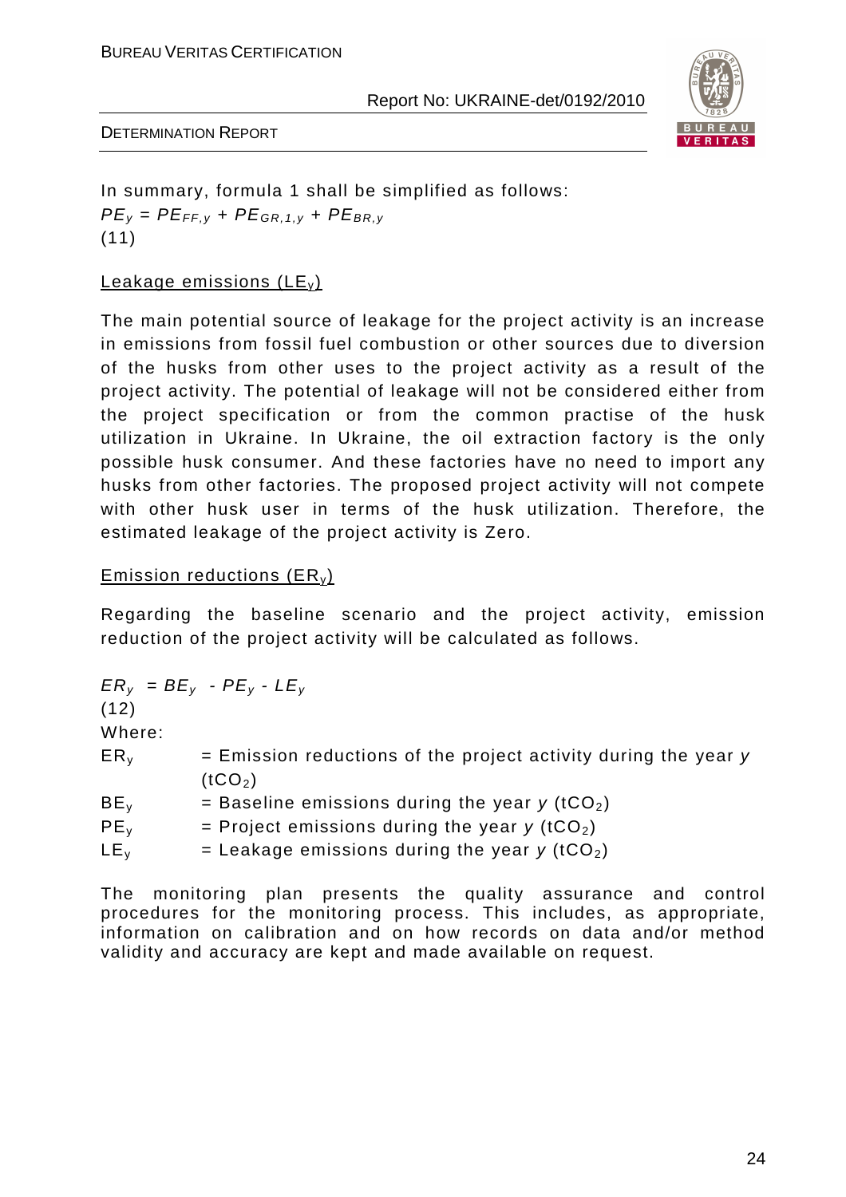In summary, formula 1 shall be simplified as follows:

$$PE_y = PE_{FF,y} + PE_{GR,1,y} + PE_{BR,y}$$

(11)

Leakage emissions ($LE_y$)

The main potential source of leakage for the project activity is an increase in emissions from fossil fuel combustion or other sources due to diversion of the husks from other uses to the project activity as a result of the project activity. The potential of leakage will not be considered either from the project specification or from the common practise of the husk utilization in Ukraine. In Ukraine, the oil extraction factory is the only possible husk consumer. And these factories have no need to import any husks from other factories. The proposed project activity will not compete with other husk user in terms of the husk utilization. Therefore, the estimated leakage of the project activity is Zero.

Emission reductions ($ER_y$)

Regarding the baseline scenario and the project activity, emission reduction of the project activity will be calculated as follows.

$$ER_y = BE_y - PE_y - LE_y$$

(12)

Where:

$ER_y$ = Emission reductions of the project activity during the year $y$ ($tCO_2$)

$BE_y$ = Baseline emissions during the year $y$ ($tCO_2$)

$PE_y$ = Project emissions during the year $y$ ($tCO_2$)

$LE_y$ = Leakage emissions during the year $y$ ($tCO_2$)

The monitoring plan presents the quality assurance and control procedures for the monitoring process. This includes, as appropriate, information on calibration and on how records on data and/or method validity and accuracy are kept and made available on request.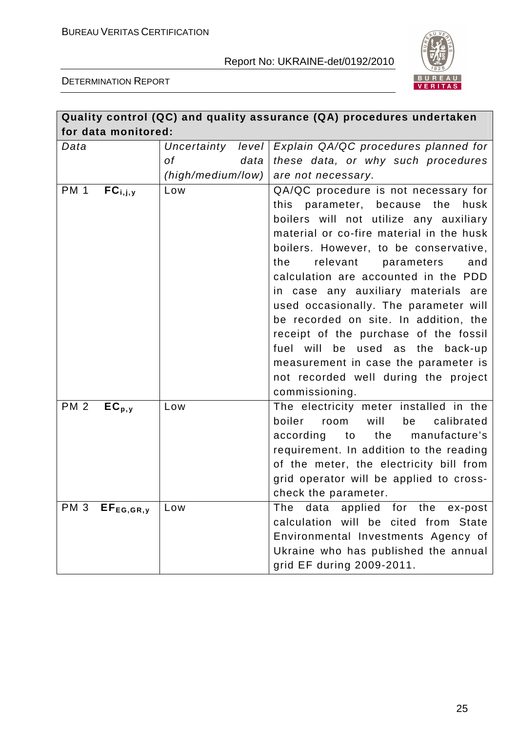| **Quality control (QC) and quality assurance (QA) procedures undertaken for data monitored:** | | |
|---|---|---|
| *Data* | *Uncertainty level of data (high/medium/low)* | *Explain QA/QC procedures planned for these data, or why such procedures are not necessary.* |
| PM 1 $\mathbf{FC_{i,j,y}}$ | Low | QA/QC procedure is not necessary for this parameter, because the husk boilers will not utilize any auxiliary material or co-fire material in the husk boilers. However, to be conservative, the relevant parameters and calculation are accounted in the PDD in case any auxiliary materials are used occasionally. The parameter will be recorded on site. In addition, the receipt of the purchase of the fossil fuel will be used as the back-up measurement in case the parameter is not recorded well during the project commissioning. |
| PM 2 $\mathbf{EC_{p,y}}$ | Low | The electricity meter installed in the boiler room will be calibrated according to the manufacture's requirement. In addition to the reading of the meter, the electricity bill from grid operator will be applied to cross-check the parameter. |
| PM 3 $\mathbf{EF_{EG,GR,y}}$ | Low | The data applied for the ex-post calculation will be cited from State Environmental Investments Agency of Ukraine who has published the annual grid EF during 2009-2011. |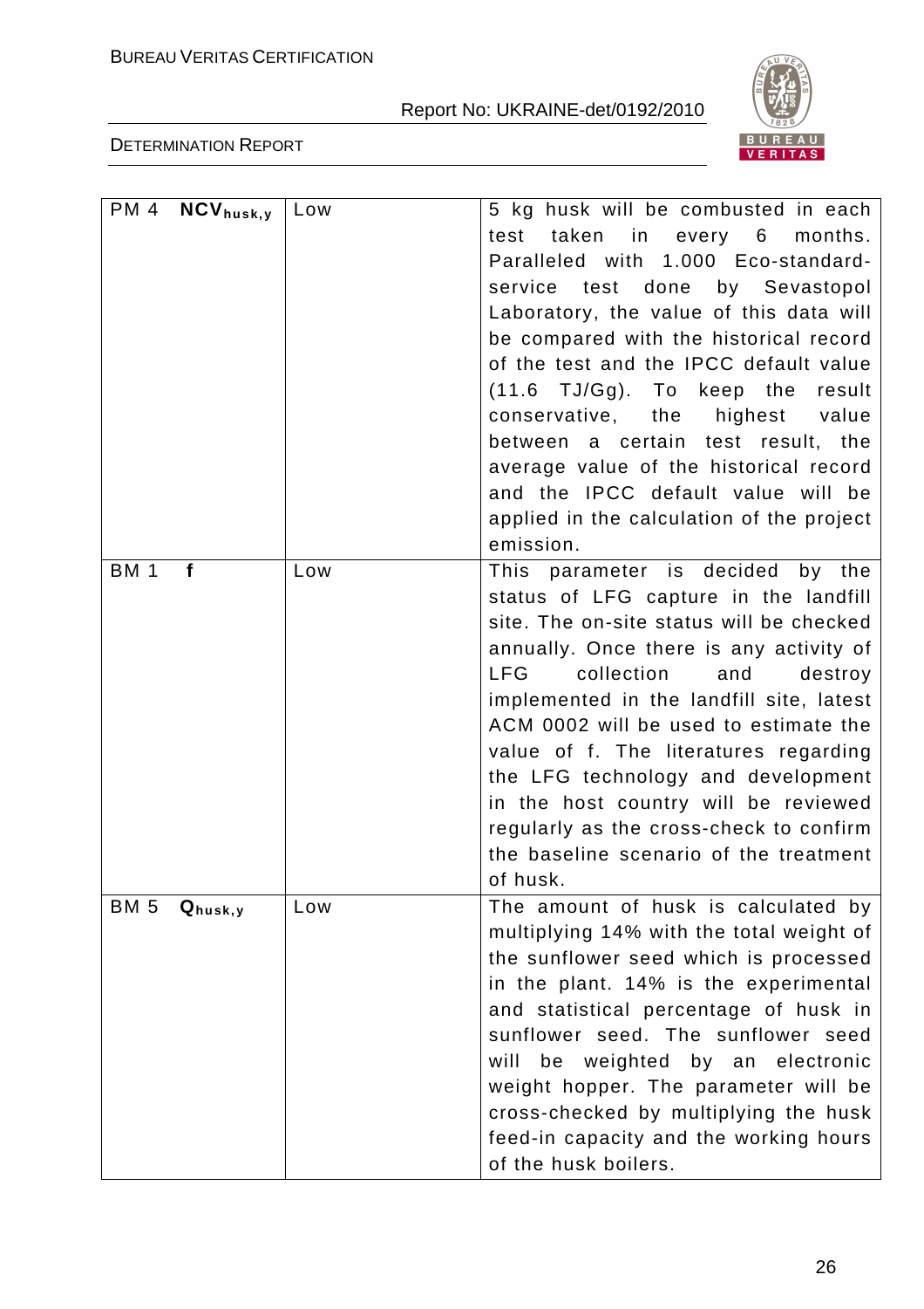| | | |
|---|---|---|
| PM 4 $\textbf{NCV}_{husk,y}$ | Low | 5 kg husk will be combusted in each test taken in every 6 months. Paralleled with 1.000 Eco-standard-service test done by Sevastopol Laboratory, the value of this data will be compared with the historical record of the test and the IPCC default value (11.6 TJ/Gg). To keep the result conservative, the highest value between a certain test result, the average value of the historical record and the IPCC default value will be applied in the calculation of the project emission. |
| BM 1 **f** | Low | This parameter is decided by the status of LFG capture in the landfill site. The on-site status will be checked annually. Once there is any activity of LFG collection and destroy implemented in the landfill site, latest ACM 0002 will be used to estimate the value of f. The literatures regarding the LFG technology and development in the host country will be reviewed regularly as the cross-check to confirm the baseline scenario of the treatment of husk. |
| BM 5 $\textbf{Q}_{husk,y}$ | Low | The amount of husk is calculated by multiplying 14% with the total weight of the sunflower seed which is processed in the plant. 14% is the experimental and statistical percentage of husk in sunflower seed. The sunflower seed will be weighted by an electronic weight hopper. The parameter will be cross-checked by multiplying the husk feed-in capacity and the working hours of the husk boilers. |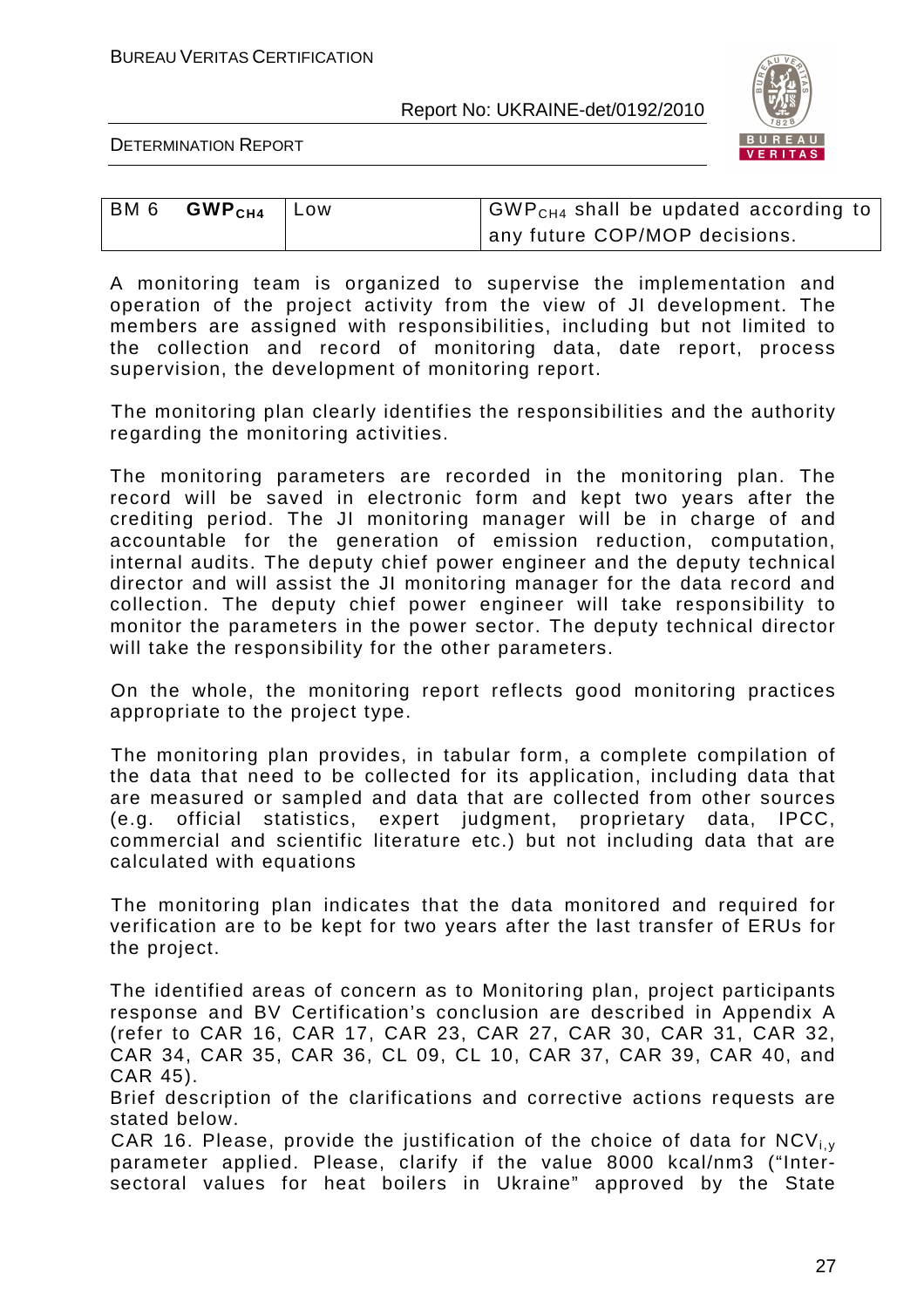| BM 6 | $GWP_{CH4}$ | Low | $GWP_{CH4}$ shall be updated according to any future COP/MOP decisions. |
|---|---|---|---|

A monitoring team is organized to supervise the implementation and operation of the project activity from the view of JI development. The members are assigned with responsibilities, including but not limited to the collection and record of monitoring data, date report, process supervision, the development of monitoring report.

The monitoring plan clearly identifies the responsibilities and the authority regarding the monitoring activities.

The monitoring parameters are recorded in the monitoring plan. The record will be saved in electronic form and kept two years after the crediting period. The JI monitoring manager will be in charge of and accountable for the generation of emission reduction, computation, internal audits. The deputy chief power engineer and the deputy technical director and will assist the JI monitoring manager for the data record and collection. The deputy chief power engineer will take responsibility to monitor the parameters in the power sector. The deputy technical director will take the responsibility for the other parameters.

On the whole, the monitoring report reflects good monitoring practices appropriate to the project type.

The monitoring plan provides, in tabular form, a complete compilation of the data that need to be collected for its application, including data that are measured or sampled and data that are collected from other sources (e.g. official statistics, expert judgment, proprietary data, IPCC, commercial and scientific literature etc.) but not including data that are calculated with equations

The monitoring plan indicates that the data monitored and required for verification are to be kept for two years after the last transfer of ERUs for the project.

The identified areas of concern as to Monitoring plan, project participants response and BV Certification's conclusion are described in Appendix A (refer to CAR 16, CAR 17, CAR 23, CAR 27, CAR 30, CAR 31, CAR 32, CAR 34, CAR 35, CAR 36, CL 09, CL 10, CAR 37, CAR 39, CAR 40, and CAR 45).

Brief description of the clarifications and corrective actions requests are stated below.

CAR 16. Please, provide the justification of the choice of data for $NCV_{i,y}$ parameter applied. Please, clarify if the value 8000 kcal/nm3 ("Inter-sectoral values for heat boilers in Ukraine" approved by the State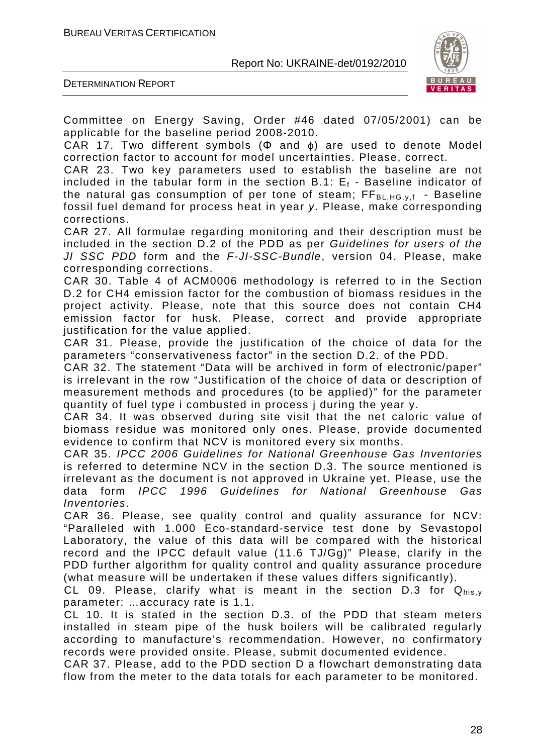Committee on Energy Saving, Order #46 dated 07/05/2001) can be applicable for the baseline period 2008-2010.

CAR 17. Two different symbols (Φ and ϕ) are used to denote Model correction factor to account for model uncertainties. Please, correct.

CAR 23. Two key parameters used to establish the baseline are not included in the tabular form in the section B.1: $E_f$ - Baseline indicator of the natural gas consumption of per tone of steam; $FF_{BL,HG,y,f}$ - Baseline fossil fuel demand for process heat in year *y*. Please, make corresponding corrections.

CAR 27. All formulae regarding monitoring and their description must be included in the section D.2 of the PDD as per *Guidelines for users of the JI SSC PDD* form and the *F-JI-SSC-Bundle*, version 04. Please, make corresponding corrections.

CAR 30. Table 4 of ACM0006 methodology is referred to in the Section D.2 for CH4 emission factor for the combustion of biomass residues in the project activity. Please, note that this source does not contain CH4 emission factor for husk. Please, correct and provide appropriate justification for the value applied.

CAR 31. Please, provide the justification of the choice of data for the parameters "conservativeness factor" in the section D.2. of the PDD.

CAR 32. The statement "Data will be archived in form of electronic/paper" is irrelevant in the row "Justification of the choice of data or description of measurement methods and procedures (to be applied)" for the parameter quantity of fuel type i combusted in process j during the year y.

CAR 34. It was observed during site visit that the net caloric value of biomass residue was monitored only ones. Please, provide documented evidence to confirm that NCV is monitored every six months.

CAR 35. *IPCC 2006 Guidelines for National Greenhouse Gas Inventories* is referred to determine NCV in the section D.3. The source mentioned is irrelevant as the document is not approved in Ukraine yet. Please, use the data form *IPCC 1996 Guidelines for National Greenhouse Gas Inventories*.

CAR 36. Please, see quality control and quality assurance for NCV: "Paralleled with 1.000 Eco-standard-service test done by Sevastopol Laboratory, the value of this data will be compared with the historical record and the IPCC default value (11.6 TJ/Gg)" Please, clarify in the PDD further algorithm for quality control and quality assurance procedure (what measure will be undertaken if these values differs significantly).

CL 09. Please, clarify what is meant in the section D.3 for $Q_{his,y}$ parameter: …accuracy rate is 1.1.

CL 10. It is stated in the section D.3. of the PDD that steam meters installed in steam pipe of the husk boilers will be calibrated regularly according to manufacture's recommendation. However, no confirmatory records were provided onsite. Please, submit documented evidence.

CAR 37. Please, add to the PDD section D a flowchart demonstrating data flow from the meter to the data totals for each parameter to be monitored.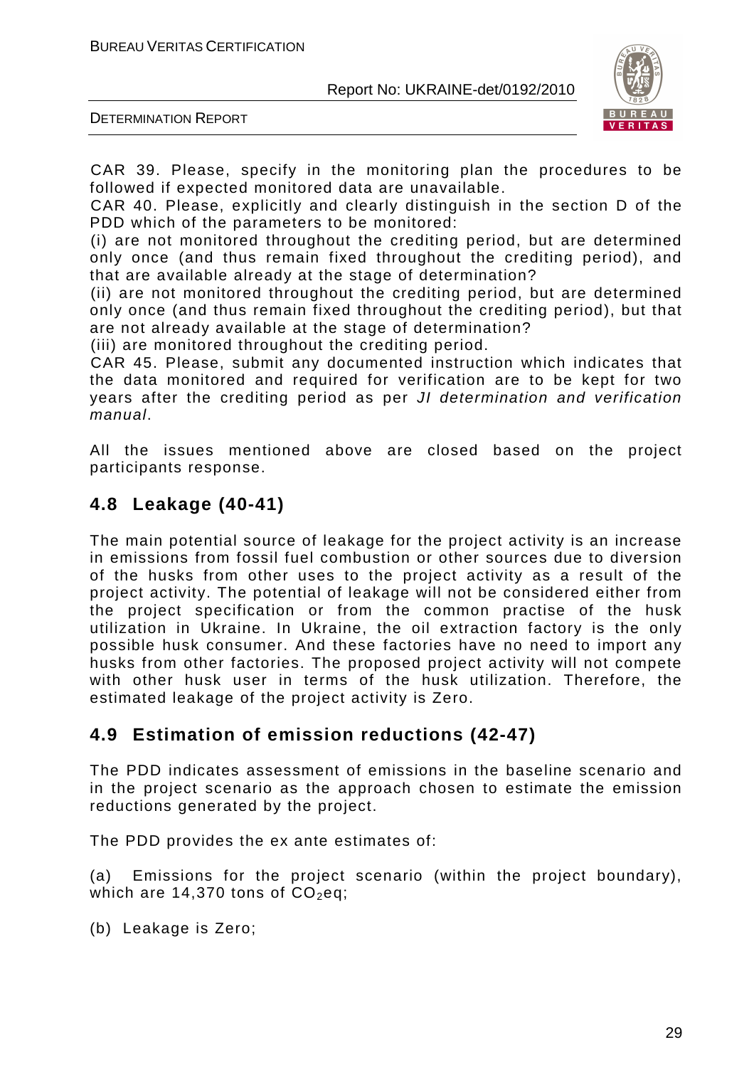CAR 39. Please, specify in the monitoring plan the procedures to be followed if expected monitored data are unavailable.

CAR 40. Please, explicitly and clearly distinguish in the section D of the PDD which of the parameters to be monitored:

(i) are not monitored throughout the crediting period, but are determined only once (and thus remain fixed throughout the crediting period), and that are available already at the stage of determination?

(ii) are not monitored throughout the crediting period, but are determined only once (and thus remain fixed throughout the crediting period), but that are not already available at the stage of determination?

(iii) are monitored throughout the crediting period.

CAR 45. Please, submit any documented instruction which indicates that the data monitored and required for verification are to be kept for two years after the crediting period as per *JI determination and verification manual*.

All the issues mentioned above are closed based on the project participants response.

## 4.8 Leakage (40-41)

The main potential source of leakage for the project activity is an increase in emissions from fossil fuel combustion or other sources due to diversion of the husks from other uses to the project activity as a result of the project activity. The potential of leakage will not be considered either from the project specification or from the common practise of the husk utilization in Ukraine. In Ukraine, the oil extraction factory is the only possible husk consumer. And these factories have no need to import any husks from other factories. The proposed project activity will not compete with other husk user in terms of the husk utilization. Therefore, the estimated leakage of the project activity is Zero.

## 4.9 Estimation of emission reductions (42-47)

The PDD indicates assessment of emissions in the baseline scenario and in the project scenario as the approach chosen to estimate the emission reductions generated by the project.

The PDD provides the ex ante estimates of:

(a) Emissions for the project scenario (within the project boundary), which are 14,370 tons of $CO_2$eq;

(b) Leakage is Zero;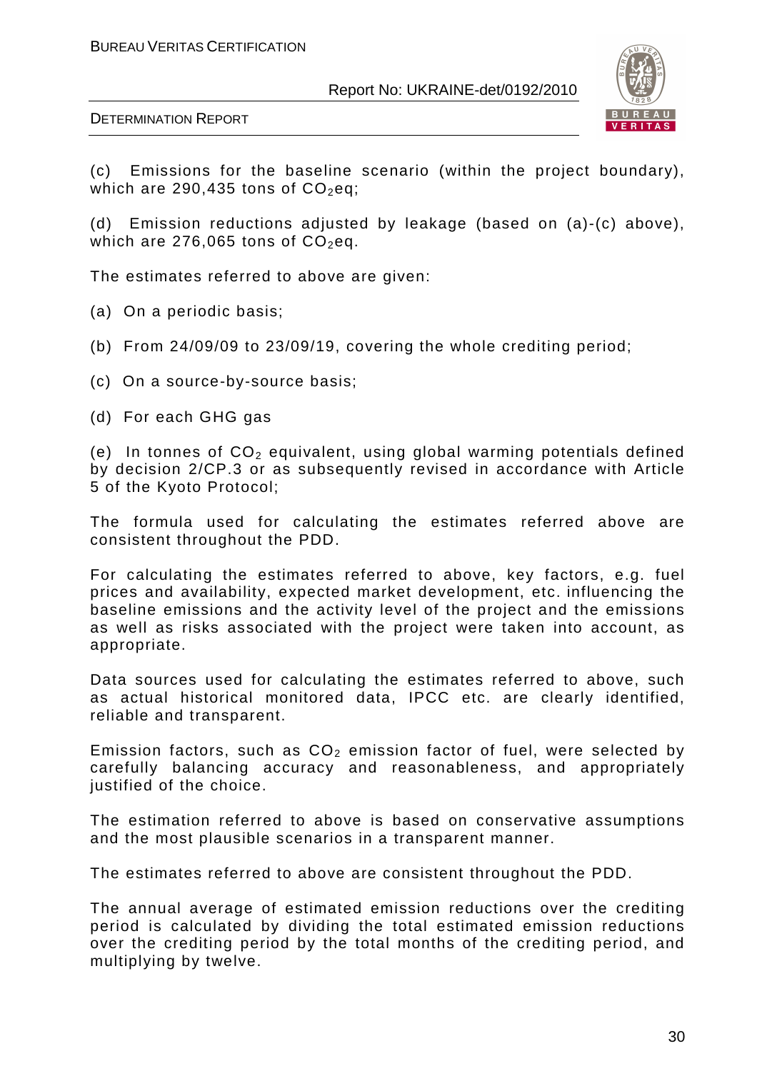(c) Emissions for the baseline scenario (within the project boundary), which are 290,435 tons of $CO_2$eq;

(d) Emission reductions adjusted by leakage (based on (a)-(c) above), which are 276,065 tons of $CO_2$eq.

The estimates referred to above are given:

(a) On a periodic basis;

(b) From 24/09/09 to 23/09/19, covering the whole crediting period;

(c) On a source-by-source basis;

(d) For each GHG gas

(e) In tonnes of $CO_2$ equivalent, using global warming potentials defined by decision 2/CP.3 or as subsequently revised in accordance with Article 5 of the Kyoto Protocol;

The formula used for calculating the estimates referred above are consistent throughout the PDD.

For calculating the estimates referred to above, key factors, e.g. fuel prices and availability, expected market development, etc. influencing the baseline emissions and the activity level of the project and the emissions as well as risks associated with the project were taken into account, as appropriate.

Data sources used for calculating the estimates referred to above, such as actual historical monitored data, IPCC etc. are clearly identified, reliable and transparent.

Emission factors, such as $CO_2$ emission factor of fuel, were selected by carefully balancing accuracy and reasonableness, and appropriately justified of the choice.

The estimation referred to above is based on conservative assumptions and the most plausible scenarios in a transparent manner.

The estimates referred to above are consistent throughout the PDD.

The annual average of estimated emission reductions over the crediting period is calculated by dividing the total estimated emission reductions over the crediting period by the total months of the crediting period, and multiplying by twelve.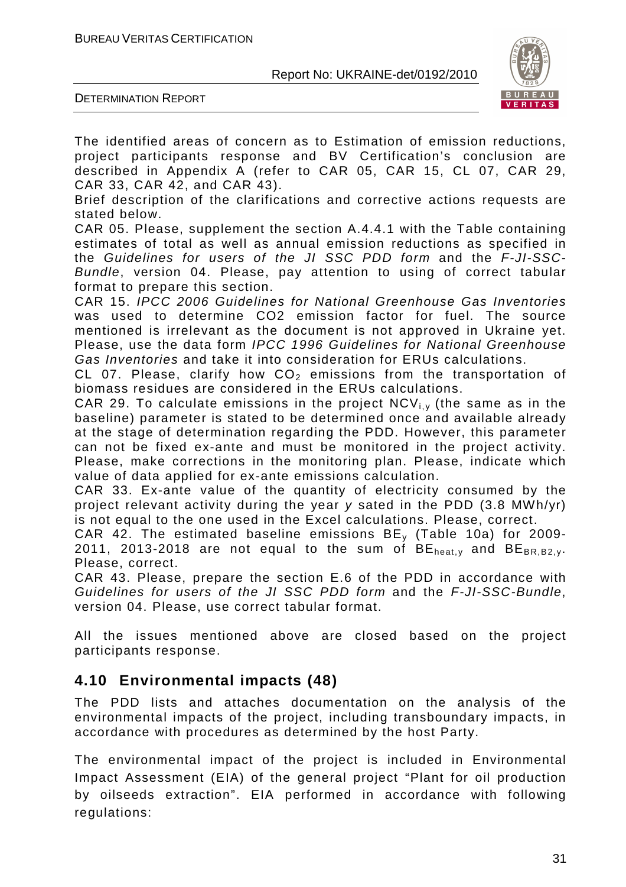The identified areas of concern as to Estimation of emission reductions, project participants response and BV Certification's conclusion are described in Appendix A (refer to CAR 05, CAR 15, CL 07, CAR 29, CAR 33, CAR 42, and CAR 43).

Brief description of the clarifications and corrective actions requests are stated below.

CAR 05. Please, supplement the section A.4.4.1 with the Table containing estimates of total as well as annual emission reductions as specified in the *Guidelines for users of the JI SSC PDD form* and the *F-JI-SSC-Bundle*, version 04. Please, pay attention to using of correct tabular format to prepare this section.

CAR 15. *IPCC 2006 Guidelines for National Greenhouse Gas Inventories* was used to determine CO2 emission factor for fuel. The source mentioned is irrelevant as the document is not approved in Ukraine yet. Please, use the data form *IPCC 1996 Guidelines for National Greenhouse Gas Inventories* and take it into consideration for ERUs calculations.

CL 07. Please, clarify how $CO_2$ emissions from the transportation of biomass residues are considered in the ERUs calculations.

CAR 29. To calculate emissions in the project $NCV_{i,y}$ (the same as in the baseline) parameter is stated to be determined once and available already at the stage of determination regarding the PDD. However, this parameter can not be fixed ex-ante and must be monitored in the project activity. Please, make corrections in the monitoring plan. Please, indicate which value of data applied for ex-ante emissions calculation.

CAR 33. Ex-ante value of the quantity of electricity consumed by the project relevant activity during the year *y* sated in the PDD (3.8 MWh/yr) is not equal to the one used in the Excel calculations. Please, correct.

CAR 42. The estimated baseline emissions $BE_y$ (Table 10a) for 2009-2011, 2013-2018 are not equal to the sum of $BE_{heat,y}$ and $BE_{BR,B2,y}$. Please, correct.

CAR 43. Please, prepare the section E.6 of the PDD in accordance with *Guidelines for users of the JI SSC PDD form* and the *F-JI-SSC-Bundle*, version 04. Please, use correct tabular format.

All the issues mentioned above are closed based on the project participants response.

## 4.10 Environmental impacts (48)

The PDD lists and attaches documentation on the analysis of the environmental impacts of the project, including transboundary impacts, in accordance with procedures as determined by the host Party.

The environmental impact of the project is included in Environmental Impact Assessment (EIA) of the general project "Plant for oil production by oilseeds extraction". EIA performed in accordance with following regulations: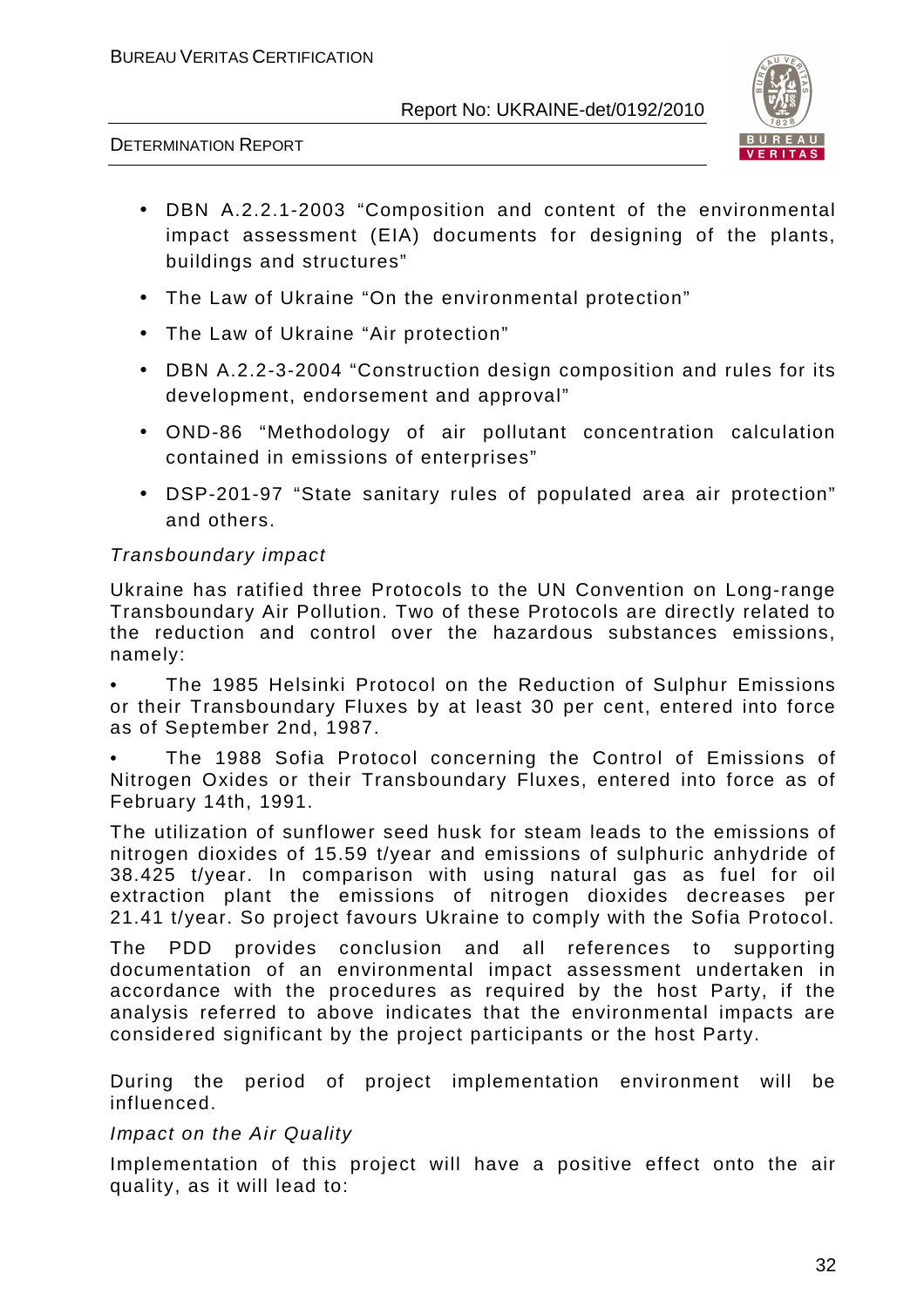- DBN A.2.2.1-2003 "Composition and content of the environmental impact assessment (EIA) documents for designing of the plants, buildings and structures"
- The Law of Ukraine "On the environmental protection"
- The Law of Ukraine "Air protection"
- DBN A.2.2-3-2004 "Construction design composition and rules for its development, endorsement and approval"
- OND-86 "Methodology of air pollutant concentration calculation contained in emissions of enterprises"
- DSP-201-97 "State sanitary rules of populated area air protection" and others.

*Transboundary impact*

Ukraine has ratified three Protocols to the UN Convention on Long-range Transboundary Air Pollution. Two of these Protocols are directly related to the reduction and control over the hazardous substances emissions, namely:

• The 1985 Helsinki Protocol on the Reduction of Sulphur Emissions or their Transboundary Fluxes by at least 30 per cent, entered into force as of September 2nd, 1987.

• The 1988 Sofia Protocol concerning the Control of Emissions of Nitrogen Oxides or their Transboundary Fluxes, entered into force as of February 14th, 1991.

The utilization of sunflower seed husk for steam leads to the emissions of nitrogen dioxides of 15.59 t/year and emissions of sulphuric anhydride of 38.425 t/year. In comparison with using natural gas as fuel for oil extraction plant the emissions of nitrogen dioxides decreases per 21.41 t/year. So project favours Ukraine to comply with the Sofia Protocol.

The PDD provides conclusion and all references to supporting documentation of an environmental impact assessment undertaken in accordance with the procedures as required by the host Party, if the analysis referred to above indicates that the environmental impacts are considered significant by the project participants or the host Party.

During the period of project implementation environment will be influenced.

*Impact on the Air Quality*

Implementation of this project will have a positive effect onto the air quality, as it will lead to: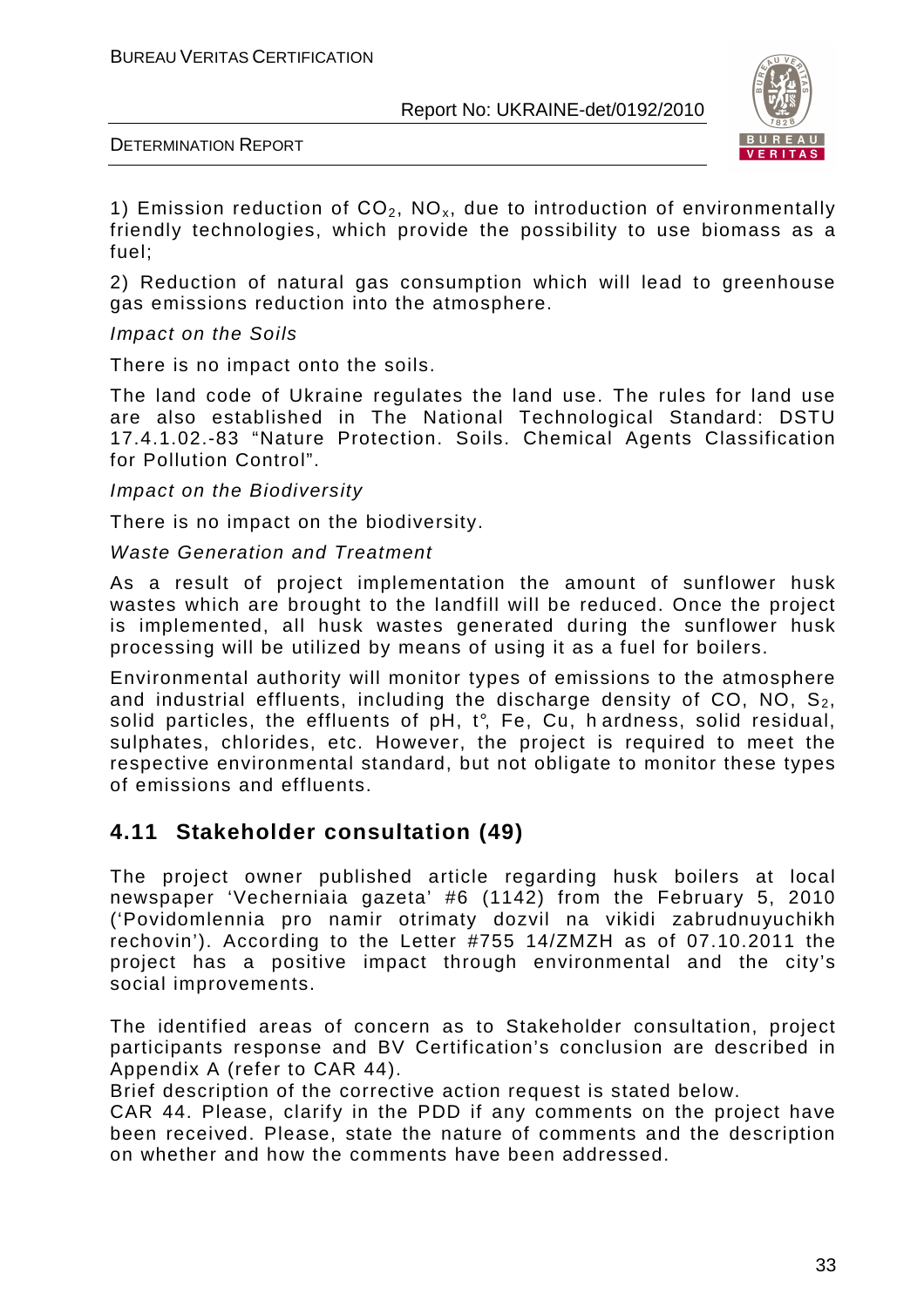1) Emission reduction of $CO_2$, $NO_x$, due to introduction of environmentally friendly technologies, which provide the possibility to use biomass as a fuel;

2) Reduction of natural gas consumption which will lead to greenhouse gas emissions reduction into the atmosphere.

*Impact on the Soils*

There is no impact onto the soils.

The land code of Ukraine regulates the land use. The rules for land use are also established in The National Technological Standard: DSTU 17.4.1.02.-83 "Nature Protection. Soils. Chemical Agents Classification for Pollution Control".

*Impact on the Biodiversity*

There is no impact on the biodiversity.

*Waste Generation and Treatment*

As a result of project implementation the amount of sunflower husk wastes which are brought to the landfill will be reduced. Once the project is implemented, all husk wastes generated during the sunflower husk processing will be utilized by means of using it as a fuel for boilers.

Environmental authority will monitor types of emissions to the atmosphere and industrial effluents, including the discharge density of CO, NO, $S_2$, solid particles, the effluents of pH, t°, Fe, Cu, h ardness, solid residual, sulphates, chlorides, etc. However, the project is required to meet the respective environmental standard, but not obligate to monitor these types of emissions and effluents.

## 4.11 Stakeholder consultation (49)

The project owner published article regarding husk boilers at local newspaper 'Vecherniaia gazeta' #6 (1142) from the February 5, 2010 ('Povidomlennia pro namir otrimaty dozvil na vikidi zabrudnuyuchikh rechovin'). According to the Letter #755 14/ZMZH as of 07.10.2011 the project has a positive impact through environmental and the city's social improvements.

The identified areas of concern as to Stakeholder consultation, project participants response and BV Certification's conclusion are described in Appendix A (refer to CAR 44).

Brief description of the corrective action request is stated below.

CAR 44. Please, clarify in the PDD if any comments on the project have been received. Please, state the nature of comments and the description on whether and how the comments have been addressed.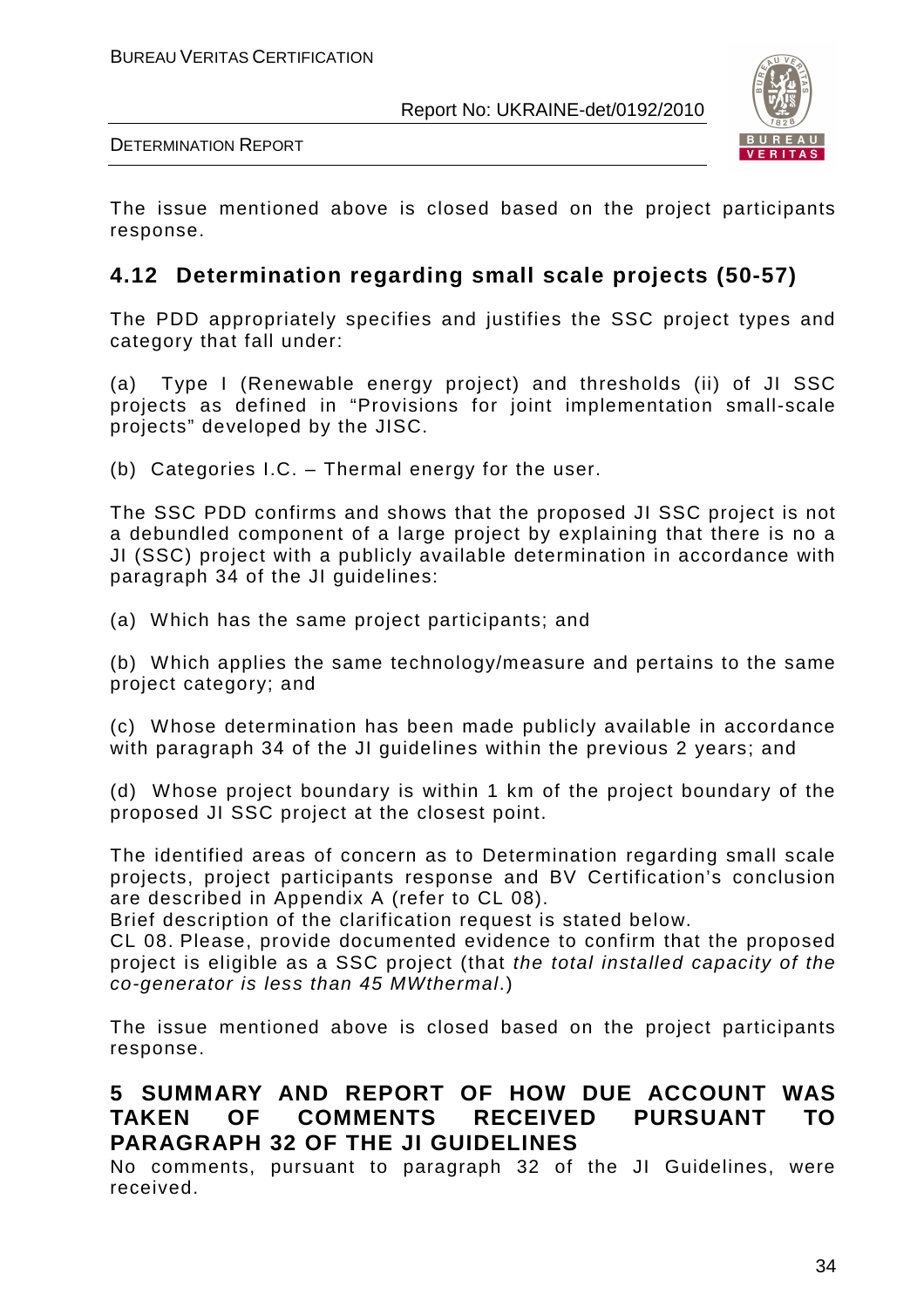The issue mentioned above is closed based on the project participants response.

## 4.12 Determination regarding small scale projects (50-57)

The PDD appropriately specifies and justifies the SSC project types and category that fall under:

(a) Type I (Renewable energy project) and thresholds (ii) of JI SSC projects as defined in "Provisions for joint implementation small-scale projects" developed by the JISC.

(b) Categories I.C. – Thermal energy for the user.

The SSC PDD confirms and shows that the proposed JI SSC project is not a debundled component of a large project by explaining that there is no a JI (SSC) project with a publicly available determination in accordance with paragraph 34 of the JI guidelines:

(a) Which has the same project participants; and

(b) Which applies the same technology/measure and pertains to the same project category; and

(c) Whose determination has been made publicly available in accordance with paragraph 34 of the JI guidelines within the previous 2 years; and

(d) Whose project boundary is within 1 km of the project boundary of the proposed JI SSC project at the closest point.

The identified areas of concern as to Determination regarding small scale projects, project participants response and BV Certification's conclusion are described in Appendix A (refer to CL 08).
Brief description of the clarification request is stated below.
CL 08. Please, provide documented evidence to confirm that the proposed project is eligible as a SSC project (that *the total installed capacity of the co-generator is less than 45 MWthermal*.)

The issue mentioned above is closed based on the project participants response.

# 5 SUMMARY AND REPORT OF HOW DUE ACCOUNT WAS TAKEN OF COMMENTS RECEIVED PURSUANT TO PARAGRAPH 32 OF THE JI GUIDELINES

No comments, pursuant to paragraph 32 of the JI Guidelines, were received.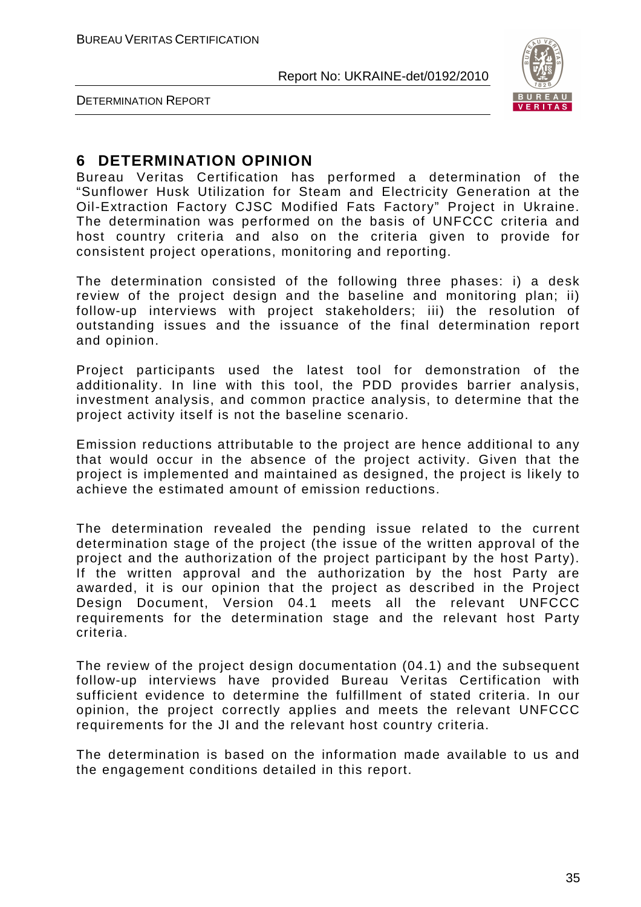# 6 DETERMINATION OPINION

Bureau Veritas Certification has performed a determination of the "Sunflower Husk Utilization for Steam and Electricity Generation at the Oil-Extraction Factory CJSC Modified Fats Factory" Project in Ukraine. The determination was performed on the basis of UNFCCC criteria and host country criteria and also on the criteria given to provide for consistent project operations, monitoring and reporting.

The determination consisted of the following three phases: i) a desk review of the project design and the baseline and monitoring plan; ii) follow-up interviews with project stakeholders; iii) the resolution of outstanding issues and the issuance of the final determination report and opinion.

Project participants used the latest tool for demonstration of the additionality. In line with this tool, the PDD provides barrier analysis, investment analysis, and common practice analysis, to determine that the project activity itself is not the baseline scenario.

Emission reductions attributable to the project are hence additional to any that would occur in the absence of the project activity. Given that the project is implemented and maintained as designed, the project is likely to achieve the estimated amount of emission reductions.

The determination revealed the pending issue related to the current determination stage of the project (the issue of the written approval of the project and the authorization of the project participant by the host Party). If the written approval and the authorization by the host Party are awarded, it is our opinion that the project as described in the Project Design Document, Version 04.1 meets all the relevant UNFCCC requirements for the determination stage and the relevant host Party criteria.

The review of the project design documentation (04.1) and the subsequent follow-up interviews have provided Bureau Veritas Certification with sufficient evidence to determine the fulfillment of stated criteria. In our opinion, the project correctly applies and meets the relevant UNFCCC requirements for the JI and the relevant host country criteria.

The determination is based on the information made available to us and the engagement conditions detailed in this report.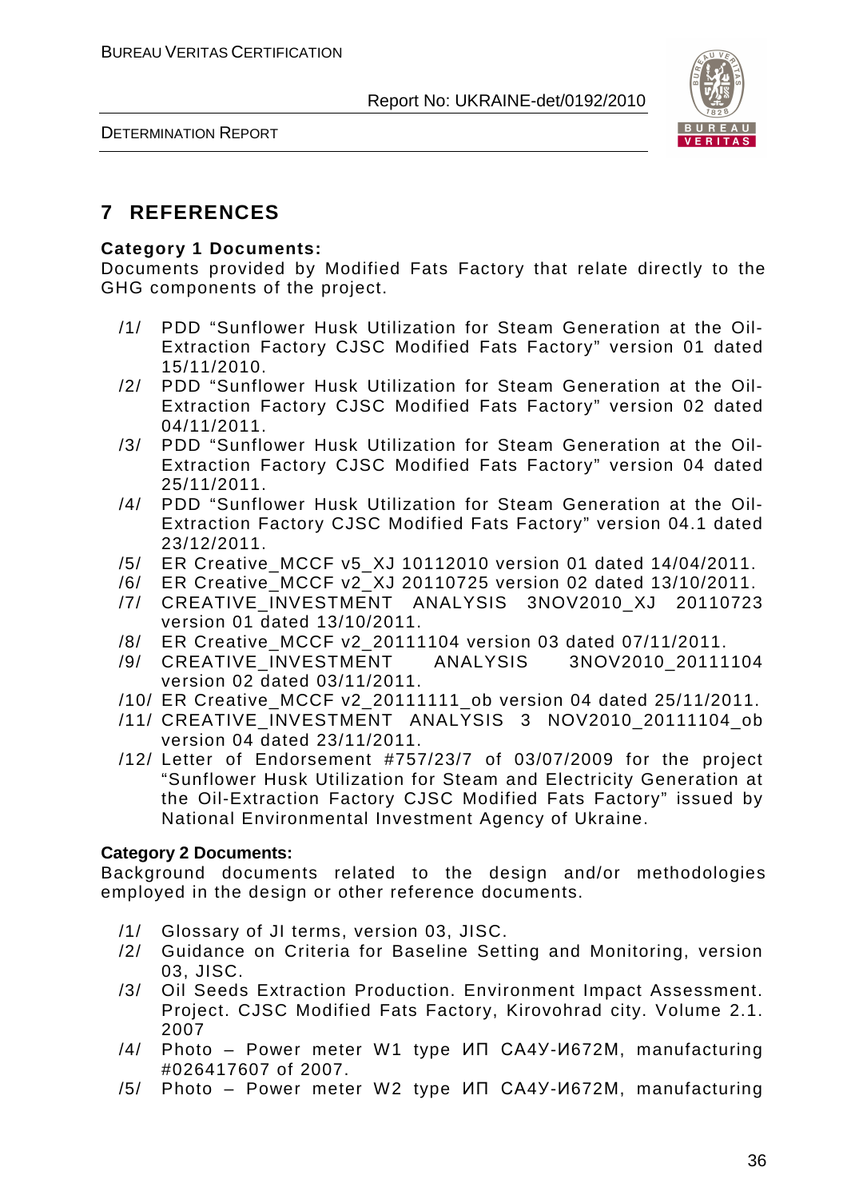# 7 REFERENCES

**Category 1 Documents:**

Documents provided by Modified Fats Factory that relate directly to the GHG components of the project.

/1/ PDD "Sunflower Husk Utilization for Steam Generation at the Oil-Extraction Factory CJSC Modified Fats Factory" version 01 dated 15/11/2010.

/2/ PDD "Sunflower Husk Utilization for Steam Generation at the Oil-Extraction Factory CJSC Modified Fats Factory" version 02 dated 04/11/2011.

/3/ PDD "Sunflower Husk Utilization for Steam Generation at the Oil-Extraction Factory CJSC Modified Fats Factory" version 04 dated 25/11/2011.

/4/ PDD "Sunflower Husk Utilization for Steam Generation at the Oil-Extraction Factory CJSC Modified Fats Factory" version 04.1 dated 23/12/2011.

/5/ ER Creative_MCCF v5_XJ 10112010 version 01 dated 14/04/2011.

/6/ ER Creative_MCCF v2_XJ 20110725 version 02 dated 13/10/2011.

/7/ CREATIVE_INVESTMENT ANALYSIS 3NOV2010_XJ 20110723 version 01 dated 13/10/2011.

/8/ ER Creative_MCCF v2_20111104 version 03 dated 07/11/2011.

/9/ CREATIVE_INVESTMENT ANALYSIS 3NOV2010_20111104 version 02 dated 03/11/2011.

/10/ ER Creative_MCCF v2_20111111_ob version 04 dated 25/11/2011.

/11/ CREATIVE_INVESTMENT ANALYSIS 3 NOV2010_20111104_ob version 04 dated 23/11/2011.

/12/ Letter of Endorsement #757/23/7 of 03/07/2009 for the project "Sunflower Husk Utilization for Steam and Electricity Generation at the Oil-Extraction Factory CJSC Modified Fats Factory" issued by National Environmental Investment Agency of Ukraine.

**Category 2 Documents:**

Background documents related to the design and/or methodologies employed in the design or other reference documents.

/1/ Glossary of JI terms, version 03, JISC.

/2/ Guidance on Criteria for Baseline Setting and Monitoring, version 03, JISC.

/3/ Oil Seeds Extraction Production. Environment Impact Assessment. Project. CJSC Modified Fats Factory, Kirovohrad city. Volume 2.1. 2007

/4/ Photo – Power meter W1 type ИП СА4У-И672М, manufacturing #026417607 of 2007.

/5/ Photo – Power meter W2 type ИП СА4У-И672М, manufacturing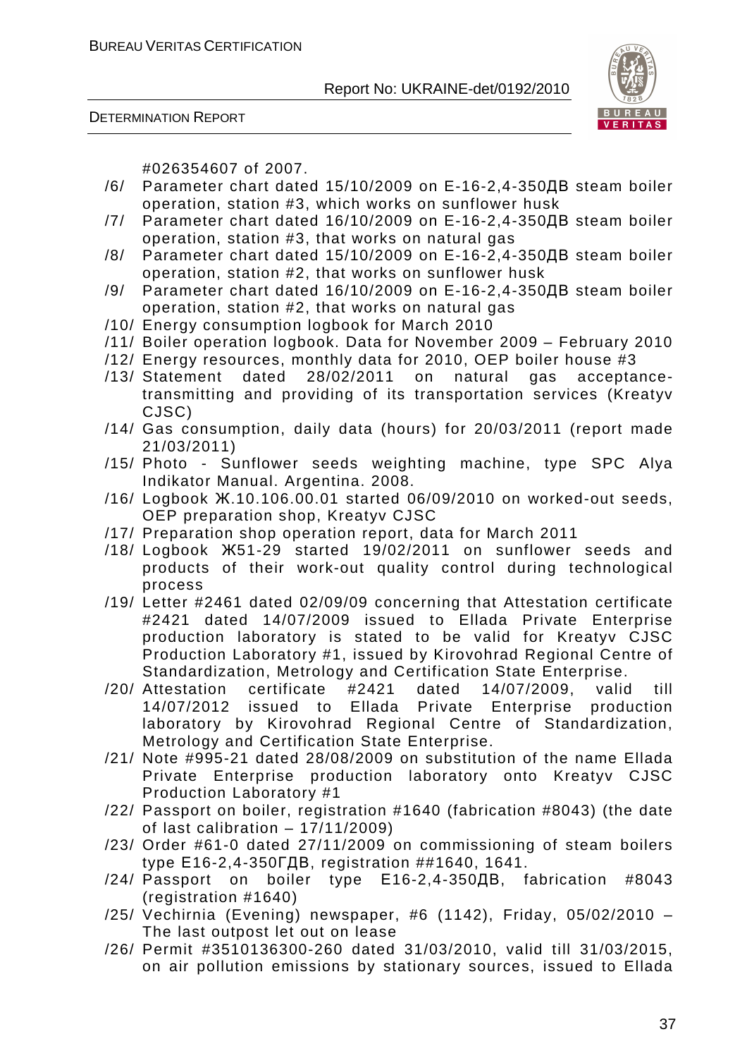#026354607 of 2007.

/6/ Parameter chart dated 15/10/2009 on E-16-2,4-350ДВ steam boiler operation, station #3, which works on sunflower husk

/7/ Parameter chart dated 16/10/2009 on E-16-2,4-350ДВ steam boiler operation, station #3, that works on natural gas

/8/ Parameter chart dated 15/10/2009 on E-16-2,4-350ДВ steam boiler operation, station #2, that works on sunflower husk

/9/ Parameter chart dated 16/10/2009 on E-16-2,4-350ДВ steam boiler operation, station #2, that works on natural gas

/10/ Energy consumption logbook for March 2010

/11/ Boiler operation logbook. Data for November 2009 – February 2010

/12/ Energy resources, monthly data for 2010, OEP boiler house #3

/13/ Statement dated 28/02/2011 on natural gas acceptance-transmitting and providing of its transportation services (Kreatyv CJSC)

/14/ Gas consumption, daily data (hours) for 20/03/2011 (report made 21/03/2011)

/15/ Photo - Sunflower seeds weighting machine, type SPC Alya Indikator Manual. Argentina. 2008.

/16/ Logbook Ж.10.106.00.01 started 06/09/2010 on worked-out seeds, OEP preparation shop, Kreatyv CJSC

/17/ Preparation shop operation report, data for March 2011

/18/ Logbook Ж51-29 started 19/02/2011 on sunflower seeds and products of their work-out quality control during technological process

/19/ Letter #2461 dated 02/09/09 concerning that Attestation certificate #2421 dated 14/07/2009 issued to Ellada Private Enterprise production laboratory is stated to be valid for Kreatyv CJSC Production Laboratory #1, issued by Kirovohrad Regional Centre of Standardization, Metrology and Certification State Enterprise.

/20/ Attestation certificate #2421 dated 14/07/2009, valid till 14/07/2012 issued to Ellada Private Enterprise production laboratory by Kirovohrad Regional Centre of Standardization, Metrology and Certification State Enterprise.

/21/ Note #995-21 dated 28/08/2009 on substitution of the name Ellada Private Enterprise production laboratory onto Kreatyv CJSC Production Laboratory #1

/22/ Passport on boiler, registration #1640 (fabrication #8043) (the date of last calibration – 17/11/2009)

/23/ Order #61-0 dated 27/11/2009 on commissioning of steam boilers type E16-2,4-350ГДВ, registration ##1640, 1641.

/24/ Passport on boiler type E16-2,4-350ДВ, fabrication #8043 (registration #1640)

/25/ Vechirnia (Evening) newspaper, #6 (1142), Friday, 05/02/2010 – The last outpost let out on lease

/26/ Permit #3510136300-260 dated 31/03/2010, valid till 31/03/2015, on air pollution emissions by stationary sources, issued to Ellada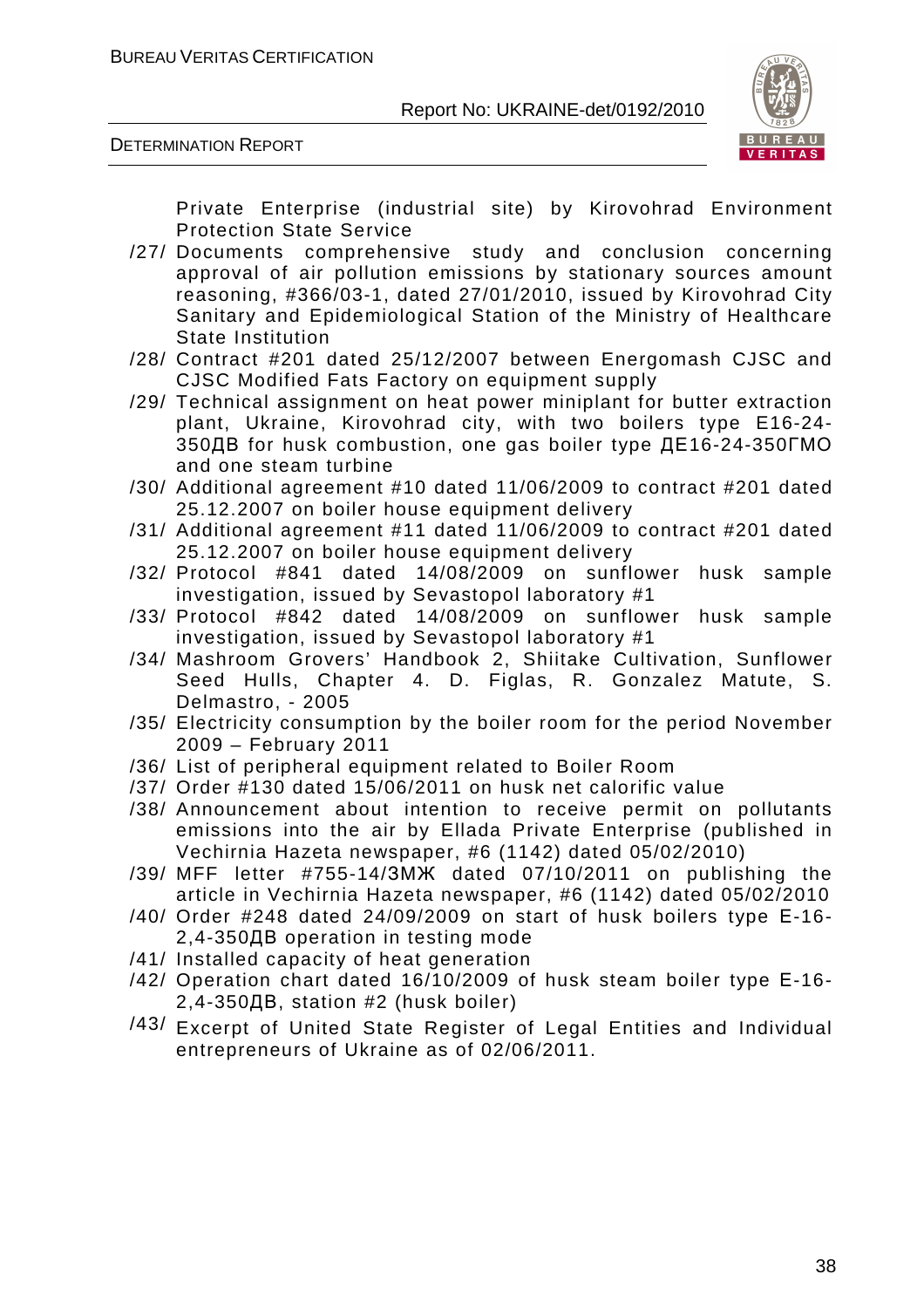Private Enterprise (industrial site) by Kirovohrad Environment Protection State Service

/27/ Documents comprehensive study and conclusion concerning approval of air pollution emissions by stationary sources amount reasoning, #366/03-1, dated 27/01/2010, issued by Kirovohrad City Sanitary and Epidemiological Station of the Ministry of Healthcare State Institution

/28/ Contract #201 dated 25/12/2007 between Energomash CJSC and CJSC Modified Fats Factory on equipment supply

/29/ Technical assignment on heat power miniplant for butter extraction plant, Ukraine, Kirovohrad city, with two boilers type E16-24-350ДВ for husk combustion, one gas boiler type ДЕ16-24-350ГМО and one steam turbine

/30/ Additional agreement #10 dated 11/06/2009 to contract #201 dated 25.12.2007 on boiler house equipment delivery

/31/ Additional agreement #11 dated 11/06/2009 to contract #201 dated 25.12.2007 on boiler house equipment delivery

/32/ Protocol #841 dated 14/08/2009 on sunflower husk sample investigation, issued by Sevastopol laboratory #1

/33/ Protocol #842 dated 14/08/2009 on sunflower husk sample investigation, issued by Sevastopol laboratory #1

/34/ Mashroom Grovers' Handbook 2, Shiitake Cultivation, Sunflower Seed Hulls, Chapter 4. D. Figlas, R. Gonzalez Matute, S. Delmastro, - 2005

/35/ Electricity consumption by the boiler room for the period November 2009 – February 2011

/36/ List of peripheral equipment related to Boiler Room

/37/ Order #130 dated 15/06/2011 on husk net calorific value

/38/ Announcement about intention to receive permit on pollutants emissions into the air by Ellada Private Enterprise (published in Vechirnia Hazeta newspaper, #6 (1142) dated 05/02/2010)

/39/ MFF letter #755-14/ЗМЖ dated 07/10/2011 on publishing the article in Vechirnia Hazeta newspaper, #6 (1142) dated 05/02/2010

/40/ Order #248 dated 24/09/2009 on start of husk boilers type E-16-2,4-350ДВ operation in testing mode

/41/ Installed capacity of heat generation

/42/ Operation chart dated 16/10/2009 of husk steam boiler type E-16-2,4-350ДВ, station #2 (husk boiler)

/43/ Excerpt of United State Register of Legal Entities and Individual entrepreneurs of Ukraine as of 02/06/2011.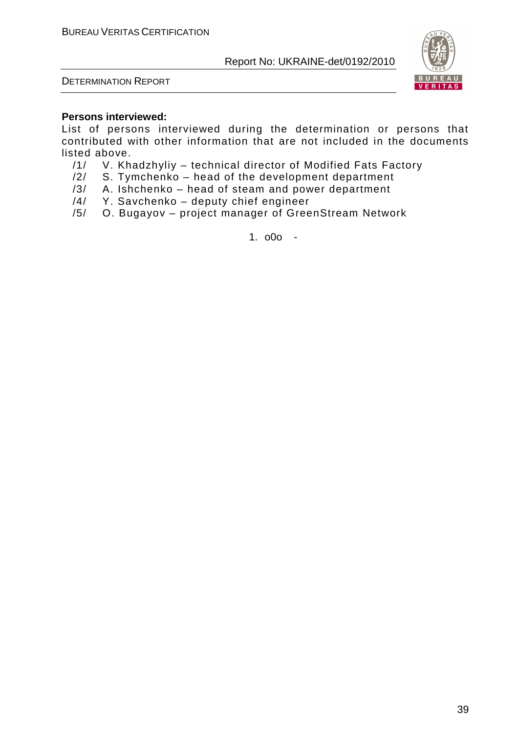**Persons interviewed:**

List of persons interviewed during the determination or persons that contributed with other information that are not included in the documents listed above.

/1/ V. Khadzhyliy – technical director of Modified Fats Factory
/2/ S. Tymchenko – head of the development department
/3/ A. Ishchenko – head of steam and power department
/4/ Y. Savchenko – deputy chief engineer
/5/ O. Bugayov – project manager of GreenStream Network

1. o0o -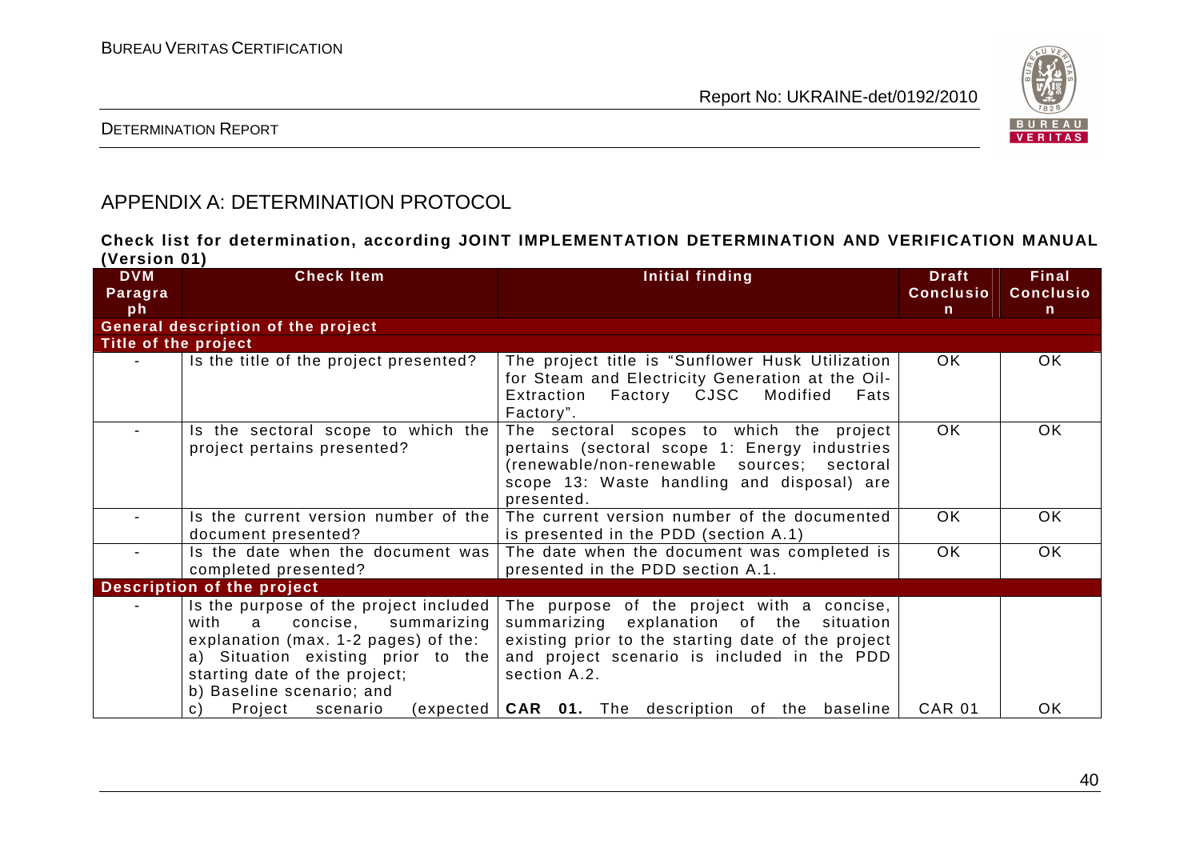## APPENDIX A: DETERMINATION PROTOCOL

**Check list for determination, according JOINT IMPLEMENTATION DETERMINATION AND VERIFICATION MANUAL (Version 01)**

| DVM Paragraph | Check Item | Initial finding | Draft Conclusion | Final Conclusion |
|---|---|---|---|---|
| **General description of the project** | | | | |
| **Title of the project** | | | | |
| - | Is the title of the project presented? | The project title is "Sunflower Husk Utilization for Steam and Electricity Generation at the Oil-Extraction Factory CJSC Modified Fats Factory". | OK | OK |
| - | Is the sectoral scope to which the project pertains presented? | The sectoral scopes to which the project pertains (sectoral scope 1: Energy industries (renewable/non-renewable sources; sectoral scope 13: Waste handling and disposal) are presented. | OK | OK |
| - | Is the current version number of the document presented? | The current version number of the documented is presented in the PDD (section A.1) | OK | OK |
| - | Is the date when the document was completed presented? | The date when the document was completed is presented in the PDD section A.1. | OK | OK |
| **Description of the project** | | | | |
| - | Is the purpose of the project included with a concise, summarizing explanation (max. 1-2 pages) of the:<br>a) Situation existing prior to the starting date of the project;<br>b) Baseline scenario; and<br>c) Project scenario (expected | The purpose of the project with a concise, summarizing explanation of the situation existing prior to the starting date of the project and project scenario is included in the PDD section A.2.<br><br>**CAR 01.** The description of the baseline | CAR 01 | OK |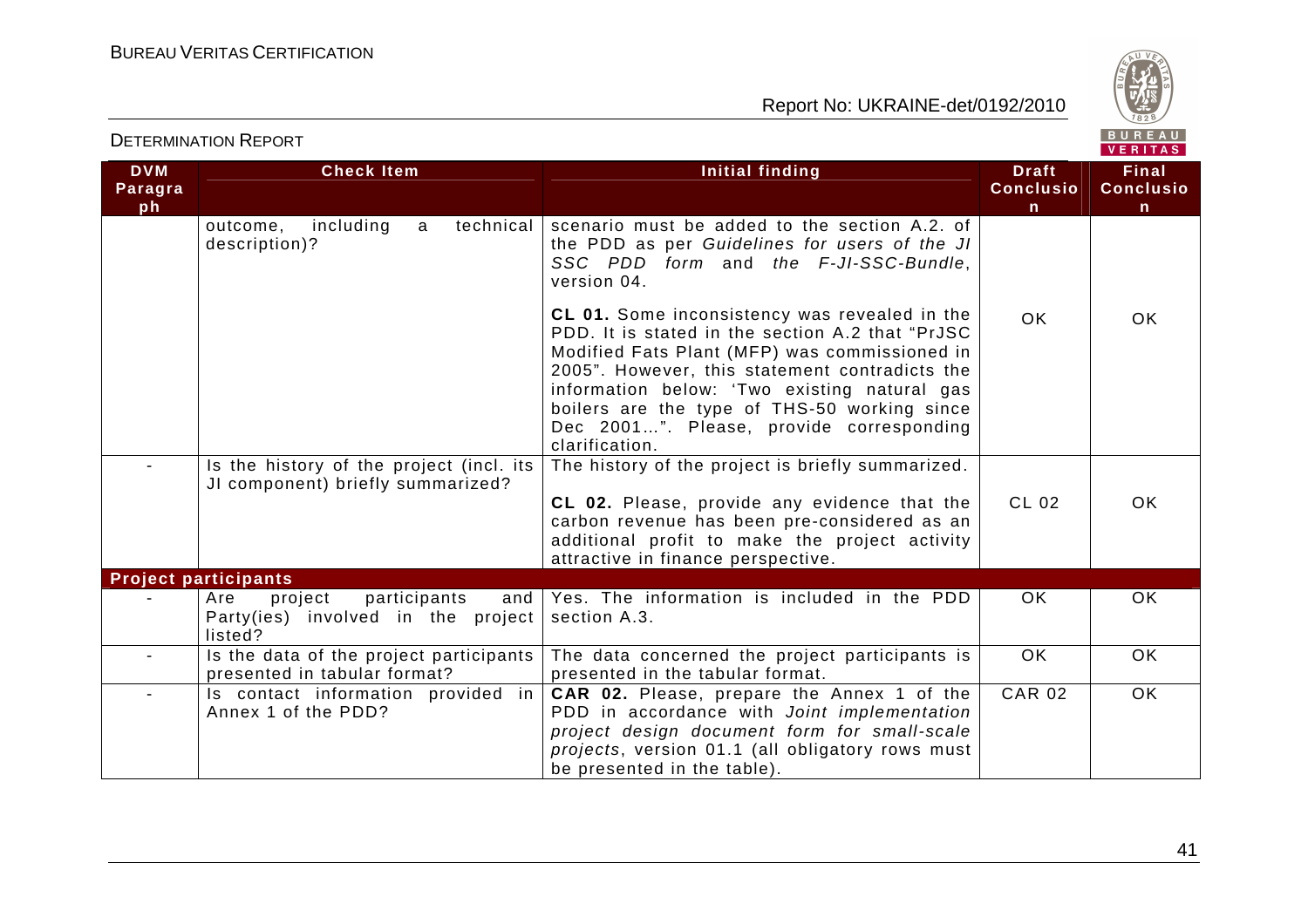| DVM Paragraph | Check Item | Initial finding | Draft Conclusion | Final Conclusion |
|---|---|---|---|---|
| | outcome, including a technical description)? | scenario must be added to the section A.2. of the PDD as per *Guidelines for users of the JI SSC PDD form* and *the F-JI-SSC-Bundle*, version 04.<br><br>**CL 01.** Some inconsistency was revealed in the PDD. It is stated in the section A.2 that "PrJSC Modified Fats Plant (MFP) was commissioned in 2005". However, this statement contradicts the information below: 'Two existing natural gas boilers are the type of THS-50 working since Dec 2001…". Please, provide corresponding clarification. | OK | OK |
| - | Is the history of the project (incl. its JI component) briefly summarized? | The history of the project is briefly summarized.<br><br>**CL 02.** Please, provide any evidence that the carbon revenue has been pre-considered as an additional profit to make the project activity attractive in finance perspective. | CL 02 | OK |
| **Project participants** | | | | |
| - | Are project participants and Party(ies) involved in the project listed? | Yes. The information is included in the PDD section A.3. | OK | OK |
| - | Is the data of the project participants presented in tabular format? | The data concerned the project participants is presented in the tabular format. | OK | OK |
| - | Is contact information provided in Annex 1 of the PDD? | **CAR 02.** Please, prepare the Annex 1 of the PDD in accordance with *Joint implementation project design document form for small-scale projects*, version 01.1 (all obligatory rows must be presented in the table). | CAR 02 | OK |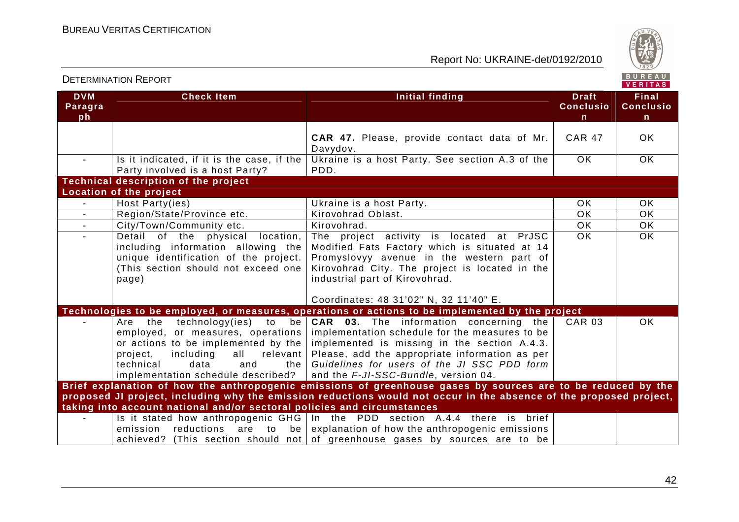| DVM Paragraph | Check Item | Initial finding | Draft Conclusion | Final Conclusion |
|---|---|---|---|---|
| | | **CAR 47.** Please, provide contact data of Mr. Davydov. | CAR 47 | OK |
| - | Is it indicated, if it is the case, if the Party involved is a host Party? | Ukraine is a host Party. See section A.3 of the PDD. | OK | OK |
| **Technical description of the project** | | | | |
| **Location of the project** | | | | |
| - | Host Party(ies) | Ukraine is a host Party. | OK | OK |
| - | Region/State/Province etc. | Kirovohrad Oblast. | OK | OK |
| - | City/Town/Community etc. | Kirovohrad. | OK | OK |
| - | Detail of the physical location, including information allowing the unique identification of the project. (This section should not exceed one page) | The project activity is located at PrJSC Modified Fats Factory which is situated at 14 Promyslovyy avenue in the western part of Kirovohrad City. The project is located in the industrial part of Kirovohrad.<br><br>Coordinates: 48 31'02" N, 32 11'40" E. | OK | OK |
| **Technologies to be employed, or measures, operations or actions to be implemented by the project** | | | | |
| - | Are the technology(ies) to be employed, or measures, operations or actions to be implemented by the project, including all relevant technical data and the implementation schedule described? | **CAR 03.** The information concerning the implementation schedule for the measures to be implemented is missing in the section A.4.3. Please, add the appropriate information as per *Guidelines for users of the JI SSC PDD form* and the *F-JI-SSC-Bundle*, version 04. | CAR 03 | OK |
| **Brief explanation of how the anthropogenic emissions of greenhouse gases by sources are to be reduced by the proposed JI project, including why the emission reductions would not occur in the absence of the proposed project, taking into account national and/or sectoral policies and circumstances** | | | | |
| - | Is it stated how anthropogenic GHG emission reductions are to be achieved? (This section should not | In the PDD section A.4.4 there is brief explanation of how the anthropogenic emissions of greenhouse gases by sources are to be | | |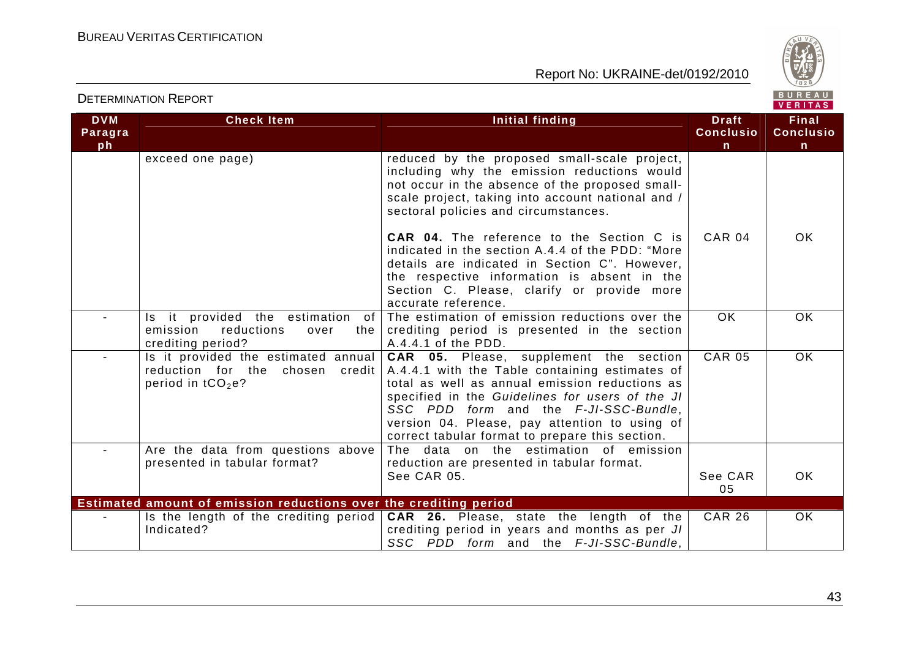| DVM Paragraph | Check Item | Initial finding | Draft Conclusion | Final Conclusion |
|---|---|---|---|---|
| | exceed one page) | reduced by the proposed small-scale project, including why the emission reductions would not occur in the absence of the proposed small-scale project, taking into account national and / sectoral policies and circumstances.<br><br>**CAR 04.** The reference to the Section C is indicated in the section A.4.4 of the PDD: "More details are indicated in Section C". However, the respective information is absent in the Section C. Please, clarify or provide more accurate reference. | CAR 04 | OK |
| - | Is it provided the estimation of emission reductions over the crediting period? | The estimation of emission reductions over the crediting period is presented in the section A.4.4.1 of the PDD. | OK | OK |
| - | Is it provided the estimated annual reduction for the chosen credit period in $tCO_2e$? | **CAR 05.** Please, supplement the section A.4.4.1 with the Table containing estimates of total as well as annual emission reductions as specified in the *Guidelines for users of the JI SSC PDD form* and the *F-JI-SSC-Bundle*, version 04. Please, pay attention to using of correct tabular format to prepare this section. | CAR 05 | OK |
| - | Are the data from questions above presented in tabular format? | The data on the estimation of emission reduction are presented in tabular format.<br>See CAR 05. | See CAR 05 | OK |
| **Estimated amount of emission reductions over the crediting period** | | | | |
| - | Is the length of the crediting period Indicated? | **CAR 26.** Please, state the length of the crediting period in years and months as per *JI SSC PDD form* and the *F-JI-SSC-Bundle*, | CAR 26 | OK |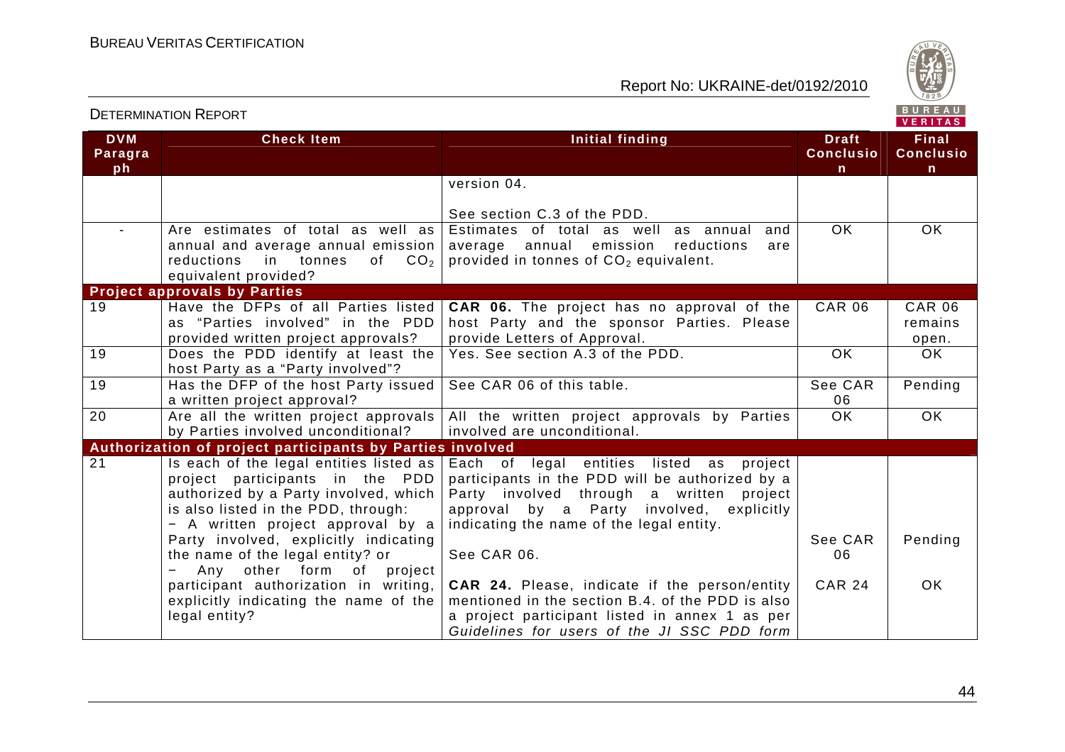| DVM Paragraph | Check Item | Initial finding | Draft Conclusion | Final Conclusion |
|---|---|---|---|---|
| | | version 04.<br><br>See section C.3 of the PDD. | | |
| - | Are estimates of total as well as annual and average annual emission reductions in tonnes of $CO_2$ equivalent provided? | Estimates of total as well as annual and average annual emission reductions are provided in tonnes of $CO_2$ equivalent. | OK | OK |
| **Project approvals by Parties** | | | | |
| 19 | Have the DFPs of all Parties listed as "Parties involved" in the PDD provided written project approvals? | **CAR 06.** The project has no approval of the host Party and the sponsor Parties. Please provide Letters of Approval. | CAR 06 | CAR 06 remains open. |
| 19 | Does the PDD identify at least the host Party as a "Party involved"? | Yes. See section A.3 of the PDD. | OK | OK |
| 19 | Has the DFP of the host Party issued a written project approval? | See CAR 06 of this table. | See CAR 06 | Pending |
| 20 | Are all the written project approvals by Parties involved unconditional? | All the written project approvals by Parties involved are unconditional. | OK | OK |
| **Authorization of project participants by Parties involved** | | | | |
| 21 | Is each of the legal entities listed as project participants in the PDD authorized by a Party involved, which is also listed in the PDD, through:<br>− A written project approval by a Party involved, explicitly indicating the name of the legal entity? or<br>− Any other form of project participant authorization in writing, explicitly indicating the name of the legal entity? | Each of legal entities listed as project participants in the PDD will be authorized by a Party involved through a written project approval by a Party involved, explicitly indicating the name of the legal entity.<br><br>See CAR 06.<br><br>**CAR 24.** Please, indicate if the person/entity mentioned in the section B.4. of the PDD is also a project participant listed in annex 1 as per *Guidelines for users of the JI SSC PDD form* | See CAR 06<br><br>CAR 24 | Pending<br><br>OK |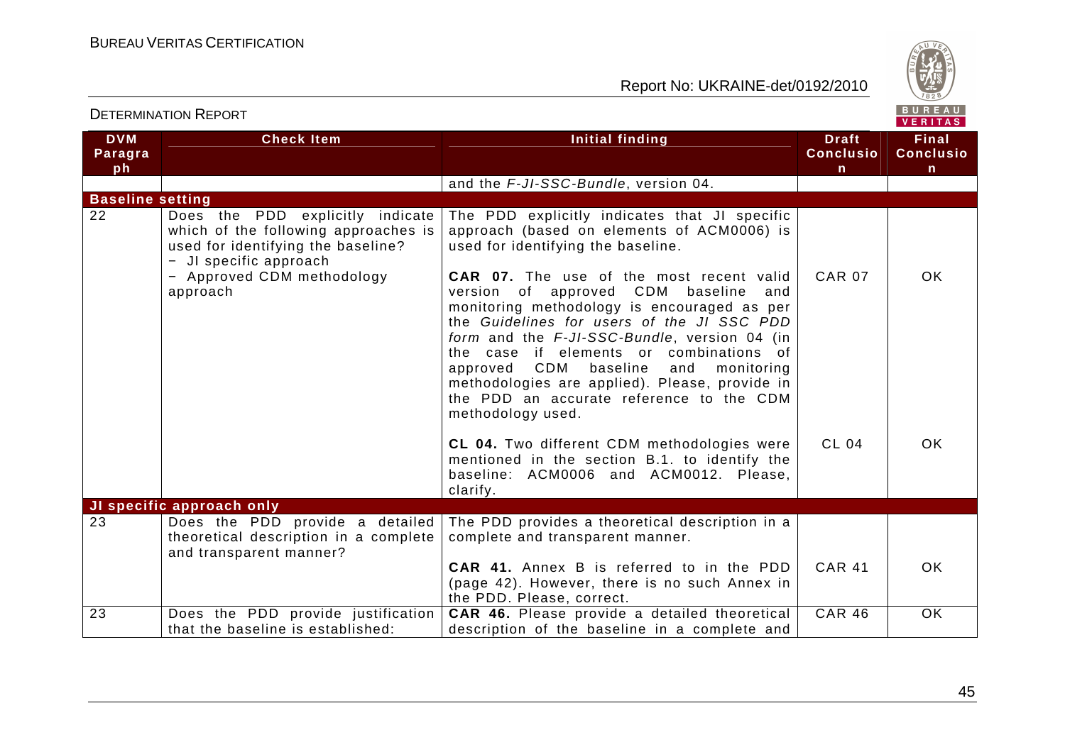| DVM Paragraph | Check Item | Initial finding | Draft Conclusion | Final Conclusion |
|---|---|---|---|---|
| | | and the *F-JI-SSC-Bundle*, version 04. | | |
| **Baseline setting** | | | | |
| 22 | Does the PDD explicitly indicate which of the following approaches is used for identifying the baseline?<br>− JI specific approach<br>− Approved CDM methodology approach | The PDD explicitly indicates that JI specific approach (based on elements of ACM0006) is used for identifying the baseline.<br><br>**CAR 07.** The use of the most recent valid version of approved CDM baseline and monitoring methodology is encouraged as per the *Guidelines for users of the JI SSC PDD form* and the *F-JI-SSC-Bundle*, version 04 (in the case if elements or combinations of approved CDM baseline and monitoring methodologies are applied). Please, provide in the PDD an accurate reference to the CDM methodology used.<br><br>**CL 04.** Two different CDM methodologies were mentioned in the section B.1. to identify the baseline: ACM0006 and ACM0012. Please, clarify. | CAR 07<br><br>CL 04 | OK<br><br>OK |
| **JI specific approach only** | | | | |
| 23 | Does the PDD provide a detailed theoretical description in a complete and transparent manner? | The PDD provides a theoretical description in a complete and transparent manner.<br><br>**CAR 41.** Annex B is referred to in the PDD (page 42). However, there is no such Annex in the PDD. Please, correct. | CAR 41 | OK |
| 23 | Does the PDD provide justification that the baseline is established: | **CAR 46.** Please provide a detailed theoretical description of the baseline in a complete and | CAR 46 | OK |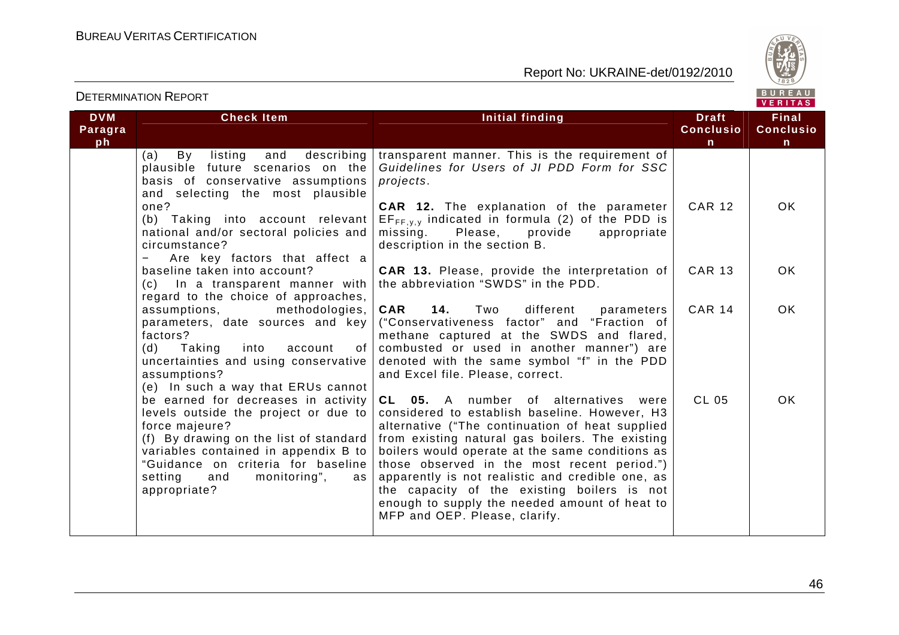| DVM Paragraph | Check Item | Initial finding | Draft Conclusion | Final Conclusion |
|---|---|---|---|---|
| | (a) By listing and describing plausible future scenarios on the basis of conservative assumptions and selecting the most plausible one?<br>(b) Taking into account relevant national and/or sectoral policies and circumstance?<br>− Are key factors that affect a baseline taken into account?<br>(c) In a transparent manner with regard to the choice of approaches, assumptions, methodologies, parameters, date sources and key factors?<br>(d) Taking into account of uncertainties and using conservative assumptions?<br>(e) In such a way that ERUs cannot be earned for decreases in activity levels outside the project or due to force majeure?<br>(f) By drawing on the list of standard variables contained in appendix B to "Guidance on criteria for baseline setting and monitoring", as appropriate? | transparent manner. This is the requirement of *Guidelines for Users of JI PDD Form for SSC projects*. | | |
| | | **CAR 12.** The explanation of the parameter $EF_{FF,y,y}$ indicated in formula (2) of the PDD is missing. Please, provide appropriate description in the section B. | CAR 12 | OK |
| | | **CAR 13.** Please, provide the interpretation of the abbreviation "SWDS" in the PDD. | CAR 13 | OK |
| | | **CAR 14.** Two different parameters ("Conservativeness factor" and "Fraction of methane captured at the SWDS and flared, combusted or used in another manner") are denoted with the same symbol "f" in the PDD and Excel file. Please, correct. | CAR 14 | OK |
| | | **CL 05.** A number of alternatives were considered to establish baseline. However, H3 alternative ("The continuation of heat supplied from existing natural gas boilers. The existing boilers would operate at the same conditions as those observed in the most recent period.") apparently is not realistic and credible one, as the capacity of the existing boilers is not enough to supply the needed amount of heat to MFP and OEP. Please, clarify. | CL 05 | OK |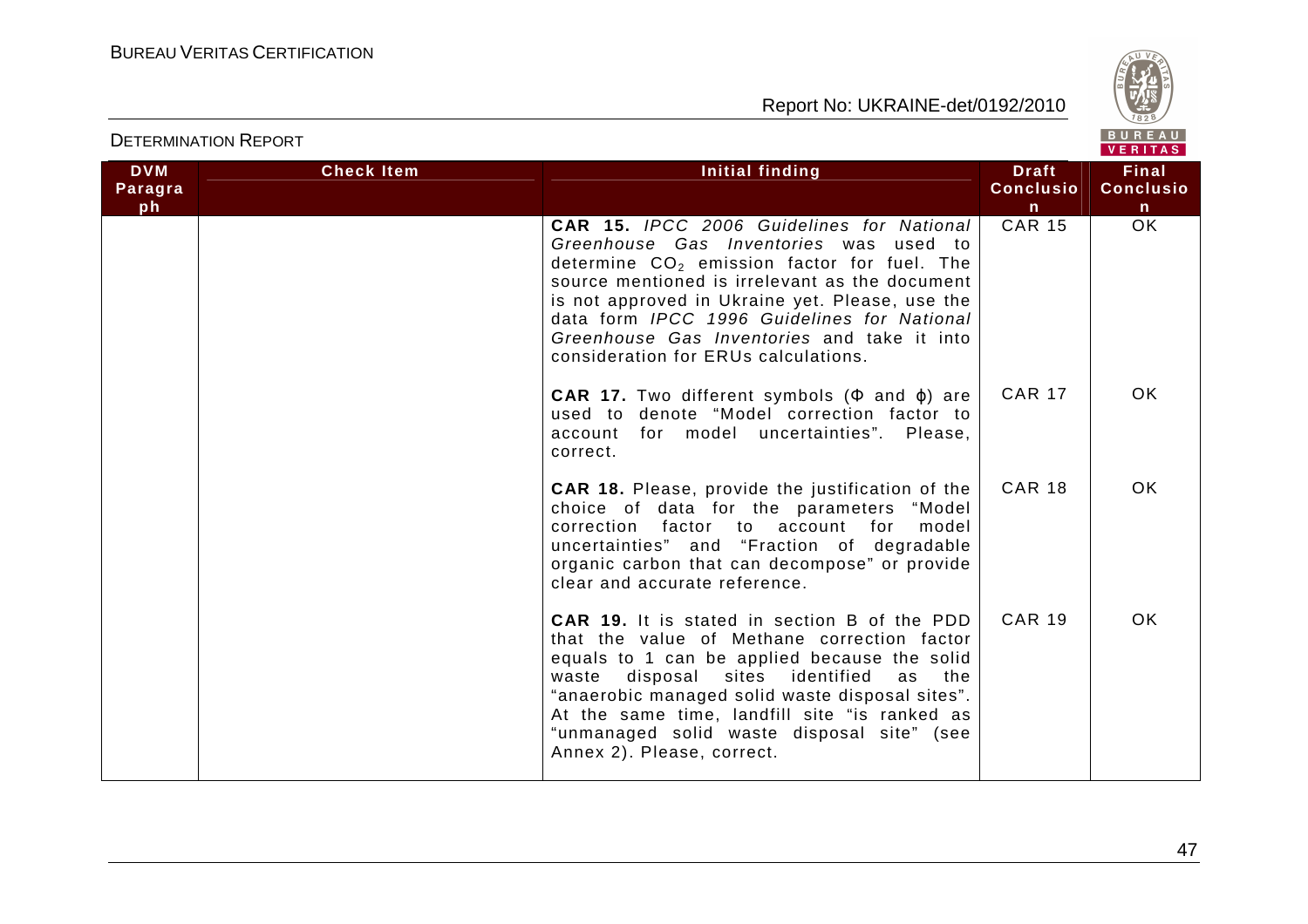| DVM Paragraph | Check Item | Initial finding | Draft Conclusion | Final Conclusion |
|---|---|---|---|---|
| | | **CAR 15.** *IPCC 2006 Guidelines for National Greenhouse Gas Inventories* was used to determine $CO_2$ emission factor for fuel. The source mentioned is irrelevant as the document is not approved in Ukraine yet. Please, use the data form *IPCC 1996 Guidelines for National Greenhouse Gas Inventories* and take it into consideration for ERUs calculations. | CAR 15 | OK |
| | | **CAR 17.** Two different symbols (Φ and ϕ) are used to denote "Model correction factor to account for model uncertainties". Please, correct. | CAR 17 | OK |
| | | **CAR 18.** Please, provide the justification of the choice of data for the parameters "Model correction factor to account for model uncertainties" and "Fraction of degradable organic carbon that can decompose" or provide clear and accurate reference. | CAR 18 | OK |
| | | **CAR 19.** It is stated in section B of the PDD that the value of Methane correction factor equals to 1 can be applied because the solid waste disposal sites identified as the "anaerobic managed solid waste disposal sites". At the same time, landfill site "is ranked as "unmanaged solid waste disposal site" (see Annex 2). Please, correct. | CAR 19 | OK |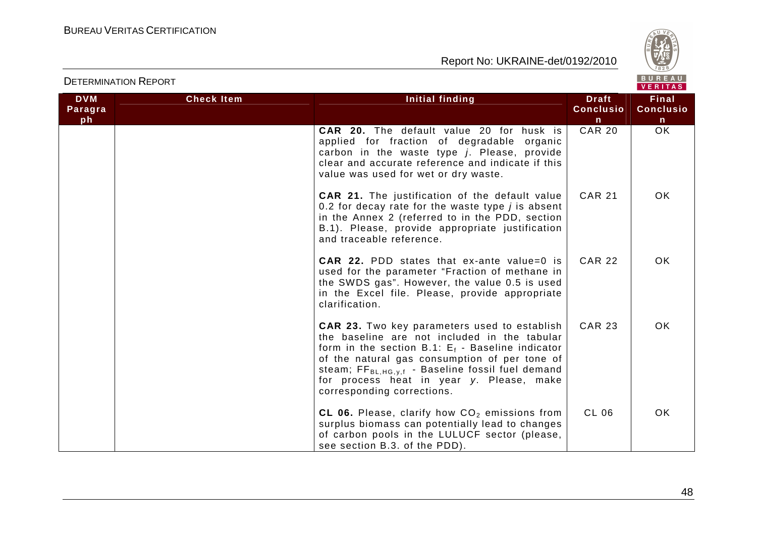| DVM Paragraph | Check Item | Initial finding | Draft Conclusion | Final Conclusion |
|---|---|---|---|---|
| | | **CAR 20.** The default value 20 for husk is applied for fraction of degradable organic carbon in the waste type *j*. Please, provide clear and accurate reference and indicate if this value was used for wet or dry waste. | CAR 20 | OK |
| | | **CAR 21.** The justification of the default value 0.2 for decay rate for the waste type *j* is absent in the Annex 2 (referred to in the PDD, section B.1). Please, provide appropriate justification and traceable reference. | CAR 21 | OK |
| | | **CAR 22.** PDD states that ex-ante value=0 is used for the parameter "Fraction of methane in the SWDS gas". However, the value 0.5 is used in the Excel file. Please, provide appropriate clarification. | CAR 22 | OK |
| | | **CAR 23.** Two key parameters used to establish the baseline are not included in the tabular form in the section B.1: $E_f$ - Baseline indicator of the natural gas consumption of per tone of steam; $FF_{BL,HG,y,f}$ - Baseline fossil fuel demand for process heat in year *y*. Please, make corresponding corrections. | CAR 23 | OK |
| | | **CL 06.** Please, clarify how $CO_2$ emissions from surplus biomass can potentially lead to changes of carbon pools in the LULUCF sector (please, see section B.3. of the PDD). | CL 06 | OK |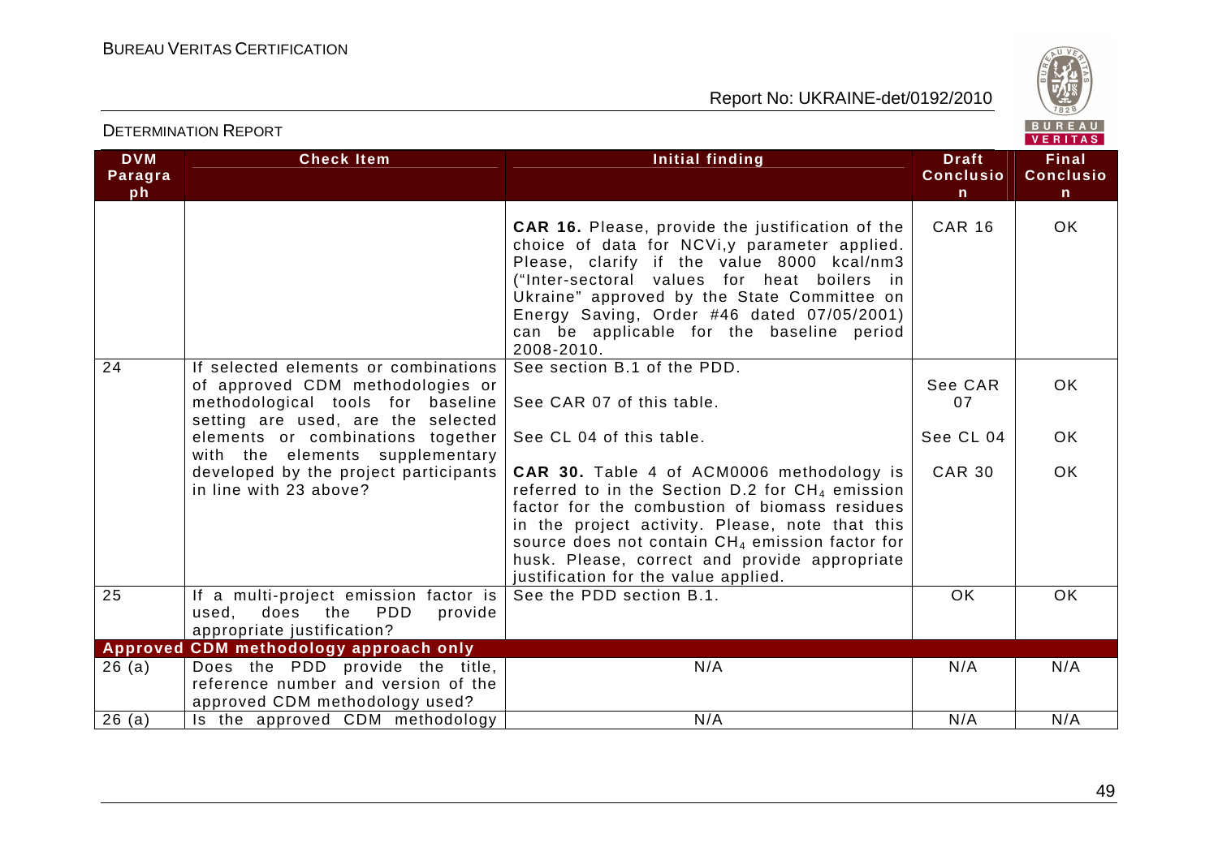| DVM Paragraph | Check Item | Initial finding | Draft Conclusion | Final Conclusion |
|---|---|---|---|---|
| | | **CAR 16.** Please, provide the justification of the choice of data for NCVi,y parameter applied. Please, clarify if the value 8000 kcal/nm3 ("Inter-sectoral values for heat boilers in Ukraine" approved by the State Committee on Energy Saving, Order #46 dated 07/05/2001) can be applicable for the baseline period 2008-2010. | CAR 16 | OK |
| 24 | If selected elements or combinations of approved CDM methodologies or methodological tools for baseline setting are used, are the selected elements or combinations together with the elements supplementary developed by the project participants in line with 23 above? | See section B.1 of the PDD.<br><br>See CAR 07 of this table.<br><br>See CL 04 of this table.<br><br>**CAR 30.** Table 4 of ACM0006 methodology is referred to in the Section D.2 for $CH_4$ emission factor for the combustion of biomass residues in the project activity. Please, note that this source does not contain $CH_4$ emission factor for husk. Please, correct and provide appropriate justification for the value applied. | <br><br>See CAR 07<br><br>See CL 04<br><br>CAR 30 | <br><br>OK<br><br>OK<br><br>OK |
| 25 | If a multi-project emission factor is used, does the PDD provide appropriate justification? | See the PDD section B.1. | OK | OK |
| **Approved CDM methodology approach only** | | | | |
| 26 (a) | Does the PDD provide the title, reference number and version of the approved CDM methodology used? | N/A | N/A | N/A |
| 26 (a) | Is the approved CDM methodology | N/A | N/A | N/A |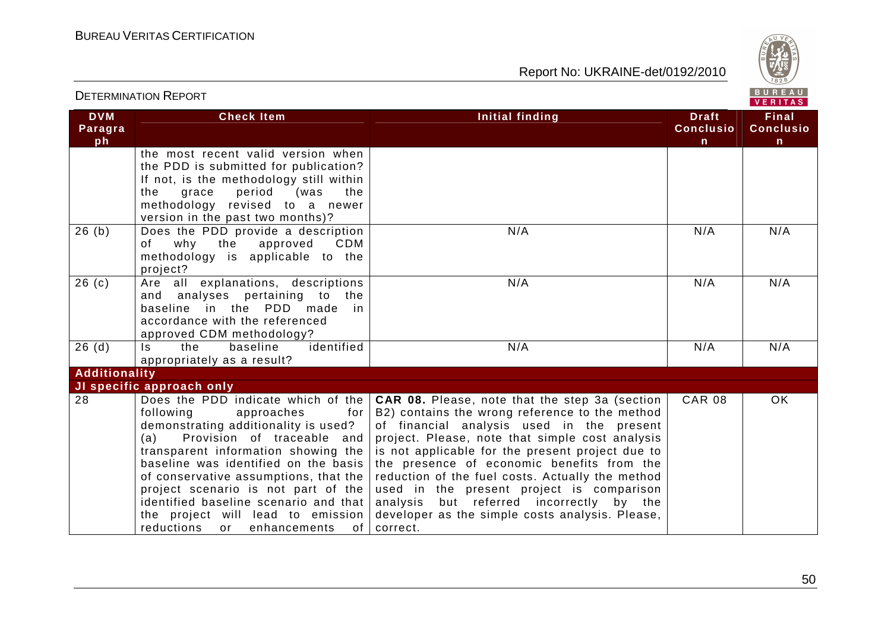| DVM Paragraph | Check Item | Initial finding | Draft Conclusion | Final Conclusion |
|---|---|---|---|---|
| | the most recent valid version when the PDD is submitted for publication? If not, is the methodology still within the grace period (was the methodology revised to a newer version in the past two months)? | | | |
| 26 (b) | Does the PDD provide a description of why the approved CDM methodology is applicable to the project? | N/A | N/A | N/A |
| 26 (c) | Are all explanations, descriptions and analyses pertaining to the baseline in the PDD made in accordance with the referenced approved CDM methodology? | N/A | N/A | N/A |
| 26 (d) | Is the baseline identified appropriately as a result? | N/A | N/A | N/A |
| **Additionality** | | | | |
| **JI specific approach only** | | | | |
| 28 | Does the PDD indicate which of the following approaches for demonstrating additionality is used? (a) Provision of traceable and transparent information showing the baseline was identified on the basis of conservative assumptions, that the project scenario is not part of the identified baseline scenario and that the project will lead to emission reductions or enhancements of | **CAR 08.** Please, note that the step 3a (section B2) contains the wrong reference to the method of financial analysis used in the present project. Please, note that simple cost analysis is not applicable for the present project due to the presence of economic benefits from the reduction of the fuel costs. Actually the method used in the present project is comparison analysis but referred incorrectly by the developer as the simple costs analysis. Please, correct. | CAR 08 | OK |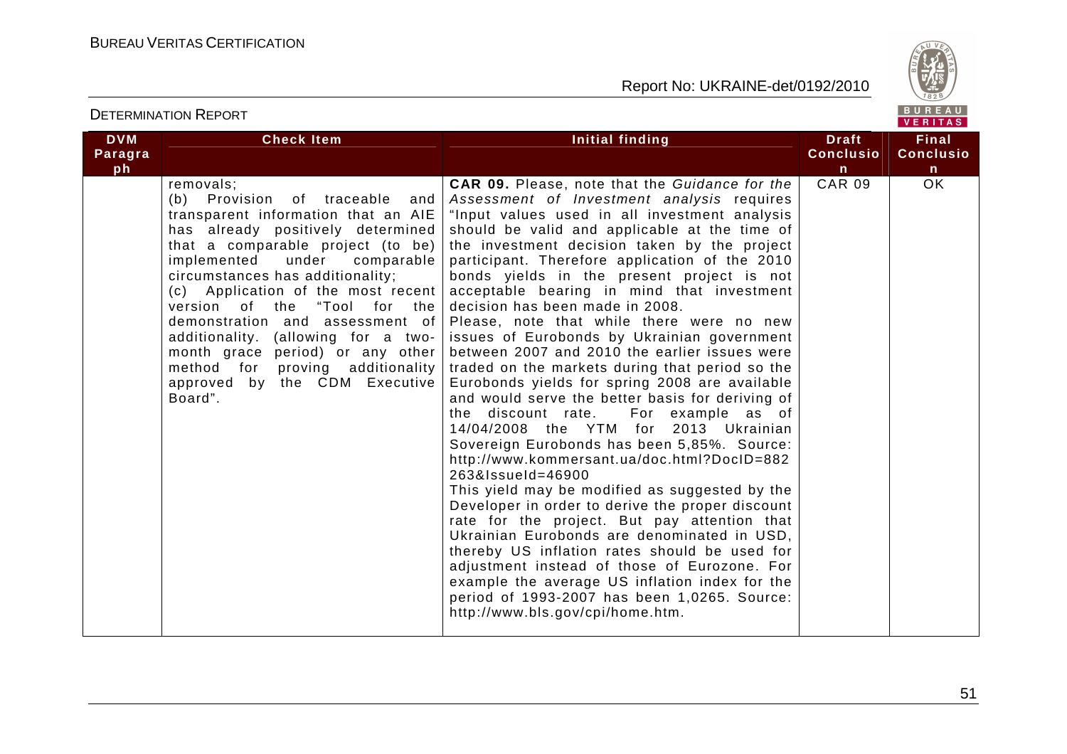| DVM Paragraph | Check Item | Initial finding | Draft Conclusion | Final Conclusion |
|---|---|---|---|---|
| | removals;<br>(b) Provision of traceable and transparent information that an AIE has already positively determined that a comparable project (to be) implemented under comparable circumstances has additionality;<br>(c) Application of the most recent version of the "Tool for the demonstration and assessment of additionality. (allowing for a two-month grace period) or any other method for proving additionality approved by the CDM Executive Board". | **CAR 09.** Please, note that the *Guidance for the Assessment of Investment analysis* requires "Input values used in all investment analysis should be valid and applicable at the time of the investment decision taken by the project participant. Therefore application of the 2010 bonds yields in the present project is not acceptable bearing in mind that investment decision has been made in 2008.<br>Please, note that while there were no new issues of Eurobonds by Ukrainian government between 2007 and 2010 the earlier issues were traded on the markets during that period so the Eurobonds yields for spring 2008 are available and would serve the better basis for deriving of the discount rate. For example as of 14/04/2008 the YTM for 2013 Ukrainian Sovereign Eurobonds has been 5,85%. Source: http://www.kommersant.ua/doc.html?DocID=882263&IssueId=46900<br>This yield may be modified as suggested by the Developer in order to derive the proper discount rate for the project. But pay attention that Ukrainian Eurobonds are denominated in USD, thereby US inflation rates should be used for adjustment instead of those of Eurozone. For example the average US inflation index for the period of 1993-2007 has been 1,0265. Source: http://www.bls.gov/cpi/home.htm. | CAR 09 | OK |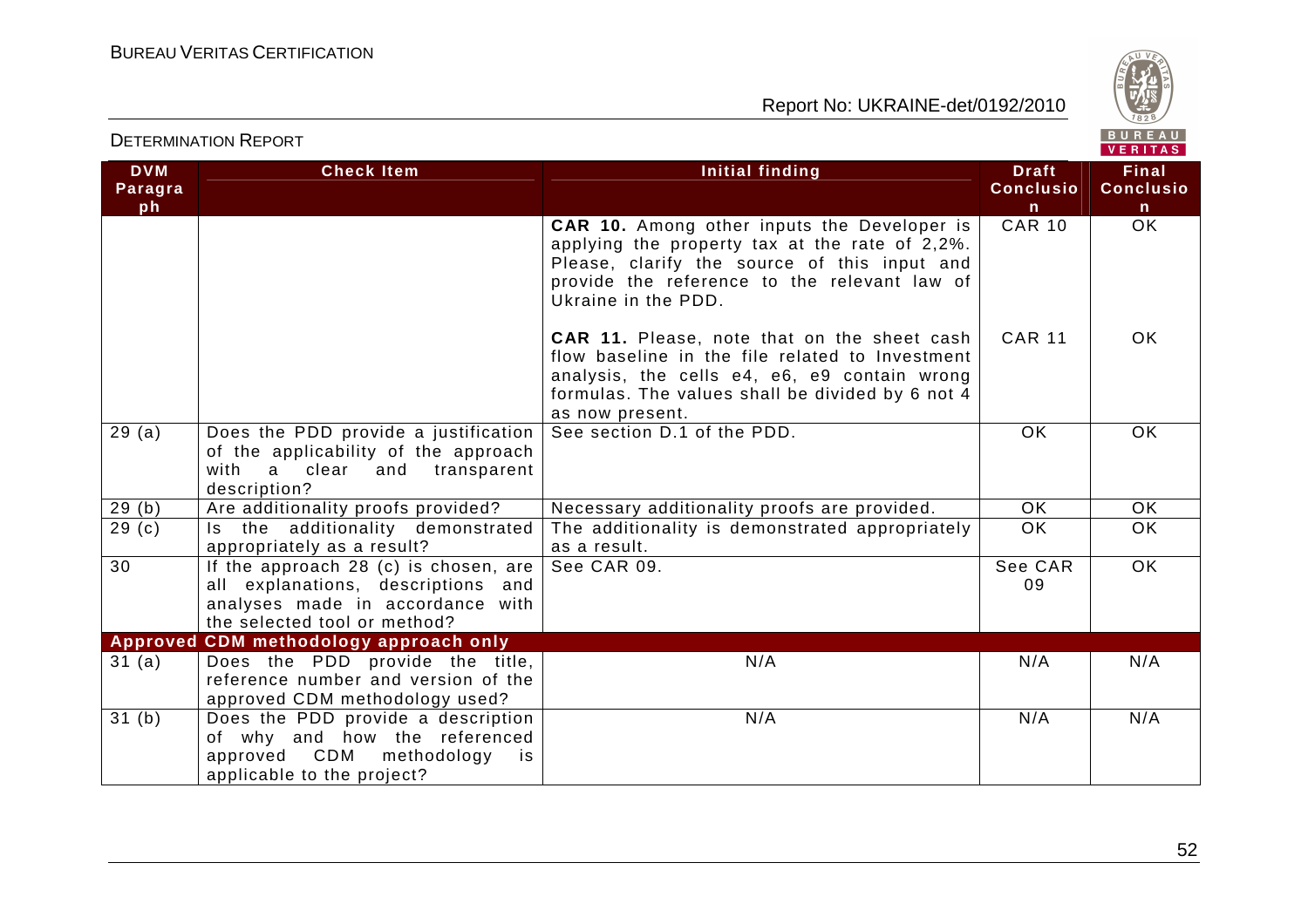| DVM Paragraph | Check Item | Initial finding | Draft Conclusion | Final Conclusion |
|---|---|---|---|---|
| | | **CAR 10.** Among other inputs the Developer is applying the property tax at the rate of 2,2%. Please, clarify the source of this input and provide the reference to the relevant law of Ukraine in the PDD. | CAR 10 | OK |
| | | **CAR 11.** Please, note that on the sheet cash flow baseline in the file related to Investment analysis, the cells e4, e6, e9 contain wrong formulas. The values shall be divided by 6 not 4 as now present. | CAR 11 | OK |
| 29 (a) | Does the PDD provide a justification of the applicability of the approach with a clear and transparent description? | See section D.1 of the PDD. | OK | OK |
| 29 (b) | Are additionality proofs provided? | Necessary additionality proofs are provided. | OK | OK |
| 29 (c) | Is the additionality demonstrated appropriately as a result? | The additionality is demonstrated appropriately as a result. | OK | OK |
| 30 | If the approach 28 (c) is chosen, are all explanations, descriptions and analyses made in accordance with the selected tool or method? | See CAR 09. | See CAR 09 | OK |
| **Approved CDM methodology approach only** | | | | |
| 31 (a) | Does the PDD provide the title, reference number and version of the approved CDM methodology used? | N/A | N/A | N/A |
| 31 (b) | Does the PDD provide a description of why and how the referenced approved CDM methodology is applicable to the project? | N/A | N/A | N/A |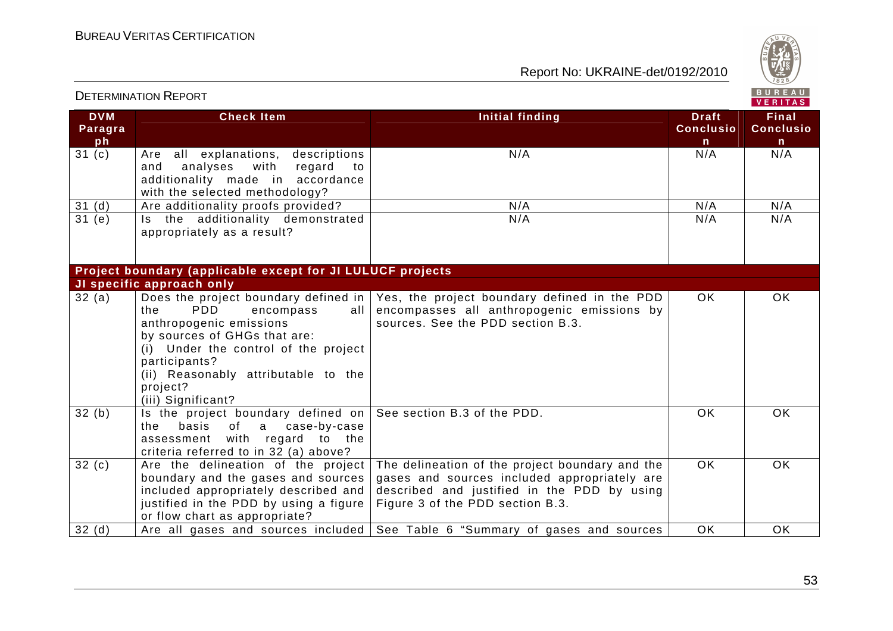| DVM Paragraph | Check Item | Initial finding | Draft Conclusion | Final Conclusion |
|---|---|---|---|---|
| 31 (c) | Are all explanations, descriptions and analyses with regard to additionality made in accordance with the selected methodology? | N/A | N/A | N/A |
| 31 (d) | Are additionality proofs provided? | N/A | N/A | N/A |
| 31 (e) | Is the additionality demonstrated appropriately as a result? | N/A | N/A | N/A |
| **Project boundary (applicable except for JI LULUCF projects** | | | | |
| **JI specific approach only** | | | | |
| 32 (a) | Does the project boundary defined in the PDD encompass all anthropogenic emissions by sources of GHGs that are:<br>(i) Under the control of the project participants?<br>(ii) Reasonably attributable to the project?<br>(iii) Significant? | Yes, the project boundary defined in the PDD encompasses all anthropogenic emissions by sources. See the PDD section B.3. | OK | OK |
| 32 (b) | Is the project boundary defined on the basis of a case-by-case assessment with regard to the criteria referred to in 32 (a) above? | See section B.3 of the PDD. | OK | OK |
| 32 (c) | Are the delineation of the project boundary and the gases and sources included appropriately described and justified in the PDD by using a figure or flow chart as appropriate? | The delineation of the project boundary and the gases and sources included appropriately are described and justified in the PDD by using Figure 3 of the PDD section B.3. | OK | OK |
| 32 (d) | Are all gases and sources included | See Table 6 "Summary of gases and sources | OK | OK |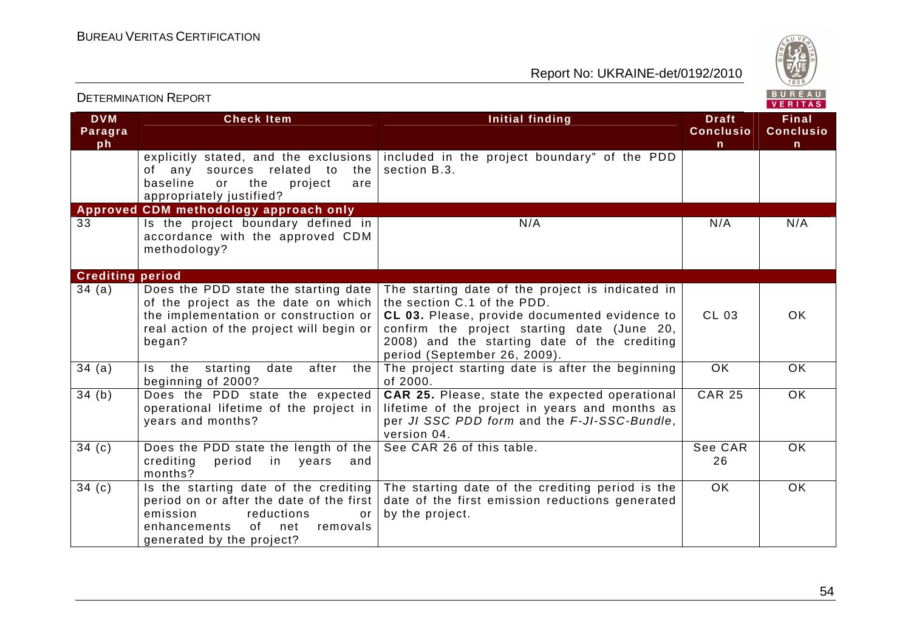| DVM Paragraph | Check Item | Initial finding | Draft Conclusion | Final Conclusion |
|---|---|---|---|---|
| | explicitly stated, and the exclusions of any sources related to the baseline or the project are appropriately justified? | included in the project boundary" of the PDD section B.3. | | |
| **Approved CDM methodology approach only** | | | | |
| 33 | Is the project boundary defined in accordance with the approved CDM methodology? | N/A | N/A | N/A |
| **Crediting period** | | | | |
| 34 (a) | Does the PDD state the starting date of the project as the date on which the implementation or construction or real action of the project will begin or began? | The starting date of the project is indicated in the section C.1 of the PDD.<br>**CL 03.** Please, provide documented evidence to confirm the project starting date (June 20, 2008) and the starting date of the crediting period (September 26, 2009). | CL 03 | OK |
| 34 (a) | Is the starting date after the beginning of 2000? | The project starting date is after the beginning of 2000. | OK | OK |
| 34 (b) | Does the PDD state the expected operational lifetime of the project in years and months? | **CAR 25.** Please, state the expected operational lifetime of the project in years and months as per *JI SSC PDD form* and the *F-JI-SSC-Bundle*, version 04. | CAR 25 | OK |
| 34 (c) | Does the PDD state the length of the crediting period in years and months? | See CAR 26 of this table. | See CAR 26 | OK |
| 34 (c) | Is the starting date of the crediting period on or after the date of the first emission reductions or enhancements of net removals generated by the project? | The starting date of the crediting period is the date of the first emission reductions generated by the project. | OK | OK |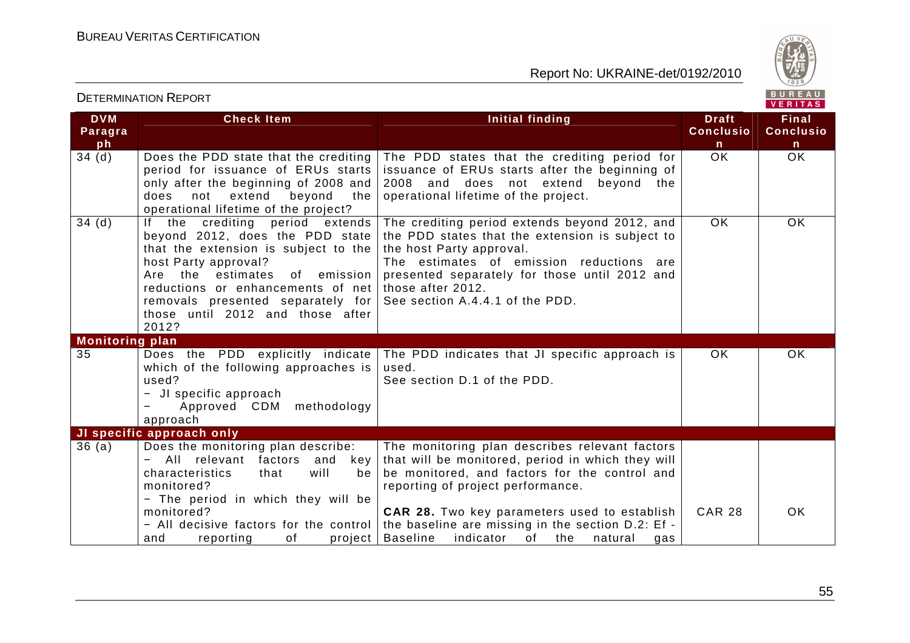| DVM Paragraph | Check Item | Initial finding | Draft Conclusion | Final Conclusion |
|---|---|---|---|---|
| 34 (d) | Does the PDD state that the crediting period for issuance of ERUs starts only after the beginning of 2008 and does not extend beyond the operational lifetime of the project? | The PDD states that the crediting period for issuance of ERUs starts after the beginning of 2008 and does not extend beyond the operational lifetime of the project. | OK | OK |
| 34 (d) | If the crediting period extends beyond 2012, does the PDD state that the extension is subject to the host Party approval?<br>Are the estimates of emission reductions or enhancements of net removals presented separately for those until 2012 and those after 2012? | The crediting period extends beyond 2012, and the PDD states that the extension is subject to the host Party approval.<br>The estimates of emission reductions are presented separately for those until 2012 and those after 2012.<br>See section A.4.4.1 of the PDD. | OK | OK |
| **Monitoring plan** | | | | |
| 35 | Does the PDD explicitly indicate which of the following approaches is used?<br>− JI specific approach<br>− Approved CDM methodology approach | The PDD indicates that JI specific approach is used.<br>See section D.1 of the PDD. | OK | OK |
| **JI specific approach only** | | | | |
| 36 (a) | Does the monitoring plan describe:<br>− All relevant factors and key characteristics that will be monitored?<br>− The period in which they will be monitored?<br>− All decisive factors for the control and reporting of project | The monitoring plan describes relevant factors that will be monitored, period in which they will be monitored, and factors for the control and reporting of project performance.<br><br>**CAR 28.** Two key parameters used to establish the baseline are missing in the section D.2: Ef - Baseline indicator of the natural gas | CAR 28 | OK |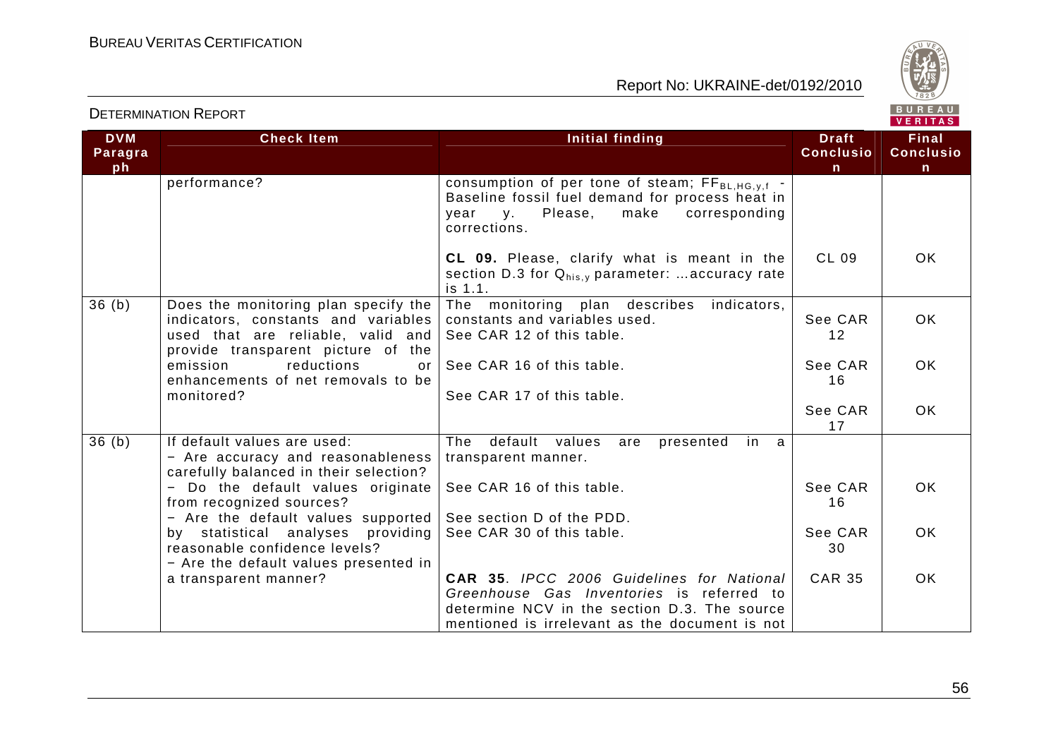| DVM Paragraph | Check Item | Initial finding | Draft Conclusion | Final Conclusion |
|---|---|---|---|---|
| | performance? | consumption of per tone of steam; $FF_{BL,HG,y,f}$ - Baseline fossil fuel demand for process heat in year y. Please, make corresponding corrections.<br><br>**CL 09.** Please, clarify what is meant in the section D.3 for $Q_{his,y}$ parameter: ...accuracy rate is 1.1. | CL 09 | OK |
| 36 (b) | Does the monitoring plan specify the indicators, constants and variables used that are reliable, valid and provide transparent picture of the emission reductions or enhancements of net removals to be monitored? | The monitoring plan describes indicators, constants and variables used. See CAR 12 of this table.<br><br>See CAR 16 of this table.<br><br>See CAR 17 of this table. | See CAR 12<br><br>See CAR 16<br><br>See CAR 17 | OK<br><br>OK<br><br>OK |
| 36 (b) | If default values are used:<br>− Are accuracy and reasonableness carefully balanced in their selection?<br>− Do the default values originate from recognized sources?<br>− Are the default values supported by statistical analyses providing reasonable confidence levels?<br>− Are the default values presented in a transparent manner? | The default values are presented in a transparent manner.<br><br>See CAR 16 of this table.<br><br>See section D of the PDD.<br>See CAR 30 of this table.<br><br>**CAR 35**. *IPCC 2006 Guidelines for National Greenhouse Gas Inventories* is referred to determine NCV in the section D.3. The source mentioned is irrelevant as the document is not | See CAR 16<br><br>See CAR 30<br><br>CAR 35 | OK<br><br>OK<br><br>OK |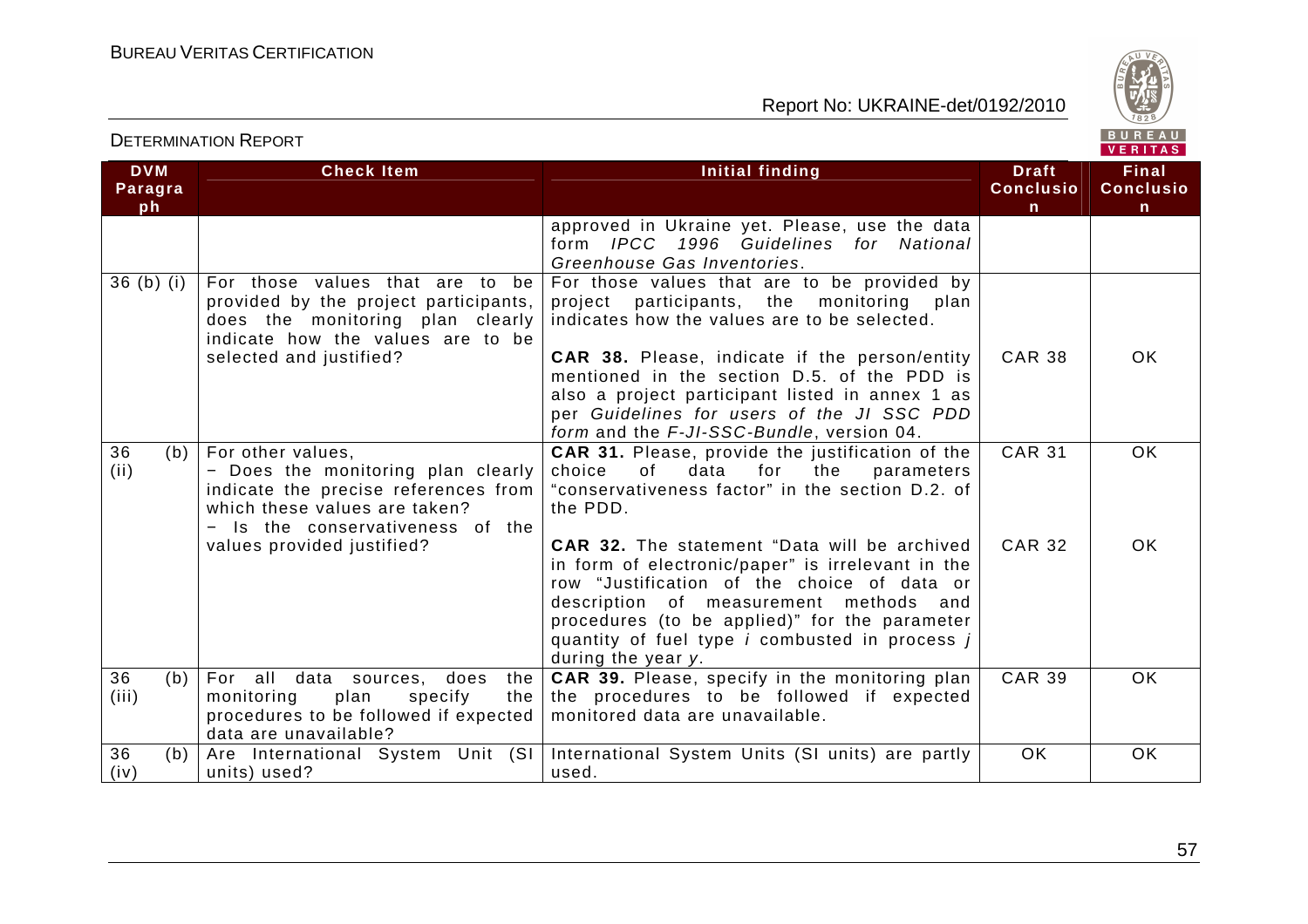| DVM Paragraph | Check Item | Initial finding | Draft Conclusion | Final Conclusion |
|---|---|---|---|---|
| | | approved in Ukraine yet. Please, use the data form *IPCC 1996 Guidelines for National Greenhouse Gas Inventories*. | | |
| 36 (b) (i) | For those values that are to be provided by the project participants, does the monitoring plan clearly indicate how the values are to be selected and justified? | For those values that are to be provided by project participants, the monitoring plan indicates how the values are to be selected.<br><br>**CAR 38.** Please, indicate if the person/entity mentioned in the section D.5. of the PDD is also a project participant listed in annex 1 as per *Guidelines for users of the JI SSC PDD form* and the *F-JI-SSC-Bundle*, version 04. | CAR 38 | OK |
| 36 (b) (ii) | For other values,<br>− Does the monitoring plan clearly indicate the precise references from which these values are taken?<br>− Is the conservativeness of the values provided justified? | **CAR 31.** Please, provide the justification of the choice of data for the parameters "conservativeness factor" in the section D.2. of the PDD.<br><br>**CAR 32.** The statement "Data will be archived in form of electronic/paper" is irrelevant in the row "Justification of the choice of data or description of measurement methods and procedures (to be applied)" for the parameter quantity of fuel type *i* combusted in process *j* during the year *y*. | CAR 31<br><br><br><br>CAR 32 | OK<br><br><br><br>OK |
| 36 (b) (iii) | For all data sources, does the monitoring plan specify the procedures to be followed if expected data are unavailable? | **CAR 39.** Please, specify in the monitoring plan the procedures to be followed if expected monitored data are unavailable. | CAR 39 | OK |
| 36 (b) (iv) | Are International System Unit (SI units) used? | International System Units (SI units) are partly used. | OK | OK |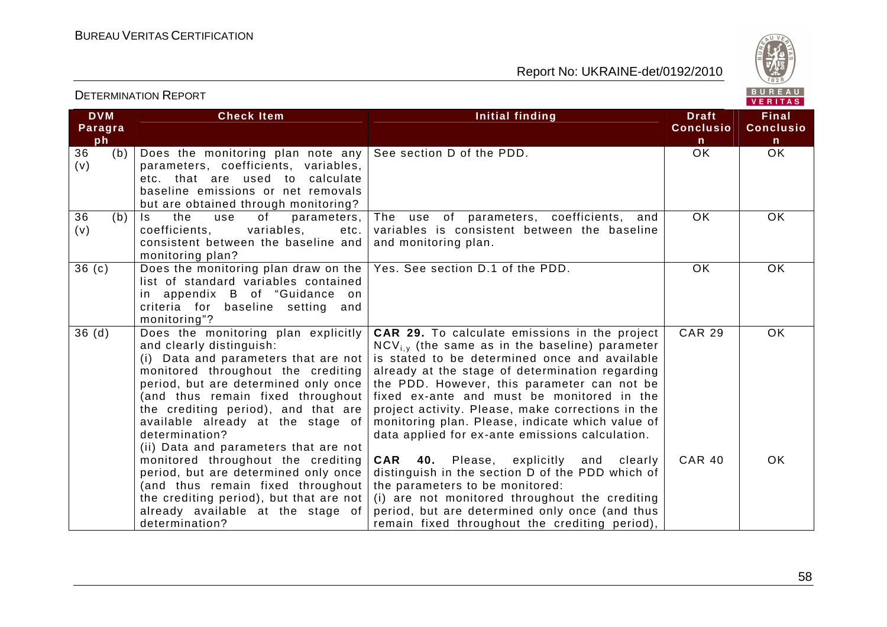| DVM Paragraph | Check Item | Initial finding | Draft Conclusion | Final Conclusion |
|---|---|---|---|---|
| 36 (b) (v) | Does the monitoring plan note any parameters, coefficients, variables, etc. that are used to calculate baseline emissions or net removals but are obtained through monitoring? | See section D of the PDD. | OK | OK |
| 36 (b) (v) | Is the use of parameters, coefficients, variables, etc. consistent between the baseline and monitoring plan? | The use of parameters, coefficients, and variables is consistent between the baseline and monitoring plan. | OK | OK |
| 36 (c) | Does the monitoring plan draw on the list of standard variables contained in appendix B of "Guidance on criteria for baseline setting and monitoring"? | Yes. See section D.1 of the PDD. | OK | OK |
| 36 (d) | Does the monitoring plan explicitly and clearly distinguish:<br>(i) Data and parameters that are not monitored throughout the crediting period, but are determined only once (and thus remain fixed throughout the crediting period), and that are available already at the stage of determination? | **CAR 29.** To calculate emissions in the project $NCV_{i,y}$ (the same as in the baseline) parameter is stated to be determined once and available already at the stage of determination regarding the PDD. However, this parameter can not be fixed ex-ante and must be monitored in the project activity. Please, make corrections in the monitoring plan. Please, indicate which value of data applied for ex-ante emissions calculation. | CAR 29 | OK |
| | (ii) Data and parameters that are not monitored throughout the crediting period, but are determined only once (and thus remain fixed throughout the crediting period), but that are not already available at the stage of determination? | **CAR 40.** Please, explicitly and clearly distinguish in the section D of the PDD which of the parameters to be monitored:<br>(i) are not monitored throughout the crediting period, but are determined only once (and thus remain fixed throughout the crediting period), | CAR 40 | OK |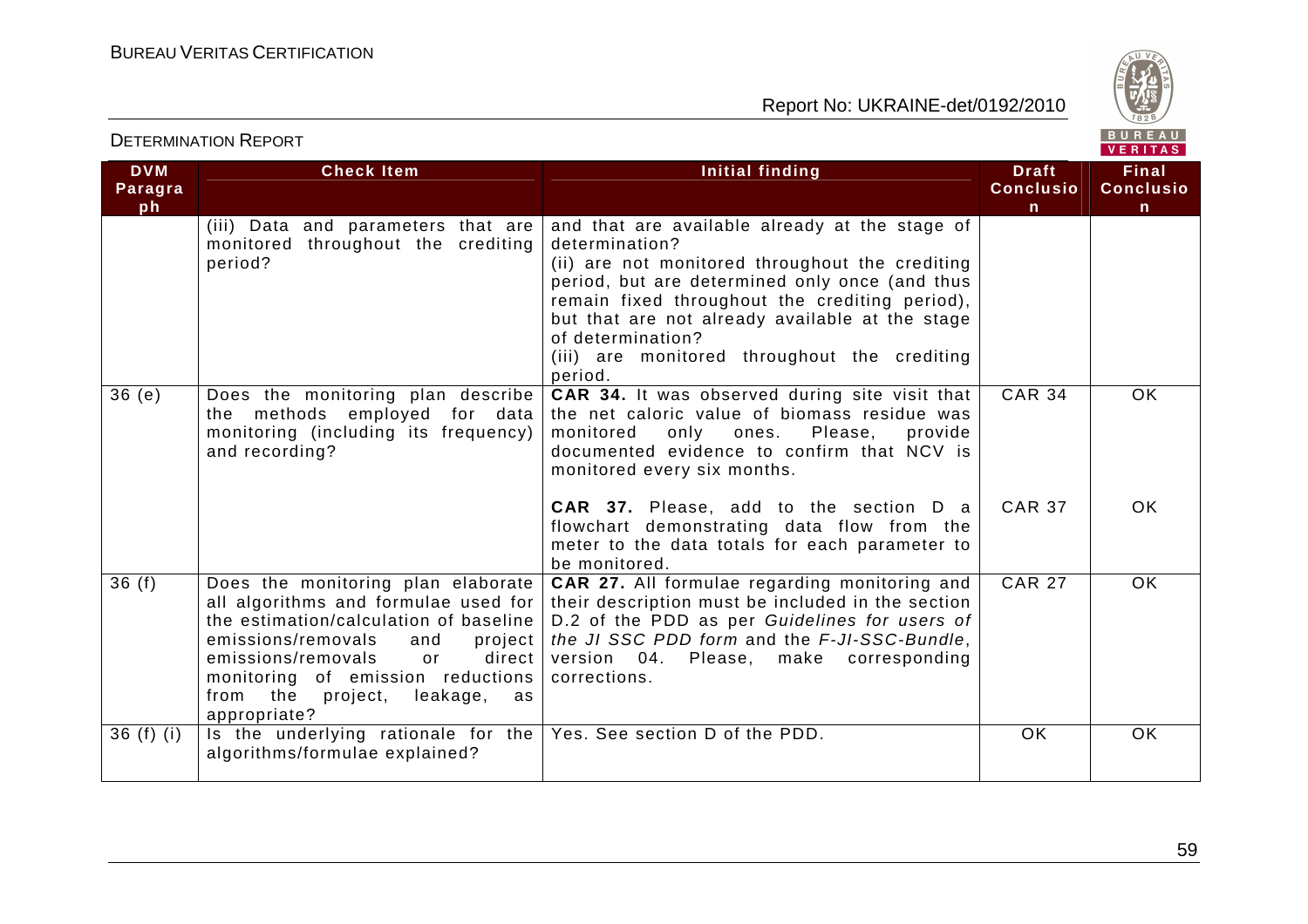| DVM Paragraph | Check Item | Initial finding | Draft Conclusion | Final Conclusion |
|---|---|---|---|---|
| | (iii) Data and parameters that are monitored throughout the crediting period? | and that are available already at the stage of determination?<br>(ii) are not monitored throughout the crediting period, but are determined only once (and thus remain fixed throughout the crediting period), but that are not already available at the stage of determination?<br>(iii) are monitored throughout the crediting period. | | |
| 36 (e) | Does the monitoring plan describe the methods employed for data monitoring (including its frequency) and recording? | **CAR 34.** It was observed during site visit that the net caloric value of biomass residue was monitored only ones. Please, provide documented evidence to confirm that NCV is monitored every six months. | CAR 34 | OK |
| | | **CAR 37.** Please, add to the section D a flowchart demonstrating data flow from the meter to the data totals for each parameter to be monitored. | CAR 37 | OK |
| 36 (f) | Does the monitoring plan elaborate all algorithms and formulae used for the estimation/calculation of baseline emissions/removals and project emissions/removals or direct monitoring of emission reductions from the project, leakage, as appropriate? | **CAR 27.** All formulae regarding monitoring and their description must be included in the section D.2 of the PDD as per *Guidelines for users of the JI SSC PDD form* and the *F-JI-SSC-Bundle*, version 04. Please, make corresponding corrections. | CAR 27 | OK |
| 36 (f) (i) | Is the underlying rationale for the algorithms/formulae explained? | Yes. See section D of the PDD. | OK | OK |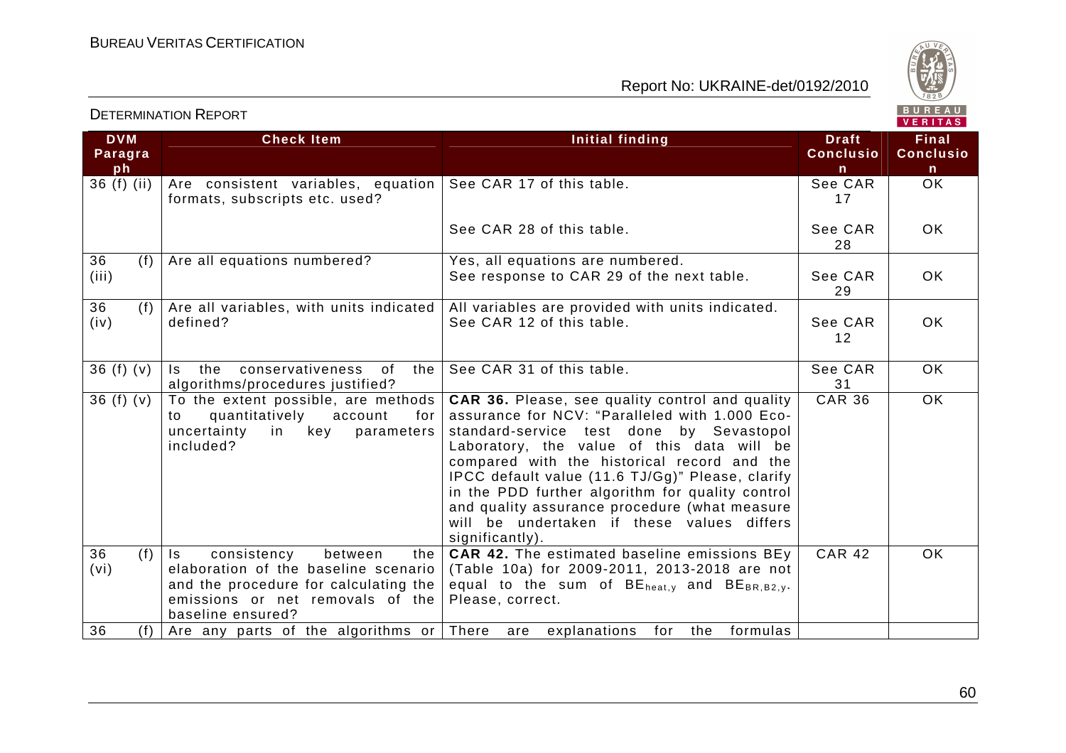| DVM Paragraph | Check Item | Initial finding | Draft Conclusion | Final Conclusion |
|---|---|---|---|---|
| 36 (f) (ii) | Are consistent variables, equation formats, subscripts etc. used? | See CAR 17 of this table. | See CAR 17 | OK |
| | | See CAR 28 of this table. | See CAR 28 | OK |
| 36 (f) (iii) | Are all equations numbered? | Yes, all equations are numbered. See response to CAR 29 of the next table. | See CAR 29 | OK |
| 36 (f) (iv) | Are all variables, with units indicated defined? | All variables are provided with units indicated. See CAR 12 of this table. | See CAR 12 | OK |
| 36 (f) (v) | Is the conservativeness of the algorithms/procedures justified? | See CAR 31 of this table. | See CAR 31 | OK |
| 36 (f) (v) | To the extent possible, are methods to quantitatively account for uncertainty in key parameters included? | **CAR 36.** Please, see quality control and quality assurance for NCV: "Paralleled with 1.000 Eco-standard-service test done by Sevastopol Laboratory, the value of this data will be compared with the historical record and the IPCC default value (11.6 TJ/Gg)" Please, clarify in the PDD further algorithm for quality control and quality assurance procedure (what measure will be undertaken if these values differs significantly). | CAR 36 | OK |
| 36 (f) (vi) | Is consistency between the elaboration of the baseline scenario and the procedure for calculating the emissions or net removals of the baseline ensured? | **CAR 42.** The estimated baseline emissions BEy (Table 10a) for 2009-2011, 2013-2018 are not equal to the sum of $BE_{heat,y}$ and $BE_{BR,B2,y}$. Please, correct. | CAR 42 | OK |
| 36 (f) | Are any parts of the algorithms or | There are explanations for the formulas | | |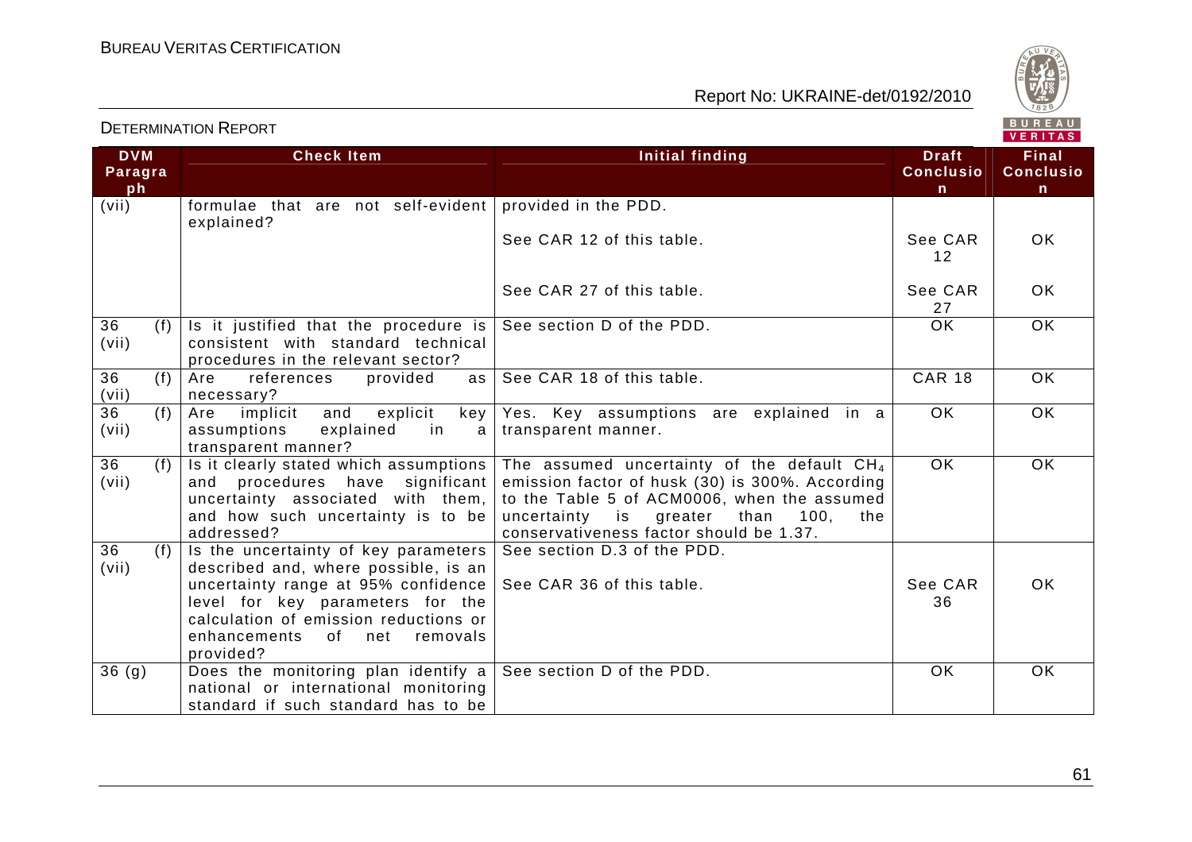| DVM Paragraph | Check Item | Initial finding | Draft Conclusion | Final Conclusion |
|---|---|---|---|---|
| (vii) | formulae that are not self-evident explained? | provided in the PDD. | | |
| | | See CAR 12 of this table. | See CAR 12 | OK |
| | | See CAR 27 of this table. | See CAR 27 | OK |
| 36 (f) (vii) | Is it justified that the procedure is consistent with standard technical procedures in the relevant sector? | See section D of the PDD. | OK | OK |
| 36 (f) (vii) | Are references provided as necessary? | See CAR 18 of this table. | CAR 18 | OK |
| 36 (f) (vii) | Are implicit and explicit key assumptions explained in a transparent manner? | Yes. Key assumptions are explained in a transparent manner. | OK | OK |
| 36 (f) (vii) | Is it clearly stated which assumptions and procedures have significant uncertainty associated with them, and how such uncertainty is to be addressed? | The assumed uncertainty of the default $CH_4$ emission factor of husk (30) is 300%. According to the Table 5 of ACM0006, when the assumed uncertainty is greater than 100, the conservativeness factor should be 1.37. | OK | OK |
| 36 (f) (vii) | Is the uncertainty of key parameters described and, where possible, is an uncertainty range at 95% confidence level for key parameters for the calculation of emission reductions or enhancements of net removals provided? | See section D.3 of the PDD. | | |
| | | See CAR 36 of this table. | See CAR 36 | OK |
| 36 (g) | Does the monitoring plan identify a national or international monitoring standard if such standard has to be | See section D of the PDD. | OK | OK |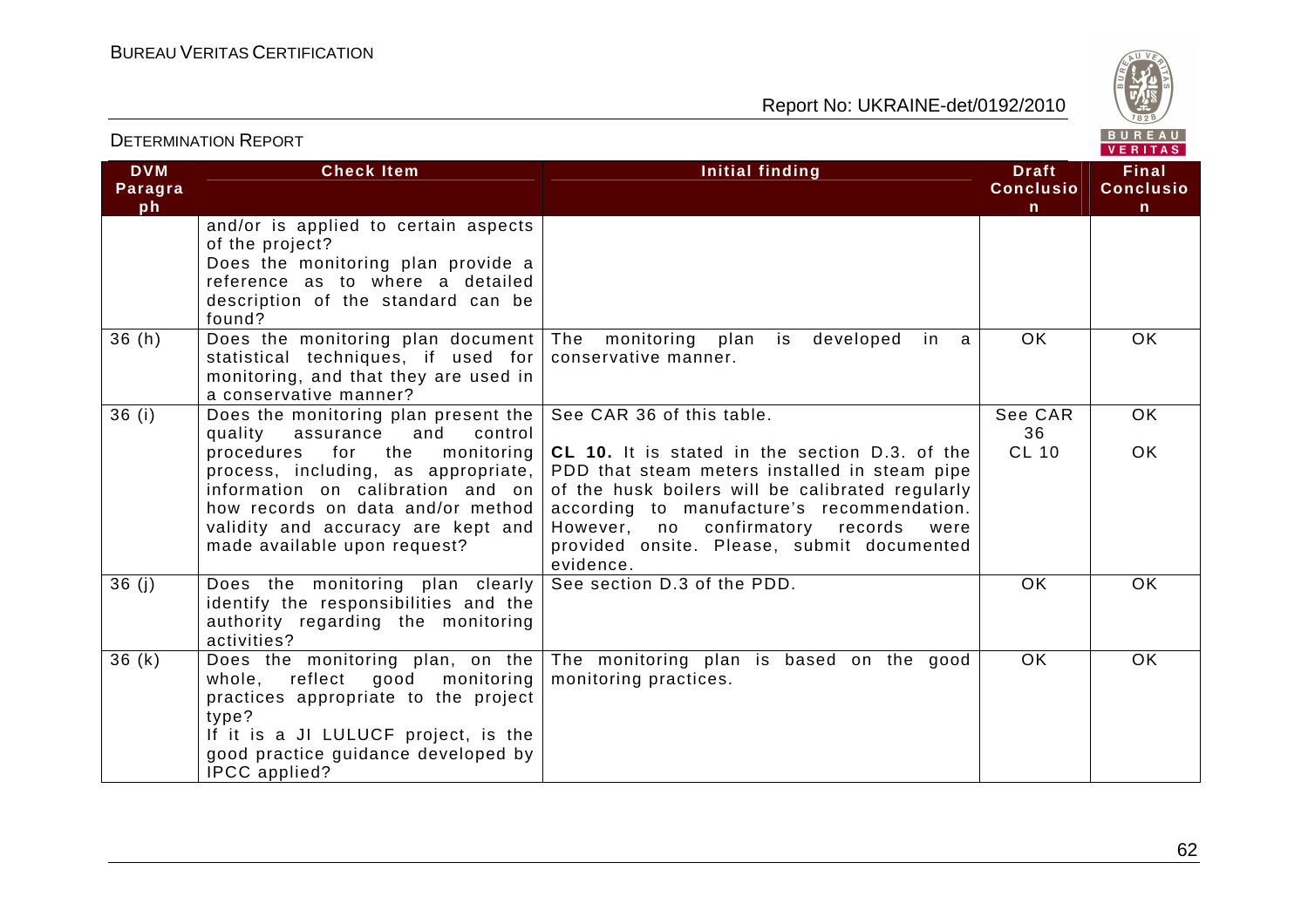| DVM Paragraph | Check Item | Initial finding | Draft Conclusion | Final Conclusion |
|---|---|---|---|---|
| | and/or is applied to certain aspects of the project? Does the monitoring plan provide a reference as to where a detailed description of the standard can be found? | | | |
| 36 (h) | Does the monitoring plan document statistical techniques, if used for monitoring, and that they are used in a conservative manner? | The monitoring plan is developed in a conservative manner. | OK | OK |
| 36 (i) | Does the monitoring plan present the quality assurance and control procedures for the monitoring process, including, as appropriate, information on calibration and on how records on data and/or method validity and accuracy are kept and made available upon request? | See CAR 36 of this table.<br><br>**CL 10.** It is stated in the section D.3. of the PDD that steam meters installed in steam pipe of the husk boilers will be calibrated regularly according to manufacture's recommendation. However, no confirmatory records were provided onsite. Please, submit documented evidence. | See CAR 36<br><br>CL 10 | OK<br><br>OK |
| 36 (j) | Does the monitoring plan clearly identify the responsibilities and the authority regarding the monitoring activities? | See section D.3 of the PDD. | OK | OK |
| 36 (k) | Does the monitoring plan, on the whole, reflect good monitoring practices appropriate to the project type? If it is a JI LULUCF project, is the good practice guidance developed by IPCC applied? | The monitoring plan is based on the good monitoring practices. | OK | OK |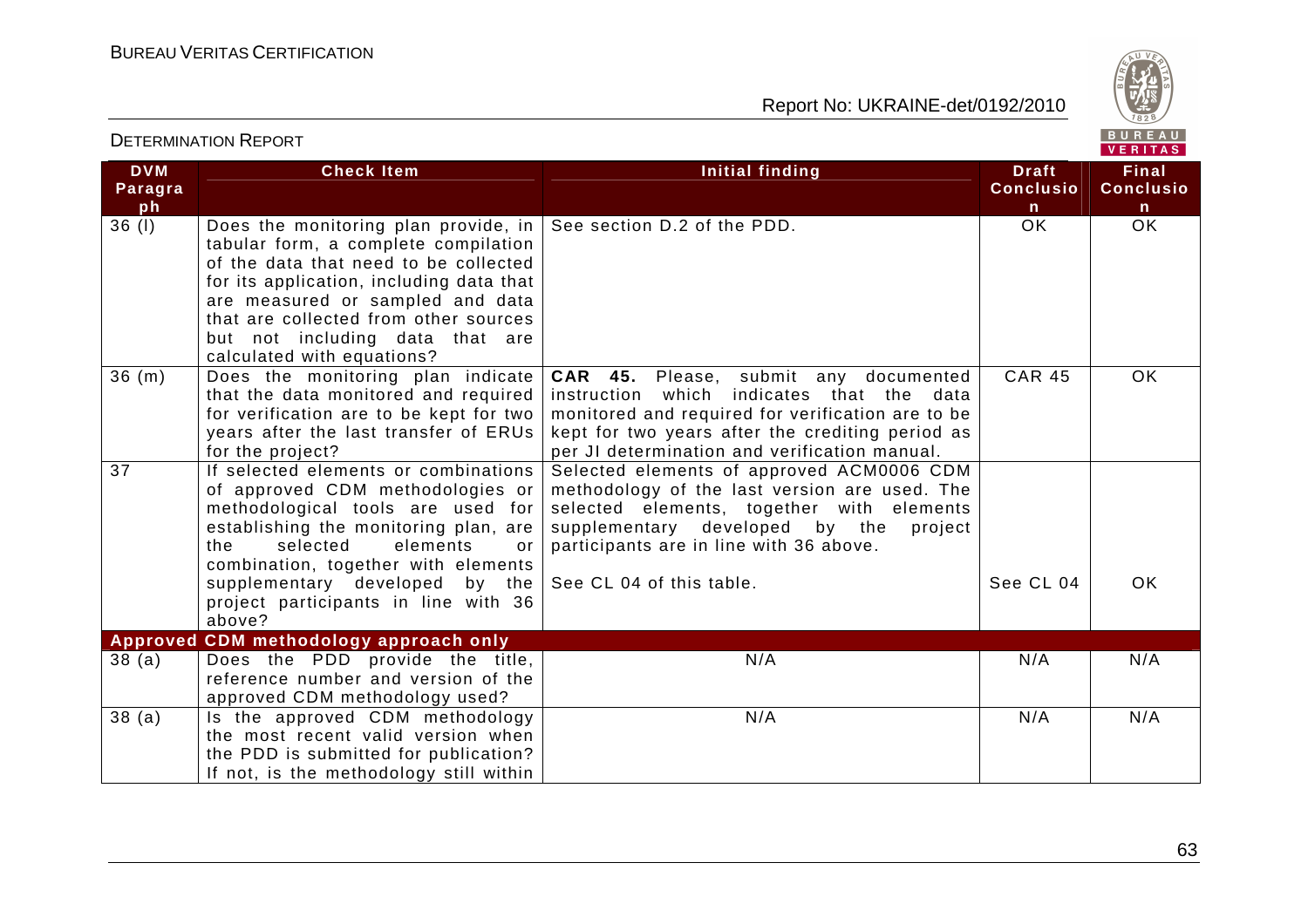| DVM Paragraph | Check Item | Initial finding | Draft Conclusion | Final Conclusion |
|---|---|---|---|---|
| 36 (l) | Does the monitoring plan provide, in tabular form, a complete compilation of the data that need to be collected for its application, including data that are measured or sampled and data that are collected from other sources but not including data that are calculated with equations? | See section D.2 of the PDD. | OK | OK |
| 36 (m) | Does the monitoring plan indicate that the data monitored and required for verification are to be kept for two years after the last transfer of ERUs for the project? | **CAR 45.** Please, submit any documented instruction which indicates that the data monitored and required for verification are to be kept for two years after the crediting period as per JI determination and verification manual. | CAR 45 | OK |
| 37 | If selected elements or combinations of approved CDM methodologies or methodological tools are used for establishing the monitoring plan, are the selected elements or combination, together with elements supplementary developed by the project participants in line with 36 above? | Selected elements of approved ACM0006 CDM methodology of the last version are used. The selected elements, together with elements supplementary developed by the project participants are in line with 36 above.<br><br>See CL 04 of this table. | See CL 04 | OK |
| **Approved CDM methodology approach only** | | | | |
| 38 (a) | Does the PDD provide the title, reference number and version of the approved CDM methodology used? | N/A | N/A | N/A |
| 38 (a) | Is the approved CDM methodology the most recent valid version when the PDD is submitted for publication? If not, is the methodology still within | N/A | N/A | N/A |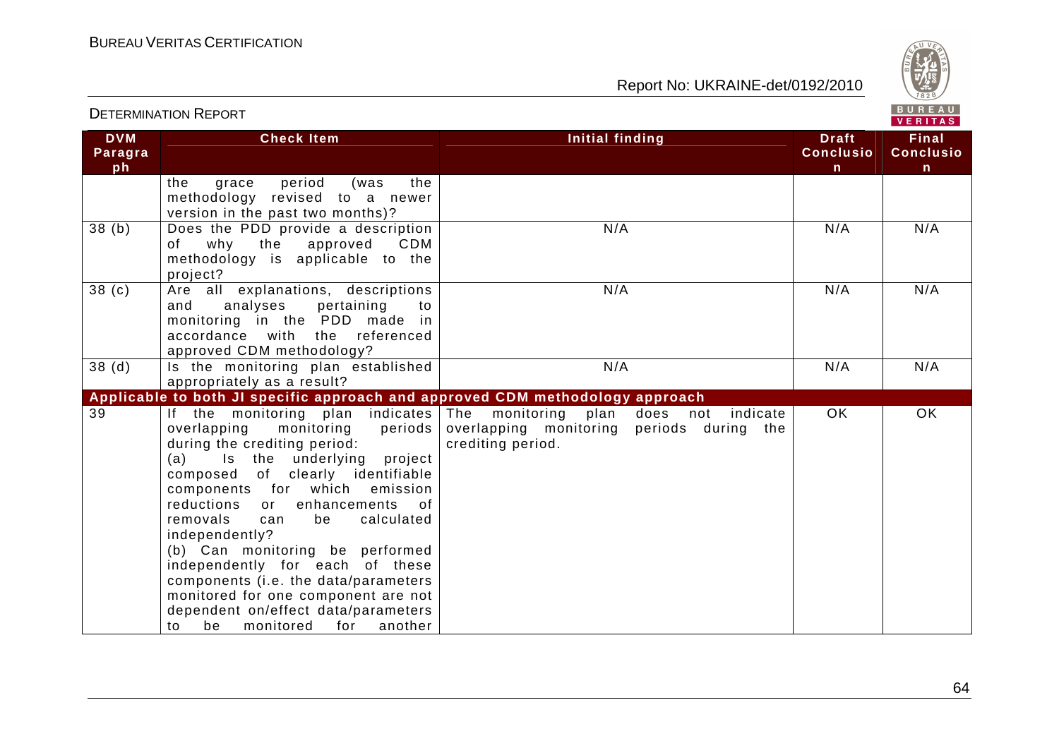| DVM Paragraph | Check Item | Initial finding | Draft Conclusion | Final Conclusion |
|---|---|---|---|---|
| | the grace period (was the methodology revised to a newer version in the past two months)? | | | |
| 38 (b) | Does the PDD provide a description of why the approved CDM methodology is applicable to the project? | N/A | N/A | N/A |
| 38 (c) | Are all explanations, descriptions and analyses pertaining to monitoring in the PDD made in accordance with the referenced approved CDM methodology? | N/A | N/A | N/A |
| 38 (d) | Is the monitoring plan established appropriately as a result? | N/A | N/A | N/A |
| **Applicable to both JI specific approach and approved CDM methodology approach** | | | | |
| 39 | If the monitoring plan indicates overlapping monitoring periods during the crediting period:<br>(a) Is the underlying project composed of clearly identifiable components for which emission reductions or enhancements of removals can be calculated independently?<br>(b) Can monitoring be performed independently for each of these components (i.e. the data/parameters monitored for one component are not dependent on/effect data/parameters to be monitored for another | The monitoring plan does not indicate overlapping monitoring periods during the crediting period. | OK | OK |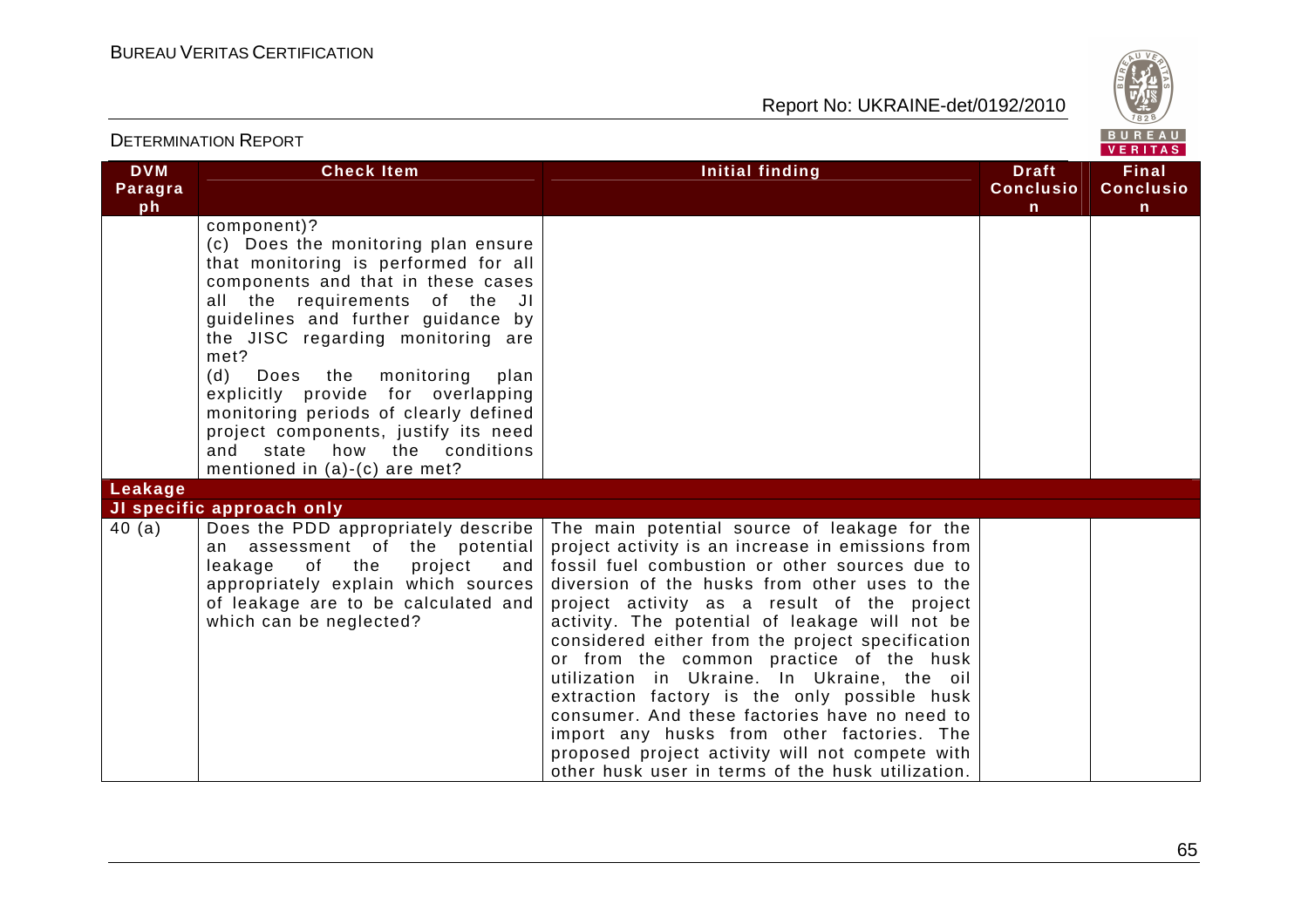| DVM Paragraph | Check Item | Initial finding | Draft Conclusion | Final Conclusion |
|---|---|---|---|---|
| | component)?<br>(c) Does the monitoring plan ensure that monitoring is performed for all components and that in these cases all the requirements of the JI guidelines and further guidance by the JISC regarding monitoring are met?<br>(d) Does the monitoring plan explicitly provide for overlapping monitoring periods of clearly defined project components, justify its need and state how the conditions mentioned in (a)-(c) are met? | | | |
| **Leakage** | | | | |
| **JI specific approach only** | | | | |
| 40 (a) | Does the PDD appropriately describe an assessment of the potential leakage of the project and appropriately explain which sources of leakage are to be calculated and which can be neglected? | The main potential source of leakage for the project activity is an increase in emissions from fossil fuel combustion or other sources due to diversion of the husks from other uses to the project activity as a result of the project activity. The potential of leakage will not be considered either from the project specification or from the common practice of the husk utilization in Ukraine. In Ukraine, the oil extraction factory is the only possible husk consumer. And these factories have no need to import any husks from other factories. The proposed project activity will not compete with other husk user in terms of the husk utilization. | | |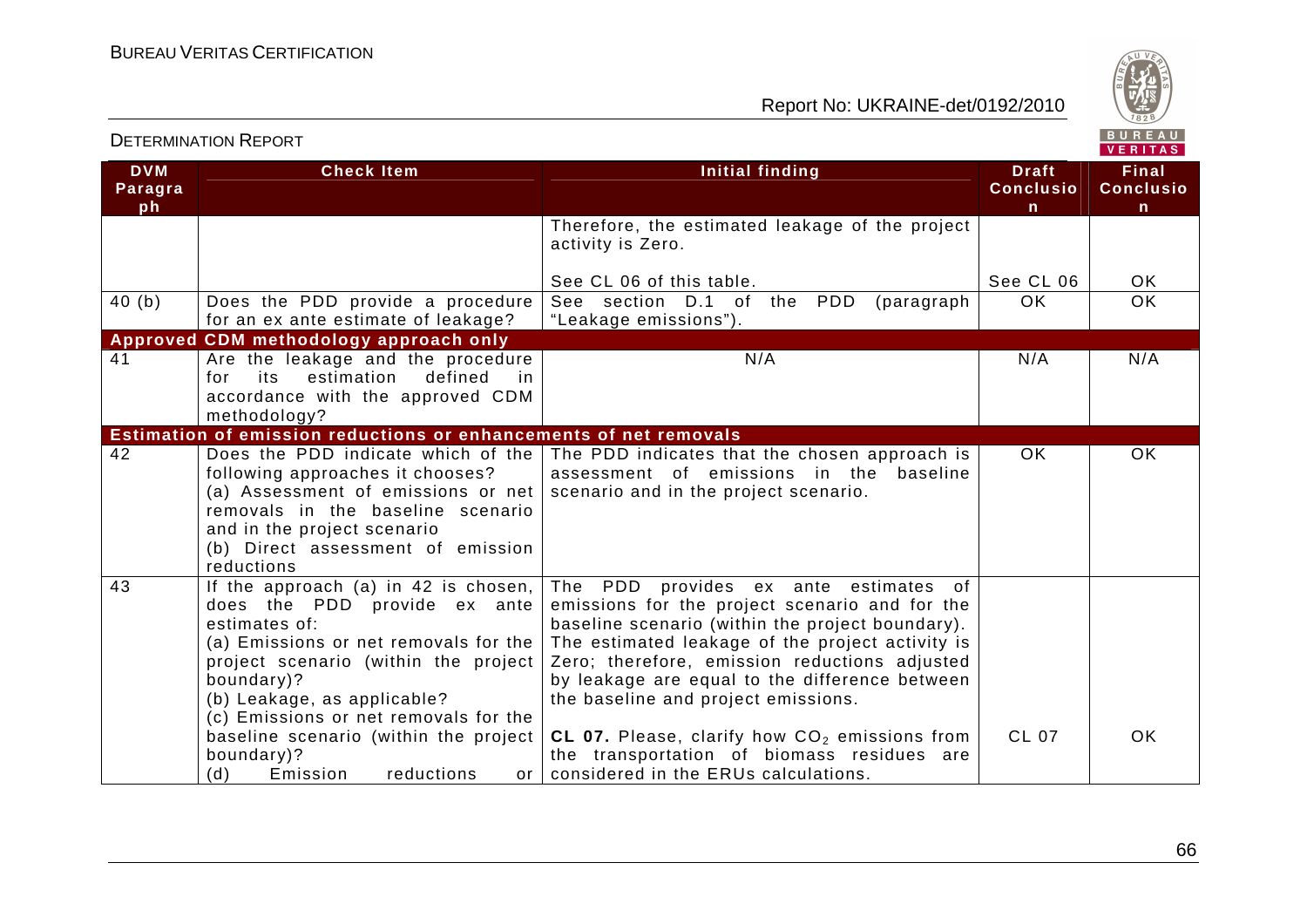| DVM Paragraph | Check Item | Initial finding | Draft Conclusion | Final Conclusion |
|---|---|---|---|---|
| | | Therefore, the estimated leakage of the project activity is Zero.<br><br>See CL 06 of this table. | See CL 06 | OK |
| 40 (b) | Does the PDD provide a procedure for an ex ante estimate of leakage? | See section D.1 of the PDD (paragraph "Leakage emissions"). | OK | OK |
| **Approved CDM methodology approach only** | | | | |
| 41 | Are the leakage and the procedure for its estimation defined in accordance with the approved CDM methodology? | N/A | N/A | N/A |
| **Estimation of emission reductions or enhancements of net removals** | | | | |
| 42 | Does the PDD indicate which of the following approaches it chooses?<br>(a) Assessment of emissions or net removals in the baseline scenario and in the project scenario<br>(b) Direct assessment of emission reductions | The PDD indicates that the chosen approach is assessment of emissions in the baseline scenario and in the project scenario. | OK | OK |
| 43 | If the approach (a) in 42 is chosen, does the PDD provide ex ante estimates of:<br>(a) Emissions or net removals for the project scenario (within the project boundary)?<br>(b) Leakage, as applicable?<br>(c) Emissions or net removals for the baseline scenario (within the project boundary)?<br>(d) Emission reductions or | The PDD provides ex ante estimates of emissions for the project scenario and for the baseline scenario (within the project boundary). The estimated leakage of the project activity is Zero; therefore, emission reductions adjusted by leakage are equal to the difference between the baseline and project emissions.<br><br>**CL 07.** Please, clarify how $CO_2$ emissions from the transportation of biomass residues are considered in the ERUs calculations. | CL 07 | OK |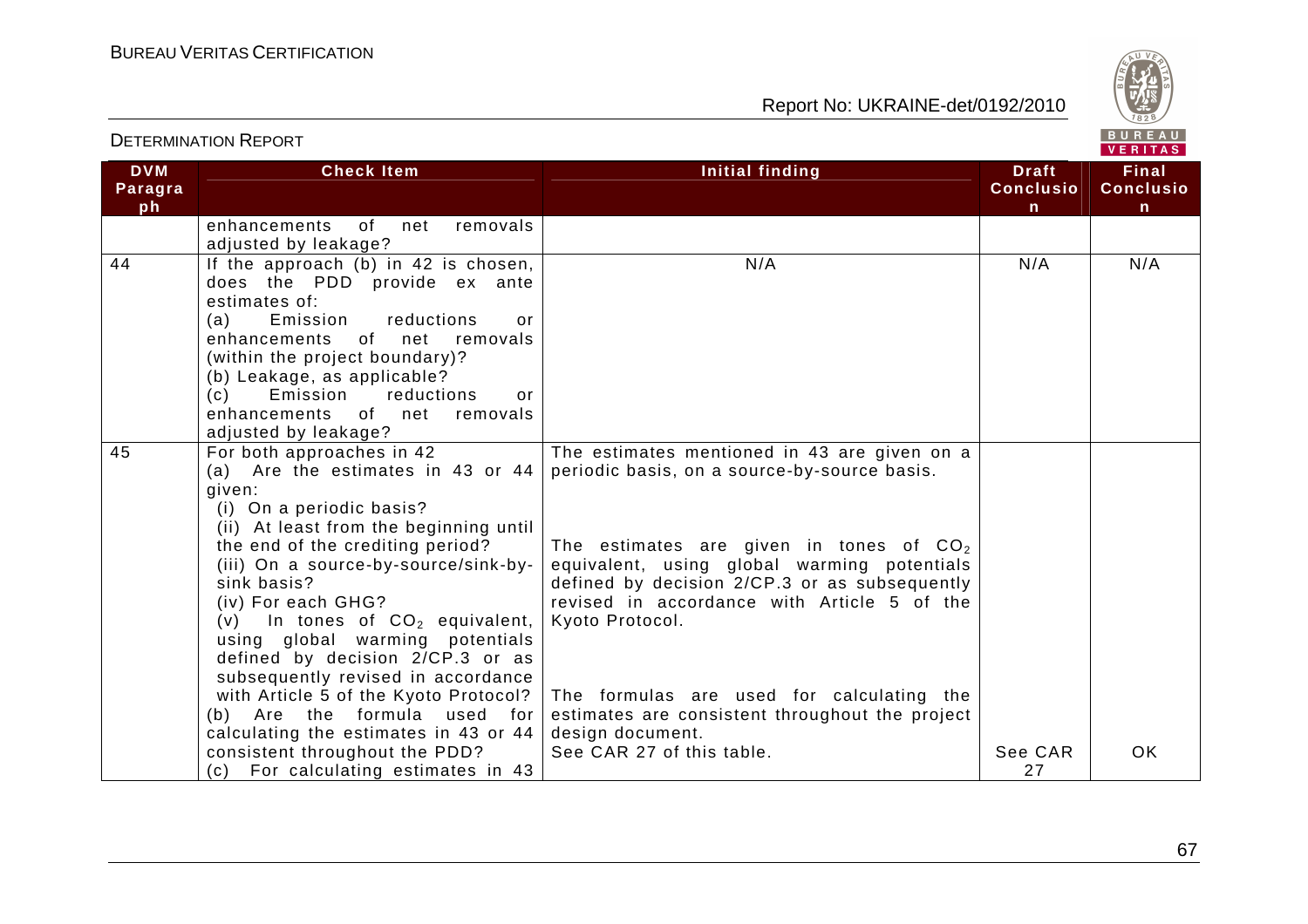| DVM Paragraph | Check Item | Initial finding | Draft Conclusion | Final Conclusion |
|---|---|---|---|---|
| | enhancements of net removals adjusted by leakage? | | | |
| 44 | If the approach (b) in 42 is chosen, does the PDD provide ex ante estimates of:<br>(a) Emission reductions or enhancements of net removals (within the project boundary)?<br>(b) Leakage, as applicable?<br>(c) Emission reductions or enhancements of net removals adjusted by leakage? | N/A | N/A | N/A |
| 45 | For both approaches in 42<br>(a) Are the estimates in 43 or 44 given:<br>(i) On a periodic basis?<br>(ii) At least from the beginning until the end of the crediting period?<br>(iii) On a source-by-source/sink-by-sink basis?<br>(iv) For each GHG?<br>(v) In tones of $CO_2$ equivalent, using global warming potentials defined by decision 2/CP.3 or as subsequently revised in accordance with Article 5 of the Kyoto Protocol?<br>(b) Are the formula used for calculating the estimates in 43 or 44 consistent throughout the PDD?<br>(c) For calculating estimates in 43 | The estimates mentioned in 43 are given on a periodic basis, on a source-by-source basis.<br><br>The estimates are given in tones of $CO_2$ equivalent, using global warming potentials defined by decision 2/CP.3 or as subsequently revised in accordance with Article 5 of the Kyoto Protocol.<br><br>The formulas are used for calculating the estimates are consistent throughout the project design document.<br>See CAR 27 of this table. | See CAR 27 | OK |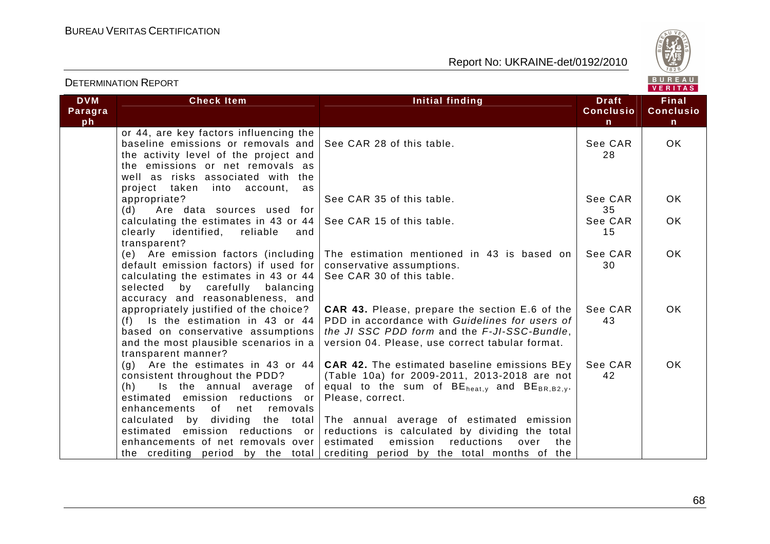| DVM Paragraph | Check Item | Initial finding | Draft Conclusion | Final Conclusion |
|---|---|---|---|---|
| | or 44, are key factors influencing the baseline emissions or removals and the activity level of the project and the emissions or net removals as well as risks associated with the project taken into account, as appropriate? | See CAR 28 of this table. | See CAR 28 | OK |
| | | See CAR 35 of this table. | See CAR 35 | OK |
| | (d) Are data sources used for calculating the estimates in 43 or 44 clearly identified, reliable and transparent? | See CAR 15 of this table. | See CAR 15 | OK |
| | (e) Are emission factors (including default emission factors) if used for calculating the estimates in 43 or 44 selected by carefully balancing accuracy and reasonableness, and appropriately justified of the choice? | The estimation mentioned in 43 is based on conservative assumptions. See CAR 30 of this table. | See CAR 30 | OK |
| | (f) Is the estimation in 43 or 44 based on conservative assumptions and the most plausible scenarios in a transparent manner? | **CAR 43.** Please, prepare the section E.6 of the PDD in accordance with *Guidelines for users of the JI SSC PDD form* and the *F-JI-SSC-Bundle*, version 04. Please, use correct tabular format. | See CAR 43 | OK |
| | (g) Are the estimates in 43 or 44 consistent throughout the PDD? | **CAR 42.** The estimated baseline emissions BEy (Table 10a) for 2009-2011, 2013-2018 are not equal to the sum of $BE_{heat,y}$ and $BE_{BR,B2,y}$. Please, correct. | See CAR 42 | OK |
| | (h) Is the annual average of estimated emission reductions or enhancements of net removals calculated by dividing the total estimated emission reductions or enhancements of net removals over the crediting period by the total | The annual average of estimated emission reductions is calculated by dividing the total estimated emission reductions over the crediting period by the total months of the | | |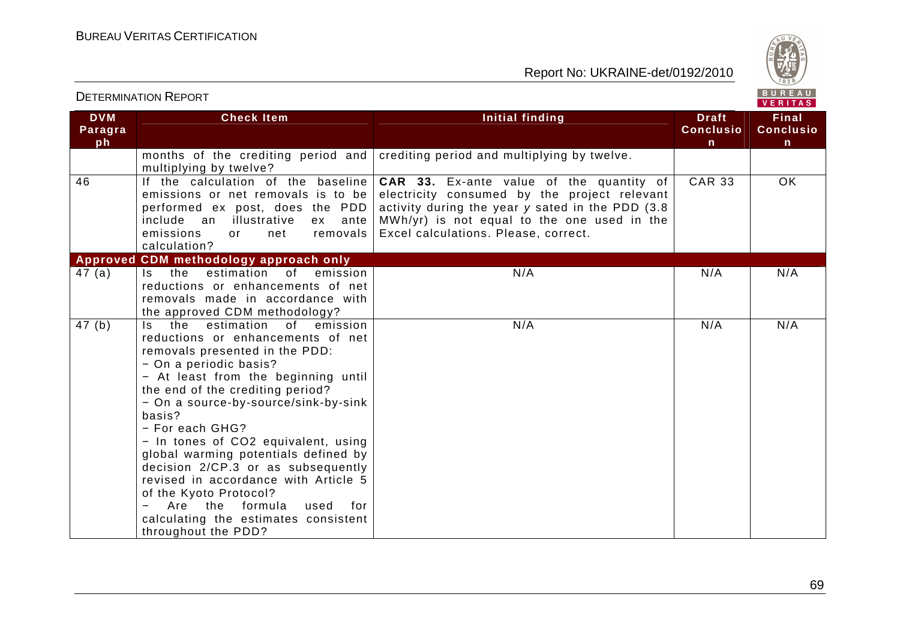| DVM Paragraph | Check Item | Initial finding | Draft Conclusion | Final Conclusion |
|---|---|---|---|---|
| | months of the crediting period and multiplying by twelve? | crediting period and multiplying by twelve. | | |
| 46 | If the calculation of the baseline emissions or net removals is to be performed ex post, does the PDD include an illustrative ex ante emissions or net removals calculation? | **CAR 33.** Ex-ante value of the quantity of electricity consumed by the project relevant activity during the year *y* sated in the PDD (3.8 MWh/yr) is not equal to the one used in the Excel calculations. Please, correct. | CAR 33 | OK |
| **Approved CDM methodology approach only** | | | | |
| 47 (a) | Is the estimation of emission reductions or enhancements of net removals made in accordance with the approved CDM methodology? | N/A | N/A | N/A |
| 47 (b) | Is the estimation of emission reductions or enhancements of net removals presented in the PDD:<br>− On a periodic basis?<br>− At least from the beginning until the end of the crediting period?<br>− On a source-by-source/sink-by-sink basis?<br>− For each GHG?<br>− In tones of $CO_2$ equivalent, using global warming potentials defined by decision 2/CP.3 or as subsequently revised in accordance with Article 5 of the Kyoto Protocol?<br>− Are the formula used for calculating the estimates consistent throughout the PDD? | N/A | N/A | N/A |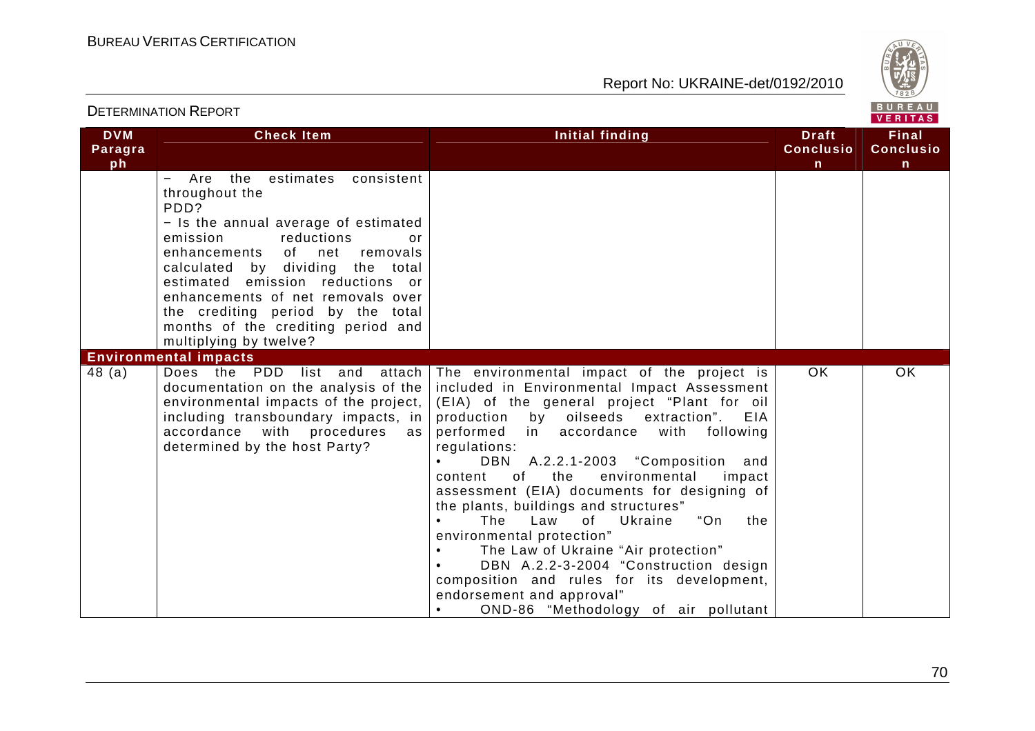| DVM Paragraph | Check Item | Initial finding | Draft Conclusion | Final Conclusion |
|---|---|---|---|---|
| | − Are the estimates consistent throughout the PDD?<br>− Is the annual average of estimated emission reductions or enhancements of net removals calculated by dividing the total estimated emission reductions or enhancements of net removals over the crediting period by the total months of the crediting period and multiplying by twelve? | | | |
| **Environmental impacts** | | | | |
| 48 (a) | Does the PDD list and attach documentation on the analysis of the environmental impacts of the project, including transboundary impacts, in accordance with procedures as determined by the host Party? | The environmental impact of the project is included in Environmental Impact Assessment (EIA) of the general project "Plant for oil production by oilseeds extraction". EIA performed in accordance with following regulations:<br>• DBN A.2.2.1-2003 "Composition and content of the environmental impact assessment (EIA) documents for designing of the plants, buildings and structures"<br>• The Law of Ukraine "On the environmental protection"<br>• The Law of Ukraine "Air protection"<br>• DBN A.2.2-3-2004 "Construction design composition and rules for its development, endorsement and approval"<br>• OND-86 "Methodology of air pollutant | OK | OK |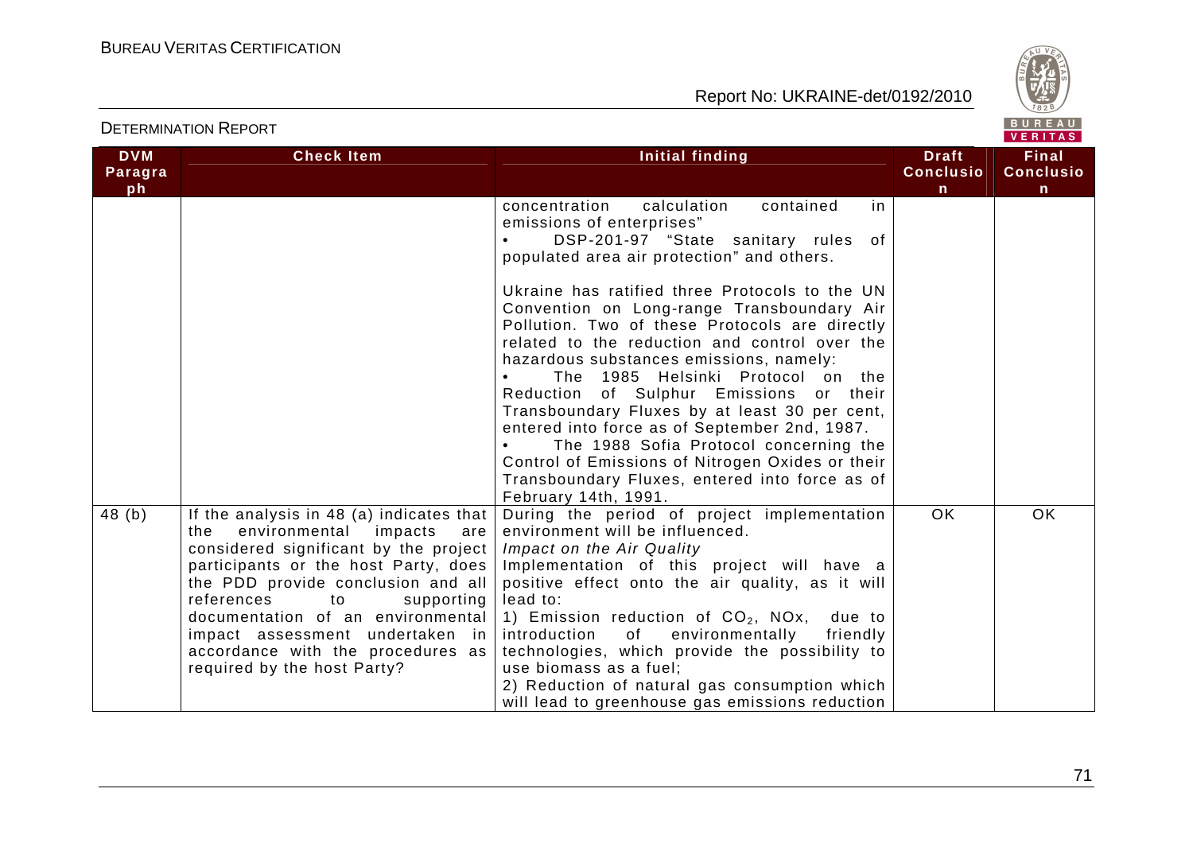| DVM Paragraph | Check Item | Initial finding | Draft Conclusion | Final Conclusion |
|---|---|---|---|---|
| | | concentration calculation contained in emissions of enterprises"<br>• DSP-201-97 "State sanitary rules of populated area air protection" and others.<br><br>Ukraine has ratified three Protocols to the UN Convention on Long-range Transboundary Air Pollution. Two of these Protocols are directly related to the reduction and control over the hazardous substances emissions, namely:<br>• The 1985 Helsinki Protocol on the Reduction of Sulphur Emissions or their Transboundary Fluxes by at least 30 per cent, entered into force as of September 2nd, 1987.<br>• The 1988 Sofia Protocol concerning the Control of Emissions of Nitrogen Oxides or their Transboundary Fluxes, entered into force as of February 14th, 1991. | | |
| 48 (b) | If the analysis in 48 (a) indicates that the environmental impacts are considered significant by the project participants or the host Party, does the PDD provide conclusion and all references to supporting documentation of an environmental impact assessment undertaken in accordance with the procedures as required by the host Party? | During the period of project implementation environment will be influenced.<br>*Impact on the Air Quality*<br>Implementation of this project will have a positive effect onto the air quality, as it will lead to:<br>1) Emission reduction of $CO_2$, NOx, due to introduction of environmentally friendly technologies, which provide the possibility to use biomass as a fuel;<br>2) Reduction of natural gas consumption which will lead to greenhouse gas emissions reduction | OK | OK |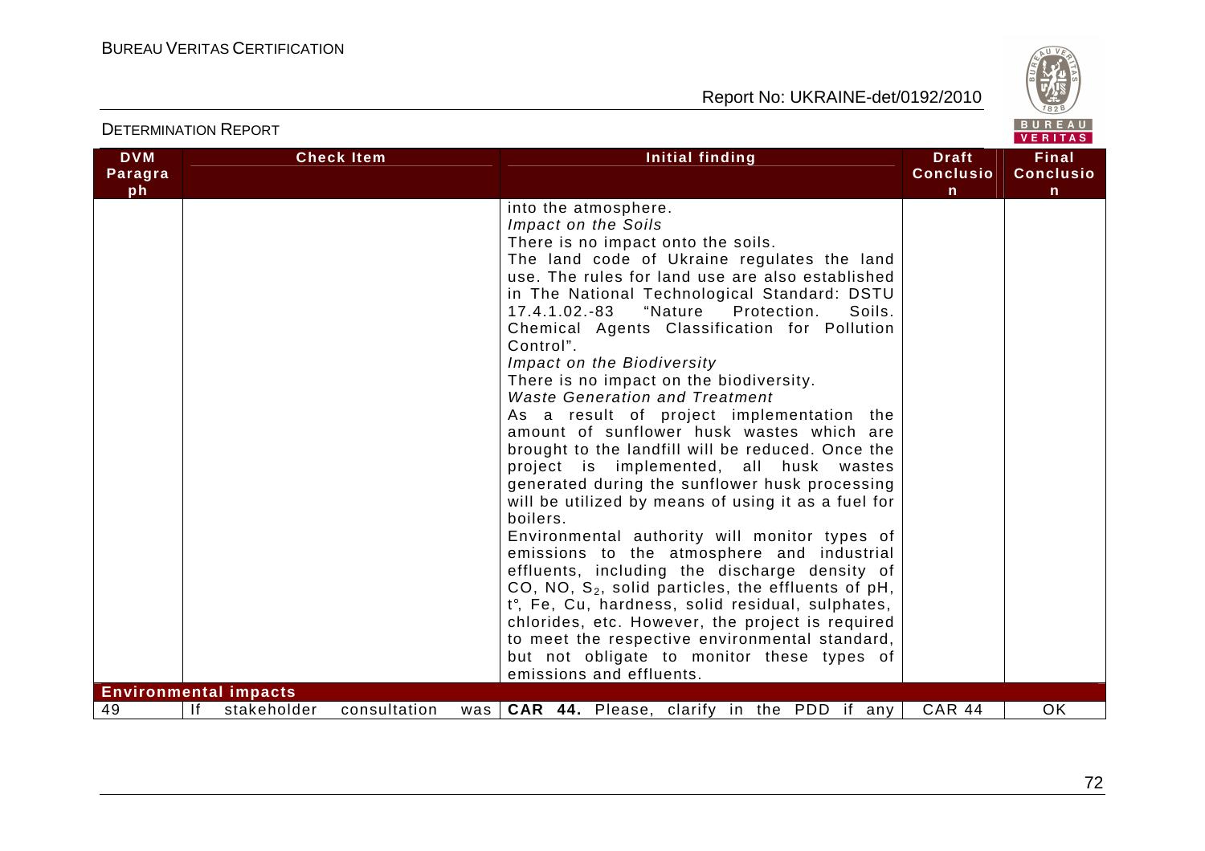| DVM Paragraph | Check Item | Initial finding | Draft Conclusion | Final Conclusion |
|---|---|---|---|---|
| | | into the atmosphere.<br>*Impact on the Soils*<br>There is no impact onto the soils.<br>The land code of Ukraine regulates the land use. The rules for land use are also established in The National Technological Standard: DSTU 17.4.1.02.-83 "Nature Protection. Soils. Chemical Agents Classification for Pollution Control".<br>*Impact on the Biodiversity*<br>There is no impact on the biodiversity.<br>*Waste Generation and Treatment*<br>As a result of project implementation the amount of sunflower husk wastes which are brought to the landfill will be reduced. Once the project is implemented, all husk wastes generated during the sunflower husk processing will be utilized by means of using it as a fuel for boilers.<br>Environmental authority will monitor types of emissions to the atmosphere and industrial effluents, including the discharge density of CO, NO, $S_2$, solid particles, the effluents of pH, t°, Fe, Cu, hardness, solid residual, sulphates, chlorides, etc. However, the project is required to meet the respective environmental standard, but not obligate to monitor these types of emissions and effluents. | | |
| **Environmental impacts** | | | | |
| 49 | If stakeholder consultation was | **CAR 44.** Please, clarify in the PDD if any | CAR 44 | OK |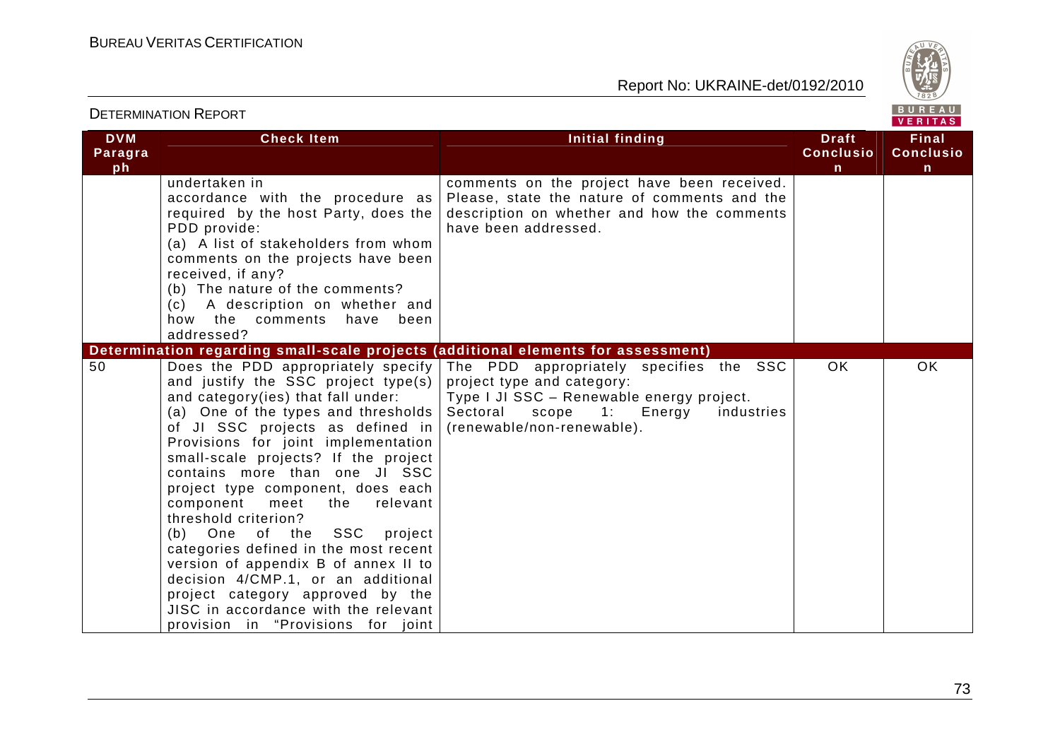| DVM Paragraph | Check Item | Initial finding | Draft Conclusion | Final Conclusion |
|---|---|---|---|---|
| | undertaken in accordance with the procedure as required by the host Party, does the PDD provide:<br>(a) A list of stakeholders from whom comments on the projects have been received, if any?<br>(b) The nature of the comments?<br>(c) A description on whether and how the comments have been addressed? | comments on the project have been received. Please, state the nature of comments and the description on whether and how the comments have been addressed. | | |
| **Determination regarding small-scale projects (additional elements for assessment)** | | | | |
| 50 | Does the PDD appropriately specify and justify the SSC project type(s) and category(ies) that fall under:<br>(a) One of the types and thresholds of JI SSC projects as defined in Provisions for joint implementation small-scale projects? If the project contains more than one JI SSC project type component, does each component meet the relevant threshold criterion?<br>(b) One of the SSC project categories defined in the most recent version of appendix B of annex II to decision 4/CMP.1, or an additional project category approved by the JISC in accordance with the relevant provision in "Provisions for joint | The PDD appropriately specifies the SSC project type and category:<br>Type I JI SSC – Renewable energy project.<br>Sectoral scope 1: Energy industries (renewable/non-renewable). | OK | OK |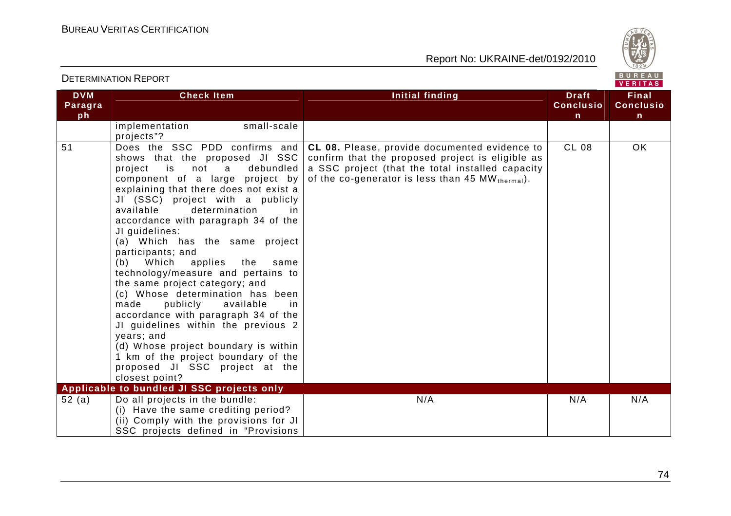| DVM Paragraph | Check Item | Initial finding | Draft Conclusion | Final Conclusion |
|---|---|---|---|---|
| | implementation small-scale projects"? | | | |
| 51 | Does the SSC PDD confirms and shows that the proposed JI SSC project is not a debundled component of a large project by explaining that there does not exist a JI (SSC) project with a publicly available determination in accordance with paragraph 34 of the JI guidelines:<br>(a) Which has the same project participants; and<br>(b) Which applies the same technology/measure and pertains to the same project category; and<br>(c) Whose determination has been made publicly available in accordance with paragraph 34 of the JI guidelines within the previous 2 years; and<br>(d) Whose project boundary is within 1 km of the project boundary of the proposed JI SSC project at the closest point? | **CL 08.** Please, provide documented evidence to confirm that the proposed project is eligible as a SSC project (that the total installed capacity of the co-generator is less than 45 $MW_{thermal}$). | CL 08 | OK |
| **Applicable to bundled JI SSC projects only** | | | | |
| 52 (a) | Do all projects in the bundle:<br>(i) Have the same crediting period?<br>(ii) Comply with the provisions for JI SSC projects defined in "Provisions | N/A | N/A | N/A |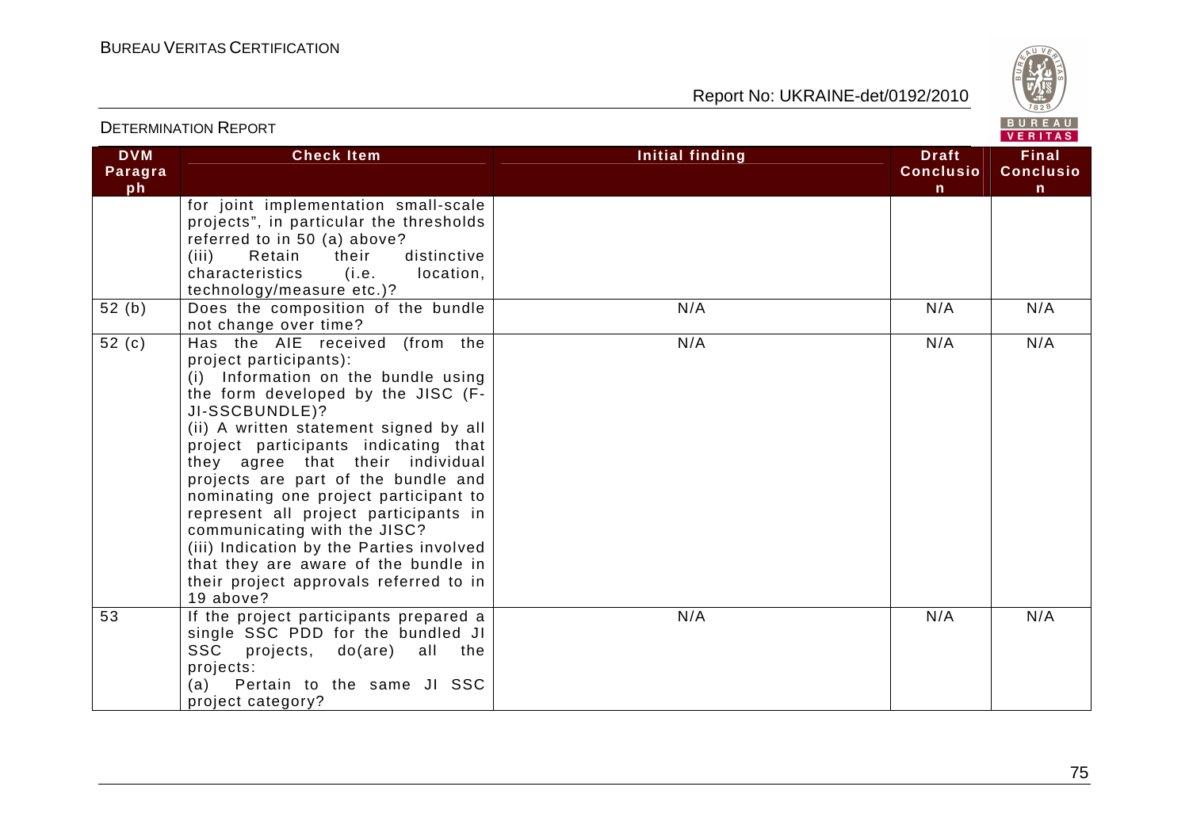| DVM Paragraph | Check Item | Initial finding | Draft Conclusion | Final Conclusion |
|---|---|---|---|---|
| | for joint implementation small-scale projects", in particular the thresholds referred to in 50 (a) above?<br>(iii) Retain their distinctive characteristics (i.e. location, technology/measure etc.)? | | | |
| 52 (b) | Does the composition of the bundle not change over time? | N/A | N/A | N/A |
| 52 (c) | Has the AIE received (from the project participants):<br>(i) Information on the bundle using the form developed by the JISC (F-JI-SSCBUNDLE)?<br>(ii) A written statement signed by all project participants indicating that they agree that their individual projects are part of the bundle and nominating one project participant to represent all project participants in communicating with the JISC?<br>(iii) Indication by the Parties involved that they are aware of the bundle in their project approvals referred to in 19 above? | N/A | N/A | N/A |
| 53 | If the project participants prepared a single SSC PDD for the bundled JI SSC projects, do(are) all the projects:<br>(a) Pertain to the same JI SSC project category? | N/A | N/A | N/A |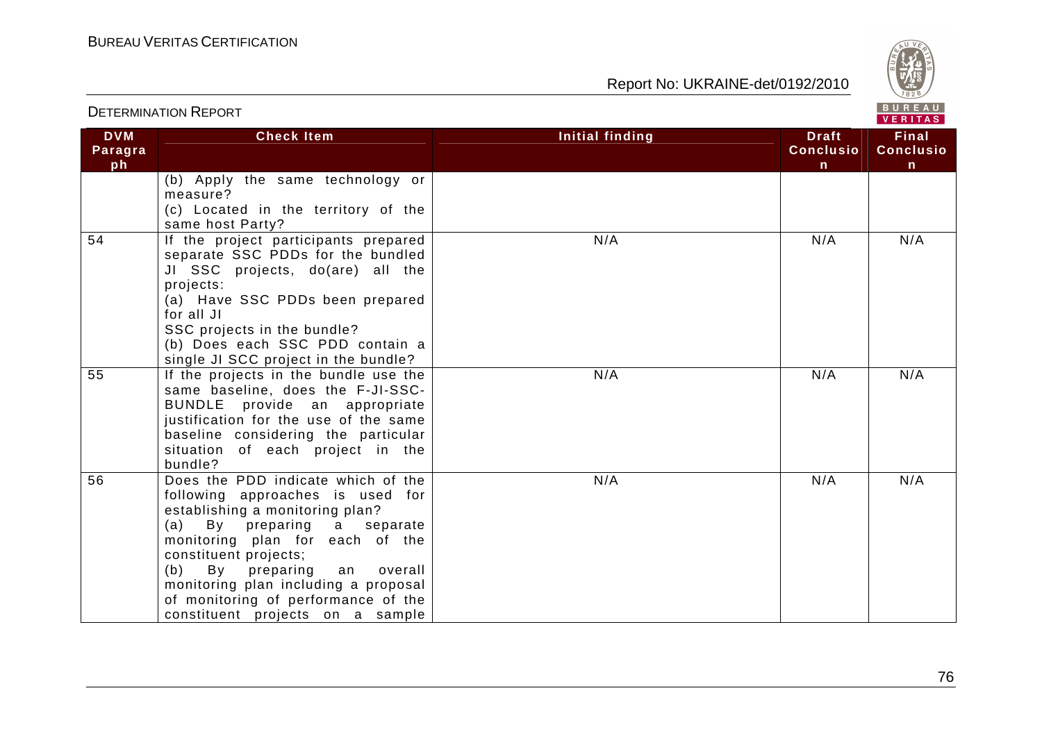| DVM Paragraph | Check Item | Initial finding | Draft Conclusion | Final Conclusion |
|---|---|---|---|---|
| | (b) Apply the same technology or measure?<br>(c) Located in the territory of the same host Party? | | | |
| 54 | If the project participants prepared separate SSC PDDs for the bundled JI SSC projects, do(are) all the projects:<br>(a) Have SSC PDDs been prepared for all JI SSC projects in the bundle?<br>(b) Does each SSC PDD contain a single JI SCC project in the bundle? | N/A | N/A | N/A |
| 55 | If the projects in the bundle use the same baseline, does the F-JI-SSC-BUNDLE provide an appropriate justification for the use of the same baseline considering the particular situation of each project in the bundle? | N/A | N/A | N/A |
| 56 | Does the PDD indicate which of the following approaches is used for establishing a monitoring plan?<br>(a) By preparing a separate monitoring plan for each of the constituent projects;<br>(b) By preparing an overall monitoring plan including a proposal of monitoring of performance of the constituent projects on a sample | N/A | N/A | N/A |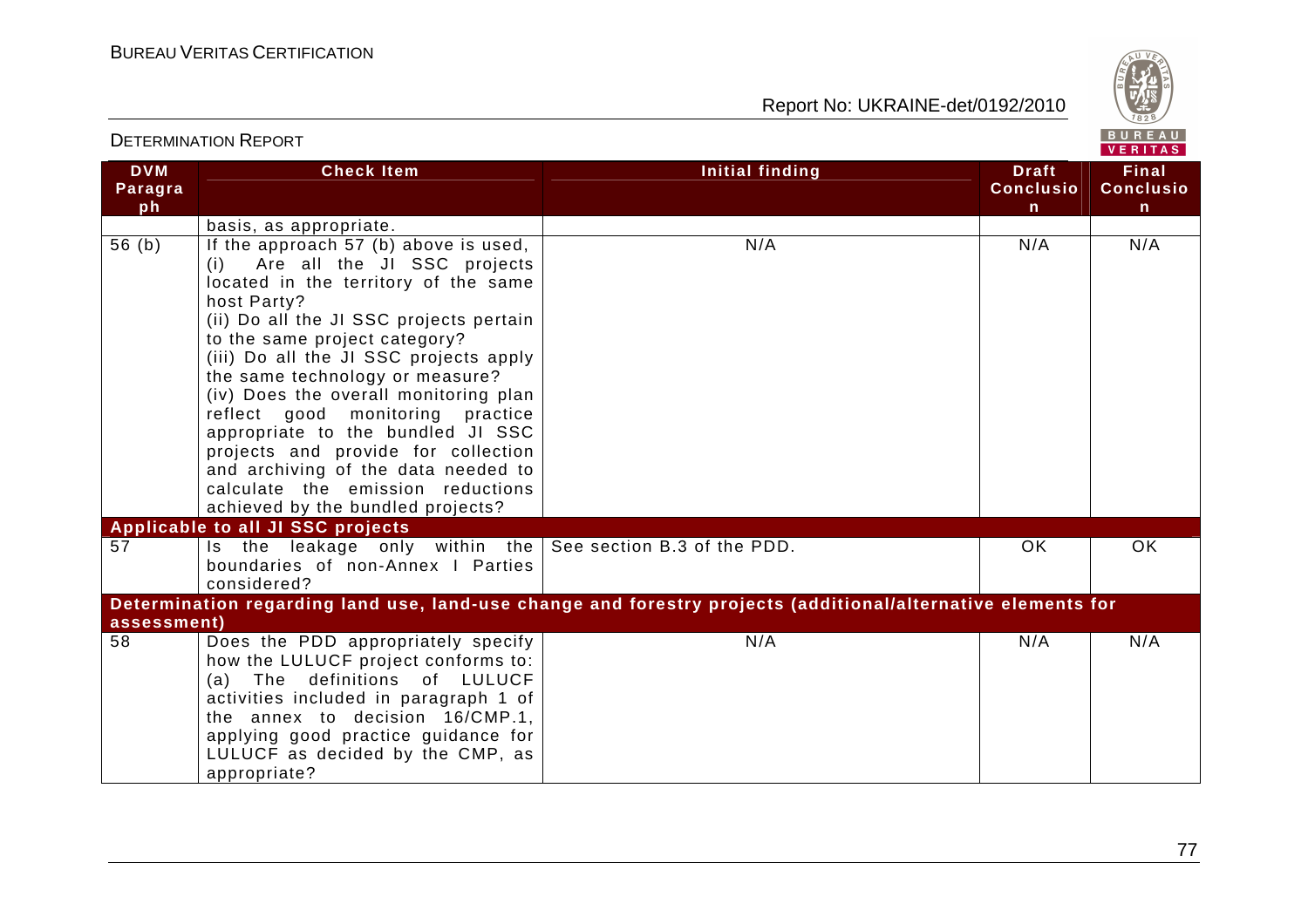| DVM Paragraph | Check Item | Initial finding | Draft Conclusion | Final Conclusion |
|---|---|---|---|---|
| | basis, as appropriate. | | | |
| 56 (b) | If the approach 57 (b) above is used,<br>(i) Are all the JI SSC projects located in the territory of the same host Party?<br>(ii) Do all the JI SSC projects pertain to the same project category?<br>(iii) Do all the JI SSC projects apply the same technology or measure?<br>(iv) Does the overall monitoring plan reflect good monitoring practice appropriate to the bundled JI SSC projects and provide for collection and archiving of the data needed to calculate the emission reductions achieved by the bundled projects? | N/A | N/A | N/A |
| **Applicable to all JI SSC projects** | | | | |
| 57 | Is the leakage only within the boundaries of non-Annex I Parties considered? | See section B.3 of the PDD. | OK | OK |
| **Determination regarding land use, land-use change and forestry projects (additional/alternative elements for assessment)** | | | | |
| 58 | Does the PDD appropriately specify how the LULUCF project conforms to:<br>(a) The definitions of LULUCF activities included in paragraph 1 of the annex to decision 16/CMP.1, applying good practice guidance for LULUCF as decided by the CMP, as appropriate? | N/A | N/A | N/A |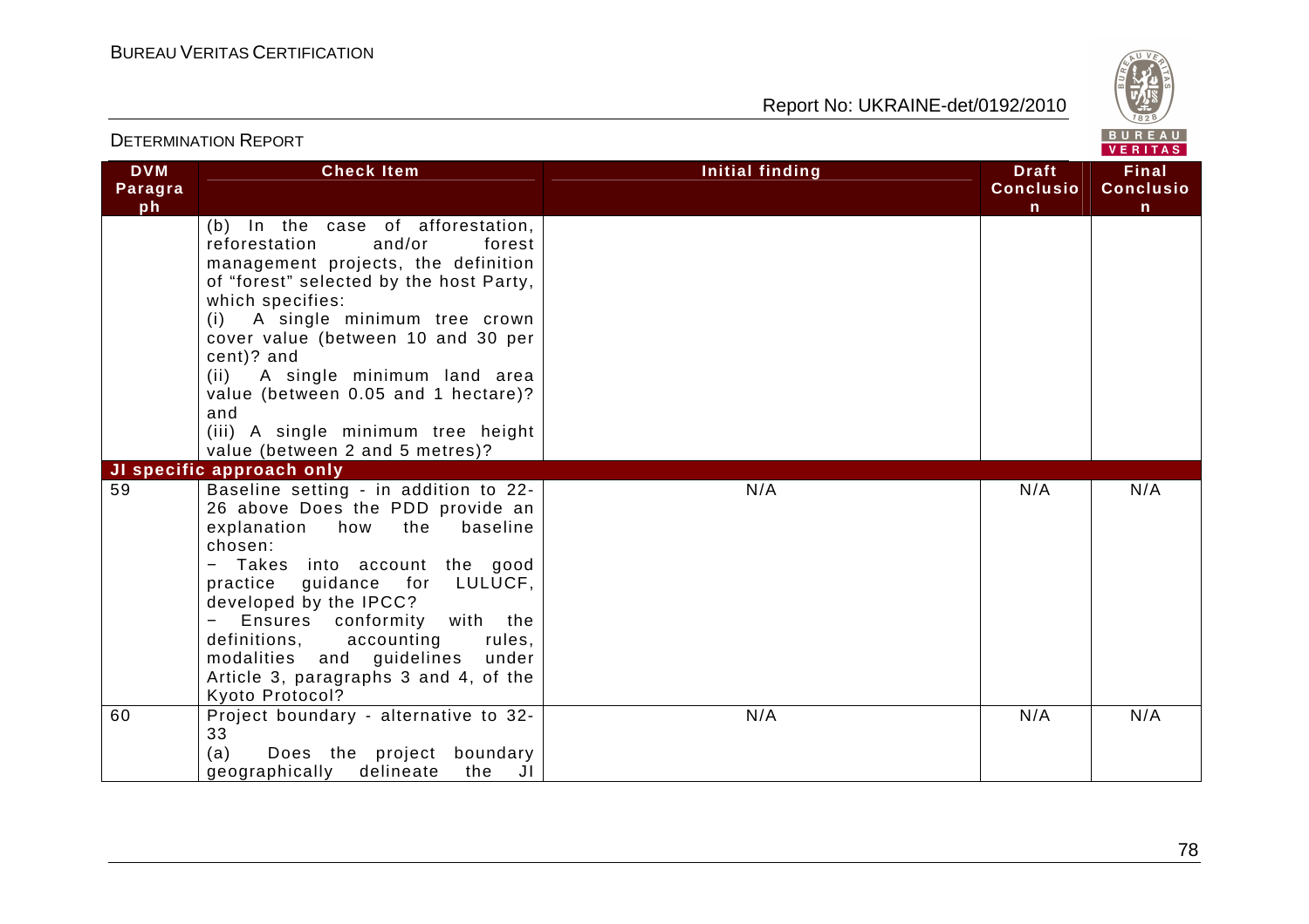| DVM Paragraph | Check Item | Initial finding | Draft Conclusion | Final Conclusion |
|---|---|---|---|---|
| | (b) In the case of afforestation, reforestation and/or forest management projects, the definition of "forest" selected by the host Party, which specifies:<br>(i) A single minimum tree crown cover value (between 10 and 30 per cent)? and<br>(ii) A single minimum land area value (between 0.05 and 1 hectare)? and<br>(iii) A single minimum tree height value (between 2 and 5 metres)? | | | |
| **JI specific approach only** | | | | |
| 59 | Baseline setting - in addition to 22-26 above Does the PDD provide an explanation how the baseline chosen:<br>− Takes into account the good practice guidance for LULUCF, developed by the IPCC?<br>− Ensures conformity with the definitions, accounting rules, modalities and guidelines under Article 3, paragraphs 3 and 4, of the Kyoto Protocol? | N/A | N/A | N/A |
| 60 | Project boundary - alternative to 32-33<br>(a) Does the project boundary geographically delineate the JI | N/A | N/A | N/A |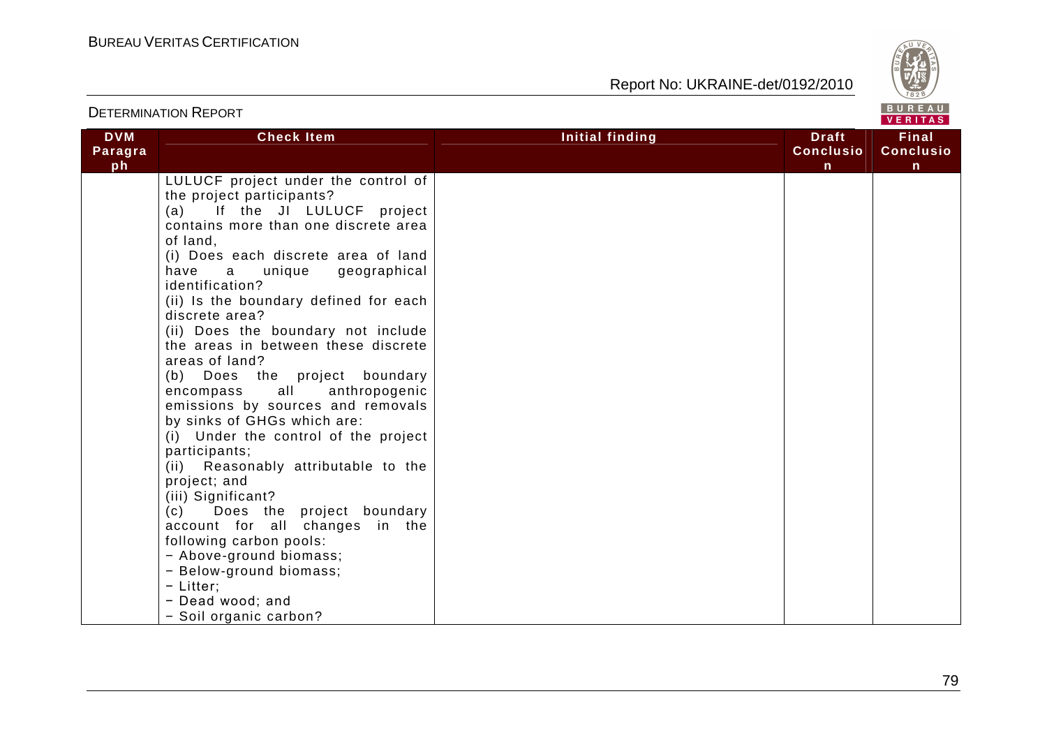| DVM Paragraph | Check Item | Initial finding | Draft Conclusion | Final Conclusion |
|---|---|---|---|---|
| | LULUCF project under the control of the project participants?<br>(a) If the JI LULUCF project contains more than one discrete area of land,<br>(i) Does each discrete area of land have a unique geographical identification?<br>(ii) Is the boundary defined for each discrete area?<br>(ii) Does the boundary not include the areas in between these discrete areas of land?<br>(b) Does the project boundary encompass all anthropogenic emissions by sources and removals by sinks of GHGs which are:<br>(i) Under the control of the project participants;<br>(ii) Reasonably attributable to the project; and<br>(iii) Significant?<br>(c) Does the project boundary account for all changes in the following carbon pools:<br>− Above-ground biomass;<br>− Below-ground biomass;<br>− Litter;<br>− Dead wood; and<br>− Soil organic carbon? | | | |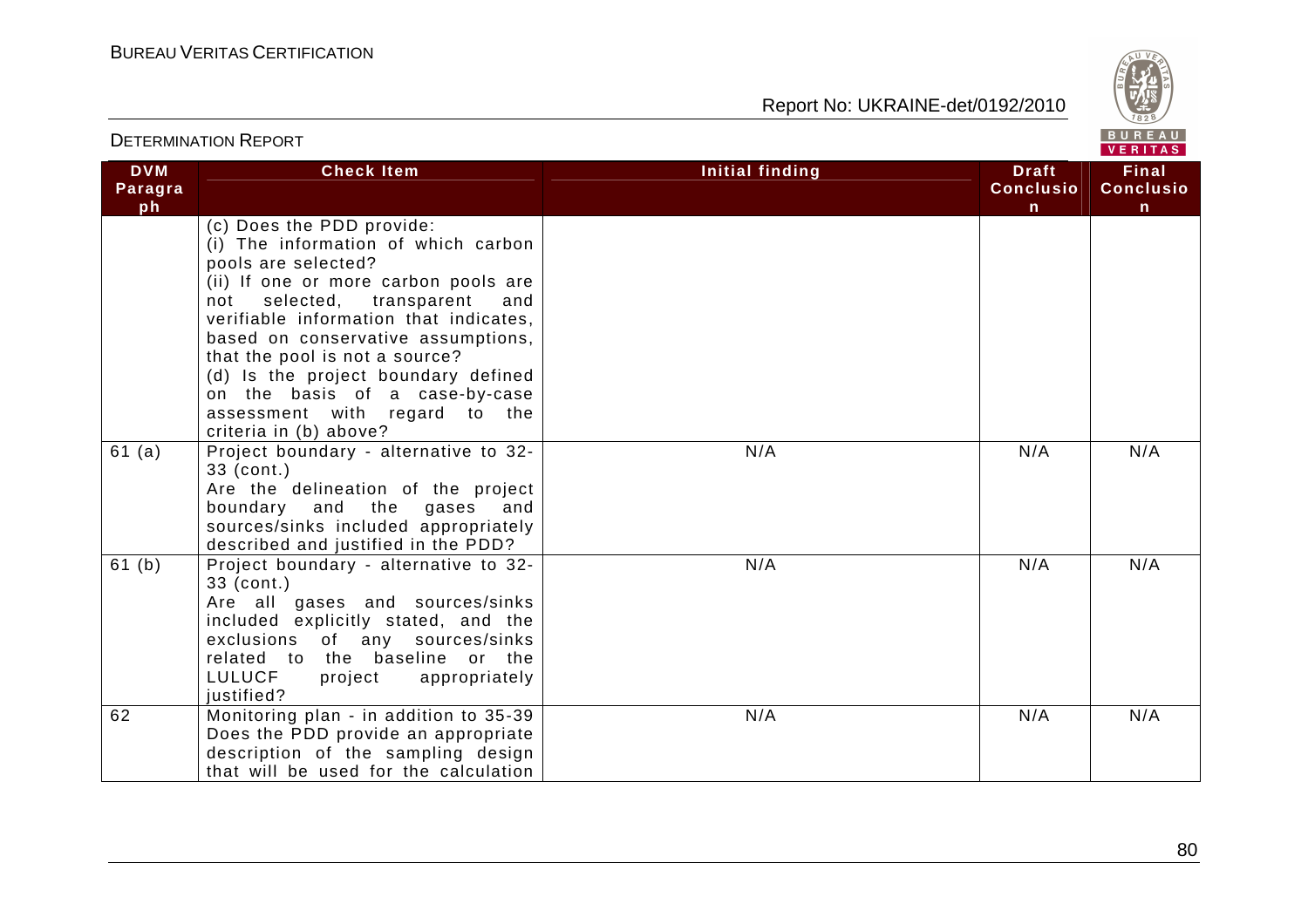| DVM Paragraph | Check Item | Initial finding | Draft Conclusion | Final Conclusion |
|---|---|---|---|---|
| | (c) Does the PDD provide:<br>(i) The information of which carbon pools are selected?<br>(ii) If one or more carbon pools are not selected, transparent and verifiable information that indicates, based on conservative assumptions, that the pool is not a source?<br>(d) Is the project boundary defined on the basis of a case-by-case assessment with regard to the criteria in (b) above? | | | |
| 61 (a) | Project boundary - alternative to 32-33 (cont.)<br>Are the delineation of the project boundary and the gases and sources/sinks included appropriately described and justified in the PDD? | N/A | N/A | N/A |
| 61 (b) | Project boundary - alternative to 32-33 (cont.)<br>Are all gases and sources/sinks included explicitly stated, and the exclusions of any sources/sinks related to the baseline or the LULUCF project appropriately justified? | N/A | N/A | N/A |
| 62 | Monitoring plan - in addition to 35-39<br>Does the PDD provide an appropriate description of the sampling design that will be used for the calculation | N/A | N/A | N/A |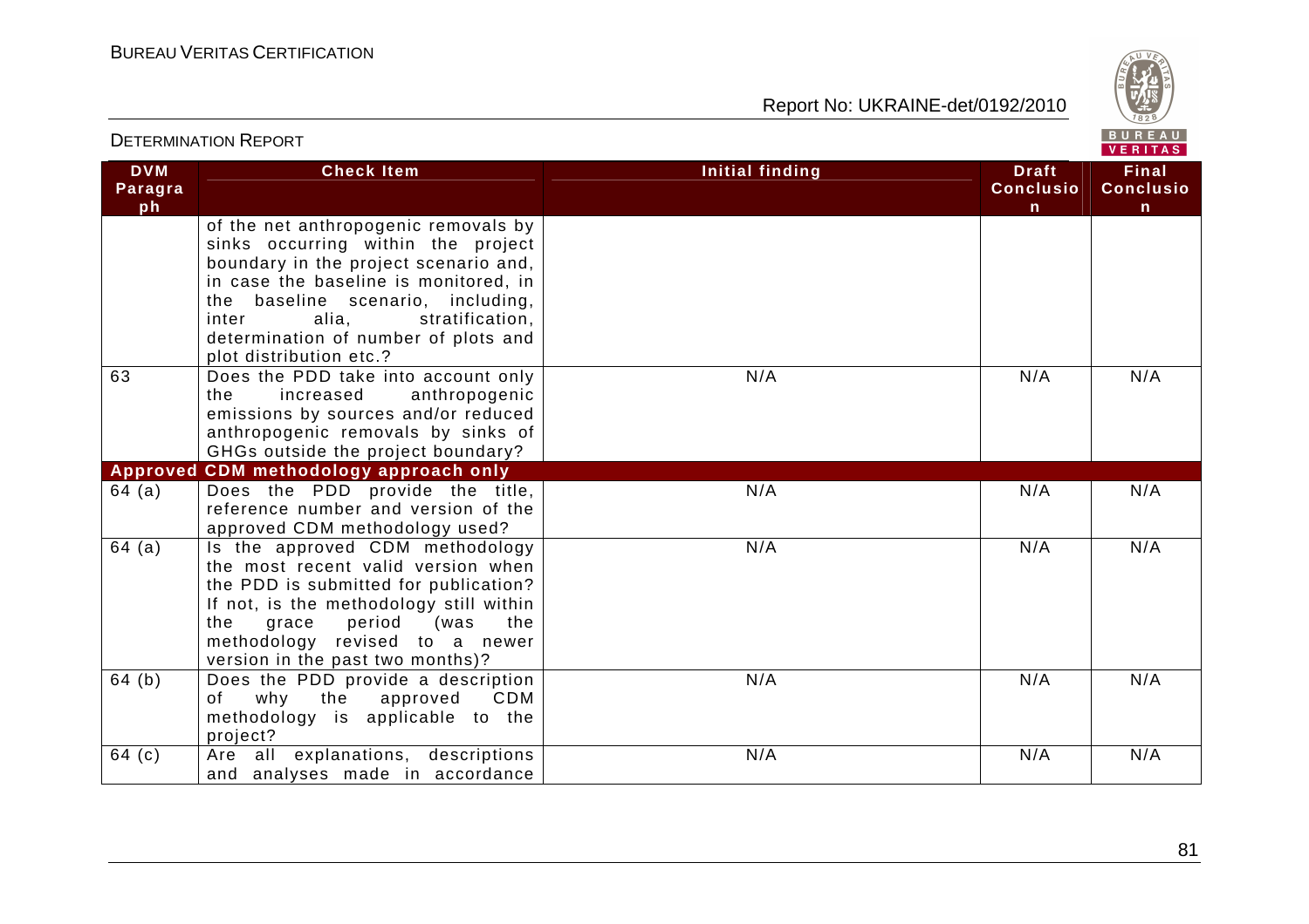| DVM Paragraph | Check Item | Initial finding | Draft Conclusion | Final Conclusion |
|---|---|---|---|---|
| | of the net anthropogenic removals by sinks occurring within the project boundary in the project scenario and, in case the baseline is monitored, in the baseline scenario, including, inter alia, stratification, determination of number of plots and plot distribution etc.? | | | |
| 63 | Does the PDD take into account only the increased anthropogenic emissions by sources and/or reduced anthropogenic removals by sinks of GHGs outside the project boundary? | N/A | N/A | N/A |
| **Approved CDM methodology approach only** | | | | |
| 64 (a) | Does the PDD provide the title, reference number and version of the approved CDM methodology used? | N/A | N/A | N/A |
| 64 (a) | Is the approved CDM methodology the most recent valid version when the PDD is submitted for publication? If not, is the methodology still within the grace period (was the methodology revised to a newer version in the past two months)? | N/A | N/A | N/A |
| 64 (b) | Does the PDD provide a description of why the approved CDM methodology is applicable to the project? | N/A | N/A | N/A |
| 64 (c) | Are all explanations, descriptions and analyses made in accordance | N/A | N/A | N/A |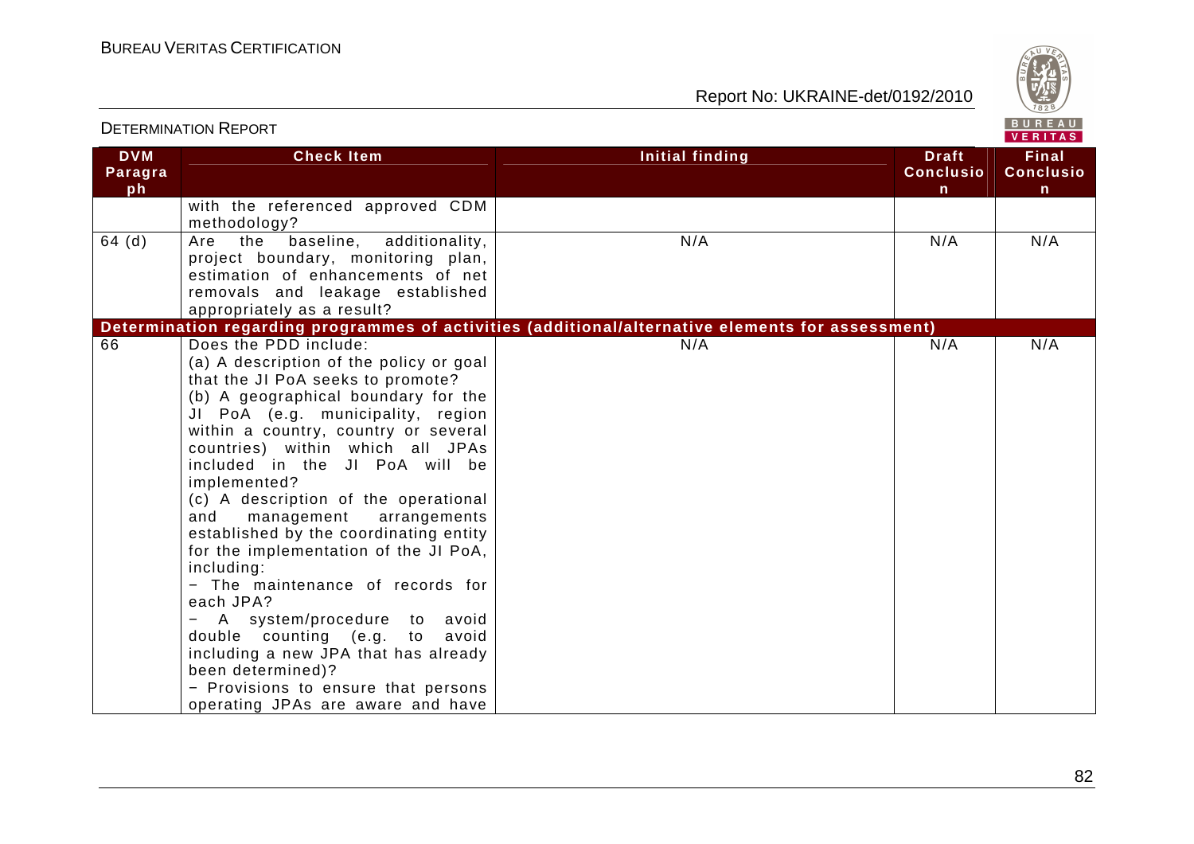| DVM Paragraph | Check Item | Initial finding | Draft Conclusion | Final Conclusion |
|---|---|---|---|---|
| | with the referenced approved CDM methodology? | | | |
| 64 (d) | Are the baseline, additionality, project boundary, monitoring plan, estimation of enhancements of net removals and leakage established appropriately as a result? | N/A | N/A | N/A |
| **Determination regarding programmes of activities (additional/alternative elements for assessment)** | | | | |
| 66 | Does the PDD include:<br>(a) A description of the policy or goal that the JI PoA seeks to promote?<br>(b) A geographical boundary for the JI PoA (e.g. municipality, region within a country, country or several countries) within which all JPAs included in the JI PoA will be implemented?<br>(c) A description of the operational and management arrangements established by the coordinating entity for the implementation of the JI PoA, including:<br>− The maintenance of records for each JPA?<br>− A system/procedure to avoid double counting (e.g. to avoid including a new JPA that has already been determined)?<br>− Provisions to ensure that persons operating JPAs are aware and have | N/A | N/A | N/A |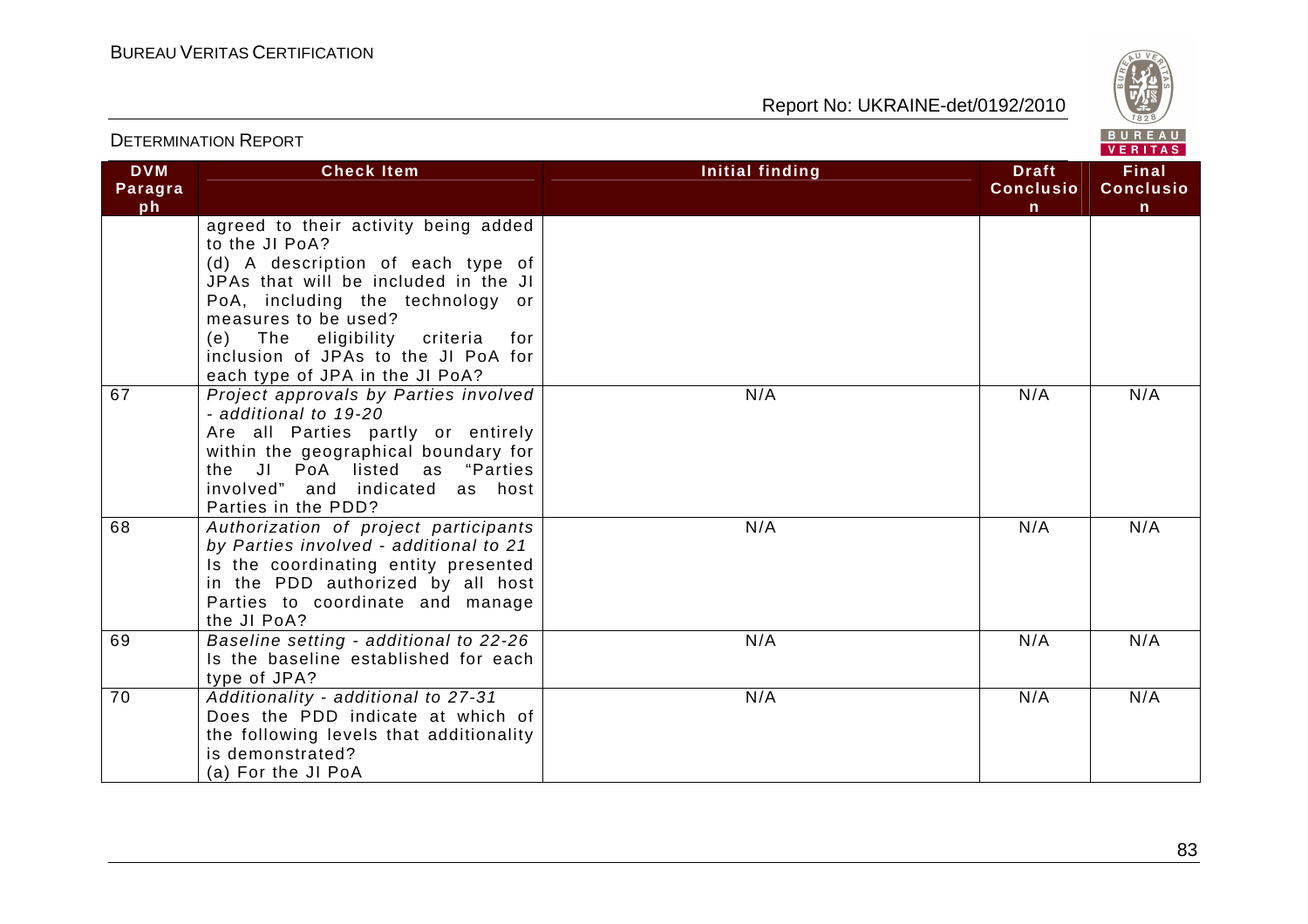| DVM Paragraph | Check Item | Initial finding | Draft Conclusion | Final Conclusion |
|---|---|---|---|---|
| | agreed to their activity being added to the JI PoA?<br>(d) A description of each type of JPAs that will be included in the JI PoA, including the technology or measures to be used?<br>(e) The eligibility criteria for inclusion of JPAs to the JI PoA for each type of JPA in the JI PoA? | | | |
| 67 | *Project approvals by Parties involved - additional to 19-20*<br>Are all Parties partly or entirely within the geographical boundary for the JI PoA listed as "Parties involved" and indicated as host Parties in the PDD? | N/A | N/A | N/A |
| 68 | *Authorization of project participants by Parties involved - additional to 21*<br>Is the coordinating entity presented in the PDD authorized by all host Parties to coordinate and manage the JI PoA? | N/A | N/A | N/A |
| 69 | *Baseline setting - additional to 22-26*<br>Is the baseline established for each type of JPA? | N/A | N/A | N/A |
| 70 | *Additionality - additional to 27-31*<br>Does the PDD indicate at which of the following levels that additionality is demonstrated?<br>(a) For the JI PoA | N/A | N/A | N/A |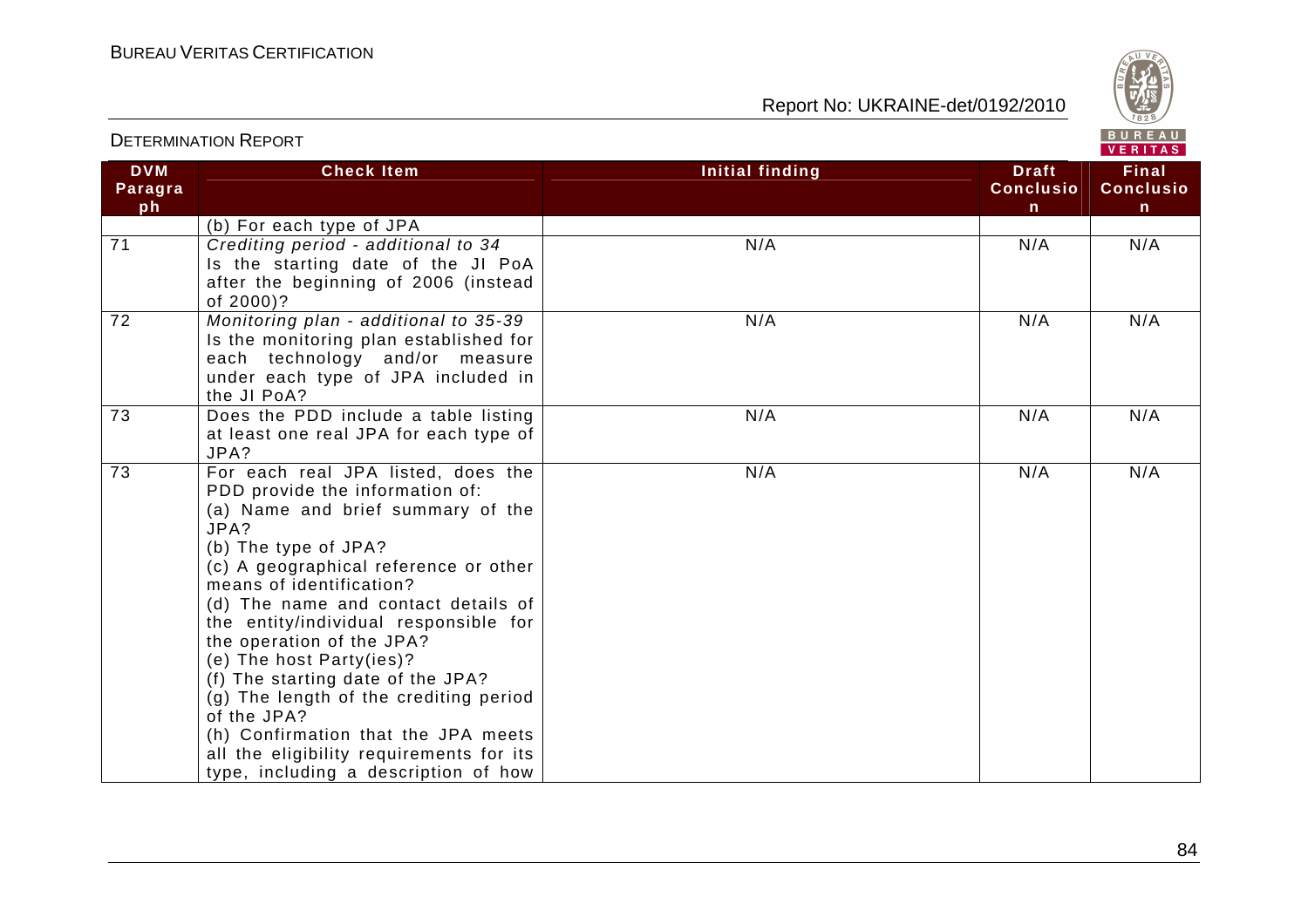| DVM Paragraph | Check Item | Initial finding | Draft Conclusion | Final Conclusion |
|---|---|---|---|---|
| | (b) For each type of JPA | | | |
| 71 | *Crediting period - additional to 34* Is the starting date of the JI PoA after the beginning of 2006 (instead of 2000)? | N/A | N/A | N/A |
| 72 | *Monitoring plan - additional to 35-39* Is the monitoring plan established for each technology and/or measure under each type of JPA included in the JI PoA? | N/A | N/A | N/A |
| 73 | Does the PDD include a table listing at least one real JPA for each type of JPA? | N/A | N/A | N/A |
| 73 | For each real JPA listed, does the PDD provide the information of:<br>(a) Name and brief summary of the JPA?<br>(b) The type of JPA?<br>(c) A geographical reference or other means of identification?<br>(d) The name and contact details of the entity/individual responsible for the operation of the JPA?<br>(e) The host Party(ies)?<br>(f) The starting date of the JPA?<br>(g) The length of the crediting period of the JPA?<br>(h) Confirmation that the JPA meets all the eligibility requirements for its type, including a description of how | N/A | N/A | N/A |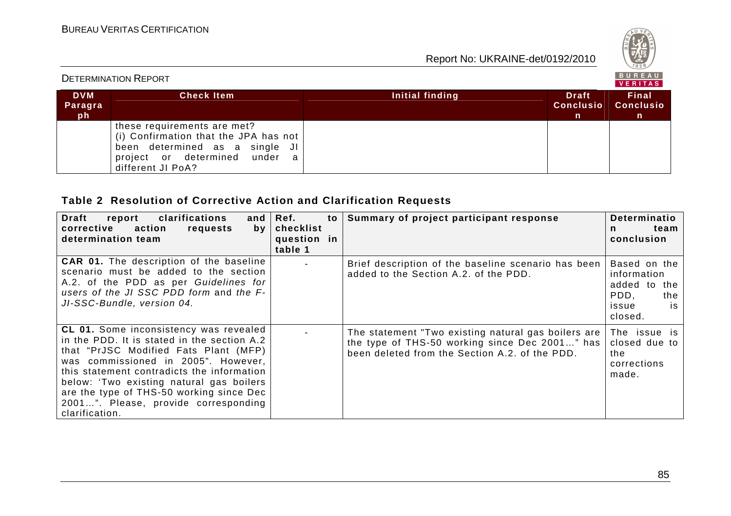| DVM Paragraph | Check Item | Initial finding | Draft Conclusion | Final Conclusion |
|---|---|---|---|---|
| | these requirements are met? (i) Confirmation that the JPA has not been determined as a single JI project or determined under a different JI PoA? | | | |

## Table 2 Resolution of Corrective Action and Clarification Requests

| Draft report clarifications and corrective action requests by determination team | Ref. to checklist question in table 1 | Summary of project participant response | Determination team conclusion |
|---|---|---|---|
| **CAR 01.** The description of the baseline scenario must be added to the section A.2. of the PDD as per *Guidelines for users of the JI SSC PDD form* and *the F-JI-SSC-Bundle, version 04.* | - | Brief description of the baseline scenario has been added to the Section A.2. of the PDD. | Based on the information added to the PDD, the issue is closed. |
| **CL 01.** Some inconsistency was revealed in the PDD. It is stated in the section A.2 that "PrJSC Modified Fats Plant (MFP) was commissioned in 2005". However, this statement contradicts the information below: 'Two existing natural gas boilers are the type of THS-50 working since Dec 2001…". Please, provide corresponding clarification. | - | The statement "Two existing natural gas boilers are the type of THS-50 working since Dec 2001…" has been deleted from the Section A.2. of the PDD. | The issue is closed due to the corrections made. |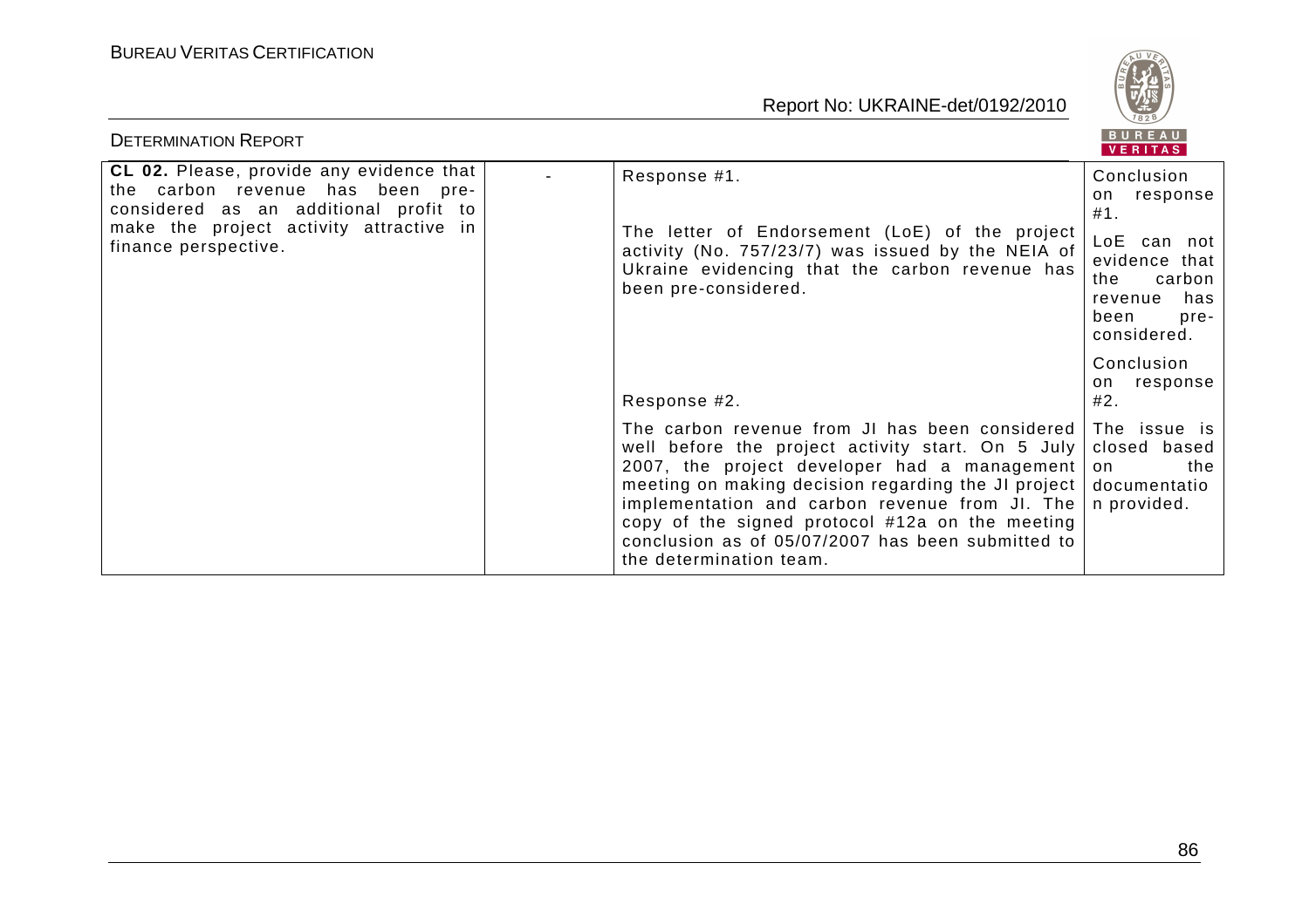| | | | |
|---|---|---|---|
| **CL 02.** Please, provide any evidence that the carbon revenue has been pre-considered as an additional profit to make the project activity attractive in finance perspective. | - | Response #1.<br><br>The letter of Endorsement (LoE) of the project activity (No. 757/23/7) was issued by the NEIA of Ukraine evidencing that the carbon revenue has been pre-considered.<br><br>Response #2.<br><br>The carbon revenue from JI has been considered well before the project activity start. On 5 July 2007, the project developer had a management meeting on making decision regarding the JI project implementation and carbon revenue from JI. The copy of the signed protocol #12a on the meeting conclusion as of 05/07/2007 has been submitted to the determination team. | Conclusion on response #1.<br><br>LoE can not evidence that the carbon revenue has been pre-considered.<br><br>Conclusion on response #2.<br><br>The issue is closed based on the documentation provided. |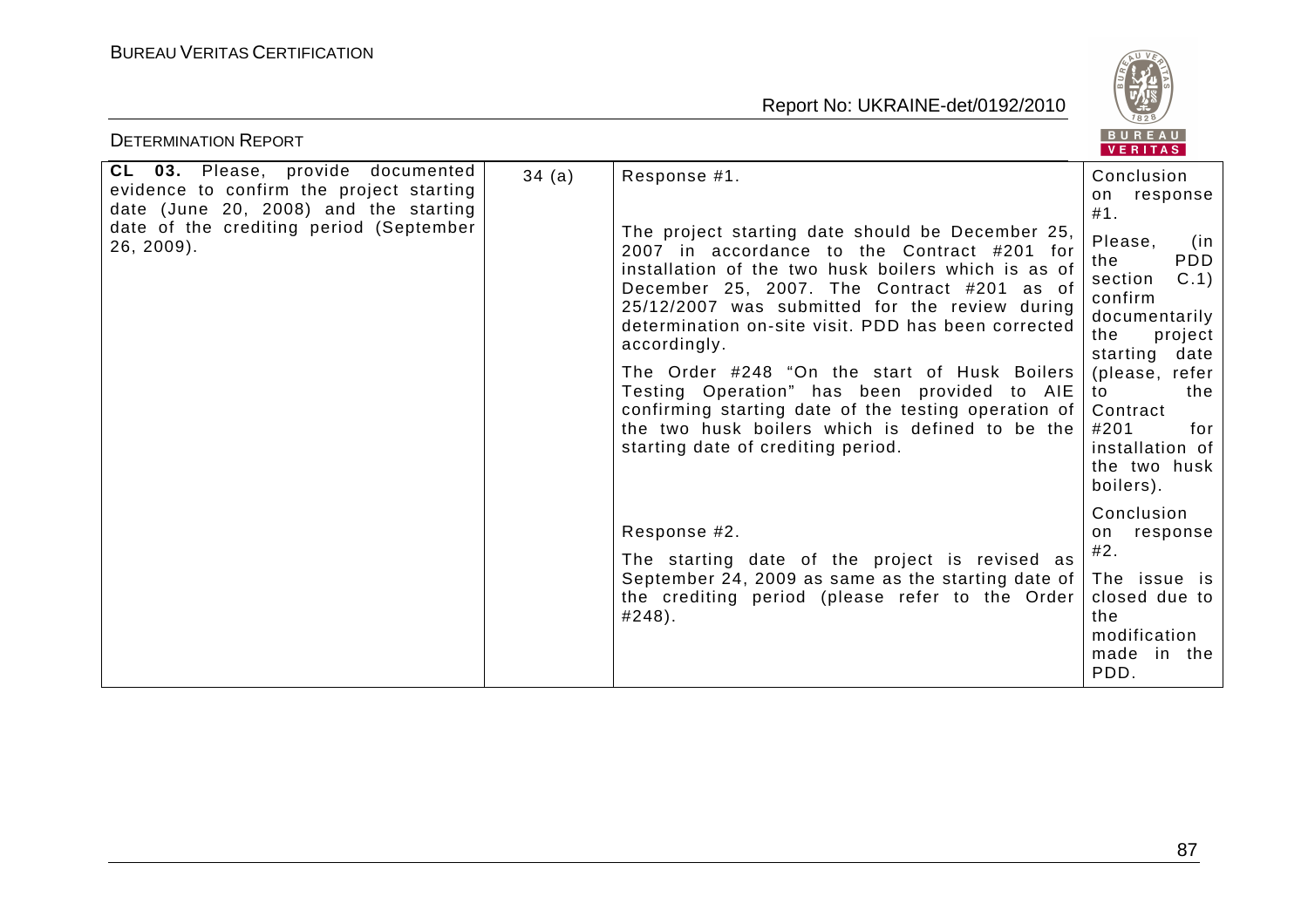| | | | |
|---|---|---|---|
| **CL 03.** Please, provide documented evidence to confirm the project starting date (June 20, 2008) and the starting date of the crediting period (September 26, 2009). | 34 (a) | Response #1.<br><br>The project starting date should be December 25, 2007 in accordance to the Contract #201 for installation of the two husk boilers which is as of December 25, 2007. The Contract #201 as of 25/12/2007 was submitted for the review during determination on-site visit. PDD has been corrected accordingly.<br><br>The Order #248 "On the start of Husk Boilers Testing Operation" has been provided to AIE confirming starting date of the testing operation of the two husk boilers which is defined to be the starting date of crediting period.<br><br>Response #2.<br><br>The starting date of the project is revised as September 24, 2009 as same as the starting date of the crediting period (please refer to the Order #248). | Conclusion on response #1.<br><br>Please, (in the PDD section C.1) confirm documentarily the project starting date (please, refer to the Contract #201 for installation of the two husk boilers).<br><br>Conclusion on response #2.<br><br>The issue is closed due to the modification made in the PDD. |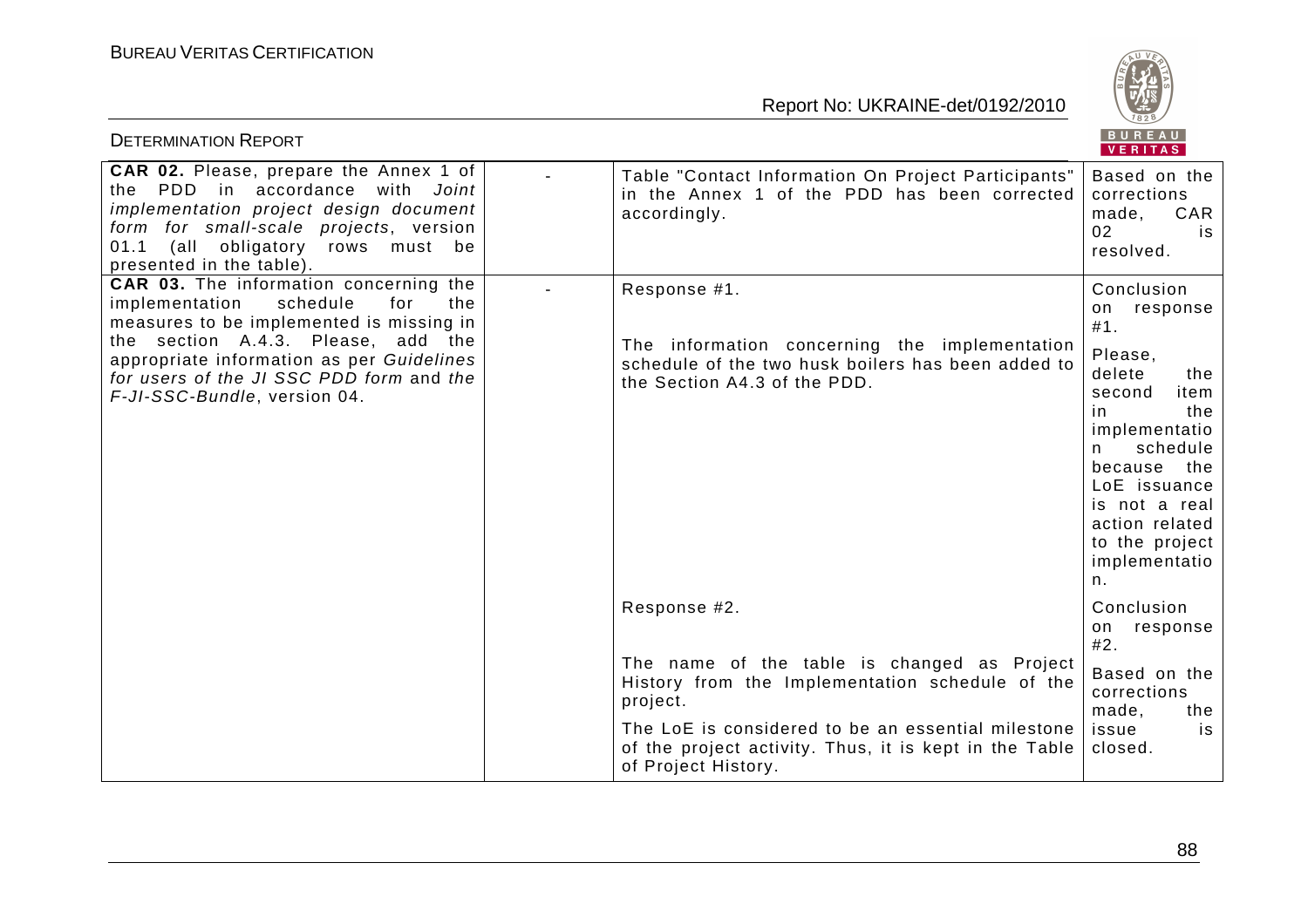| | | | |
|---|---|---|---|
| **CAR 02.** Please, prepare the Annex 1 of the PDD in accordance with *Joint implementation project design document form for small-scale projects*, version 01.1 (all obligatory rows must be presented in the table). | - | Table "Contact Information On Project Participants" in the Annex 1 of the PDD has been corrected accordingly. | Based on the corrections made, CAR 02 is resolved. |
| **CAR 03.** The information concerning the implementation schedule for the measures to be implemented is missing in the section A.4.3. Please, add the appropriate information as per *Guidelines for users of the JI SSC PDD form* and *the F-JI-SSC-Bundle*, version 04. | - | Response #1.<br><br>The information concerning the implementation schedule of the two husk boilers has been added to the Section A4.3 of the PDD. | Conclusion on response #1.<br><br>Please, delete the second item in the implementation schedule because the LoE issuance is not a real action related to the project implementation. |
| | | Response #2.<br><br>The name of the table is changed as Project History from the Implementation schedule of the project.<br><br>The LoE is considered to be an essential milestone of the project activity. Thus, it is kept in the Table of Project History. | Conclusion on response #2.<br><br>Based on the corrections made, the issue is closed. |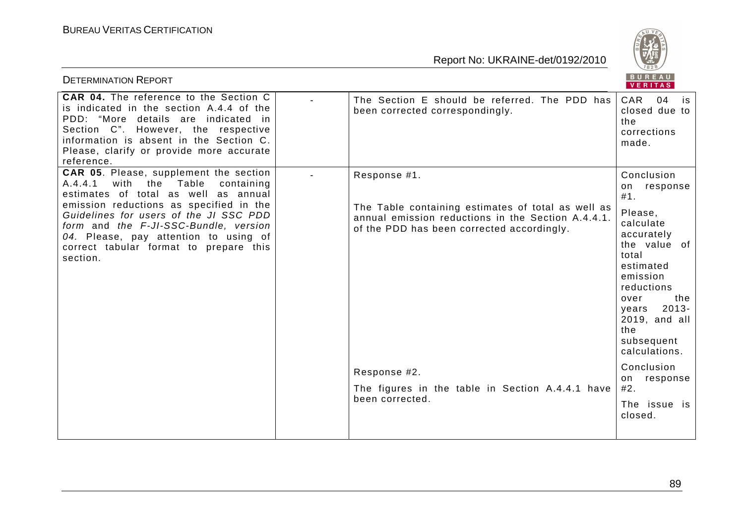| | | | |
|---|---|---|---|
| **CAR 04.** The reference to the Section C is indicated in the section A.4.4 of the PDD: "More details are indicated in Section C". However, the respective information is absent in the Section C. Please, clarify or provide more accurate reference. | - | The Section E should be referred. The PDD has been corrected correspondingly. | CAR 04 is closed due to the corrections made. |
| **CAR 05**. Please, supplement the section A.4.4.1 with the Table containing estimates of total as well as annual emission reductions as specified in the *Guidelines for users of the JI SSC PDD form* and *the F-JI-SSC-Bundle, version 04.* Please, pay attention to using of correct tabular format to prepare this section. | - | Response #1.<br><br>The Table containing estimates of total as well as annual emission reductions in the Section A.4.4.1. of the PDD has been corrected accordingly.<br><br>Response #2.<br><br>The figures in the table in Section A.4.4.1 have been corrected. | Conclusion on response #1.<br><br>Please, calculate accurately the value of total estimated emission reductions over the years 2013-2019, and all the subsequent calculations.<br><br>Conclusion on response #2.<br><br>The issue is closed. |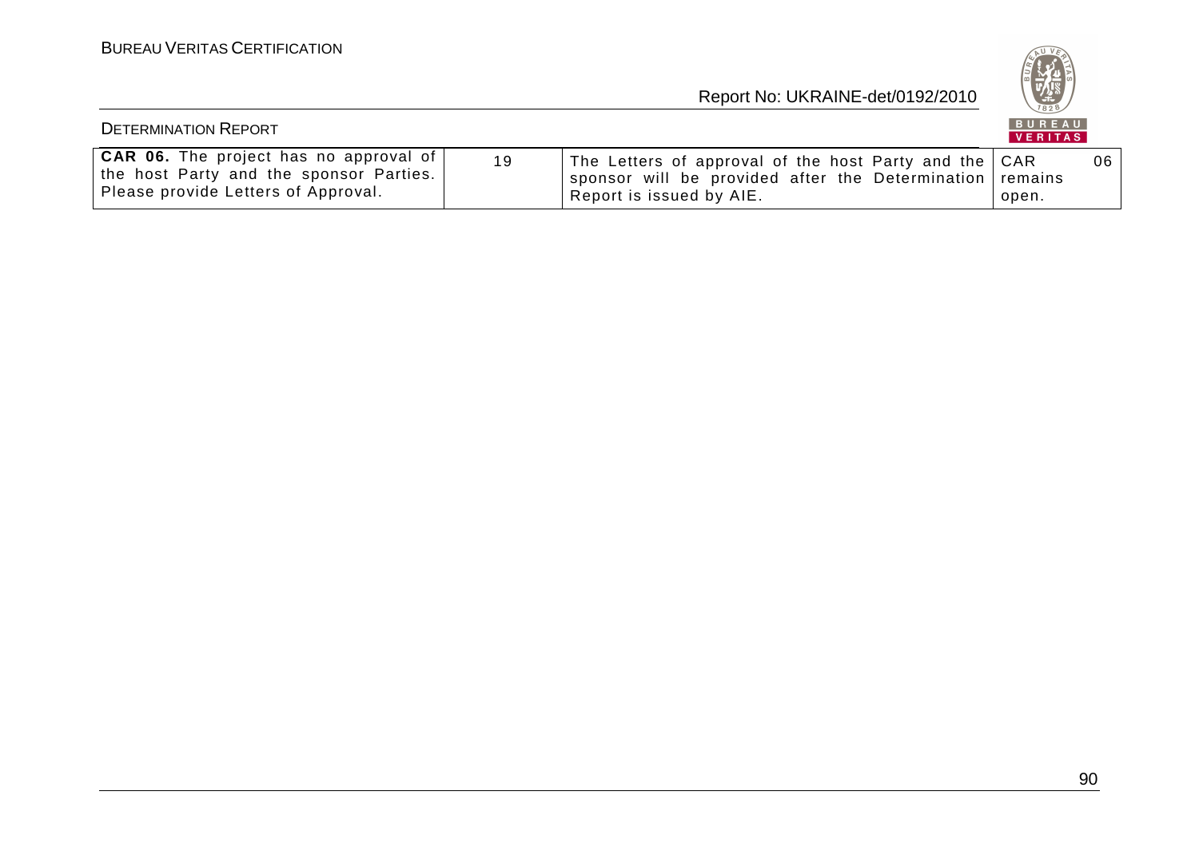| | | | |
|---|---|---|---|
| **CAR 06.** The project has no approval of the host Party and the sponsor Parties. Please provide Letters of Approval. | 19 | The Letters of approval of the host Party and the sponsor will be provided after the Determination Report is issued by AIE. | CAR 06 remains open. |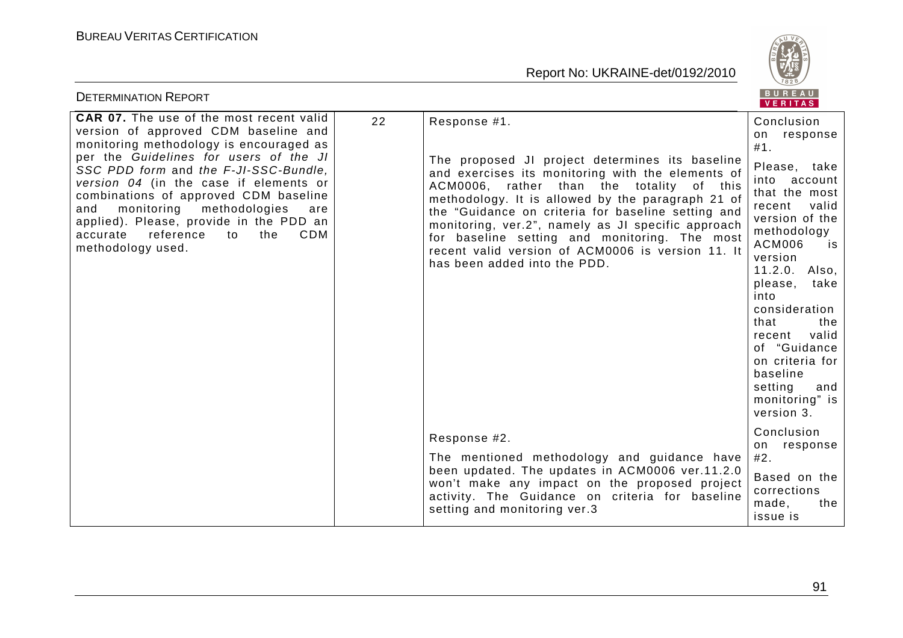| **CAR 07.** The use of the most recent valid version of approved CDM baseline and monitoring methodology is encouraged as per the *Guidelines for users of the JI SSC PDD form* and *the F-JI-SSC-Bundle, version 04* (in the case if elements or combinations of approved CDM baseline and monitoring methodologies are applied). Please, provide in the PDD an accurate reference to the CDM methodology used. | 22 | Response #1.<br><br>The proposed JI project determines its baseline and exercises its monitoring with the elements of ACM0006, rather than the totality of this methodology. It is allowed by the paragraph 21 of the "Guidance on criteria for baseline setting and monitoring, ver.2", namely as JI specific approach for baseline setting and monitoring. The most recent valid version of ACM0006 is version 11. It has been added into the PDD. | Conclusion on response #1.<br><br>Please, take into account that the most recent valid version of the methodology ACM006 is version 11.2.0. Also, please, take into consideration that the recent valid of "Guidance on criteria for baseline setting and monitoring" is version 3. |
|---|---|---|---|
| | | Response #2.<br><br>The mentioned methodology and guidance have been updated. The updates in ACM0006 ver.11.2.0 won't make any impact on the proposed project activity. The Guidance on criteria for baseline setting and monitoring ver.3 | Conclusion on response #2.<br><br>Based on the corrections made, the issue is |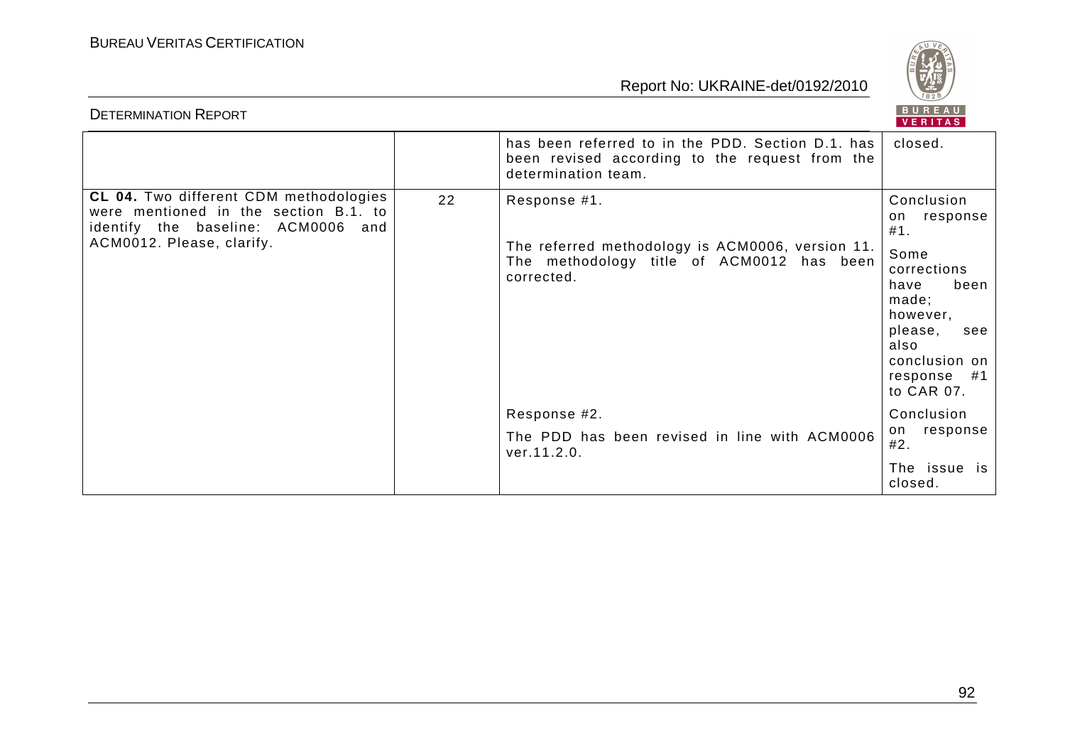| | | | |
|---|---|---|---|
| | | has been referred to in the PDD. Section D.1. has been revised according to the request from the determination team. | closed. |
| **CL 04.** Two different CDM methodologies were mentioned in the section B.1. to identify the baseline: ACM0006 and ACM0012. Please, clarify. | 22 | Response #1.<br><br>The referred methodology is ACM0006, version 11. The methodology title of ACM0012 has been corrected. | Conclusion on response #1.<br><br>Some corrections have been made; however, please, see also conclusion on response #1 to CAR 07. |
| | | Response #2.<br><br>The PDD has been revised in line with ACM0006 ver.11.2.0. | Conclusion on response #2.<br><br>The issue is closed. |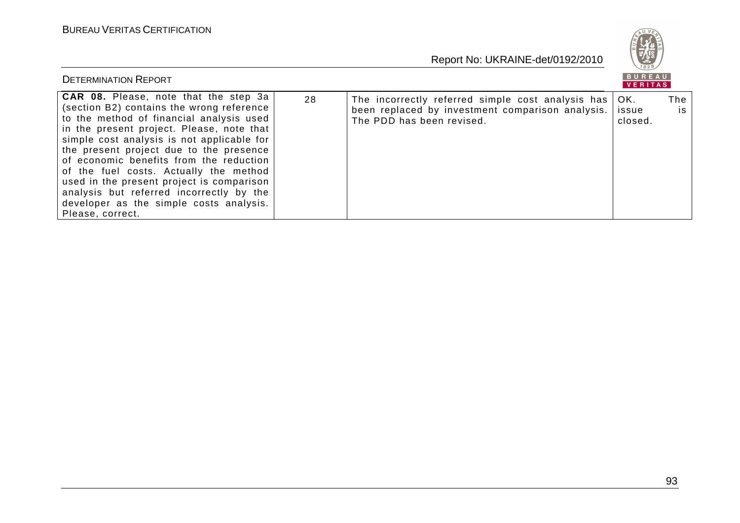| | | | |
|---|---|---|---|
| **CAR 08.** Please, note that the step 3a (section B2) contains the wrong reference to the method of financial analysis used in the present project. Please, note that simple cost analysis is not applicable for the present project due to the presence of economic benefits from the reduction of the fuel costs. Actually the method used in the present project is comparison analysis but referred incorrectly by the developer as the simple costs analysis. Please, correct. | 28 | The incorrectly referred simple cost analysis has been replaced by investment comparison analysis. The PDD has been revised. | OK. The issue is closed. |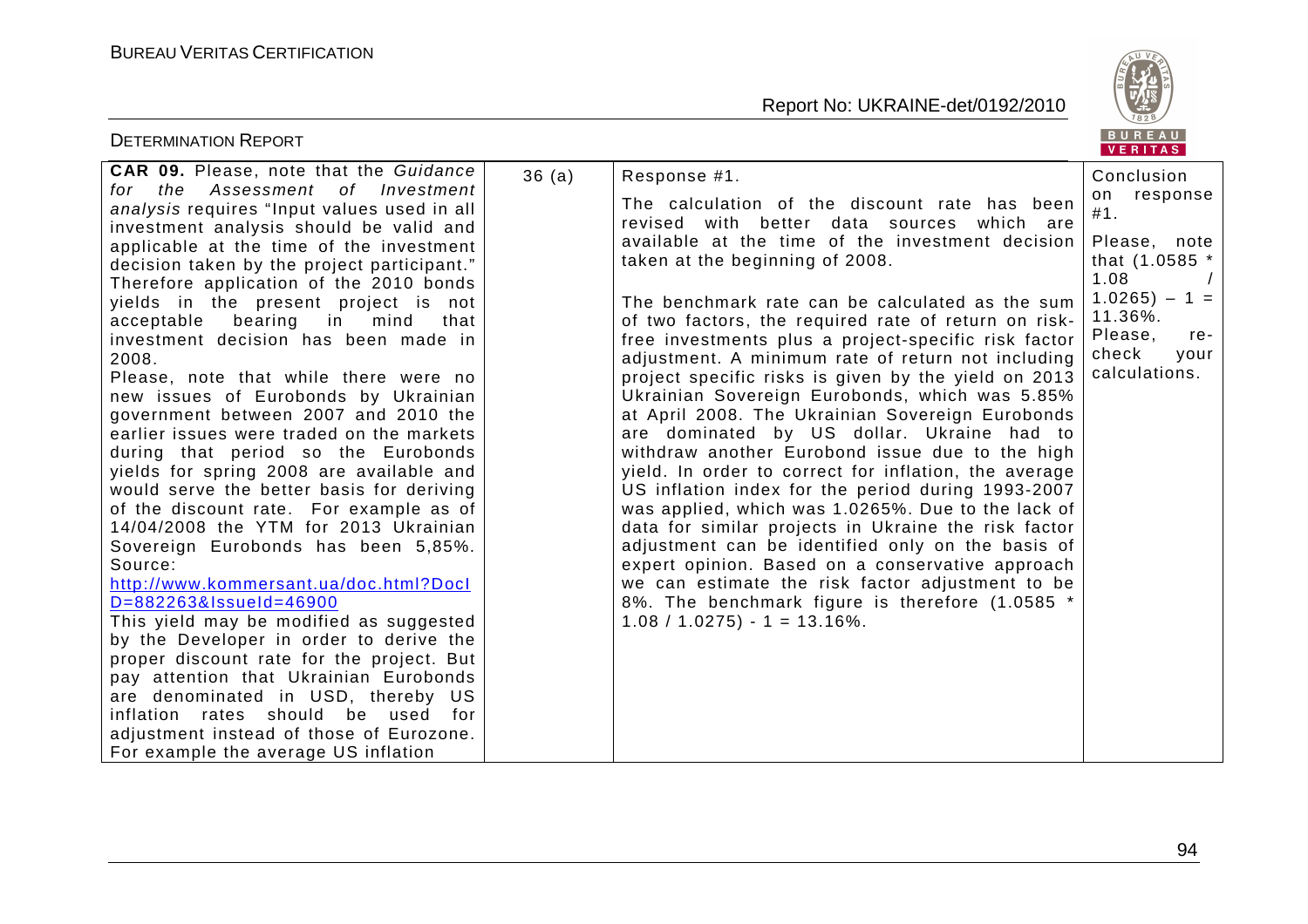| | | | |
|---|---|---|---|
| **CAR 09.** Please, note that the *Guidance for the Assessment of Investment analysis* requires "Input values used in all investment analysis should be valid and applicable at the time of the investment decision taken by the project participant." Therefore application of the 2010 bonds yields in the present project is not acceptable bearing in mind that investment decision has been made in 2008.<br>Please, note that while there were no new issues of Eurobonds by Ukrainian government between 2007 and 2010 the earlier issues were traded on the markets during that period so the Eurobonds yields for spring 2008 are available and would serve the better basis for deriving of the discount rate. For example as of 14/04/2008 the YTM for 2013 Ukrainian Sovereign Eurobonds has been 5,85%. Source:<br>http://www.kommersant.ua/doc.html?DocID=882263&IssueId=46900<br>This yield may be modified as suggested by the Developer in order to derive the proper discount rate for the project. But pay attention that Ukrainian Eurobonds are denominated in USD, thereby US inflation rates should be used for adjustment instead of those of Eurozone. For example the average US inflation | 36 (a) | Response #1.<br>The calculation of the discount rate has been revised with better data sources which are available at the time of the investment decision taken at the beginning of 2008.<br><br>The benchmark rate can be calculated as the sum of two factors, the required rate of return on risk-free investments plus a project-specific risk factor adjustment. A minimum rate of return not including project specific risks is given by the yield on 2013 Ukrainian Sovereign Eurobonds, which was 5.85% at April 2008. The Ukrainian Sovereign Eurobonds are dominated by US dollar. Ukraine had to withdraw another Eurobond issue due to the high yield. In order to correct for inflation, the average US inflation index for the period during 1993-2007 was applied, which was 1.0265%. Due to the lack of data for similar projects in Ukraine the risk factor adjustment can be identified only on the basis of expert opinion. Based on a conservative approach we can estimate the risk factor adjustment to be 8%. The benchmark figure is therefore (1.0585 * 1.08 / 1.0275) - 1 = 13.16%. | Conclusion on response #1.<br><br>Please, note that (1.0585 * 1.08 / 1.0265) – 1 = 11.36%.<br>Please, re-check your calculations. |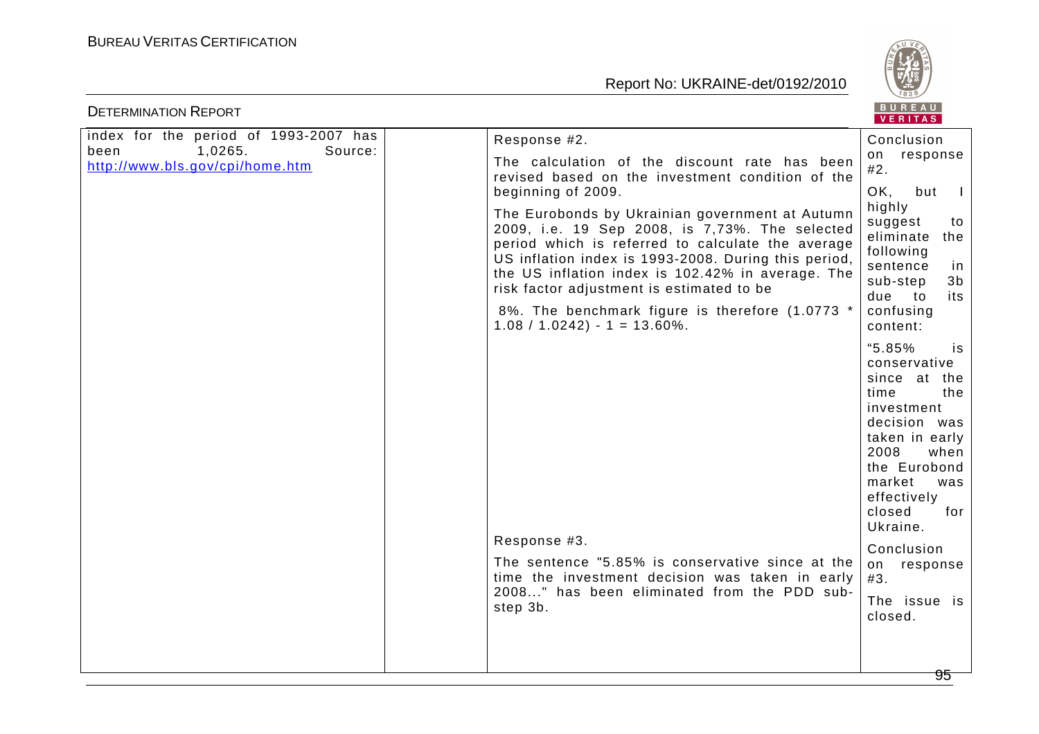| | | | |
|---|---|---|---|
| index for the period of 1993-2007 has been 1,0265. Source: http://www.bls.gov/cpi/home.htm | | Response #2.<br><br>The calculation of the discount rate has been revised based on the investment condition of the beginning of 2009.<br><br>The Eurobonds by Ukrainian government at Autumn 2009, i.e. 19 Sep 2008, is 7,73%. The selected period which is referred to calculate the average US inflation index is 1993-2008. During this period, the US inflation index is 102.42% in average. The risk factor adjustment is estimated to be<br><br>8%. The benchmark figure is therefore (1.0773 * 1.08 / 1.0242) - 1 = 13.60%. | Conclusion on response #2.<br><br>OK, but I highly suggest to eliminate the following sentence in sub-step 3b due to its confusing content:<br><br>"5.85% is conservative since at the time the investment decision was taken in early 2008 when the Eurobond market was effectively closed for Ukraine. |
| | | Response #3.<br><br>The sentence "5.85% is conservative since at the time the investment decision was taken in early 2008..." has been eliminated from the PDD sub-step 3b. | Conclusion on response #3.<br><br>The issue is closed. |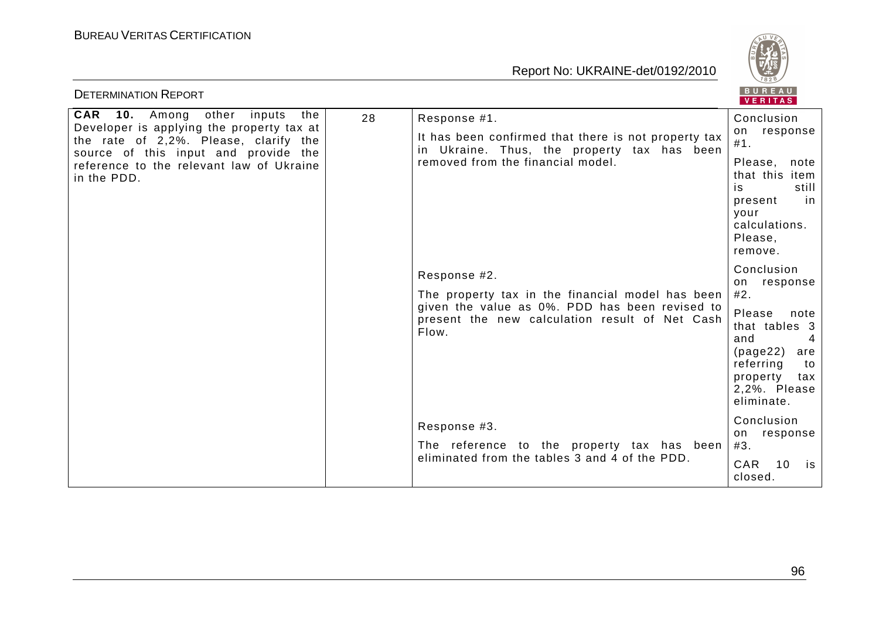| | | | |
|---|---|---|---|
| **CAR 10.** Among other inputs the Developer is applying the property tax at the rate of 2,2%. Please, clarify the source of this input and provide the reference to the relevant law of Ukraine in the PDD. | 28 | Response #1.<br><br>It has been confirmed that there is not property tax in Ukraine. Thus, the property tax has been removed from the financial model. | Conclusion on response #1.<br><br>Please, note that this item is still present in your calculations. Please, remove. |
| | | Response #2.<br><br>The property tax in the financial model has been given the value as 0%. PDD has been revised to present the new calculation result of Net Cash Flow. | Conclusion on response #2.<br><br>Please note that tables 3 and 4 (page22) are referring to property tax 2,2%. Please eliminate. |
| | | Response #3.<br><br>The reference to the property tax has been eliminated from the tables 3 and 4 of the PDD. | Conclusion on response #3.<br><br>CAR 10 is closed. |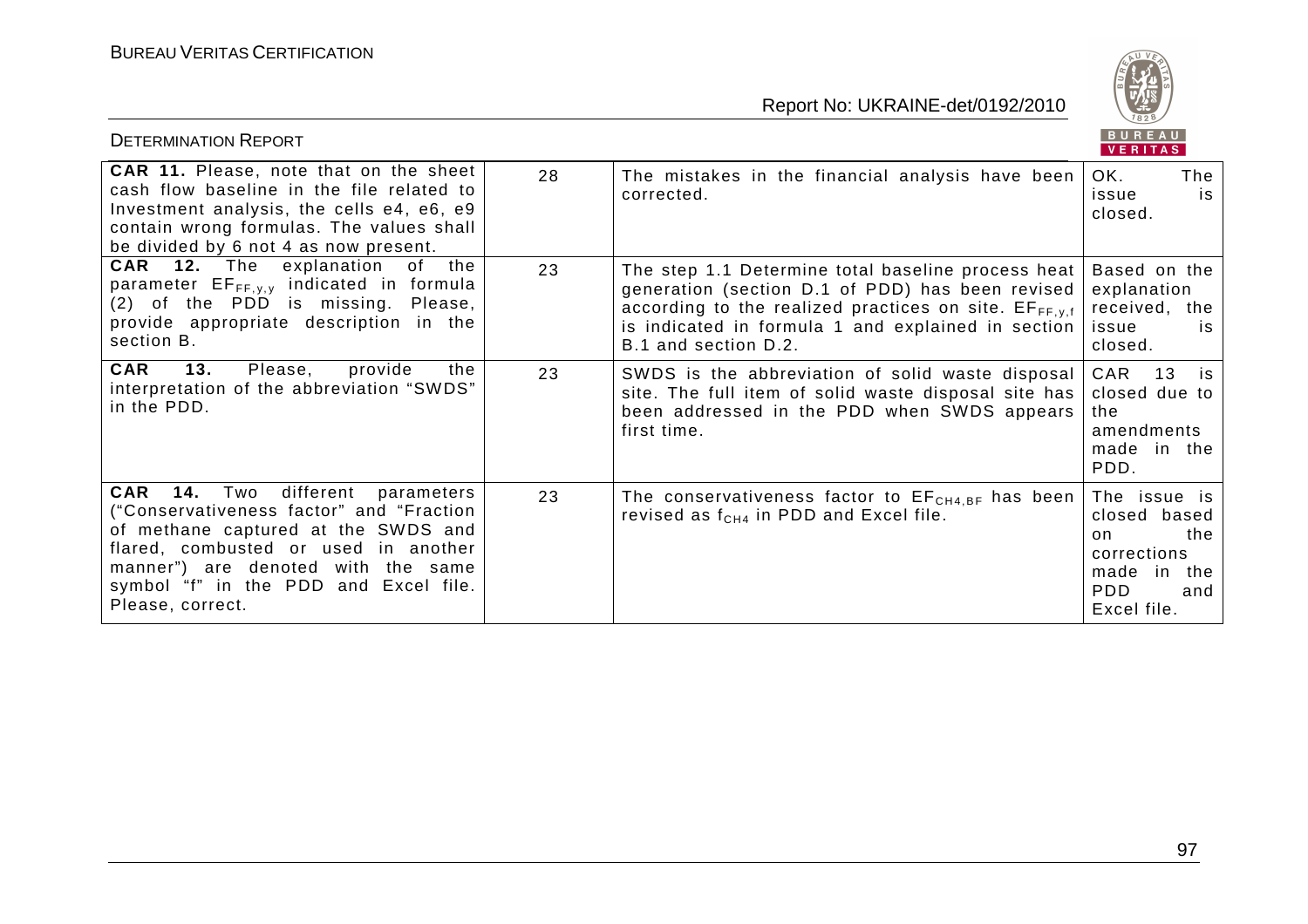| | | | |
|---|---|---|---|
| **CAR 11.** Please, note that on the sheet cash flow baseline in the file related to Investment analysis, the cells e4, e6, e9 contain wrong formulas. The values shall be divided by 6 not 4 as now present. | 28 | The mistakes in the financial analysis have been corrected. | OK. The issue is closed. |
| **CAR 12.** The explanation of the parameter $EF_{FF,y,y}$ indicated in formula (2) of the PDD is missing. Please, provide appropriate description in the section B. | 23 | The step 1.1 Determine total baseline process heat generation (section D.1 of PDD) has been revised according to the realized practices on site. $EF_{FF,y,f}$ is indicated in formula 1 and explained in section B.1 and section D.2. | Based on the explanation received, the issue is closed. |
| **CAR 13.** Please, provide the interpretation of the abbreviation "SWDS" in the PDD. | 23 | SWDS is the abbreviation of solid waste disposal site. The full item of solid waste disposal site has been addressed in the PDD when SWDS appears first time. | CAR 13 is closed due to the amendments made in the PDD. |
| **CAR 14.** Two different parameters ("Conservativeness factor" and "Fraction of methane captured at the SWDS and flared, combusted or used in another manner") are denoted with the same symbol "f" in the PDD and Excel file. Please, correct. | 23 | The conservativeness factor to $EF_{CH4,BF}$ has been revised as $f_{CH4}$ in PDD and Excel file. | The issue is closed based on the corrections made in the PDD and Excel file. |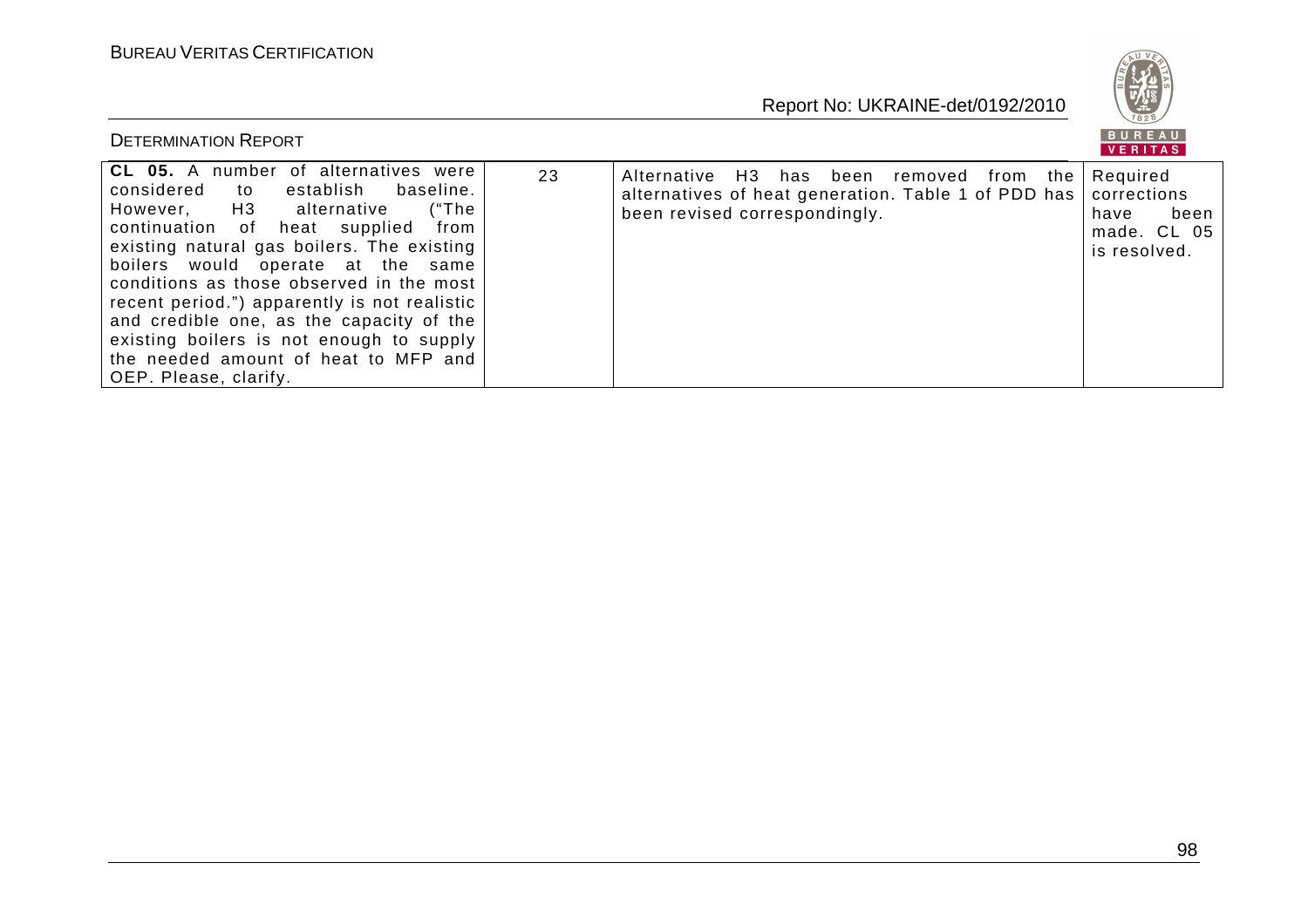| **CL 05.** A number of alternatives were considered to establish baseline. However, H3 alternative ("The continuation of heat supplied from existing natural gas boilers. The existing boilers would operate at the same conditions as those observed in the most recent period.") apparently is not realistic and credible one, as the capacity of the existing boilers is not enough to supply the needed amount of heat to MFP and OEP. Please, clarify. | 23 | Alternative H3 has been removed from the alternatives of heat generation. Table 1 of PDD has been revised correspondingly. | Required corrections have been made. CL 05 is resolved. |
|---|---|---|---|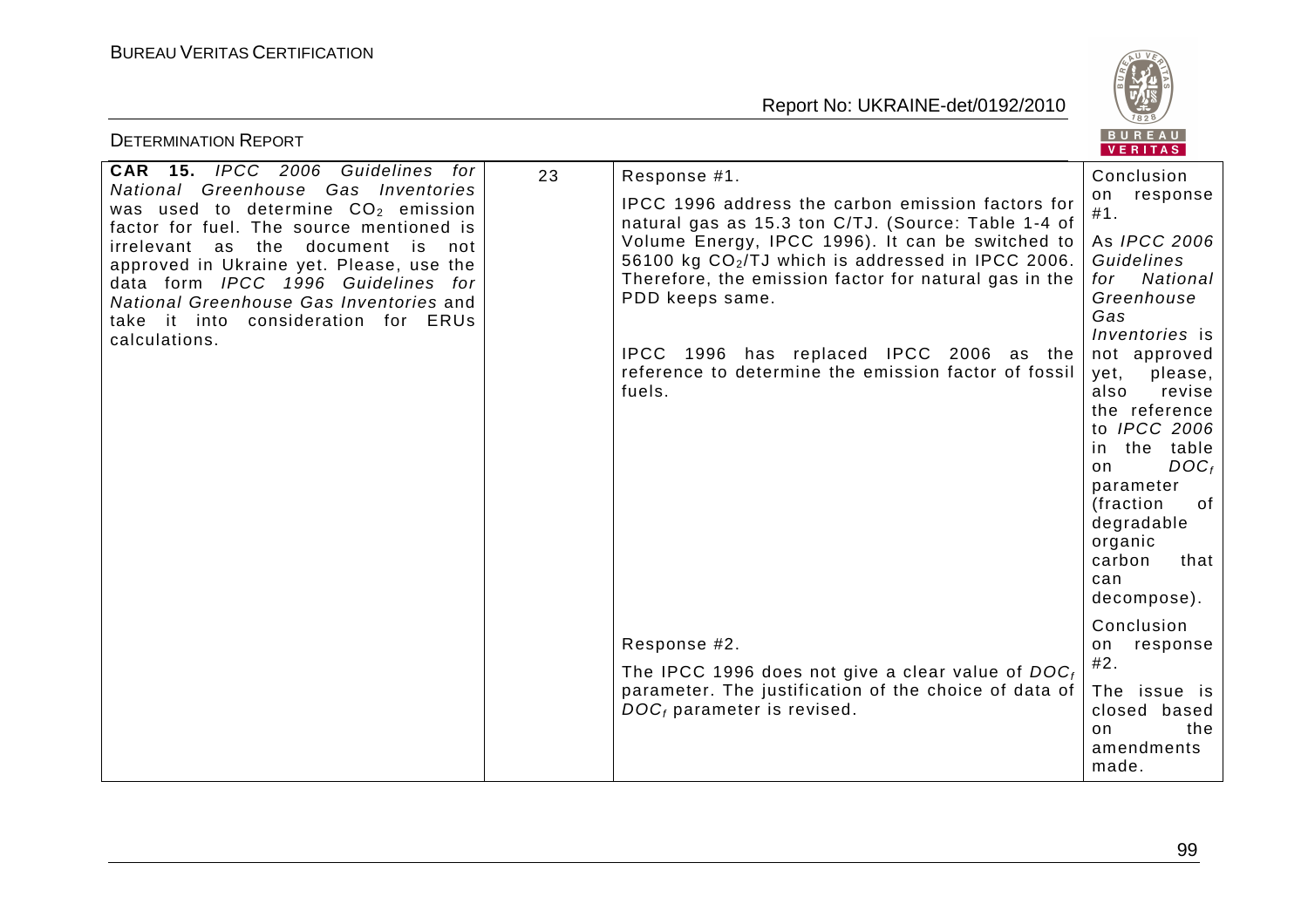| | | | |
|---|---|---|---|
| **CAR 15.** *IPCC 2006 Guidelines for National Greenhouse Gas Inventories* was used to determine $CO_2$ emission factor for fuel. The source mentioned is irrelevant as the document is not approved in Ukraine yet. Please, use the data form *IPCC 1996 Guidelines for National Greenhouse Gas Inventories* and take it into consideration for ERUs calculations. | 23 | Response #1.<br><br>IPCC 1996 address the carbon emission factors for natural gas as 15.3 ton C/TJ. (Source: Table 1-4 of Volume Energy, IPCC 1996). It can be switched to 56100 kg $CO_2$/TJ which is addressed in IPCC 2006. Therefore, the emission factor for natural gas in the PDD keeps same.<br><br>IPCC 1996 has replaced IPCC 2006 as the reference to determine the emission factor of fossil fuels.<br><br>Response #2.<br><br>The IPCC 1996 does not give a clear value of $DOC_f$ parameter. The justification of the choice of data of $DOC_f$ parameter is revised. | Conclusion on response #1.<br><br>As *IPCC 2006 Guidelines for National Greenhouse Gas Inventories* is not approved yet, please, also revise the reference to *IPCC 2006* in the table on $DOC_f$ parameter (fraction of degradable organic carbon that can decompose).<br><br>Conclusion on response #2.<br><br>The issue is closed based on the amendments made. |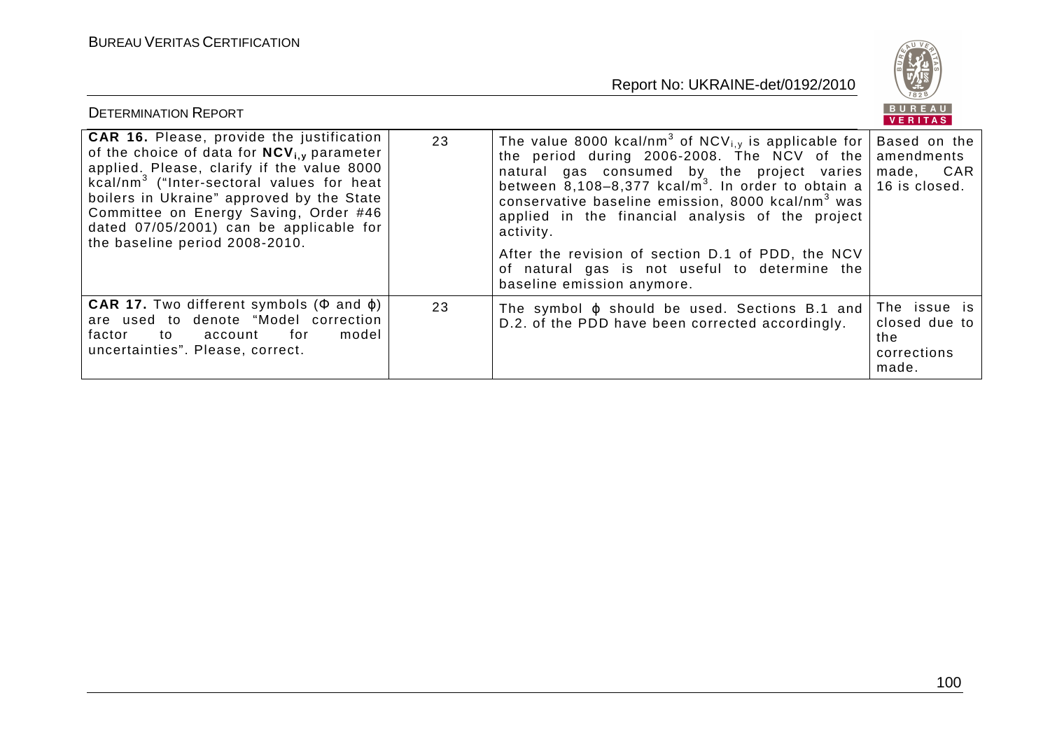| **CAR 16.** Please, provide the justification of the choice of data for $\mathbf{NCV_{i,y}}$ parameter applied. Please, clarify if the value 8000 kcal/nm$^3$ ("Inter-sectoral values for heat boilers in Ukraine" approved by the State Committee on Energy Saving, Order #46 dated 07/05/2001) can be applicable for the baseline period 2008-2010. | 23 | The value 8000 kcal/nm$^3$ of $NCV_{i,y}$ is applicable for the period during 2006-2008. The NCV of the natural gas consumed by the project varies between 8,108–8,377 kcal/m$^3$. In order to obtain a conservative baseline emission, 8000 kcal/nm$^3$ was applied in the financial analysis of the project activity.<br><br>After the revision of section D.1 of PDD, the NCV of natural gas is not useful to determine the baseline emission anymore. | Based on the amendments made, CAR 16 is closed. |
|---|---|---|---|
| **CAR 17.** Two different symbols ($\Phi$ and $\phi$) are used to denote "Model correction factor to account for model uncertainties". Please, correct. | 23 | The symbol $\phi$ should be used. Sections B.1 and D.2. of the PDD have been corrected accordingly. | The issue is closed due to the corrections made. |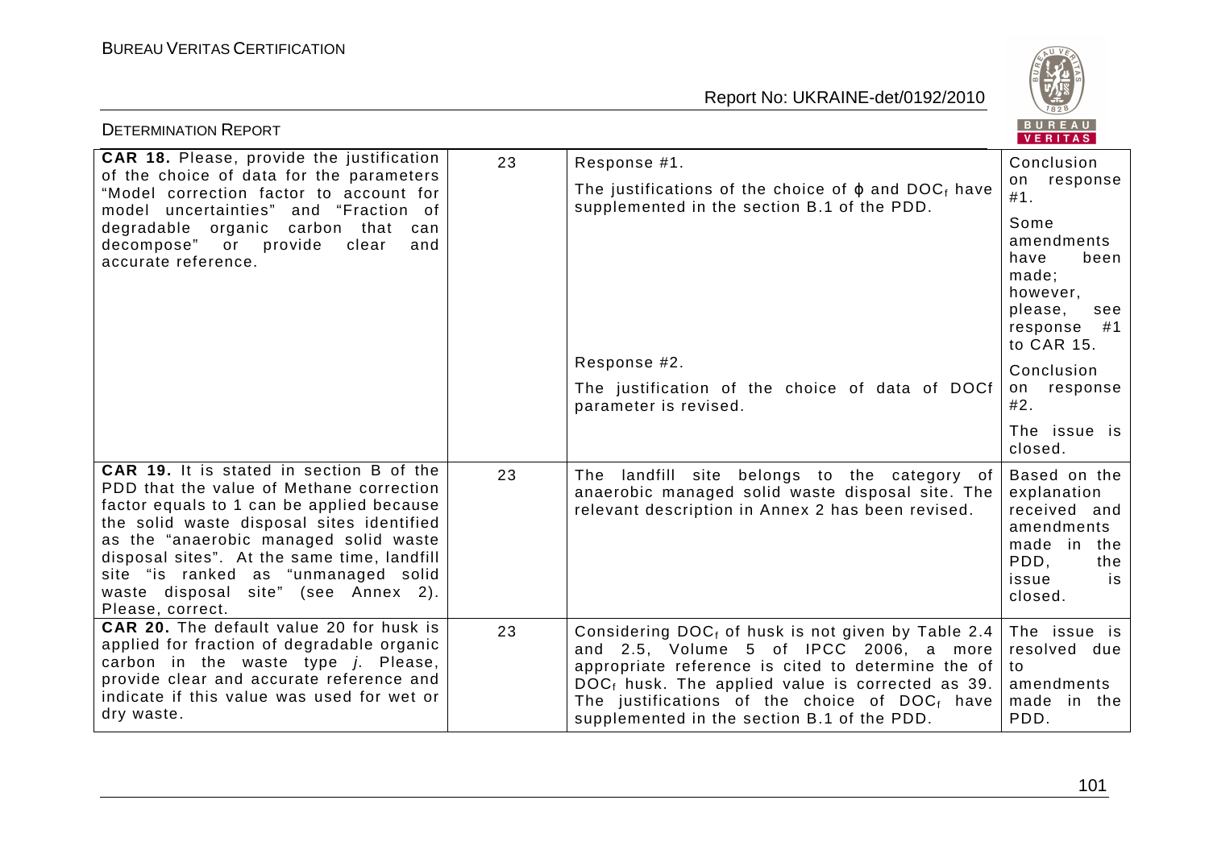| **CAR 18.** Please, provide the justification of the choice of data for the parameters "Model correction factor to account for model uncertainties" and "Fraction of degradable organic carbon that can decompose" or provide clear and accurate reference. | 23 | Response #1.<br>The justifications of the choice of $\varphi$ and $DOC_f$ have supplemented in the section B.1 of the PDD.<br><br>Response #2.<br>The justification of the choice of data of DOCf parameter is revised. | Conclusion on response #1.<br>Some amendments have been made; however, please, see response #1 to CAR 15.<br><br>Conclusion on response #2.<br>The issue is closed. |
|---|---|---|---|
| **CAR 19.** It is stated in section B of the PDD that the value of Methane correction factor equals to 1 can be applied because the solid waste disposal sites identified as the "anaerobic managed solid waste disposal sites". At the same time, landfill site "is ranked as "unmanaged solid waste disposal site" (see Annex 2). Please, correct. | 23 | The landfill site belongs to the category of anaerobic managed solid waste disposal site. The relevant description in Annex 2 has been revised. | Based on the explanation received and amendments made in the PDD, the issue is closed. |
| **CAR 20.** The default value 20 for husk is applied for fraction of degradable organic carbon in the waste type *j*. Please, provide clear and accurate reference and indicate if this value was used for wet or dry waste. | 23 | Considering $DOC_f$ of husk is not given by Table 2.4 and 2.5, Volume 5 of IPCC 2006, a more appropriate reference is cited to determine the of $DOC_f$ husk. The applied value is corrected as 39. The justifications of the choice of $DOC_f$ have supplemented in the section B.1 of the PDD. | The issue is resolved due to amendments made in the PDD. |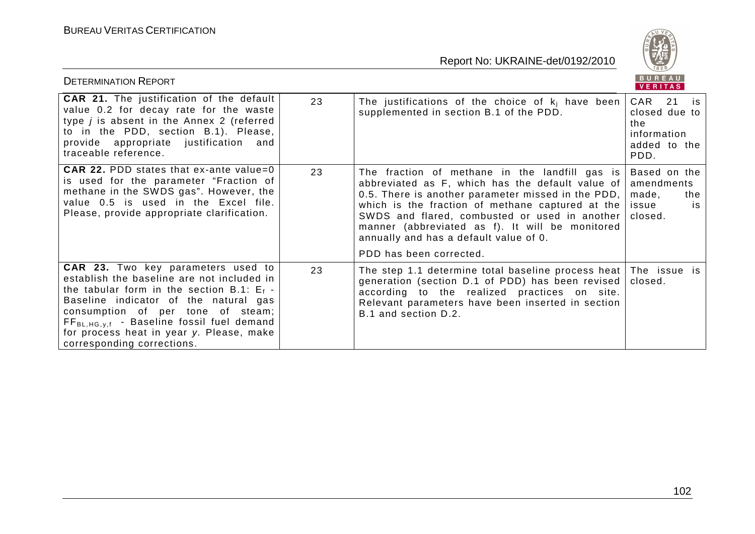| **CAR 21.** The justification of the default value 0.2 for decay rate for the waste type *j* is absent in the Annex 2 (referred to in the PDD, section B.1). Please, provide appropriate justification and traceable reference. | 23 | The justifications of the choice of $k_j$ have been supplemented in section B.1 of the PDD. | CAR 21 is closed due to the information added to the PDD. |
|---|---|---|---|
| **CAR 22.** PDD states that ex-ante value=0 is used for the parameter "Fraction of methane in the SWDS gas". However, the value 0.5 is used in the Excel file. Please, provide appropriate clarification. | 23 | The fraction of methane in the landfill gas is abbreviated as F, which has the default value of 0.5. There is another parameter missed in the PDD, which is the fraction of methane captured at the SWDS and flared, combusted or used in another manner (abbreviated as f). It will be monitored annually and has a default value of 0.<br><br>PDD has been corrected. | Based on the amendments made, the issue is closed. |
| **CAR 23.** Two key parameters used to establish the baseline are not included in the tabular form in the section B.1: $E_f$ - Baseline indicator of the natural gas consumption of per tone of steam; $FF_{BL,HG,y,f}$ - Baseline fossil fuel demand for process heat in year *y*. Please, make corresponding corrections. | 23 | The step 1.1 determine total baseline process heat generation (section D.1 of PDD) has been revised according to the realized practices on site. Relevant parameters have been inserted in section B.1 and section D.2. | The issue is closed. |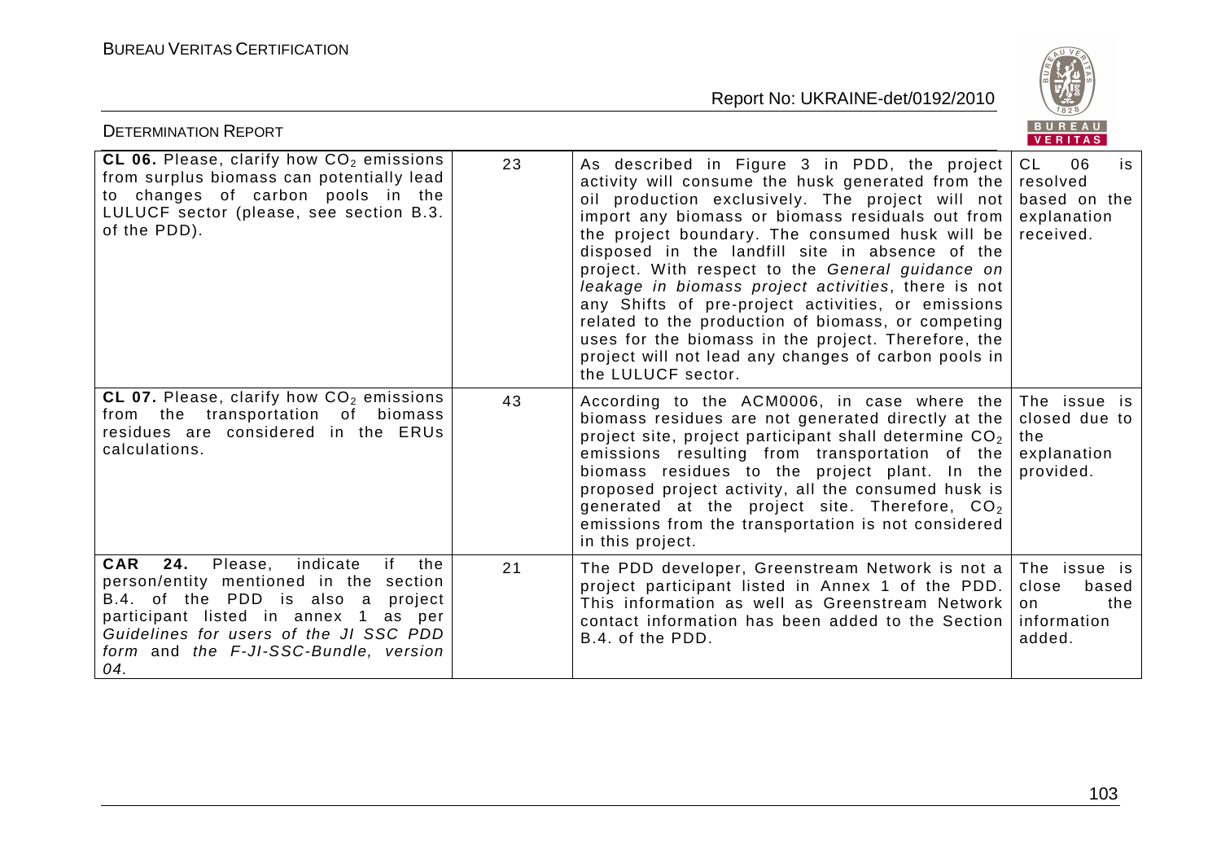| **CL 06.** Please, clarify how $CO_2$ emissions from surplus biomass can potentially lead to changes of carbon pools in the LULUCF sector (please, see section B.3. of the PDD). | 23 | As described in Figure 3 in PDD, the project activity will consume the husk generated from the oil production exclusively. The project will not import any biomass or biomass residuals out from the project boundary. The consumed husk will be disposed in the landfill site in absence of the project. With respect to the *General guidance on leakage in biomass project activities*, there is not any Shifts of pre-project activities, or emissions related to the production of biomass, or competing uses for the biomass in the project. Therefore, the project will not lead any changes of carbon pools in the LULUCF sector. | CL 06 is resolved based on the explanation received. |
|---|---|---|---|
| **CL 07.** Please, clarify how $CO_2$ emissions from the transportation of biomass residues are considered in the ERUs calculations. | 43 | According to the ACM0006, in case where the biomass residues are not generated directly at the project site, project participant shall determine $CO_2$ emissions resulting from transportation of the biomass residues to the project plant. In the proposed project activity, all the consumed husk is generated at the project site. Therefore, $CO_2$ emissions from the transportation is not considered in this project. | The issue is closed due to the explanation provided. |
| **CAR 24.** Please, indicate if the person/entity mentioned in the section B.4. of the PDD is also a project participant listed in annex 1 as per *Guidelines for users of the JI SSC PDD form* and *the F-JI-SSC-Bundle, version 04.* | 21 | The PDD developer, Greenstream Network is not a project participant listed in Annex 1 of the PDD. This information as well as Greenstream Network contact information has been added to the Section B.4. of the PDD. | The issue is close based on the information added. |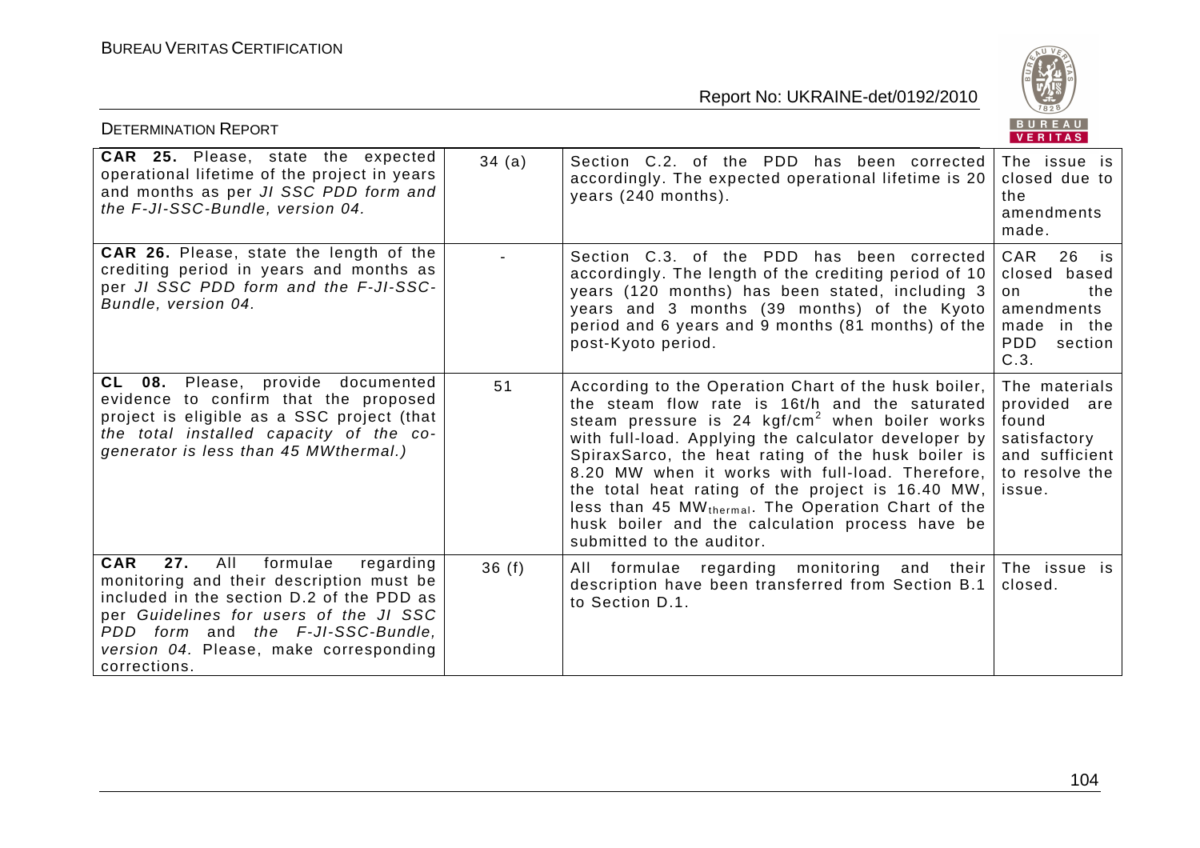| **CAR 25.** Please, state the expected operational lifetime of the project in years and months as per *JI SSC PDD form and the F-JI-SSC-Bundle, version 04.* | 34 (a) | Section C.2. of the PDD has been corrected accordingly. The expected operational lifetime is 20 years (240 months). | The issue is closed due to the amendments made. |
|---|---|---|---|
| **CAR 26.** Please, state the length of the crediting period in years and months as per *JI SSC PDD form and the F-JI-SSC-Bundle, version 04.* | - | Section C.3. of the PDD has been corrected accordingly. The length of the crediting period of 10 years (120 months) has been stated, including 3 years and 3 months (39 months) of the Kyoto period and 6 years and 9 months (81 months) of the post-Kyoto period. | CAR 26 is closed based on the amendments made in the PDD section C.3. |
| **CL 08.** Please, provide documented evidence to confirm that the proposed project is eligible as a SSC project (*that the total installed capacity of the co-generator is less than 45 MWthermal.)* | 51 | According to the Operation Chart of the husk boiler, the steam flow rate is 16t/h and the saturated steam pressure is 24 kgf/cm$^2$ when boiler works with full-load. Applying the calculator developer by SpiraxSarco, the heat rating of the husk boiler is 8.20 MW when it works with full-load. Therefore, the total heat rating of the project is 16.40 MW, less than 45 $MW_{thermal}$. The Operation Chart of the husk boiler and the calculation process have be submitted to the auditor. | The materials provided are found satisfactory and sufficient to resolve the issue. |
| **CAR 27.** All formulae regarding monitoring and their description must be included in the section D.2 of the PDD as per *Guidelines for users of the JI SSC PDD form* and *the F-JI-SSC-Bundle, version 04.* Please, make corresponding corrections. | 36 (f) | All formulae regarding monitoring and their description have been transferred from Section B.1 to Section D.1. | The issue is closed. |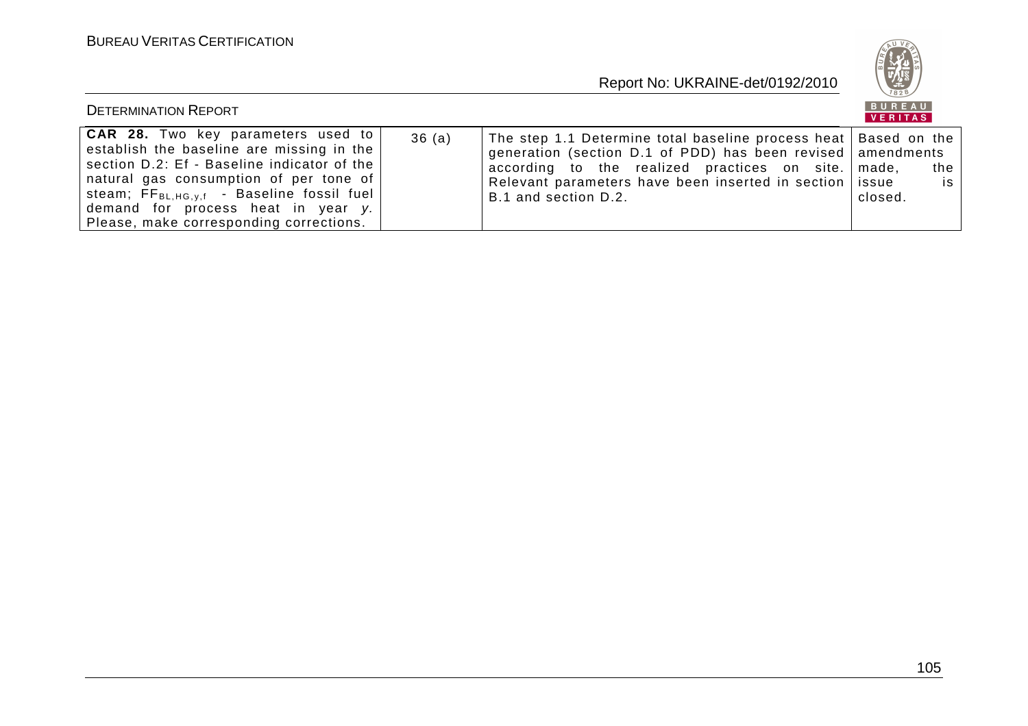| | | | |
|---|---|---|---|
| **CAR 28.** Two key parameters used to establish the baseline are missing in the section D.2: Ef - Baseline indicator of the natural gas consumption of per tone of steam; $FF_{BL,HG,y,f}$ - Baseline fossil fuel demand for process heat in year *y.* Please, make corresponding corrections. | 36 (a) | The step 1.1 Determine total baseline process heat generation (section D.1 of PDD) has been revised according to the realized practices on site. Relevant parameters have been inserted in section B.1 and section D.2. | Based on the amendments made, the issue is closed. |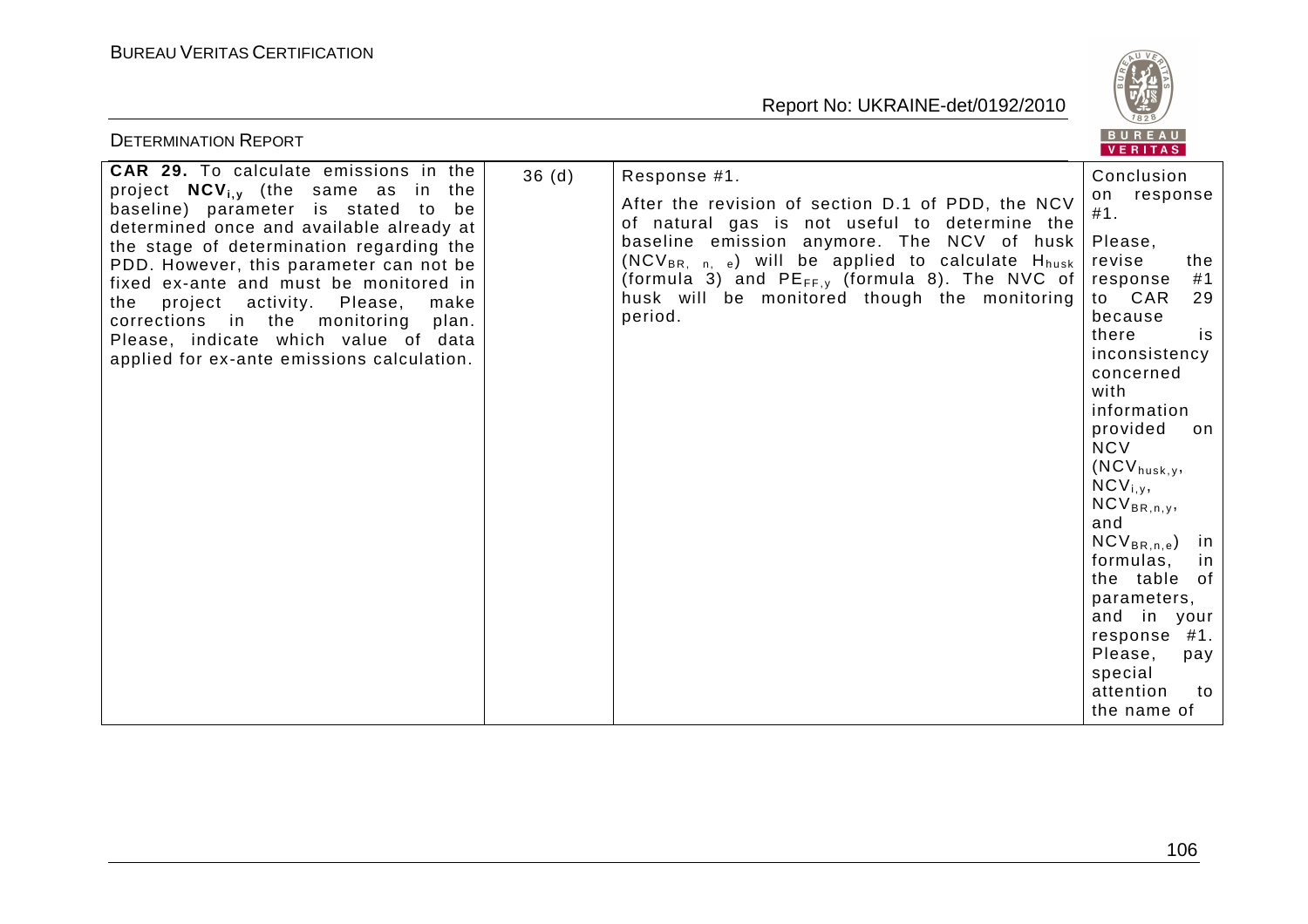| CAR 29. To calculate emissions in the project $NCV_{i,y}$ (the same as in the baseline) parameter is stated to be determined once and available already at the stage of determination regarding the PDD. However, this parameter can not be fixed ex-ante and must be monitored in the project activity. Please, make corrections in the monitoring plan. Please, indicate which value of data applied for ex-ante emissions calculation. | 36 (d) | Response #1.<br><br>After the revision of section D.1 of PDD, the NCV of natural gas is not useful to determine the baseline emission anymore. The NCV of husk ($NCV_{BR,\ n,\ e}$) will be applied to calculate $H_{husk}$ (formula 3) and $PE_{FF,y}$ (formula 8). The NVC of husk will be monitored though the monitoring period. | Conclusion on response #1.<br><br>Please, revise the response #1 to CAR 29 because there is inconsistency concerned with information provided on NCV ($NCV_{husk,y}$, $NCV_{i,y}$, $NCV_{BR,n,y}$, and $NCV_{BR,n,e}$) in formulas, in the table of parameters, and in your response #1. Please, pay special attention to the name of |
|---|---|---|---|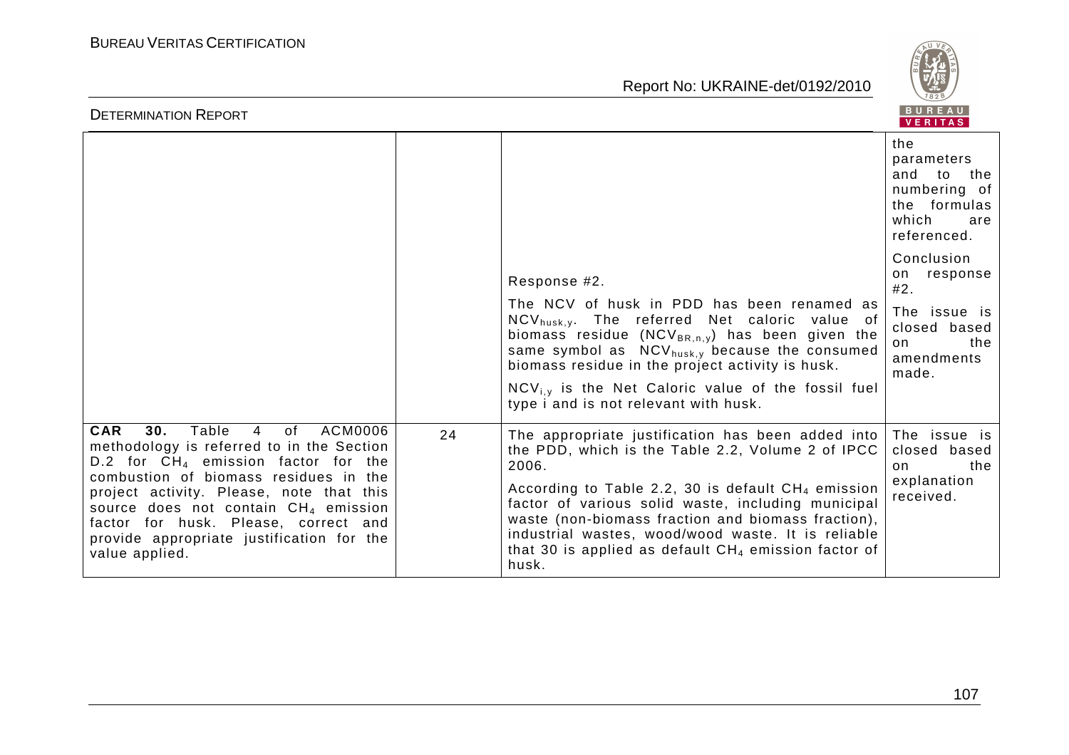| | | | |
|---|---|---|---|
| | | Response #2.<br><br>The NCV of husk in PDD has been renamed as $NCV_{husk,y}$. The referred Net caloric value of biomass residue ($NCV_{BR,n,y}$) has been given the same symbol as $NCV_{husk,y}$ because the consumed biomass residue in the project activity is husk.<br><br>$NCV_{i,y}$ is the Net Caloric value of the fossil fuel type i and is not relevant with husk. | the parameters and to the numbering of the formulas which are referenced.<br><br>Conclusion on response #2.<br><br>The issue is closed based on the amendments made. |
| **CAR 30.** Table 4 of ACM0006 methodology is referred to in the Section D.2 for $CH_4$ emission factor for the combustion of biomass residues in the project activity. Please, note that this source does not contain $CH_4$ emission factor for husk. Please, correct and provide appropriate justification for the value applied. | 24 | The appropriate justification has been added into the PDD, which is the Table 2.2, Volume 2 of IPCC 2006.<br><br>According to Table 2.2, 30 is default $CH_4$ emission factor of various solid waste, including municipal waste (non-biomass fraction and biomass fraction), industrial wastes, wood/wood waste. It is reliable that 30 is applied as default $CH_4$ emission factor of husk. | The issue is closed based on the explanation received. |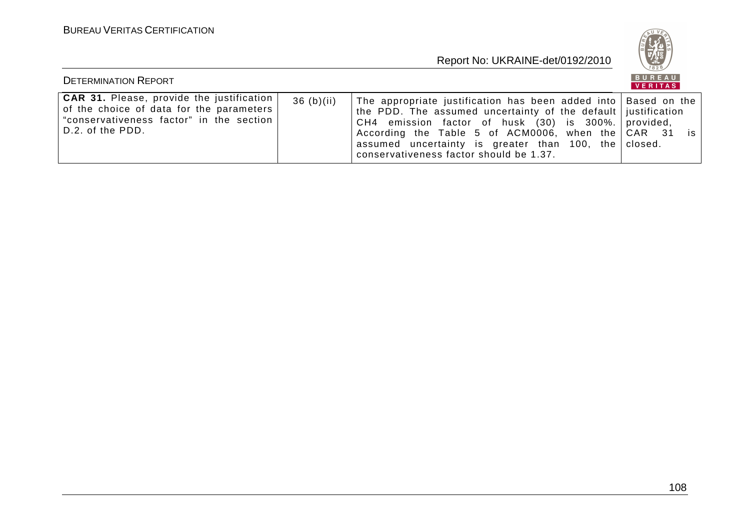| **CAR 31.** Please, provide the justification of the choice of data for the parameters "conservativeness factor" in the section D.2. of the PDD. | 36 (b)(ii) | The appropriate justification has been added into the PDD. The assumed uncertainty of the default $CH_4$ emission factor of husk (30) is 300%. According the Table 5 of ACM0006, when the assumed uncertainty is greater than 100, the conservativeness factor should be 1.37. | Based on the justification provided, CAR 31 is closed. |
|---|---|---|---|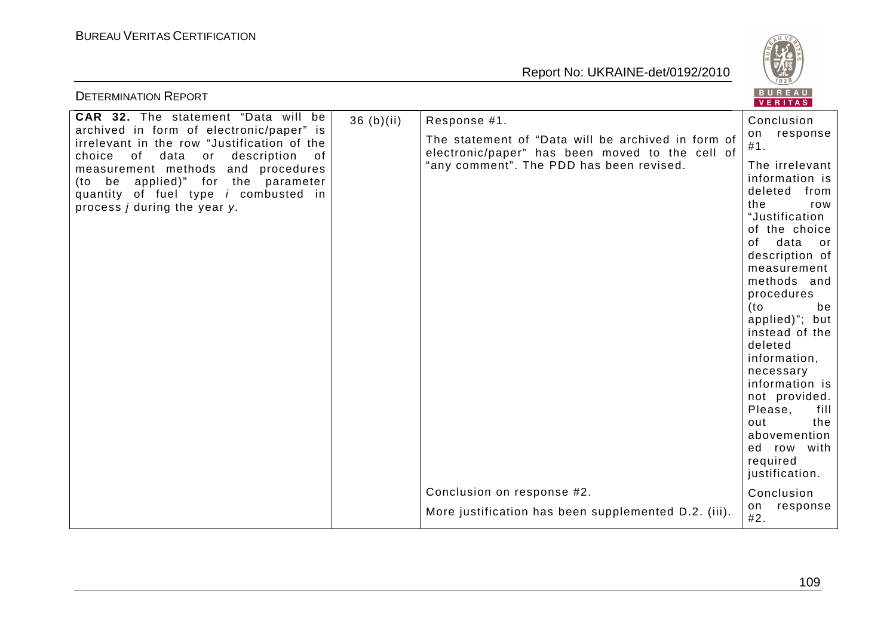| **CAR 32.** The statement "Data will be archived in form of electronic/paper" is irrelevant in the row "Justification of the choice of data or description of measurement methods and procedures (to be applied)" for the parameter quantity of fuel type *i* combusted in process *j* during the year *y.* | 36 (b)(ii) | Response #1. The statement of "Data will be archived in form of electronic/paper" has been moved to the cell of "any comment". The PDD has been revised. | Conclusion on response #1. The irrelevant information is deleted from the row "Justification of the choice of data or description of measurement methods and procedures (to be applied)"; but instead of the deleted information, necessary information is not provided. Please, fill out the abovementioned row with required justification. |
|---|---|---|---|
| | | Conclusion on response #2. More justification has been supplemented D.2. (iii). | Conclusion on response #2. |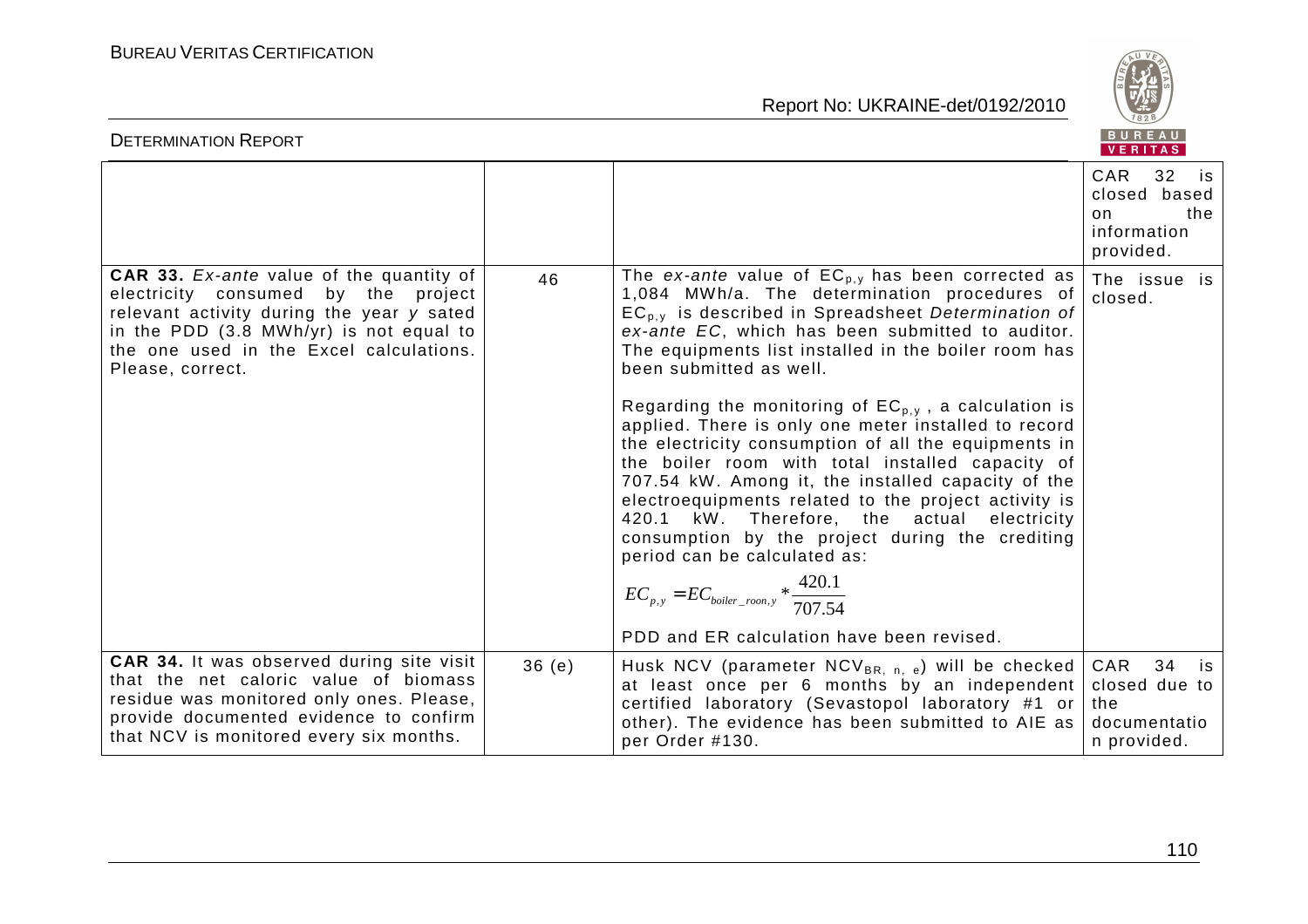| | | | |
|---|---|---|---|
| | | | CAR 32 is closed based on the information provided. |
| **CAR 33.** *Ex-ante* value of the quantity of electricity consumed by the project relevant activity during the year *y* sated in the PDD (3.8 MWh/yr) is not equal to the one used in the Excel calculations. Please, correct. | 46 | The *ex-ante* value of $EC_{p,y}$ has been corrected as 1,084 MWh/a. The determination procedures of $EC_{p,y}$ is described in Spreadsheet *Determination of ex-ante EC*, which has been submitted to auditor. The equipments list installed in the boiler room has been submitted as well.<br><br>Regarding the monitoring of $EC_{p,y}$ , a calculation is applied. There is only one meter installed to record the electricity consumption of all the equipments in the boiler room with total installed capacity of 707.54 kW. Among it, the installed capacity of the electroequipments related to the project activity is 420.1 kW. Therefore, the actual electricity consumption by the project during the crediting period can be calculated as:<br><br>$EC_{p,y} = EC_{boiler\_roon,y} * \frac{420.1}{707.54}$<br><br>PDD and ER calculation have been revised. | The issue is closed. |
| **CAR 34.** It was observed during site visit that the net caloric value of biomass residue was monitored only ones. Please, provide documented evidence to confirm that NCV is monitored every six months. | 36 (e) | Husk NCV (parameter $NCV_{BR,\ n,\ e}$) will be checked at least once per 6 months by an independent certified laboratory (Sevastopol laboratory #1 or other). The evidence has been submitted to AIE as per Order #130. | CAR 34 is closed due to the documentation provided. |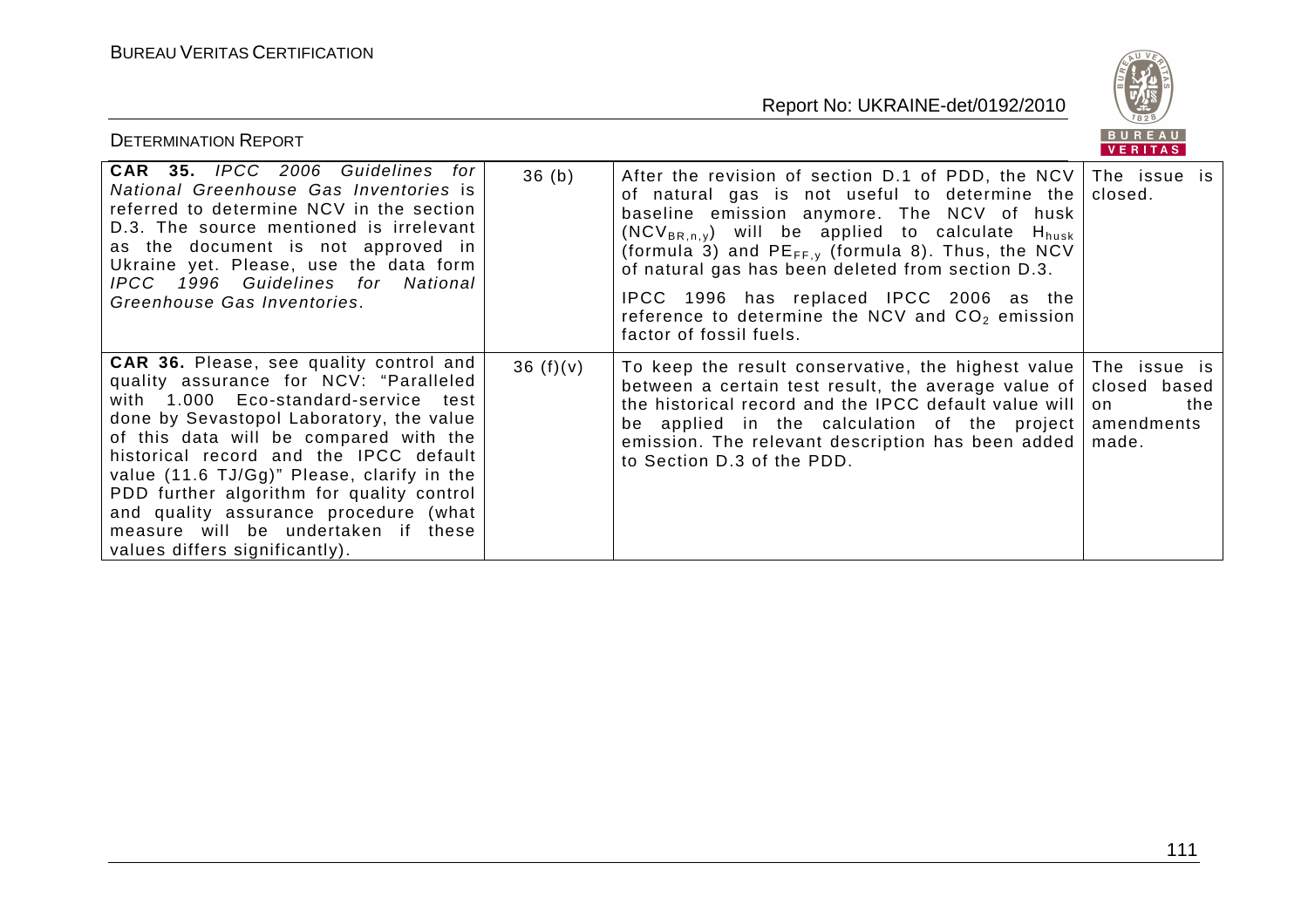| | | | |
|---|---|---|---|
| **CAR 35.** *IPCC 2006 Guidelines for National Greenhouse Gas Inventories* is referred to determine NCV in the section D.3. The source mentioned is irrelevant as the document is not approved in Ukraine yet. Please, use the data form *IPCC 1996 Guidelines for National Greenhouse Gas Inventories*. | 36 (b) | After the revision of section D.1 of PDD, the NCV of natural gas is not useful to determine the baseline emission anymore. The NCV of husk ($NCV_{BR,n,y}$) will be applied to calculate $H_{husk}$ (formula 3) and $PE_{FF,y}$ (formula 8). Thus, the NCV of natural gas has been deleted from section D.3.<br><br>IPCC 1996 has replaced IPCC 2006 as the reference to determine the NCV and $CO_2$ emission factor of fossil fuels. | The issue is closed. |
| **CAR 36.** Please, see quality control and quality assurance for NCV: "Paralleled with 1.000 Eco-standard-service test done by Sevastopol Laboratory, the value of this data will be compared with the historical record and the IPCC default value (11.6 TJ/Gg)" Please, clarify in the PDD further algorithm for quality control and quality assurance procedure (what measure will be undertaken if these values differs significantly). | 36 (f)(v) | To keep the result conservative, the highest value between a certain test result, the average value of the historical record and the IPCC default value will be applied in the calculation of the project emission. The relevant description has been added to Section D.3 of the PDD. | The issue is closed based on the amendments made. |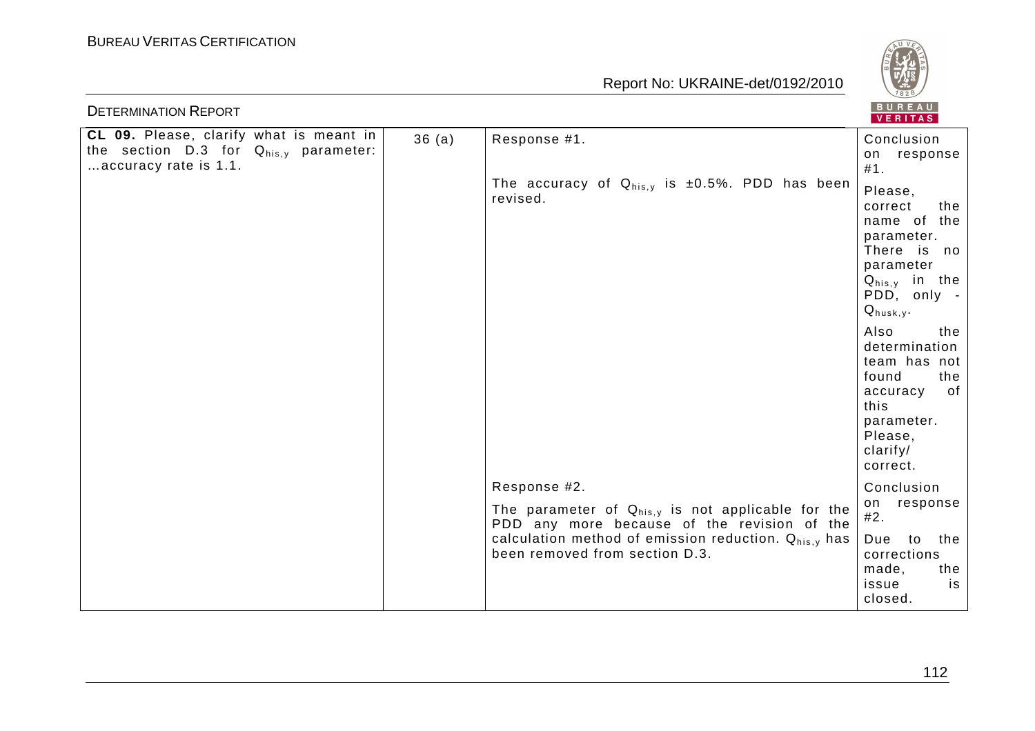| CL 09. Please, clarify what is meant in the section D.3 for $Q_{his,y}$ parameter: …accuracy rate is 1.1. | 36 (a) | Response #1.<br><br>The accuracy of $Q_{his,y}$ is ±0.5%. PDD has been revised. | Conclusion on response #1.<br><br>Please, correct the name of the parameter. There is no parameter $Q_{his,y}$ in the PDD, only - $Q_{husk,y}$.<br><br>Also the determination team has not found the accuracy of this parameter. Please, clarify/ correct. |
|---|---|---|---|
| | | Response #2.<br><br>The parameter of $Q_{his,y}$ is not applicable for the PDD any more because of the revision of the calculation method of emission reduction. $Q_{his,y}$ has been removed from section D.3. | Conclusion on response #2.<br><br>Due to the corrections made, the issue is closed. |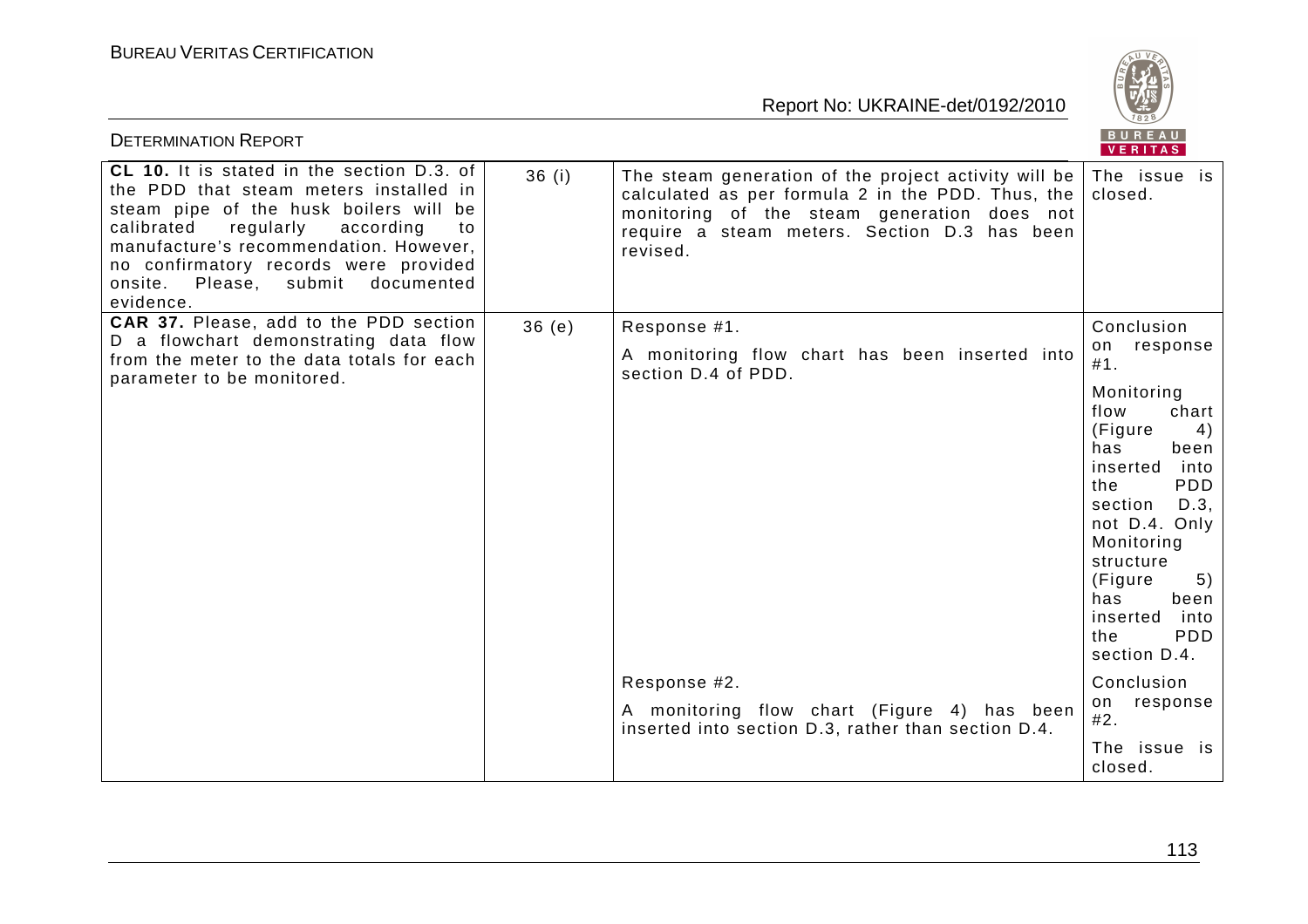| | | | |
|---|---|---|---|
| **CL 10.** It is stated in the section D.3. of the PDD that steam meters installed in steam pipe of the husk boilers will be calibrated regularly according to manufacture's recommendation. However, no confirmatory records were provided onsite. Please, submit documented evidence. | 36 (i) | The steam generation of the project activity will be calculated as per formula 2 in the PDD. Thus, the monitoring of the steam generation does not require a steam meters. Section D.3 has been revised. | The issue is closed. |
| **CAR 37.** Please, add to the PDD section D a flowchart demonstrating data flow from the meter to the data totals for each parameter to be monitored. | 36 (e) | Response #1.<br><br>A monitoring flow chart has been inserted into section D.4 of PDD. | Conclusion on response #1.<br><br>Monitoring flow chart (Figure 4) has been inserted into the PDD section D.3, not D.4. Only Monitoring structure (Figure 5) has been inserted into the PDD section D.4. |
| | | Response #2.<br><br>A monitoring flow chart (Figure 4) has been inserted into section D.3, rather than section D.4. | Conclusion on response #2.<br><br>The issue is closed. |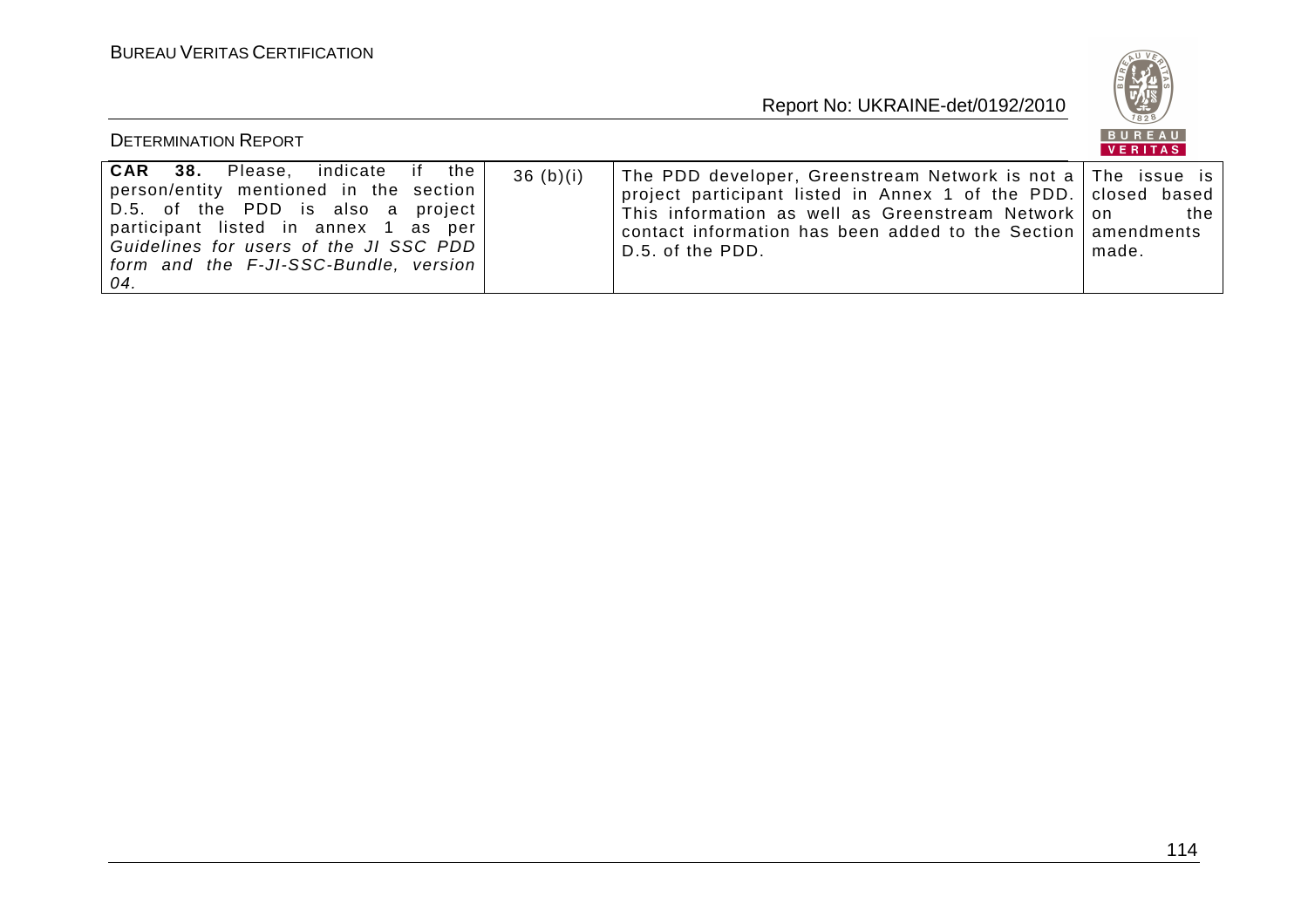| **CAR 38.** Please, indicate if the person/entity mentioned in the section D.5. of the PDD is also a project participant listed in annex 1 as per *Guidelines for users of the JI SSC PDD form and the F-JI-SSC-Bundle, version 04.* | 36 (b)(i) | The PDD developer, Greenstream Network is not a project participant listed in Annex 1 of the PDD. This information as well as Greenstream Network contact information has been added to the Section D.5. of the PDD. | The issue is closed based on the amendments made. |
|---|---|---|---|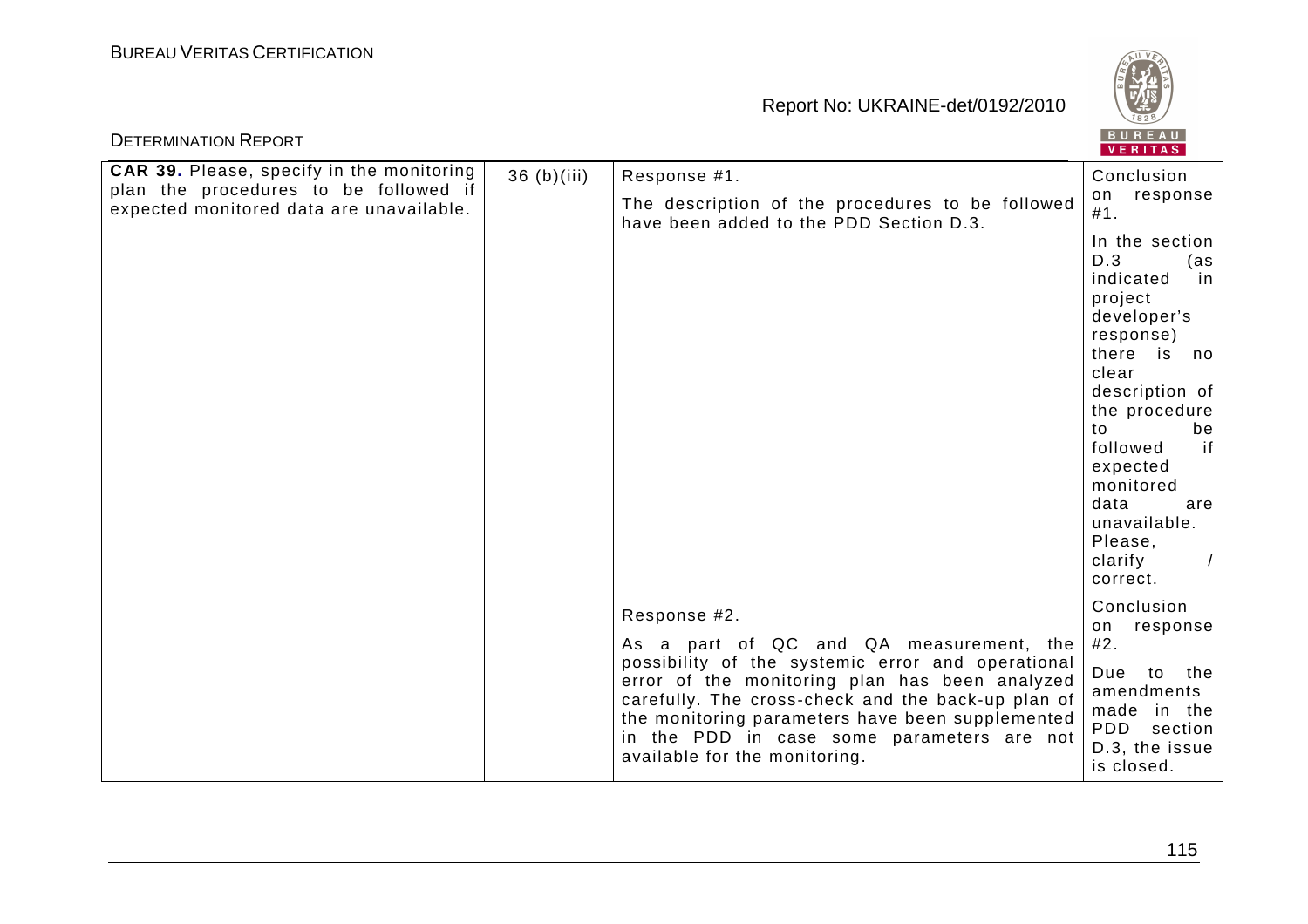| **CAR 39.** Please, specify in the monitoring plan the procedures to be followed if expected monitored data are unavailable. | 36 (b)(iii) | Response #1.<br>The description of the procedures to be followed have been added to the PDD Section D.3. | Conclusion on response #1.<br>In the section D.3 (as indicated in project developer's response) there is no clear description of the procedure to be followed if expected monitored data are unavailable. Please, clarify / correct. |
|---|---|---|---|
| | | Response #2.<br>As a part of QC and QA measurement, the possibility of the systemic error and operational error of the monitoring plan has been analyzed carefully. The cross-check and the back-up plan of the monitoring parameters have been supplemented in the PDD in case some parameters are not available for the monitoring. | Conclusion on response #2.<br>Due to the amendments made in the PDD section D.3, the issue is closed. |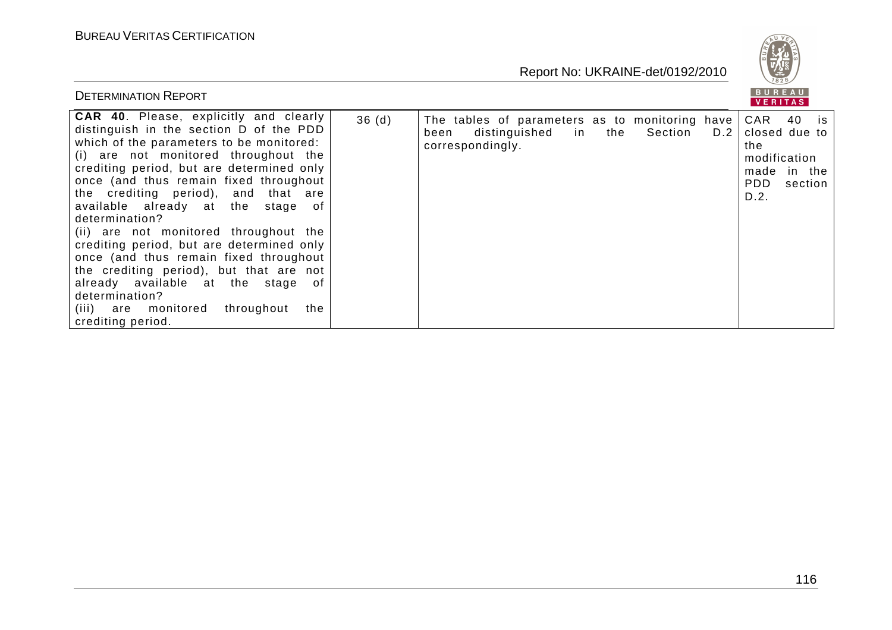| **CAR 40**. Please, explicitly and clearly distinguish in the section D of the PDD which of the parameters to be monitored:<br>(i) are not monitored throughout the crediting period, but are determined only once (and thus remain fixed throughout the crediting period), and that are available already at the stage of determination?<br>(ii) are not monitored throughout the crediting period, but are determined only once (and thus remain fixed throughout the crediting period), but that are not already available at the stage of determination?<br>(iii) are monitored throughout the crediting period. | 36 (d) | The tables of parameters as to monitoring have been distinguished in the Section D.2 correspondingly. | CAR 40 is closed due to the modification made in the PDD section D.2. |
|---|---|---|---|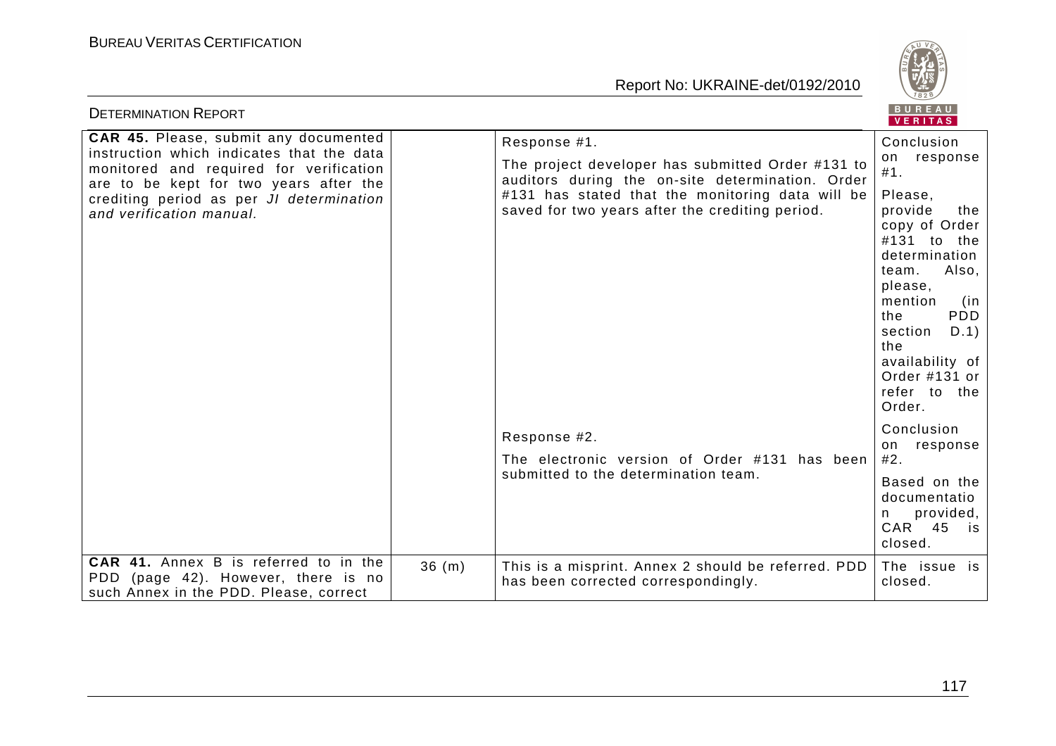| | | | |
|---|---|---|---|
| **CAR 45.** Please, submit any documented instruction which indicates that the data monitored and required for verification are to be kept for two years after the crediting period as per *JI determination and verification manual.* | | Response #1.<br>The project developer has submitted Order #131 to auditors during the on-site determination. Order #131 has stated that the monitoring data will be saved for two years after the crediting period. | Conclusion on response #1.<br>Please, provide the copy of Order #131 to the determination team. Also, please, mention (in the PDD section D.1) the availability of Order #131 or refer to the Order. |
| | | Response #2.<br>The electronic version of Order #131 has been submitted to the determination team. | Conclusion on response #2.<br>Based on the documentation provided, CAR 45 is closed. |
| **CAR 41.** Annex B is referred to in the PDD (page 42). However, there is no such Annex in the PDD. Please, correct | 36 (m) | This is a misprint. Annex 2 should be referred. PDD has been corrected correspondingly. | The issue is closed. |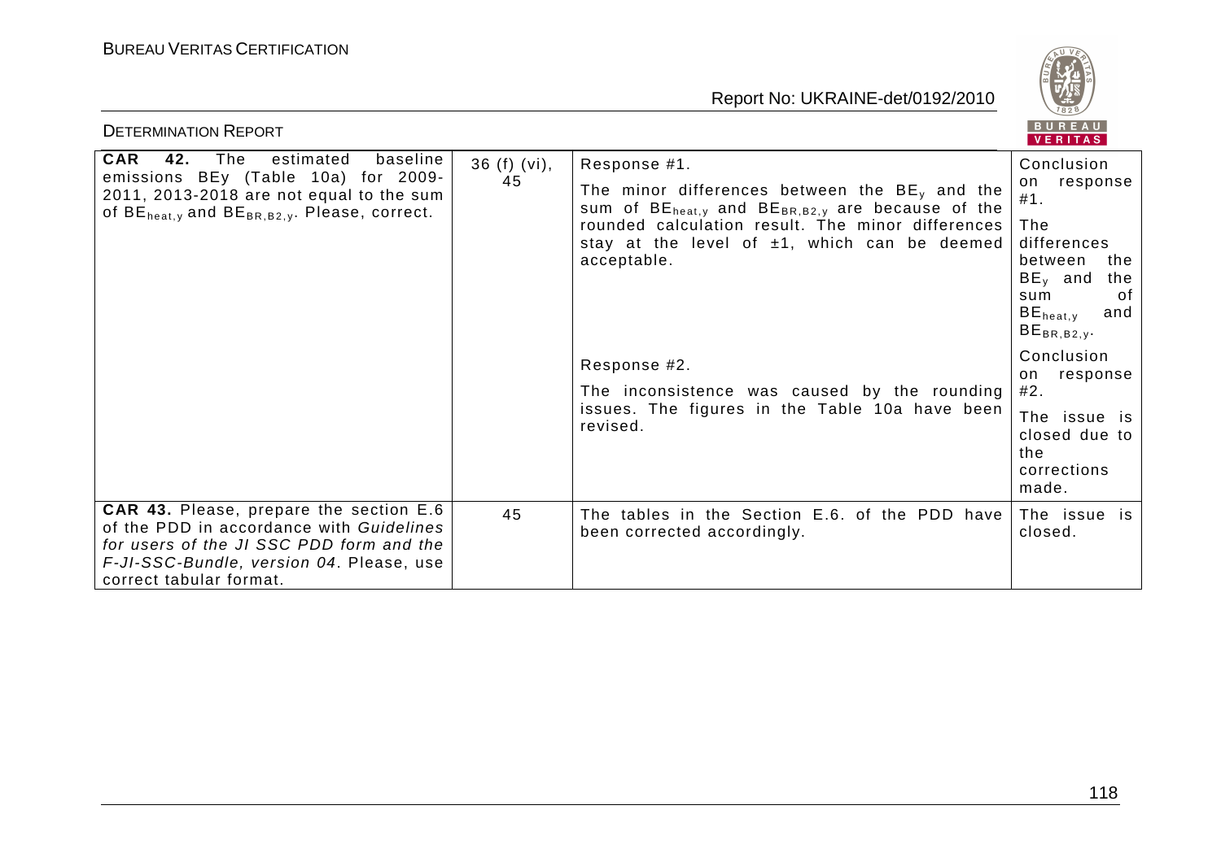| | | | |
|---|---|---|---|
| **CAR 42.** The estimated baseline emissions BEy (Table 10a) for 2009-2011, 2013-2018 are not equal to the sum of $BE_{heat,y}$ and $BE_{BR,B2,y}$. Please, correct. | 36 (f) (vi), 45 | Response #1.<br>The minor differences between the $BE_y$ and the sum of $BE_{heat,y}$ and $BE_{BR,B2,y}$ are because of the rounded calculation result. The minor differences stay at the level of ±1, which can be deemed acceptable.<br><br>Response #2.<br>The inconsistence was caused by the rounding issues. The figures in the Table 10a have been revised. | Conclusion on response #1.<br>The differences between the $BE_y$ and the sum of $BE_{heat,y}$ and $BE_{BR,B2,y}$.<br><br>Conclusion on response #2.<br>The issue is closed due to the corrections made. |
| **CAR 43.** Please, prepare the section E.6 of the PDD in accordance with *Guidelines for users of the JI SSC PDD form and the F-JI-SSC-Bundle, version 04*. Please, use correct tabular format. | 45 | The tables in the Section E.6. of the PDD have been corrected accordingly. | The issue is closed. |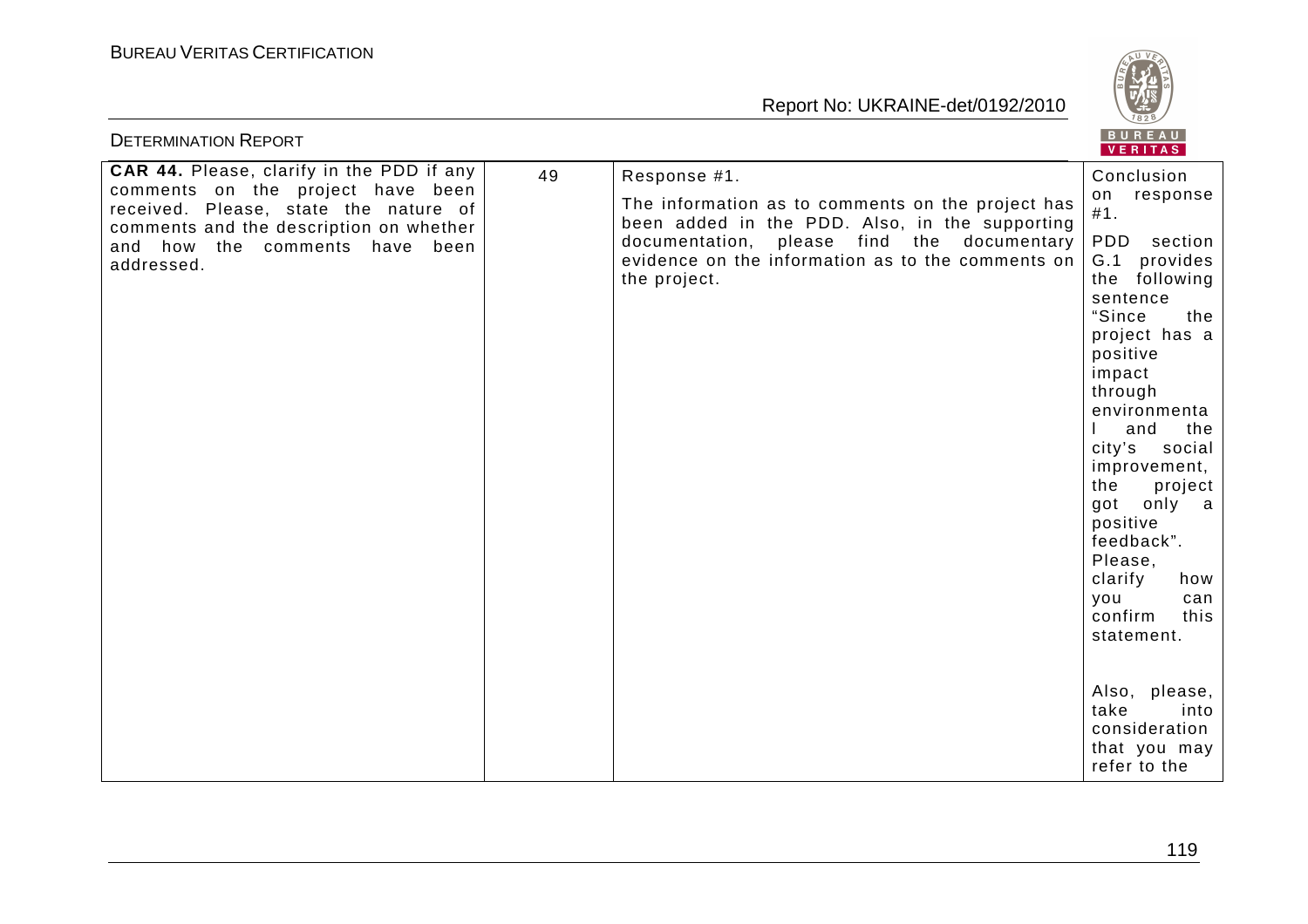| | | | |
|---|---|---|---|
| **CAR 44.** Please, clarify in the PDD if any comments on the project have been received. Please, state the nature of comments and the description on whether and how the comments have been addressed. | 49 | Response #1.<br>The information as to comments on the project has been added in the PDD. Also, in the supporting documentation, please find the documentary evidence on the information as to the comments on the project. | Conclusion on response #1.<br>PDD section G.1 provides the following sentence "Since the project has a positive impact through environmental and the city's social improvement, the project got only a positive feedback". Please, clarify how you can confirm this statement.<br><br>Also, please, take into consideration that you may refer to the |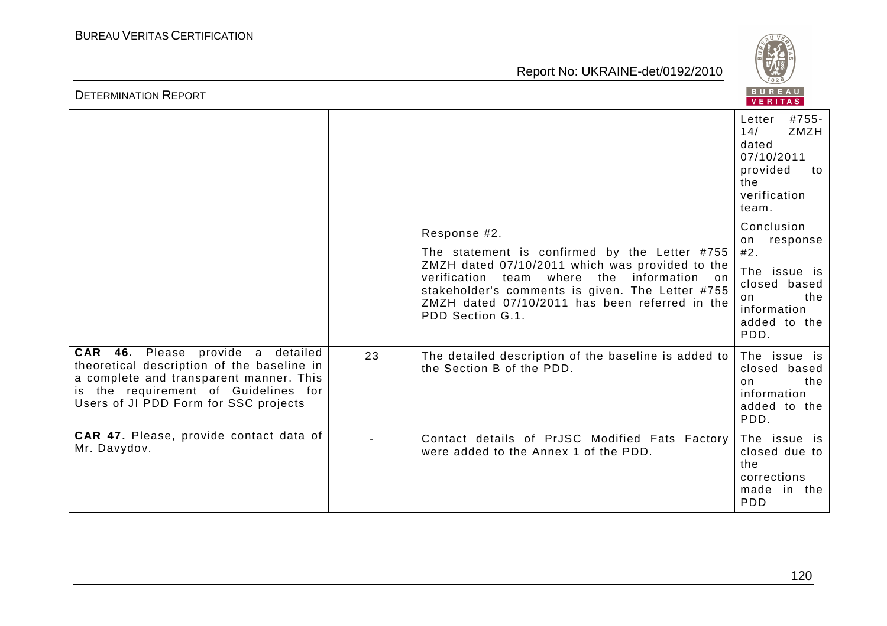| | | | |
|---|---|---|---|
| | | | Letter #755-14/ ZMZH dated 07/10/2011 provided to the verification team. |
| | | Response #2.<br>The statement is confirmed by the Letter #755 ZMZH dated 07/10/2011 which was provided to the verification team where the information on stakeholder's comments is given. The Letter #755 ZMZH dated 07/10/2011 has been referred in the PDD Section G.1. | Conclusion on response #2.<br>The issue is closed based on the information added to the PDD. |
| **CAR 46.** Please provide a detailed theoretical description of the baseline in a complete and transparent manner. This is the requirement of Guidelines for Users of JI PDD Form for SSC projects | 23 | The detailed description of the baseline is added to the Section B of the PDD. | The issue is closed based on the information added to the PDD. |
| **CAR 47.** Please, provide contact data of Mr. Davydov. | - | Contact details of PrJSC Modified Fats Factory were added to the Annex 1 of the PDD. | The issue is closed due to the corrections made in the PDD |